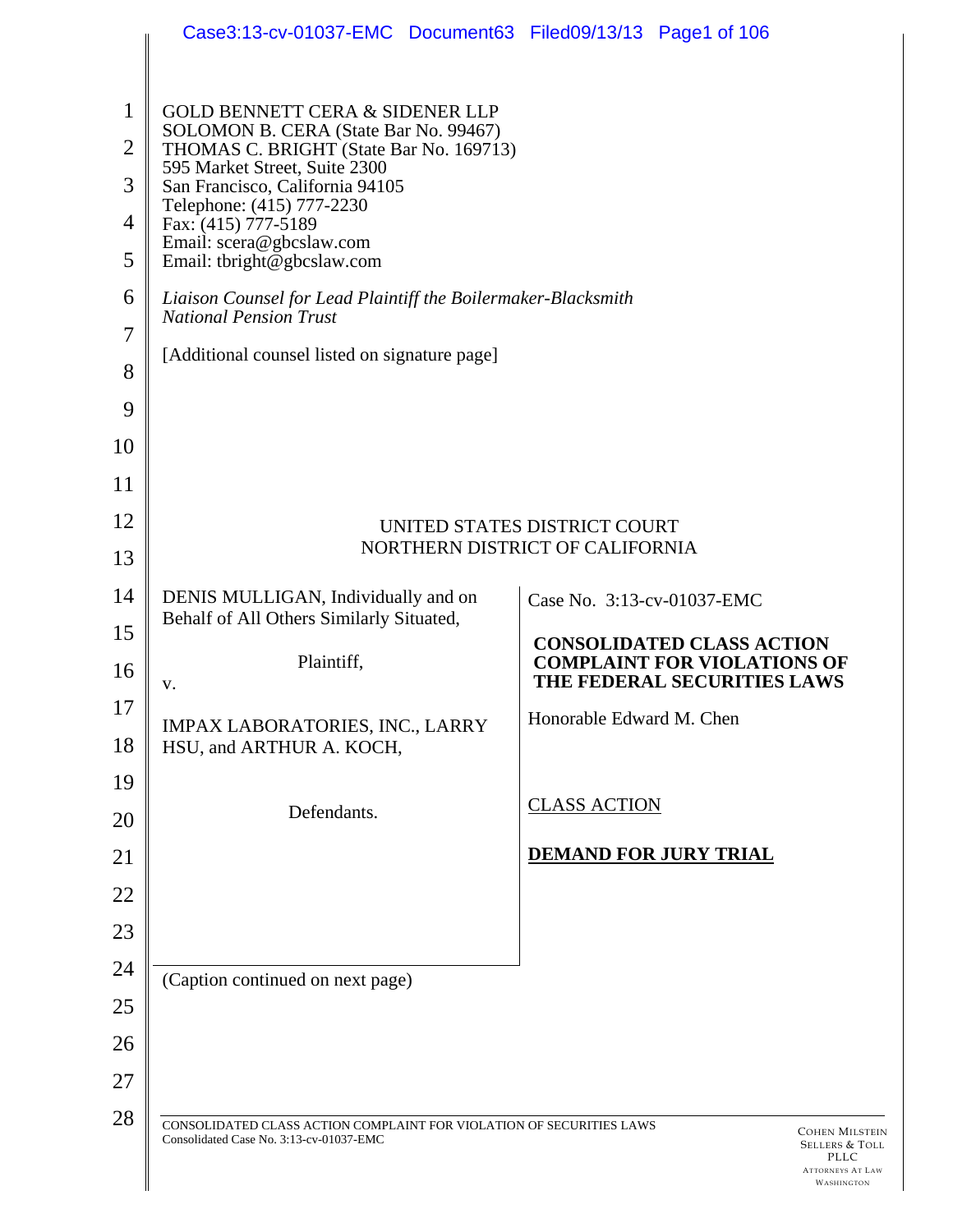GOLD BENNETT CERA & SIDENER LLP
SOLOMON B. CERA (State Bar No. 99467)
THOMAS C. BRIGHT (State Bar No. 169713)
595 Market Street, Suite 2300
San Francisco, California 94105
Telephone: (415) 777-2230
Fax: (415) 777-5189
Email: scera@gbcslaw.com
Email: tbright@gbcslaw.com

*Liaison Counsel for Lead Plaintiff the Boilermaker-Blacksmith National Pension Trust*

[Additional counsel listed on signature page]

UNITED STATES DISTRICT COURT
NORTHERN DISTRICT OF CALIFORNIA

| | |
|---|---|
| DENIS MULLIGAN, Individually and on Behalf of All Others Similarly Situated,<br><br>Plaintiff,<br><br>v.<br><br>IMPAX LABORATORIES, INC., LARRY HSU, and ARTHUR A. KOCH,<br><br>Defendants. | Case No. 3:13-cv-01037-EMC<br><br>**CONSOLIDATED CLASS ACTION COMPLAINT FOR VIOLATIONS OF THE FEDERAL SECURITIES LAWS**<br><br>Honorable Edward M. Chen<br><br>CLASS ACTION<br><br>**DEMAND FOR JURY TRIAL** |

(Caption continued on next page)

CONSOLIDATED CLASS ACTION COMPLAINT FOR VIOLATION OF SECURITIES LAWS
Consolidated Case No. 3:13-cv-01037-EMC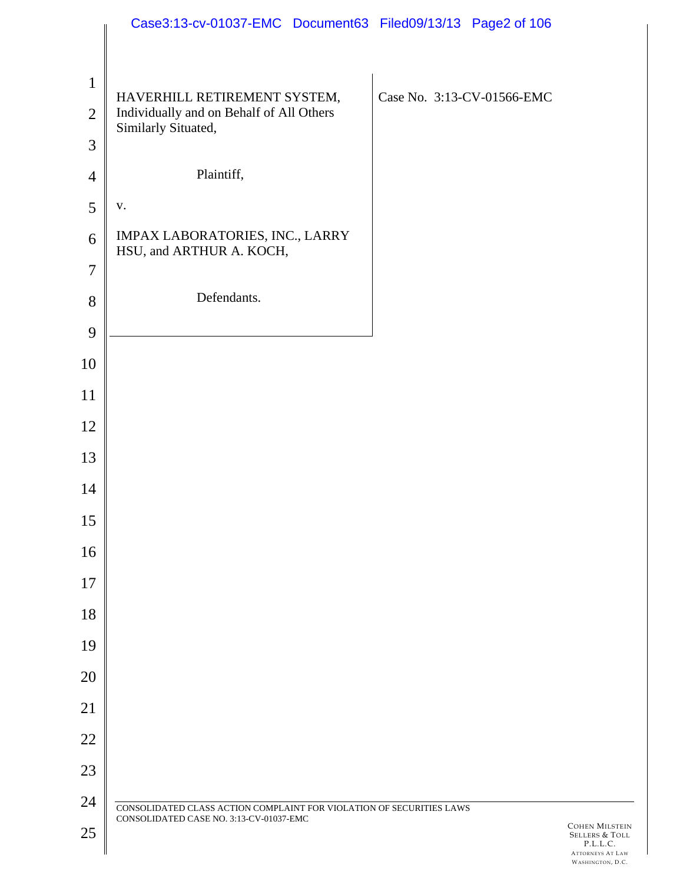HAVERHILL RETIREMENT SYSTEM, Individually and on Behalf of All Others Similarly Situated,

Plaintiff,

v.

IMPAX LABORATORIES, INC., LARRY HSU, and ARTHUR A. KOCH,

Defendants.

Case No. 3:13-CV-01566-EMC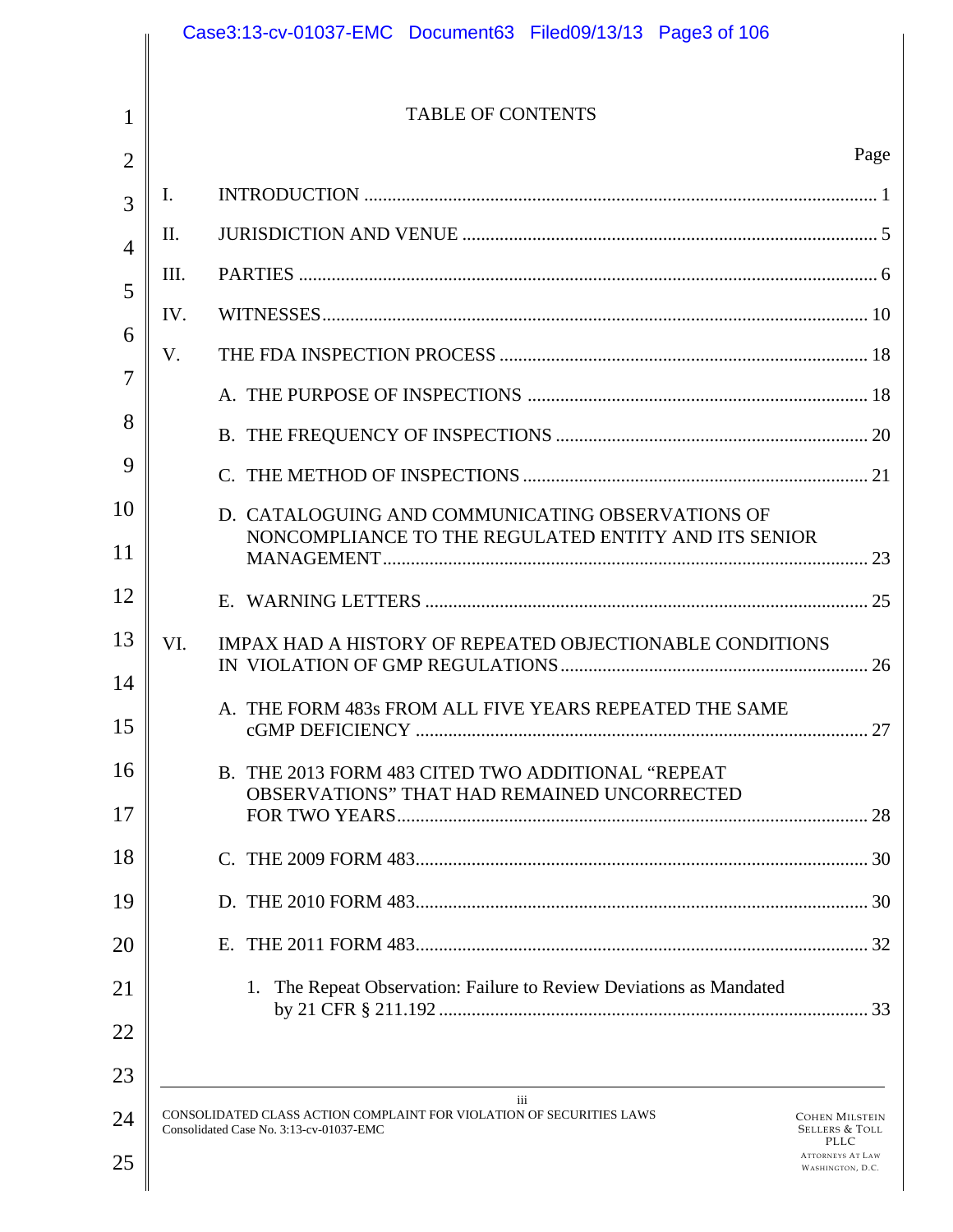# TABLE OF CONTENTS

| | | Page |
|---|---|---|
| I. | INTRODUCTION | 1 |
| II. | JURISDICTION AND VENUE | 5 |
| III. | PARTIES | 6 |
| IV. | WITNESSES | 10 |
| V. | THE FDA INSPECTION PROCESS | 18 |
| | A. THE PURPOSE OF INSPECTIONS | 18 |
| | B. THE FREQUENCY OF INSPECTIONS | 20 |
| | C. THE METHOD OF INSPECTIONS | 21 |
| | D. CATALOGUING AND COMMUNICATING OBSERVATIONS OF NONCOMPLIANCE TO THE REGULATED ENTITY AND ITS SENIOR MANAGEMENT | 23 |
| | E. WARNING LETTERS | 25 |
| VI. | IMPAX HAD A HISTORY OF REPEATED OBJECTIONABLE CONDITIONS IN VIOLATION OF GMP REGULATIONS | 26 |
| | A. THE FORM 483s FROM ALL FIVE YEARS REPEATED THE SAME cGMP DEFICIENCY | 27 |
| | B. THE 2013 FORM 483 CITED TWO ADDITIONAL "REPEAT OBSERVATIONS" THAT HAD REMAINED UNCORRECTED FOR TWO YEARS | 28 |
| | C. THE 2009 FORM 483 | 30 |
| | D. THE 2010 FORM 483 | 30 |
| | E. THE 2011 FORM 483 | 32 |
| | 1. The Repeat Observation: Failure to Review Deviations as Mandated by 21 CFR § 211.192 | 33 |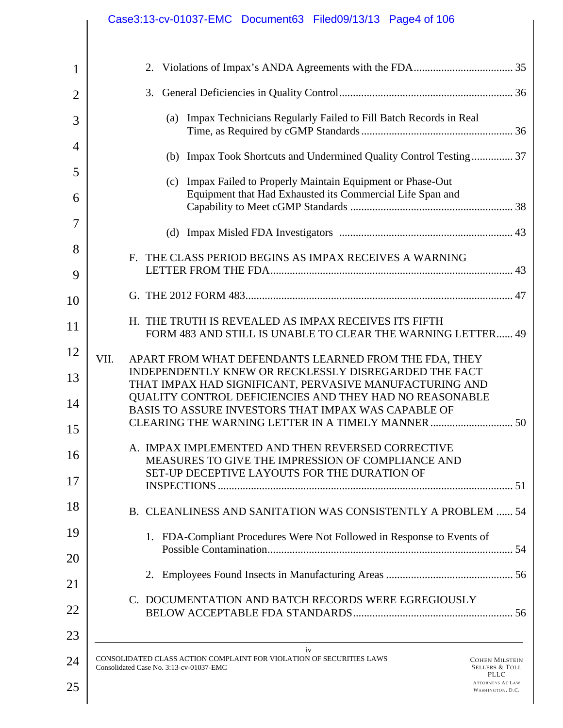2. Violations of Impax's ANDA Agreements with the FDA .................................... 35

3. General Deficiencies in Quality Control ............................................................... 36

(a) Impax Technicians Regularly Failed to Fill Batch Records in Real Time, as Required by cGMP Standards ....................................................... 36

(b) Impax Took Shortcuts and Undermined Quality Control Testing ............... 37

(c) Impax Failed to Properly Maintain Equipment or Phase-Out Equipment that Had Exhausted its Commercial Life Span and Capability to Meet cGMP Standards .......................................................... 38

(d) Impax Misled FDA Investigators .............................................................. 43

F. THE CLASS PERIOD BEGINS AS IMPAX RECEIVES A WARNING LETTER FROM THE FDA ........................................................................................ 43

G. THE 2012 FORM 483 ................................................................................................. 47

H. THE TRUTH IS REVEALED AS IMPAX RECEIVES ITS FIFTH FORM 483 AND STILL IS UNABLE TO CLEAR THE WARNING LETTER...... 49

VII. APART FROM WHAT DEFENDANTS LEARNED FROM THE FDA, THEY INDEPENDENTLY KNEW OR RECKLESSLY DISREGARDED THE FACT THAT IMPAX HAD SIGNIFICANT, PERVASIVE MANUFACTURING AND QUALITY CONTROL DEFICIENCIES AND THEY HAD NO REASONABLE BASIS TO ASSURE INVESTORS THAT IMPAX WAS CAPABLE OF CLEARING THE WARNING LETTER IN A TIMELY MANNER ............................. 50

A. IMPAX IMPLEMENTED AND THEN REVERSED CORRECTIVE MEASURES TO GIVE THE IMPRESSION OF COMPLIANCE AND SET-UP DECEPTIVE LAYOUTS FOR THE DURATION OF INSPECTIONS .......................................................................................................... 51

B. CLEANLINESS AND SANITATION WAS CONSISTENTLY A PROBLEM ...... 54

1. FDA-Compliant Procedures Were Not Followed in Response to Events of Possible Contamination......................................................................................... 54

2. Employees Found Insects in Manufacturing Areas .............................................. 56

C. DOCUMENTATION AND BATCH RECORDS WERE EGREGIOUSLY BELOW ACCEPTABLE FDA STANDARDS.......................................................... 56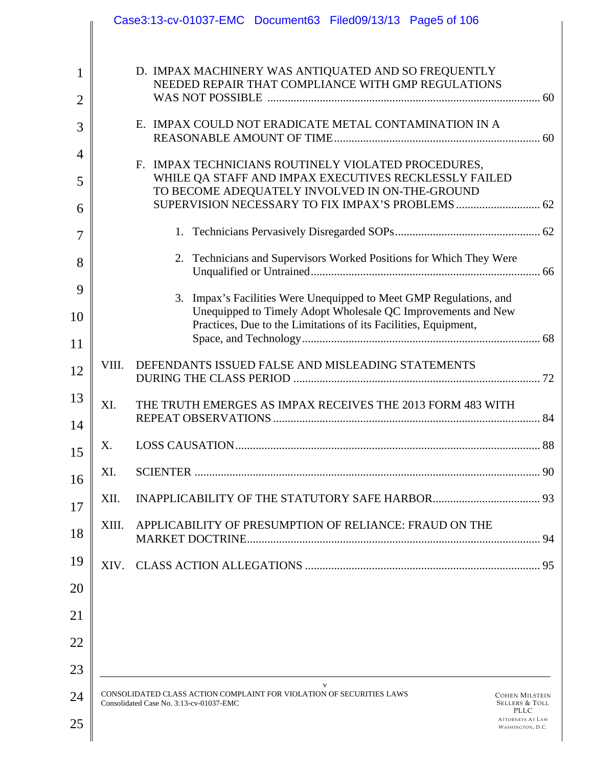D. IMPAX MACHINERY WAS ANTIQUATED AND SO FREQUENTLY NEEDED REPAIR THAT COMPLIANCE WITH GMP REGULATIONS WAS NOT POSSIBLE ............ 60

E. IMPAX COULD NOT ERADICATE METAL CONTAMINATION IN A REASONABLE AMOUNT OF TIME ............ 60

F. IMPAX TECHNICIANS ROUTINELY VIOLATED PROCEDURES, WHILE QA STAFF AND IMPAX EXECUTIVES RECKLESSLY FAILED TO BECOME ADEQUATELY INVOLVED IN ON-THE-GROUND SUPERVISION NECESSARY TO FIX IMPAX'S PROBLEMS ............ 62

1. Technicians Pervasively Disregarded SOPs ............ 62

2. Technicians and Supervisors Worked Positions for Which They Were Unqualified or Untrained ............ 66

3. Impax's Facilities Were Unequipped to Meet GMP Regulations, and Unequipped to Timely Adopt Wholesale QC Improvements and New Practices, Due to the Limitations of its Facilities, Equipment, Space, and Technology ............ 68

VIII. DEFENDANTS ISSUED FALSE AND MISLEADING STATEMENTS DURING THE CLASS PERIOD ............ 72

XI. THE TRUTH EMERGES AS IMPAX RECEIVES THE 2013 FORM 483 WITH REPEAT OBSERVATIONS ............ 84

X. LOSS CAUSATION ............ 88

XI. SCIENTER ............ 90

XII. INAPPLICABILITY OF THE STATUTORY SAFE HARBOR ............ 93

XIII. APPLICABILITY OF PRESUMPTION OF RELIANCE: FRAUD ON THE MARKET DOCTRINE ............ 94

XIV. CLASS ACTION ALLEGATIONS ............ 95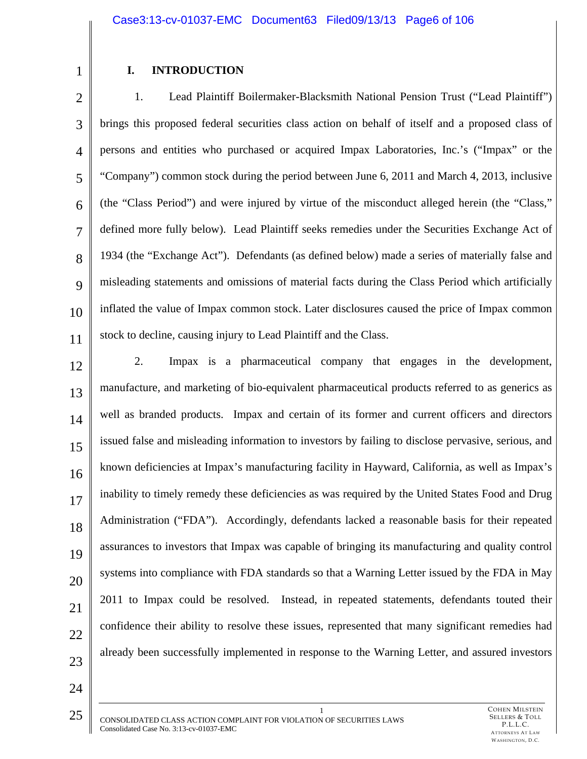## I. INTRODUCTION

1. Lead Plaintiff Boilermaker-Blacksmith National Pension Trust ("Lead Plaintiff") brings this proposed federal securities class action on behalf of itself and a proposed class of persons and entities who purchased or acquired Impax Laboratories, Inc.'s ("Impax" or the "Company") common stock during the period between June 6, 2011 and March 4, 2013, inclusive (the "Class Period") and were injured by virtue of the misconduct alleged herein (the "Class," defined more fully below). Lead Plaintiff seeks remedies under the Securities Exchange Act of 1934 (the "Exchange Act"). Defendants (as defined below) made a series of materially false and misleading statements and omissions of material facts during the Class Period which artificially inflated the value of Impax common stock. Later disclosures caused the price of Impax common stock to decline, causing injury to Lead Plaintiff and the Class.

2. Impax is a pharmaceutical company that engages in the development, manufacture, and marketing of bio-equivalent pharmaceutical products referred to as generics as well as branded products. Impax and certain of its former and current officers and directors issued false and misleading information to investors by failing to disclose pervasive, serious, and known deficiencies at Impax's manufacturing facility in Hayward, California, as well as Impax's inability to timely remedy these deficiencies as was required by the United States Food and Drug Administration ("FDA"). Accordingly, defendants lacked a reasonable basis for their repeated assurances to investors that Impax was capable of bringing its manufacturing and quality control systems into compliance with FDA standards so that a Warning Letter issued by the FDA in May 2011 to Impax could be resolved. Instead, in repeated statements, defendants touted their confidence their ability to resolve these issues, represented that many significant remedies had already been successfully implemented in response to the Warning Letter, and assured investors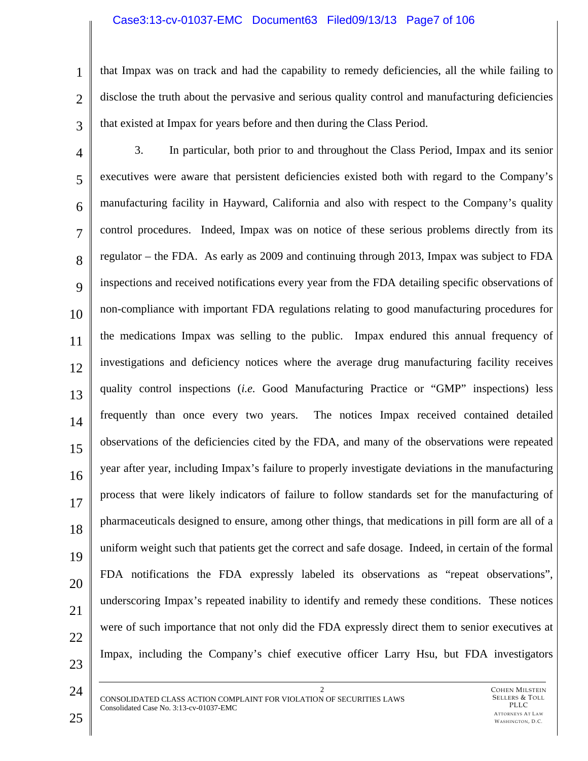that Impax was on track and had the capability to remedy deficiencies, all the while failing to disclose the truth about the pervasive and serious quality control and manufacturing deficiencies that existed at Impax for years before and then during the Class Period.

3. In particular, both prior to and throughout the Class Period, Impax and its senior executives were aware that persistent deficiencies existed both with regard to the Company's manufacturing facility in Hayward, California and also with respect to the Company's quality control procedures. Indeed, Impax was on notice of these serious problems directly from its regulator – the FDA. As early as 2009 and continuing through 2013, Impax was subject to FDA inspections and received notifications every year from the FDA detailing specific observations of non-compliance with important FDA regulations relating to good manufacturing procedures for the medications Impax was selling to the public. Impax endured this annual frequency of investigations and deficiency notices where the average drug manufacturing facility receives quality control inspections (*i.e.* Good Manufacturing Practice or "GMP" inspections) less frequently than once every two years. The notices Impax received contained detailed observations of the deficiencies cited by the FDA, and many of the observations were repeated year after year, including Impax's failure to properly investigate deviations in the manufacturing process that were likely indicators of failure to follow standards set for the manufacturing of pharmaceuticals designed to ensure, among other things, that medications in pill form are all of a uniform weight such that patients get the correct and safe dosage. Indeed, in certain of the formal FDA notifications the FDA expressly labeled its observations as "repeat observations", underscoring Impax's repeated inability to identify and remedy these conditions. These notices were of such importance that not only did the FDA expressly direct them to senior executives at Impax, including the Company's chief executive officer Larry Hsu, but FDA investigators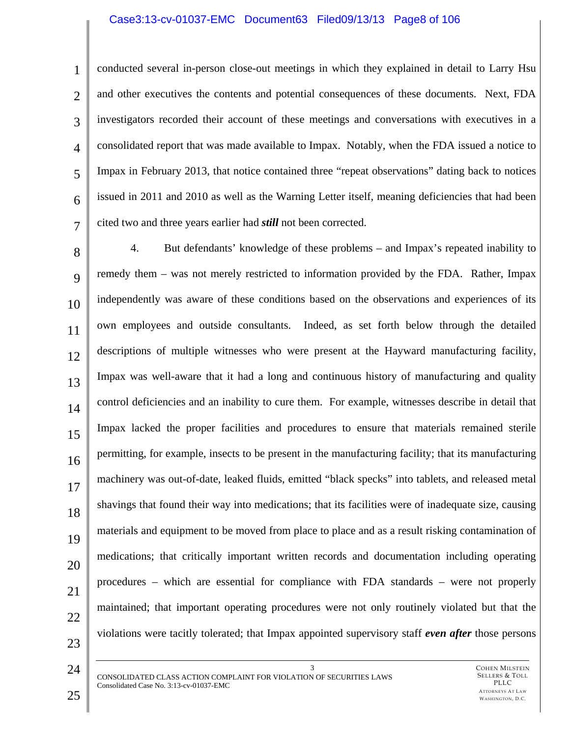conducted several in-person close-out meetings in which they explained in detail to Larry Hsu and other executives the contents and potential consequences of these documents. Next, FDA investigators recorded their account of these meetings and conversations with executives in a consolidated report that was made available to Impax. Notably, when the FDA issued a notice to Impax in February 2013, that notice contained three "repeat observations" dating back to notices issued in 2011 and 2010 as well as the Warning Letter itself, meaning deficiencies that had been cited two and three years earlier had ***still*** not been corrected.

4. But defendants' knowledge of these problems – and Impax's repeated inability to remedy them – was not merely restricted to information provided by the FDA. Rather, Impax independently was aware of these conditions based on the observations and experiences of its own employees and outside consultants. Indeed, as set forth below through the detailed descriptions of multiple witnesses who were present at the Hayward manufacturing facility, Impax was well-aware that it had a long and continuous history of manufacturing and quality control deficiencies and an inability to cure them. For example, witnesses describe in detail that Impax lacked the proper facilities and procedures to ensure that materials remained sterile permitting, for example, insects to be present in the manufacturing facility; that its manufacturing machinery was out-of-date, leaked fluids, emitted "black specks" into tablets, and released metal shavings that found their way into medications; that its facilities were of inadequate size, causing materials and equipment to be moved from place to place and as a result risking contamination of medications; that critically important written records and documentation including operating procedures – which are essential for compliance with FDA standards – were not properly maintained; that important operating procedures were not only routinely violated but that the violations were tacitly tolerated; that Impax appointed supervisory staff ***even after*** those persons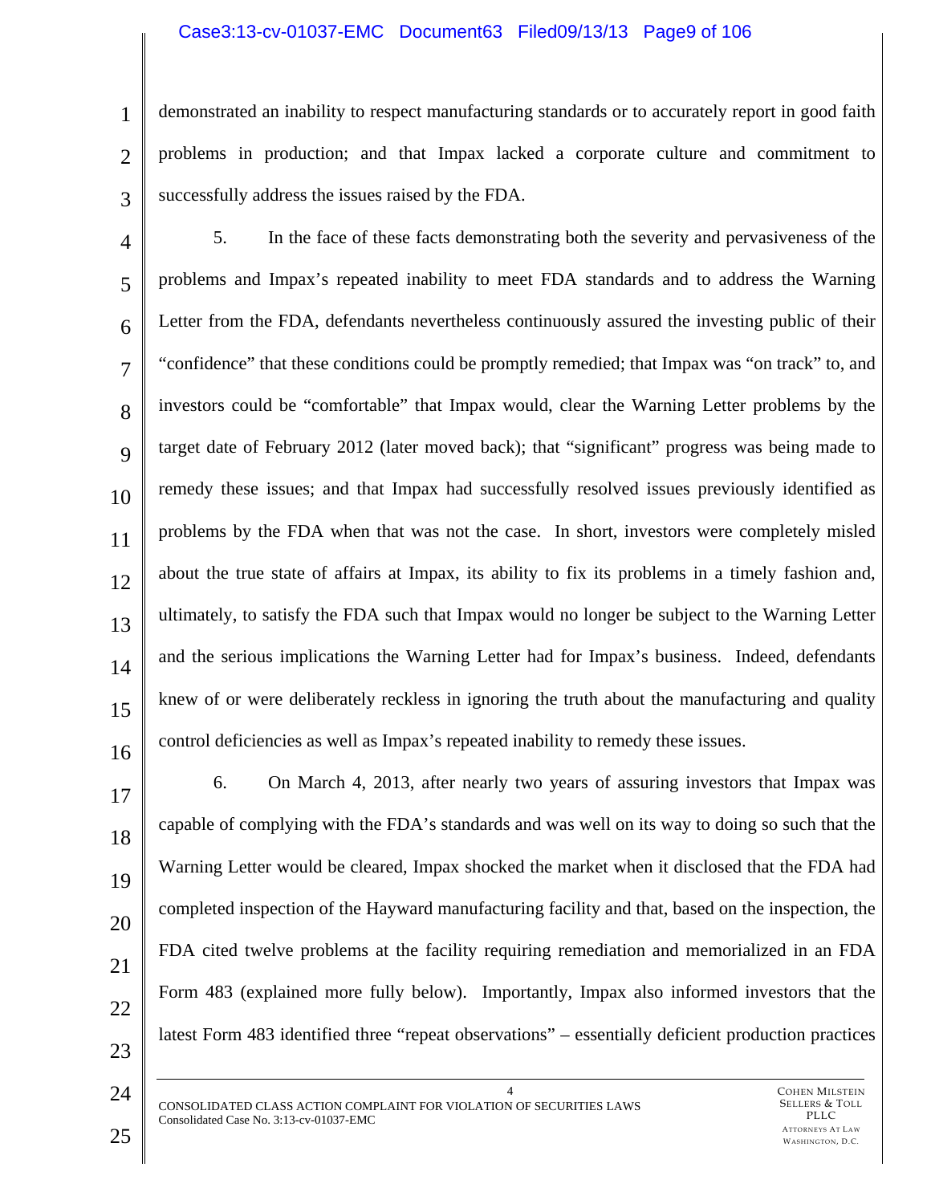demonstrated an inability to respect manufacturing standards or to accurately report in good faith problems in production; and that Impax lacked a corporate culture and commitment to successfully address the issues raised by the FDA.

5. In the face of these facts demonstrating both the severity and pervasiveness of the problems and Impax's repeated inability to meet FDA standards and to address the Warning Letter from the FDA, defendants nevertheless continuously assured the investing public of their "confidence" that these conditions could be promptly remedied; that Impax was "on track" to, and investors could be "comfortable" that Impax would, clear the Warning Letter problems by the target date of February 2012 (later moved back); that "significant" progress was being made to remedy these issues; and that Impax had successfully resolved issues previously identified as problems by the FDA when that was not the case. In short, investors were completely misled about the true state of affairs at Impax, its ability to fix its problems in a timely fashion and, ultimately, to satisfy the FDA such that Impax would no longer be subject to the Warning Letter and the serious implications the Warning Letter had for Impax's business. Indeed, defendants knew of or were deliberately reckless in ignoring the truth about the manufacturing and quality control deficiencies as well as Impax's repeated inability to remedy these issues.

6. On March 4, 2013, after nearly two years of assuring investors that Impax was capable of complying with the FDA's standards and was well on its way to doing so such that the Warning Letter would be cleared, Impax shocked the market when it disclosed that the FDA had completed inspection of the Hayward manufacturing facility and that, based on the inspection, the FDA cited twelve problems at the facility requiring remediation and memorialized in an FDA Form 483 (explained more fully below). Importantly, Impax also informed investors that the latest Form 483 identified three "repeat observations" – essentially deficient production practices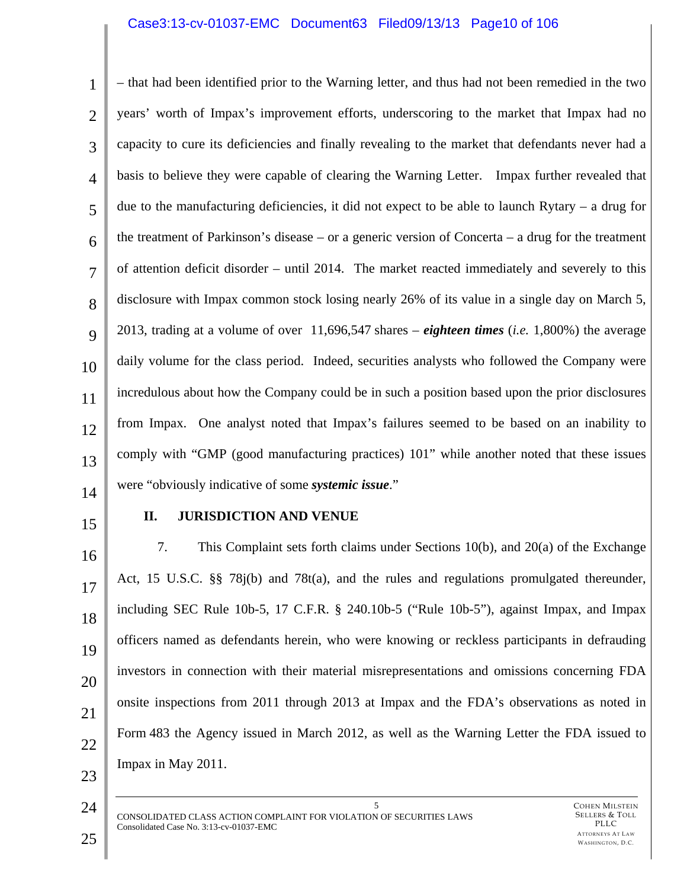– that had been identified prior to the Warning letter, and thus had not been remedied in the two years' worth of Impax's improvement efforts, underscoring to the market that Impax had no capacity to cure its deficiencies and finally revealing to the market that defendants never had a basis to believe they were capable of clearing the Warning Letter. Impax further revealed that due to the manufacturing deficiencies, it did not expect to be able to launch Rytary – a drug for the treatment of Parkinson's disease – or a generic version of Concerta – a drug for the treatment of attention deficit disorder – until 2014. The market reacted immediately and severely to this disclosure with Impax common stock losing nearly 26% of its value in a single day on March 5, 2013, trading at a volume of over 11,696,547 shares – ***eighteen times*** (*i.e.* 1,800%) the average daily volume for the class period. Indeed, securities analysts who followed the Company were incredulous about how the Company could be in such a position based upon the prior disclosures from Impax. One analyst noted that Impax's failures seemed to be based on an inability to comply with "GMP (good manufacturing practices) 101" while another noted that these issues were "obviously indicative of some ***systemic issue***."

## II. JURISDICTION AND VENUE

7. This Complaint sets forth claims under Sections 10(b), and 20(a) of the Exchange Act, 15 U.S.C. §§ 78j(b) and 78t(a), and the rules and regulations promulgated thereunder, including SEC Rule 10b-5, 17 C.F.R. § 240.10b-5 ("Rule 10b-5"), against Impax, and Impax officers named as defendants herein, who were knowing or reckless participants in defrauding investors in connection with their material misrepresentations and omissions concerning FDA onsite inspections from 2011 through 2013 at Impax and the FDA's observations as noted in Form 483 the Agency issued in March 2012, as well as the Warning Letter the FDA issued to Impax in May 2011.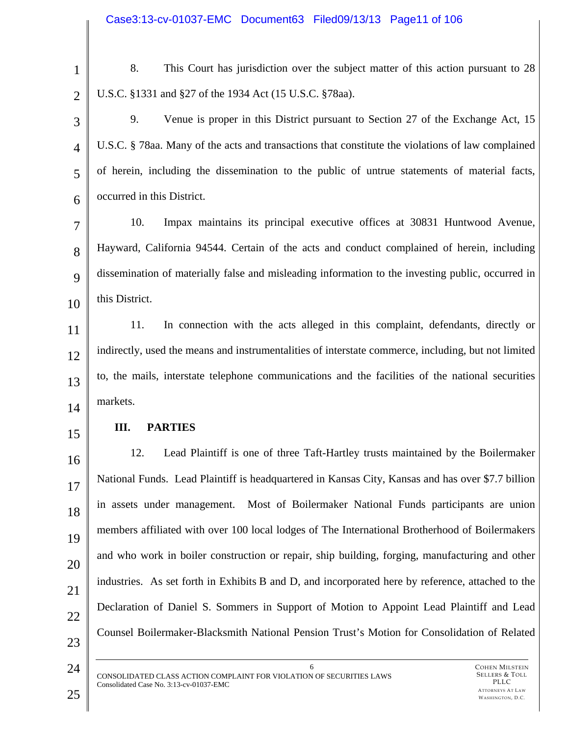8. This Court has jurisdiction over the subject matter of this action pursuant to 28 U.S.C. §1331 and §27 of the 1934 Act (15 U.S.C. §78aa).

9. Venue is proper in this District pursuant to Section 27 of the Exchange Act, 15 U.S.C. § 78aa. Many of the acts and transactions that constitute the violations of law complained of herein, including the dissemination to the public of untrue statements of material facts, occurred in this District.

10. Impax maintains its principal executive offices at 30831 Huntwood Avenue, Hayward, California 94544. Certain of the acts and conduct complained of herein, including dissemination of materially false and misleading information to the investing public, occurred in this District.

11. In connection with the acts alleged in this complaint, defendants, directly or indirectly, used the means and instrumentalities of interstate commerce, including, but not limited to, the mails, interstate telephone communications and the facilities of the national securities markets.

## III. PARTIES

12. Lead Plaintiff is one of three Taft-Hartley trusts maintained by the Boilermaker National Funds. Lead Plaintiff is headquartered in Kansas City, Kansas and has over $7.7 billion in assets under management. Most of Boilermaker National Funds participants are union members affiliated with over 100 local lodges of The International Brotherhood of Boilermakers and who work in boiler construction or repair, ship building, forging, manufacturing and other industries. As set forth in Exhibits B and D, and incorporated here by reference, attached to the Declaration of Daniel S. Sommers in Support of Motion to Appoint Lead Plaintiff and Lead Counsel Boilermaker-Blacksmith National Pension Trust's Motion for Consolidation of Related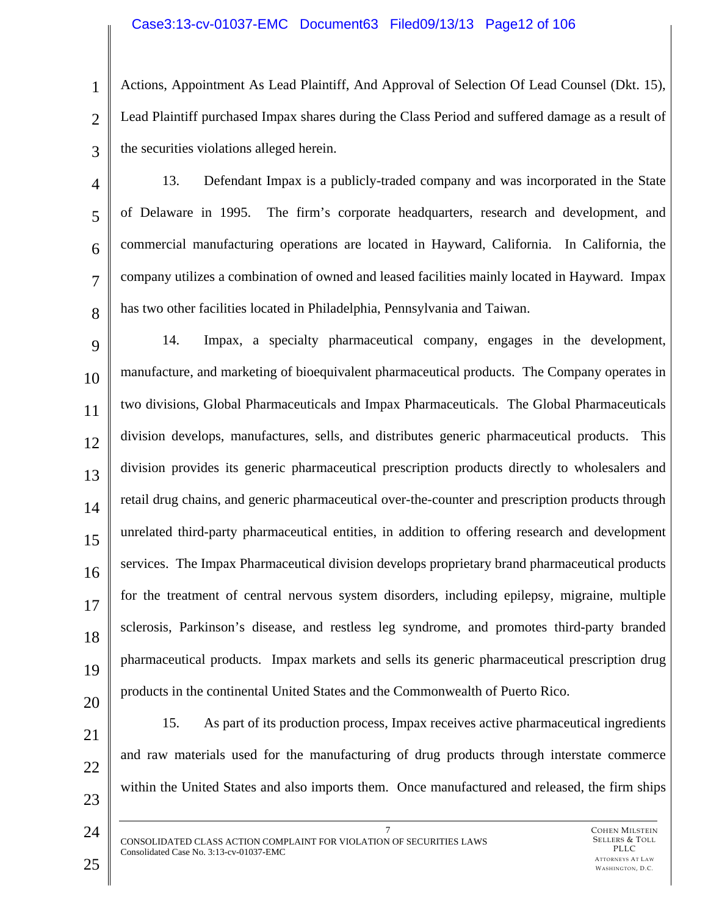Actions, Appointment As Lead Plaintiff, And Approval of Selection Of Lead Counsel (Dkt. 15), Lead Plaintiff purchased Impax shares during the Class Period and suffered damage as a result of the securities violations alleged herein.

13. Defendant Impax is a publicly-traded company and was incorporated in the State of Delaware in 1995. The firm's corporate headquarters, research and development, and commercial manufacturing operations are located in Hayward, California. In California, the company utilizes a combination of owned and leased facilities mainly located in Hayward. Impax has two other facilities located in Philadelphia, Pennsylvania and Taiwan.

14. Impax, a specialty pharmaceutical company, engages in the development, manufacture, and marketing of bioequivalent pharmaceutical products. The Company operates in two divisions, Global Pharmaceuticals and Impax Pharmaceuticals. The Global Pharmaceuticals division develops, manufactures, sells, and distributes generic pharmaceutical products. This division provides its generic pharmaceutical prescription products directly to wholesalers and retail drug chains, and generic pharmaceutical over-the-counter and prescription products through unrelated third-party pharmaceutical entities, in addition to offering research and development services. The Impax Pharmaceutical division develops proprietary brand pharmaceutical products for the treatment of central nervous system disorders, including epilepsy, migraine, multiple sclerosis, Parkinson's disease, and restless leg syndrome, and promotes third-party branded pharmaceutical products. Impax markets and sells its generic pharmaceutical prescription drug products in the continental United States and the Commonwealth of Puerto Rico.

15. As part of its production process, Impax receives active pharmaceutical ingredients and raw materials used for the manufacturing of drug products through interstate commerce within the United States and also imports them. Once manufactured and released, the firm ships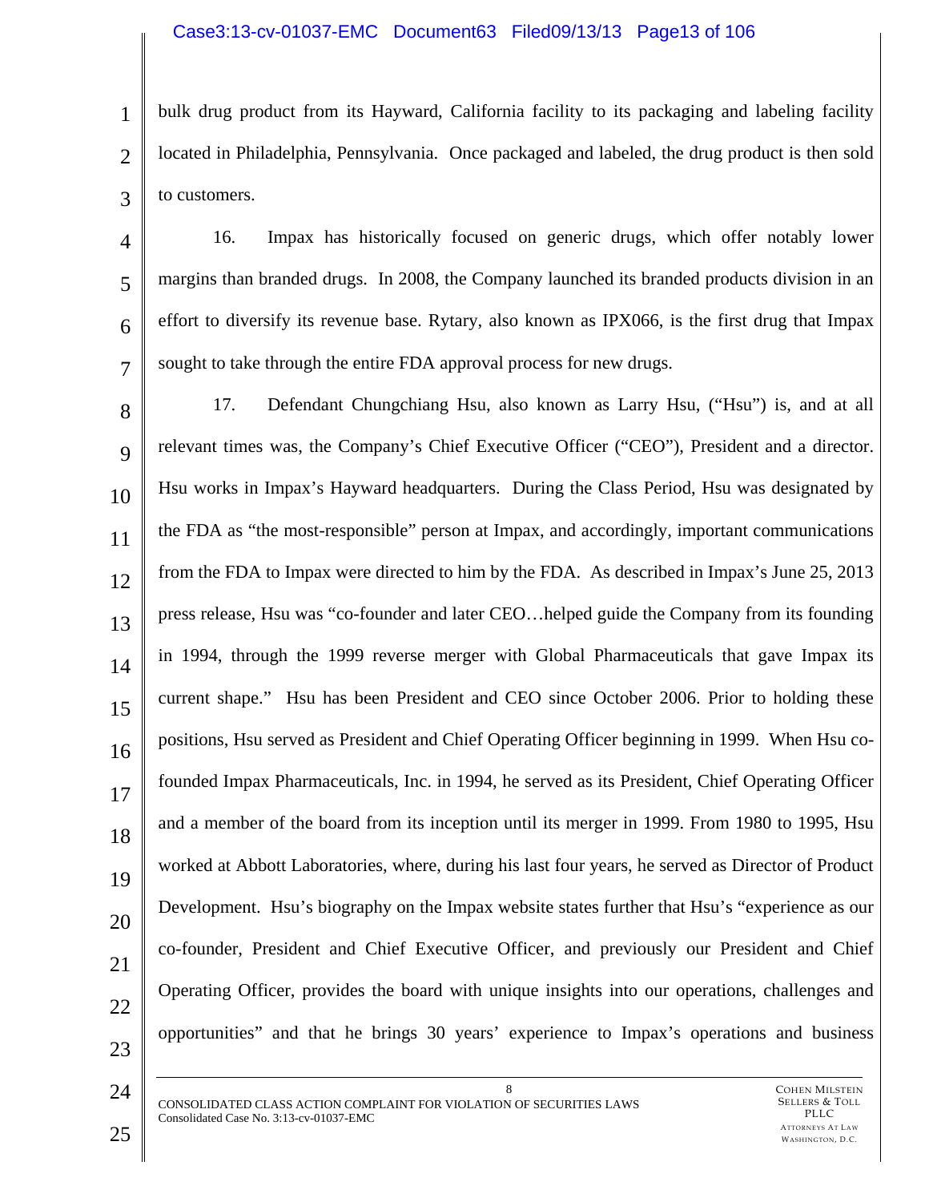bulk drug product from its Hayward, California facility to its packaging and labeling facility located in Philadelphia, Pennsylvania. Once packaged and labeled, the drug product is then sold to customers.

16. Impax has historically focused on generic drugs, which offer notably lower margins than branded drugs. In 2008, the Company launched its branded products division in an effort to diversify its revenue base. Rytary, also known as IPX066, is the first drug that Impax sought to take through the entire FDA approval process for new drugs.

17. Defendant Chungchiang Hsu, also known as Larry Hsu, ("Hsu") is, and at all relevant times was, the Company's Chief Executive Officer ("CEO"), President and a director. Hsu works in Impax's Hayward headquarters. During the Class Period, Hsu was designated by the FDA as "the most-responsible" person at Impax, and accordingly, important communications from the FDA to Impax were directed to him by the FDA. As described in Impax's June 25, 2013 press release, Hsu was "co-founder and later CEO…helped guide the Company from its founding in 1994, through the 1999 reverse merger with Global Pharmaceuticals that gave Impax its current shape." Hsu has been President and CEO since October 2006. Prior to holding these positions, Hsu served as President and Chief Operating Officer beginning in 1999. When Hsu co-founded Impax Pharmaceuticals, Inc. in 1994, he served as its President, Chief Operating Officer and a member of the board from its inception until its merger in 1999. From 1980 to 1995, Hsu worked at Abbott Laboratories, where, during his last four years, he served as Director of Product Development. Hsu's biography on the Impax website states further that Hsu's "experience as our co-founder, President and Chief Executive Officer, and previously our President and Chief Operating Officer, provides the board with unique insights into our operations, challenges and opportunities" and that he brings 30 years' experience to Impax's operations and business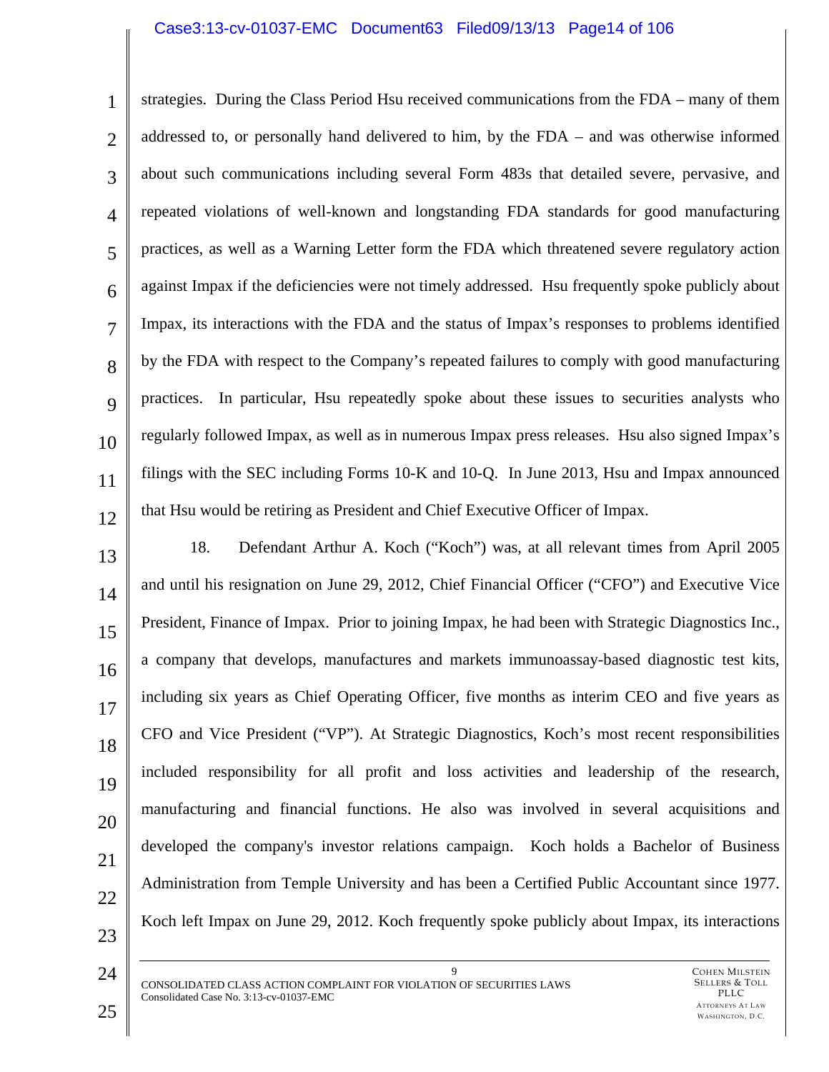strategies. During the Class Period Hsu received communications from the FDA – many of them addressed to, or personally hand delivered to him, by the FDA – and was otherwise informed about such communications including several Form 483s that detailed severe, pervasive, and repeated violations of well-known and longstanding FDA standards for good manufacturing practices, as well as a Warning Letter form the FDA which threatened severe regulatory action against Impax if the deficiencies were not timely addressed. Hsu frequently spoke publicly about Impax, its interactions with the FDA and the status of Impax's responses to problems identified by the FDA with respect to the Company's repeated failures to comply with good manufacturing practices. In particular, Hsu repeatedly spoke about these issues to securities analysts who regularly followed Impax, as well as in numerous Impax press releases. Hsu also signed Impax's filings with the SEC including Forms 10-K and 10-Q. In June 2013, Hsu and Impax announced that Hsu would be retiring as President and Chief Executive Officer of Impax.

18. Defendant Arthur A. Koch ("Koch") was, at all relevant times from April 2005 and until his resignation on June 29, 2012, Chief Financial Officer ("CFO") and Executive Vice President, Finance of Impax. Prior to joining Impax, he had been with Strategic Diagnostics Inc., a company that develops, manufactures and markets immunoassay-based diagnostic test kits, including six years as Chief Operating Officer, five months as interim CEO and five years as CFO and Vice President ("VP"). At Strategic Diagnostics, Koch's most recent responsibilities included responsibility for all profit and loss activities and leadership of the research, manufacturing and financial functions. He also was involved in several acquisitions and developed the company's investor relations campaign. Koch holds a Bachelor of Business Administration from Temple University and has been a Certified Public Accountant since 1977. Koch left Impax on June 29, 2012. Koch frequently spoke publicly about Impax, its interactions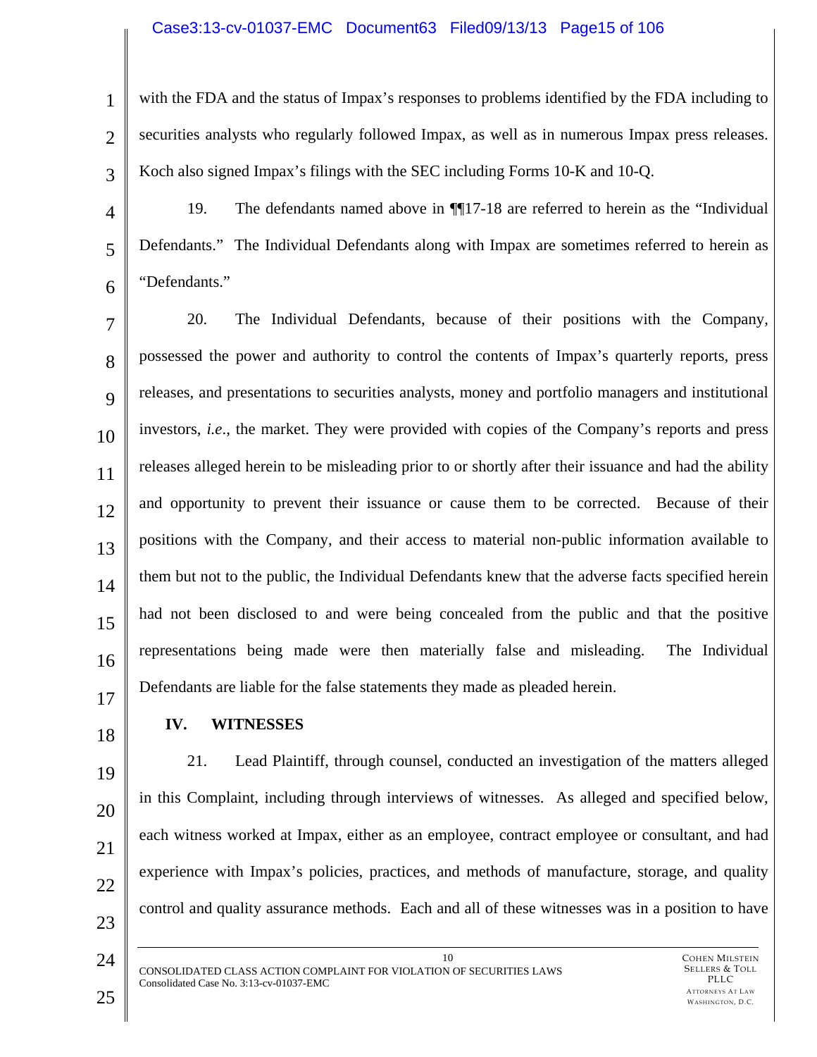with the FDA and the status of Impax's responses to problems identified by the FDA including to securities analysts who regularly followed Impax, as well as in numerous Impax press releases. Koch also signed Impax's filings with the SEC including Forms 10-K and 10-Q.

19. The defendants named above in ¶¶17-18 are referred to herein as the "Individual Defendants." The Individual Defendants along with Impax are sometimes referred to herein as "Defendants."

20. The Individual Defendants, because of their positions with the Company, possessed the power and authority to control the contents of Impax's quarterly reports, press releases, and presentations to securities analysts, money and portfolio managers and institutional investors, *i.e*., the market. They were provided with copies of the Company's reports and press releases alleged herein to be misleading prior to or shortly after their issuance and had the ability and opportunity to prevent their issuance or cause them to be corrected. Because of their positions with the Company, and their access to material non-public information available to them but not to the public, the Individual Defendants knew that the adverse facts specified herein had not been disclosed to and were being concealed from the public and that the positive representations being made were then materially false and misleading. The Individual Defendants are liable for the false statements they made as pleaded herein.

## IV. WITNESSES

21. Lead Plaintiff, through counsel, conducted an investigation of the matters alleged in this Complaint, including through interviews of witnesses. As alleged and specified below, each witness worked at Impax, either as an employee, contract employee or consultant, and had experience with Impax's policies, practices, and methods of manufacture, storage, and quality control and quality assurance methods. Each and all of these witnesses was in a position to have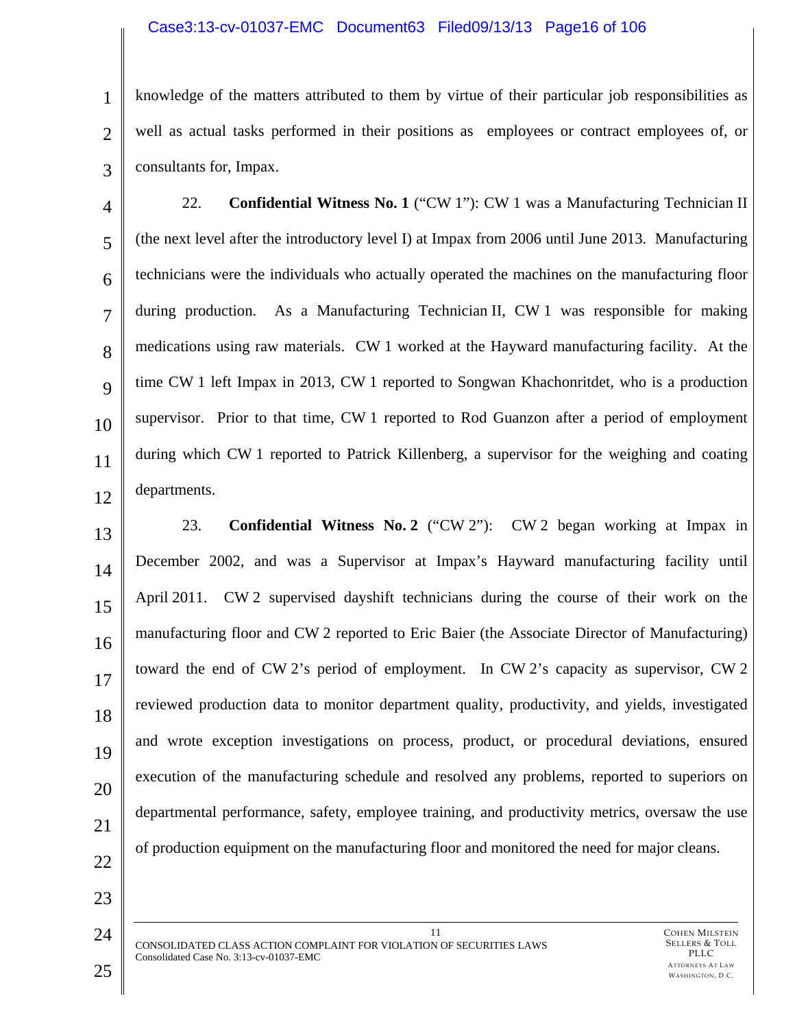knowledge of the matters attributed to them by virtue of their particular job responsibilities as well as actual tasks performed in their positions as employees or contract employees of, or consultants for, Impax.

22. **Confidential Witness No. 1** ("CW 1"): CW 1 was a Manufacturing Technician II (the next level after the introductory level I) at Impax from 2006 until June 2013. Manufacturing technicians were the individuals who actually operated the machines on the manufacturing floor during production. As a Manufacturing Technician II, CW 1 was responsible for making medications using raw materials. CW 1 worked at the Hayward manufacturing facility. At the time CW 1 left Impax in 2013, CW 1 reported to Songwan Khachonritdet, who is a production supervisor. Prior to that time, CW 1 reported to Rod Guanzon after a period of employment during which CW 1 reported to Patrick Killenberg, a supervisor for the weighing and coating departments.

23. **Confidential Witness No. 2** ("CW 2"): CW 2 began working at Impax in December 2002, and was a Supervisor at Impax's Hayward manufacturing facility until April 2011. CW 2 supervised dayshift technicians during the course of their work on the manufacturing floor and CW 2 reported to Eric Baier (the Associate Director of Manufacturing) toward the end of CW 2's period of employment. In CW 2's capacity as supervisor, CW 2 reviewed production data to monitor department quality, productivity, and yields, investigated and wrote exception investigations on process, product, or procedural deviations, ensured execution of the manufacturing schedule and resolved any problems, reported to superiors on departmental performance, safety, employee training, and productivity metrics, oversaw the use of production equipment on the manufacturing floor and monitored the need for major cleans.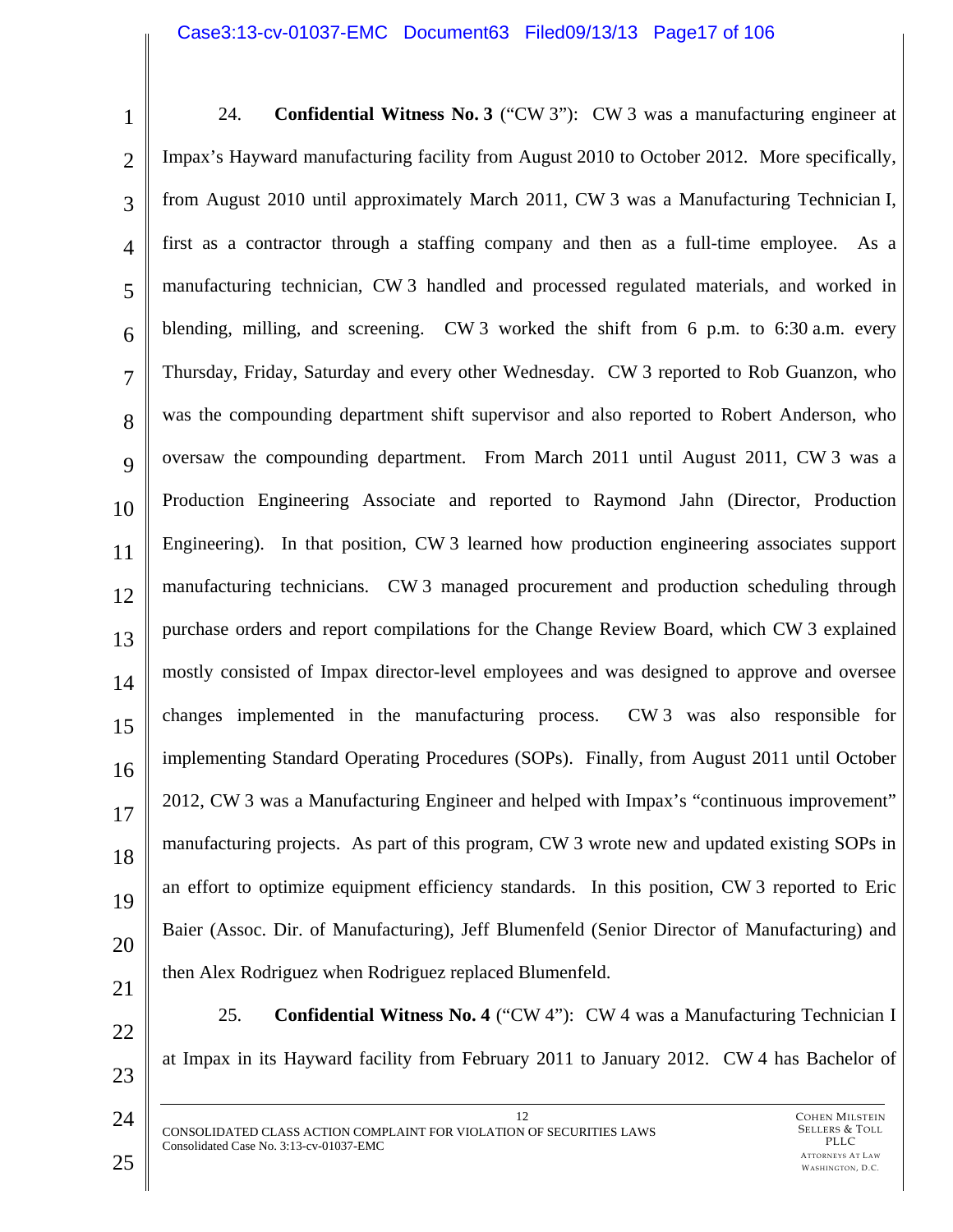24. **Confidential Witness No. 3** ("CW 3"): CW 3 was a manufacturing engineer at Impax's Hayward manufacturing facility from August 2010 to October 2012. More specifically, from August 2010 until approximately March 2011, CW 3 was a Manufacturing Technician I, first as a contractor through a staffing company and then as a full-time employee. As a manufacturing technician, CW 3 handled and processed regulated materials, and worked in blending, milling, and screening. CW 3 worked the shift from 6 p.m. to 6:30 a.m. every Thursday, Friday, Saturday and every other Wednesday. CW 3 reported to Rob Guanzon, who was the compounding department shift supervisor and also reported to Robert Anderson, who oversaw the compounding department. From March 2011 until August 2011, CW 3 was a Production Engineering Associate and reported to Raymond Jahn (Director, Production Engineering). In that position, CW 3 learned how production engineering associates support manufacturing technicians. CW 3 managed procurement and production scheduling through purchase orders and report compilations for the Change Review Board, which CW 3 explained mostly consisted of Impax director-level employees and was designed to approve and oversee changes implemented in the manufacturing process. CW 3 was also responsible for implementing Standard Operating Procedures (SOPs). Finally, from August 2011 until October 2012, CW 3 was a Manufacturing Engineer and helped with Impax's "continuous improvement" manufacturing projects. As part of this program, CW 3 wrote new and updated existing SOPs in an effort to optimize equipment efficiency standards. In this position, CW 3 reported to Eric Baier (Assoc. Dir. of Manufacturing), Jeff Blumenfeld (Senior Director of Manufacturing) and then Alex Rodriguez when Rodriguez replaced Blumenfeld.

25. **Confidential Witness No. 4** ("CW 4"): CW 4 was a Manufacturing Technician I at Impax in its Hayward facility from February 2011 to January 2012. CW 4 has Bachelor of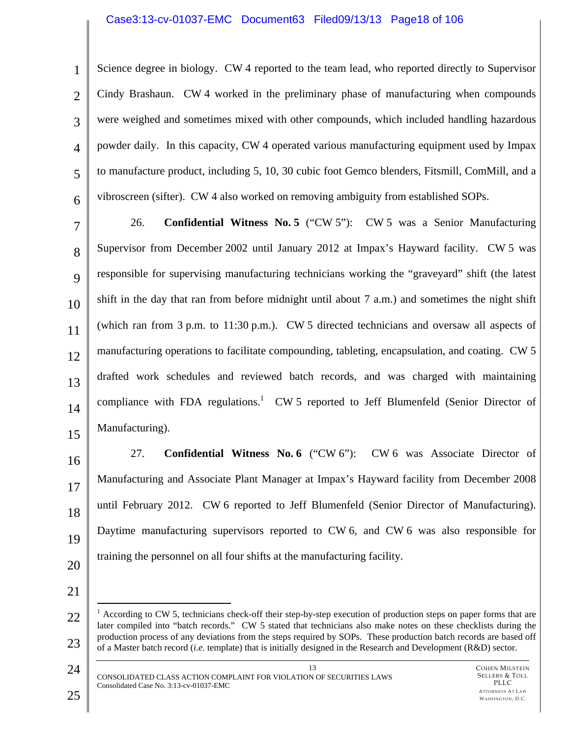Science degree in biology. CW 4 reported to the team lead, who reported directly to Supervisor Cindy Brashaun. CW 4 worked in the preliminary phase of manufacturing when compounds were weighed and sometimes mixed with other compounds, which included handling hazardous powder daily. In this capacity, CW 4 operated various manufacturing equipment used by Impax to manufacture product, including 5, 10, 30 cubic foot Gemco blenders, Fitsmill, ComMill, and a vibroscreen (sifter). CW 4 also worked on removing ambiguity from established SOPs.

26. **Confidential Witness No. 5** ("CW 5"): CW 5 was a Senior Manufacturing Supervisor from December 2002 until January 2012 at Impax's Hayward facility. CW 5 was responsible for supervising manufacturing technicians working the "graveyard" shift (the latest shift in the day that ran from before midnight until about 7 a.m.) and sometimes the night shift (which ran from 3 p.m. to 11:30 p.m.). CW 5 directed technicians and oversaw all aspects of manufacturing operations to facilitate compounding, tableting, encapsulation, and coating. CW 5 drafted work schedules and reviewed batch records, and was charged with maintaining compliance with FDA regulations.[1] CW 5 reported to Jeff Blumenfeld (Senior Director of Manufacturing).

27. **Confidential Witness No. 6** ("CW 6"): CW 6 was Associate Director of Manufacturing and Associate Plant Manager at Impax's Hayward facility from December 2008 until February 2012. CW 6 reported to Jeff Blumenfeld (Senior Director of Manufacturing). Daytime manufacturing supervisors reported to CW 6, and CW 6 was also responsible for training the personnel on all four shifts at the manufacturing facility.

---

[1] According to CW 5, technicians check-off their step-by-step execution of production steps on paper forms that are later compiled into "batch records." CW 5 stated that technicians also make notes on these checklists during the production process of any deviations from the steps required by SOPs. These production batch records are based off of a Master batch record (*i.e.* template) that is initially designed in the Research and Development (R&D) sector.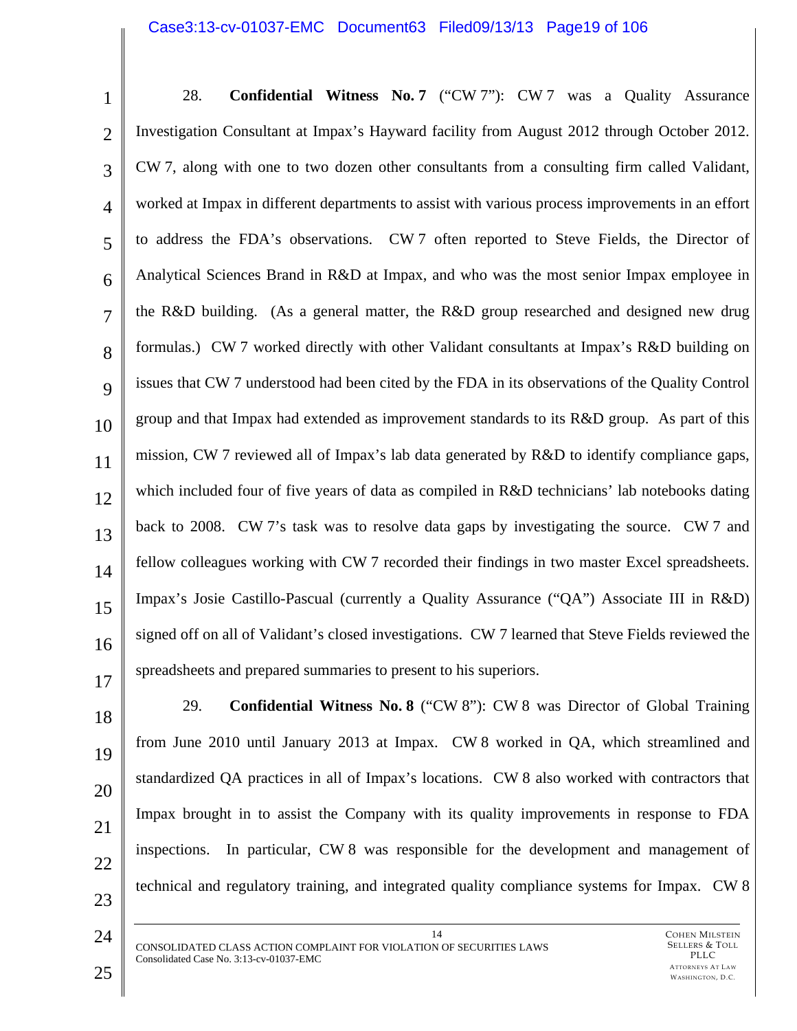28. **Confidential Witness No. 7** ("CW 7"): CW 7 was a Quality Assurance Investigation Consultant at Impax's Hayward facility from August 2012 through October 2012. CW 7, along with one to two dozen other consultants from a consulting firm called Validant, worked at Impax in different departments to assist with various process improvements in an effort to address the FDA's observations. CW 7 often reported to Steve Fields, the Director of Analytical Sciences Brand in R&D at Impax, and who was the most senior Impax employee in the R&D building. (As a general matter, the R&D group researched and designed new drug formulas.) CW 7 worked directly with other Validant consultants at Impax's R&D building on issues that CW 7 understood had been cited by the FDA in its observations of the Quality Control group and that Impax had extended as improvement standards to its R&D group. As part of this mission, CW 7 reviewed all of Impax's lab data generated by R&D to identify compliance gaps, which included four of five years of data as compiled in R&D technicians' lab notebooks dating back to 2008. CW 7's task was to resolve data gaps by investigating the source. CW 7 and fellow colleagues working with CW 7 recorded their findings in two master Excel spreadsheets. Impax's Josie Castillo-Pascual (currently a Quality Assurance ("QA") Associate III in R&D) signed off on all of Validant's closed investigations. CW 7 learned that Steve Fields reviewed the spreadsheets and prepared summaries to present to his superiors.

29. **Confidential Witness No. 8** ("CW 8"): CW 8 was Director of Global Training from June 2010 until January 2013 at Impax. CW 8 worked in QA, which streamlined and standardized QA practices in all of Impax's locations. CW 8 also worked with contractors that Impax brought in to assist the Company with its quality improvements in response to FDA inspections. In particular, CW 8 was responsible for the development and management of technical and regulatory training, and integrated quality compliance systems for Impax. CW 8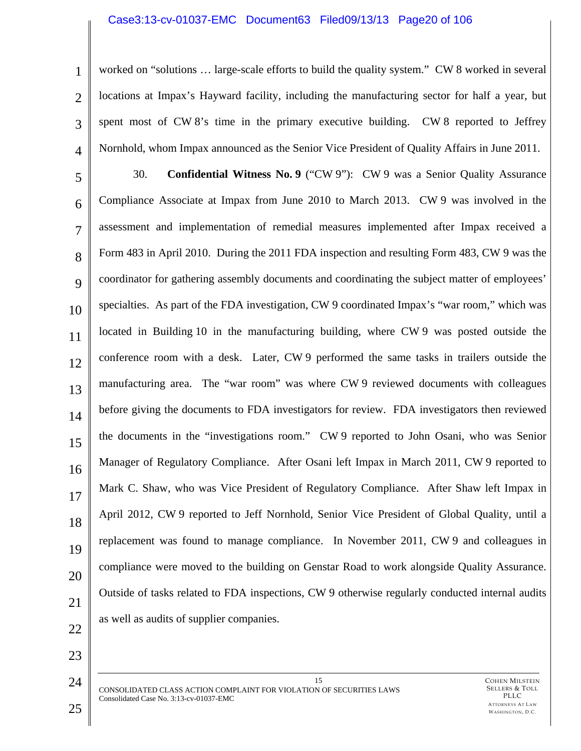worked on "solutions … large-scale efforts to build the quality system." CW 8 worked in several locations at Impax's Hayward facility, including the manufacturing sector for half a year, but spent most of CW 8's time in the primary executive building. CW 8 reported to Jeffrey Nornhold, whom Impax announced as the Senior Vice President of Quality Affairs in June 2011.

30. **Confidential Witness No. 9** ("CW 9"): CW 9 was a Senior Quality Assurance Compliance Associate at Impax from June 2010 to March 2013. CW 9 was involved in the assessment and implementation of remedial measures implemented after Impax received a Form 483 in April 2010. During the 2011 FDA inspection and resulting Form 483, CW 9 was the coordinator for gathering assembly documents and coordinating the subject matter of employees' specialties. As part of the FDA investigation, CW 9 coordinated Impax's "war room," which was located in Building 10 in the manufacturing building, where CW 9 was posted outside the conference room with a desk. Later, CW 9 performed the same tasks in trailers outside the manufacturing area. The "war room" was where CW 9 reviewed documents with colleagues before giving the documents to FDA investigators for review. FDA investigators then reviewed the documents in the "investigations room." CW 9 reported to John Osani, who was Senior Manager of Regulatory Compliance. After Osani left Impax in March 2011, CW 9 reported to Mark C. Shaw, who was Vice President of Regulatory Compliance. After Shaw left Impax in April 2012, CW 9 reported to Jeff Nornhold, Senior Vice President of Global Quality, until a replacement was found to manage compliance. In November 2011, CW 9 and colleagues in compliance were moved to the building on Genstar Road to work alongside Quality Assurance. Outside of tasks related to FDA inspections, CW 9 otherwise regularly conducted internal audits as well as audits of supplier companies.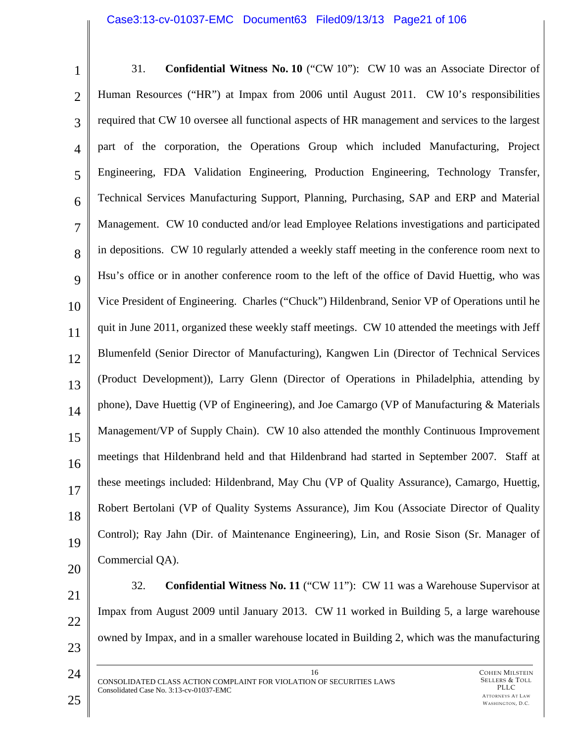31. **Confidential Witness No. 10** ("CW 10"): CW 10 was an Associate Director of Human Resources ("HR") at Impax from 2006 until August 2011. CW 10's responsibilities required that CW 10 oversee all functional aspects of HR management and services to the largest part of the corporation, the Operations Group which included Manufacturing, Project Engineering, FDA Validation Engineering, Production Engineering, Technology Transfer, Technical Services Manufacturing Support, Planning, Purchasing, SAP and ERP and Material Management. CW 10 conducted and/or lead Employee Relations investigations and participated in depositions. CW 10 regularly attended a weekly staff meeting in the conference room next to Hsu's office or in another conference room to the left of the office of David Huettig, who was Vice President of Engineering. Charles ("Chuck") Hildenbrand, Senior VP of Operations until he quit in June 2011, organized these weekly staff meetings. CW 10 attended the meetings with Jeff Blumenfeld (Senior Director of Manufacturing), Kangwen Lin (Director of Technical Services (Product Development)), Larry Glenn (Director of Operations in Philadelphia, attending by phone), Dave Huettig (VP of Engineering), and Joe Camargo (VP of Manufacturing & Materials Management/VP of Supply Chain). CW 10 also attended the monthly Continuous Improvement meetings that Hildenbrand held and that Hildenbrand had started in September 2007. Staff at these meetings included: Hildenbrand, May Chu (VP of Quality Assurance), Camargo, Huettig, Robert Bertolani (VP of Quality Systems Assurance), Jim Kou (Associate Director of Quality Control); Ray Jahn (Dir. of Maintenance Engineering), Lin, and Rosie Sison (Sr. Manager of Commercial QA).

32. **Confidential Witness No. 11** ("CW 11"): CW 11 was a Warehouse Supervisor at Impax from August 2009 until January 2013. CW 11 worked in Building 5, a large warehouse owned by Impax, and in a smaller warehouse located in Building 2, which was the manufacturing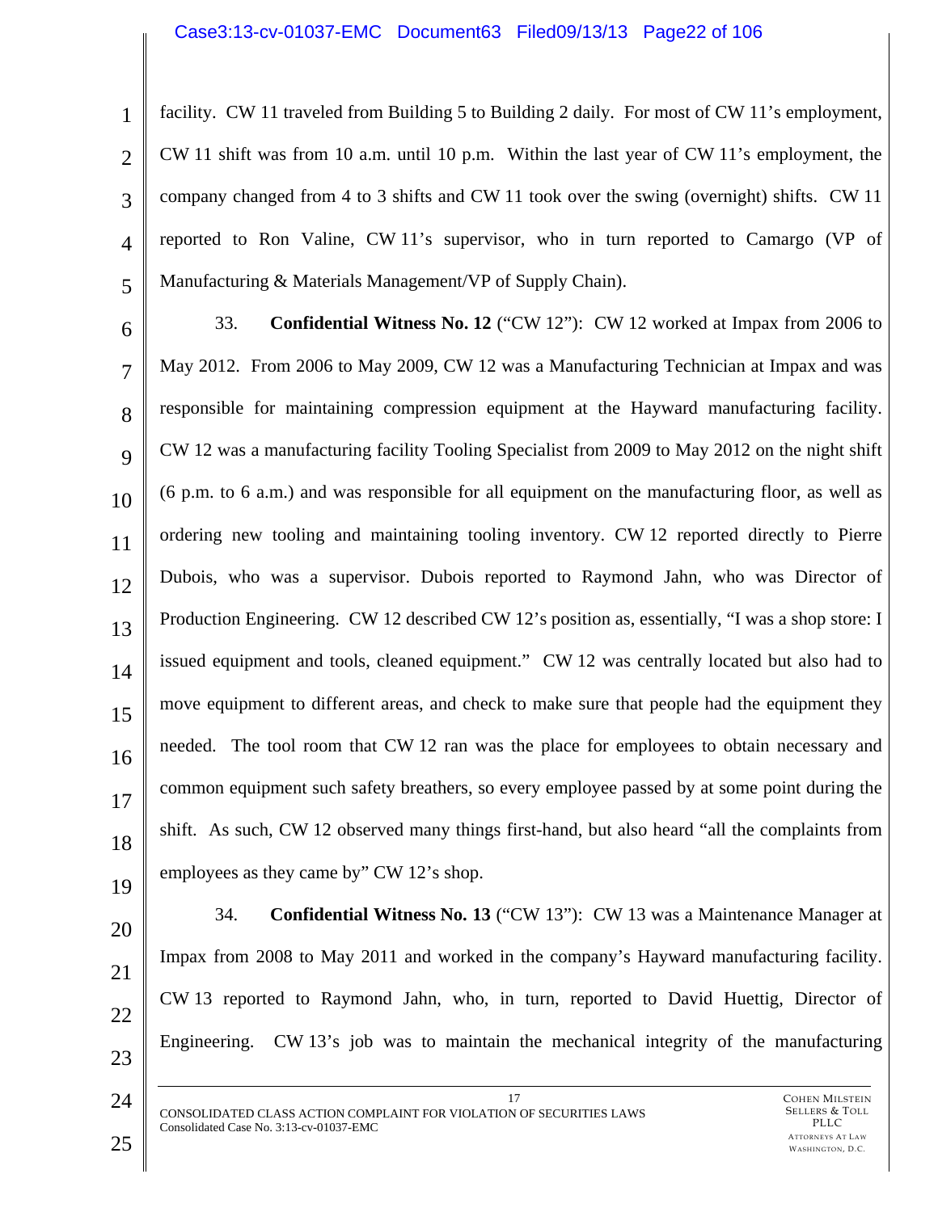facility. CW 11 traveled from Building 5 to Building 2 daily. For most of CW 11's employment, CW 11 shift was from 10 a.m. until 10 p.m. Within the last year of CW 11's employment, the company changed from 4 to 3 shifts and CW 11 took over the swing (overnight) shifts. CW 11 reported to Ron Valine, CW 11's supervisor, who in turn reported to Camargo (VP of Manufacturing & Materials Management/VP of Supply Chain).

33. **Confidential Witness No. 12** ("CW 12"): CW 12 worked at Impax from 2006 to May 2012. From 2006 to May 2009, CW 12 was a Manufacturing Technician at Impax and was responsible for maintaining compression equipment at the Hayward manufacturing facility. CW 12 was a manufacturing facility Tooling Specialist from 2009 to May 2012 on the night shift (6 p.m. to 6 a.m.) and was responsible for all equipment on the manufacturing floor, as well as ordering new tooling and maintaining tooling inventory. CW 12 reported directly to Pierre Dubois, who was a supervisor. Dubois reported to Raymond Jahn, who was Director of Production Engineering. CW 12 described CW 12's position as, essentially, "I was a shop store: I issued equipment and tools, cleaned equipment." CW 12 was centrally located but also had to move equipment to different areas, and check to make sure that people had the equipment they needed. The tool room that CW 12 ran was the place for employees to obtain necessary and common equipment such safety breathers, so every employee passed by at some point during the shift. As such, CW 12 observed many things first-hand, but also heard "all the complaints from employees as they came by" CW 12's shop.

34. **Confidential Witness No. 13** ("CW 13"): CW 13 was a Maintenance Manager at Impax from 2008 to May 2011 and worked in the company's Hayward manufacturing facility. CW 13 reported to Raymond Jahn, who, in turn, reported to David Huettig, Director of Engineering. CW 13's job was to maintain the mechanical integrity of the manufacturing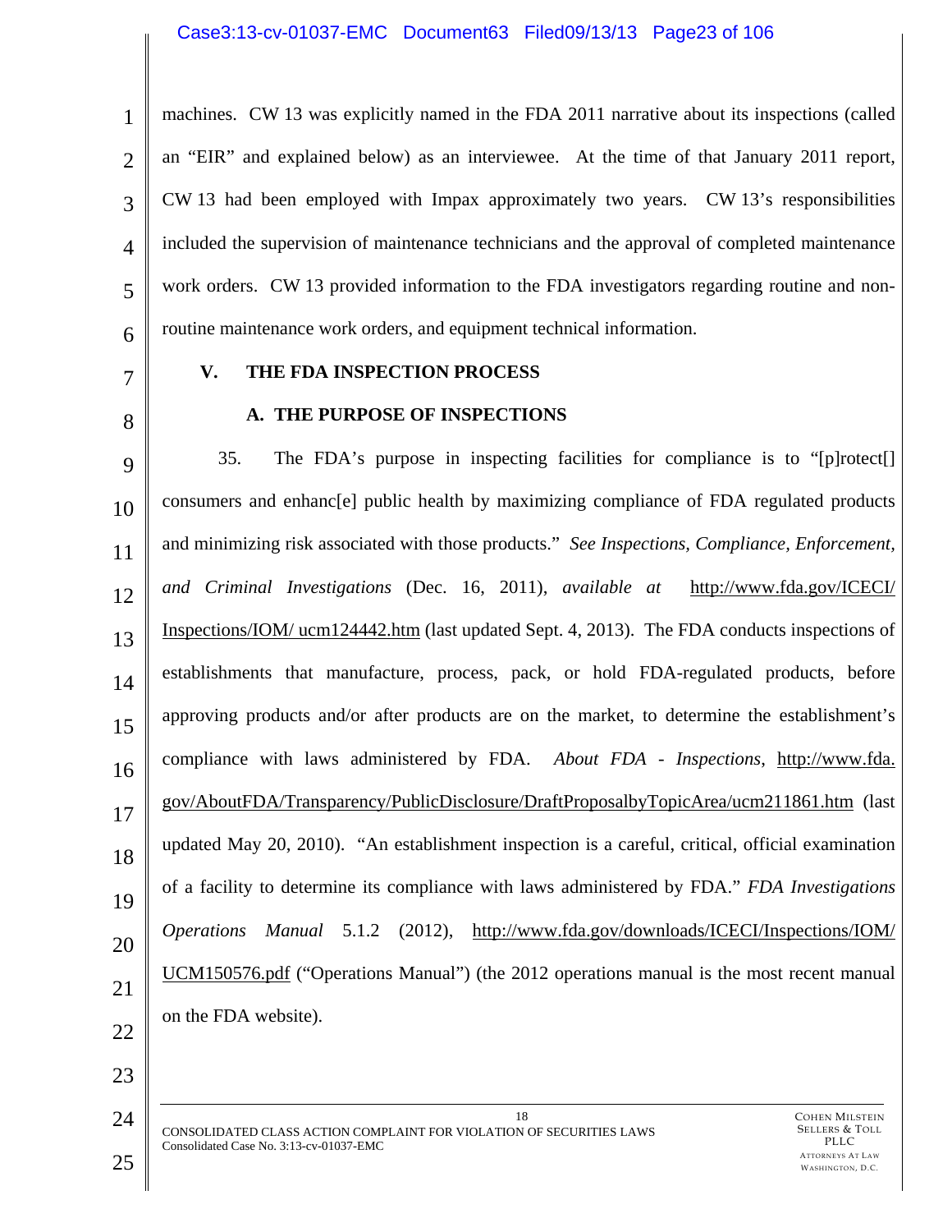machines. CW 13 was explicitly named in the FDA 2011 narrative about its inspections (called an "EIR" and explained below) as an interviewee. At the time of that January 2011 report, CW 13 had been employed with Impax approximately two years. CW 13's responsibilities included the supervision of maintenance technicians and the approval of completed maintenance work orders. CW 13 provided information to the FDA investigators regarding routine and non-routine maintenance work orders, and equipment technical information.

## V. THE FDA INSPECTION PROCESS

### A. THE PURPOSE OF INSPECTIONS

35. The FDA's purpose in inspecting facilities for compliance is to "[p]rotect[] consumers and enhanc[e] public health by maximizing compliance of FDA regulated products and minimizing risk associated with those products." *See Inspections, Compliance, Enforcement, and Criminal Investigations* (Dec. 16, 2011), *available at* http://www.fda.gov/ICECI/Inspections/IOM/ ucm124442.htm (last updated Sept. 4, 2013). The FDA conducts inspections of establishments that manufacture, process, pack, or hold FDA-regulated products, before approving products and/or after products are on the market, to determine the establishment's compliance with laws administered by FDA. *About FDA - Inspections*, http://www.fda.gov/AboutFDA/Transparency/PublicDisclosure/DraftProposalbyTopicArea/ucm211861.htm (last updated May 20, 2010). "An establishment inspection is a careful, critical, official examination of a facility to determine its compliance with laws administered by FDA." *FDA Investigations Operations Manual* 5.1.2 (2012), http://www.fda.gov/downloads/ICECI/Inspections/IOM/UCM150576.pdf ("Operations Manual") (the 2012 operations manual is the most recent manual on the FDA website).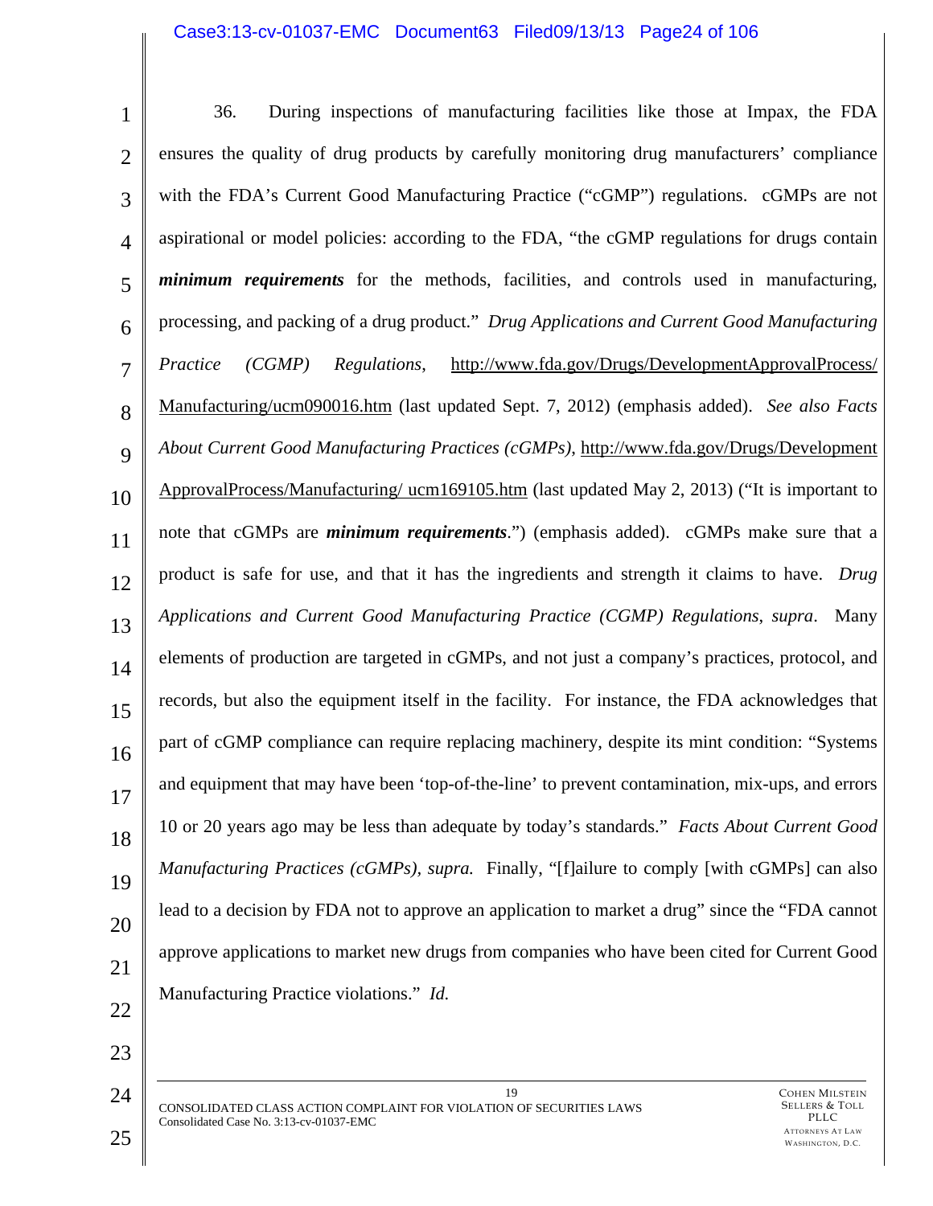36. During inspections of manufacturing facilities like those at Impax, the FDA ensures the quality of drug products by carefully monitoring drug manufacturers' compliance with the FDA's Current Good Manufacturing Practice ("cGMP") regulations. cGMPs are not aspirational or model policies: according to the FDA, "the cGMP regulations for drugs contain ***minimum requirements*** for the methods, facilities, and controls used in manufacturing, processing, and packing of a drug product." *Drug Applications and Current Good Manufacturing Practice (CGMP) Regulations*, http://www.fda.gov/Drugs/DevelopmentApprovalProcess/Manufacturing/ucm090016.htm (last updated Sept. 7, 2012) (emphasis added). *See also Facts About Current Good Manufacturing Practices (cGMPs)*, http://www.fda.gov/Drugs/Development ApprovalProcess/Manufacturing/ ucm169105.htm (last updated May 2, 2013) ("It is important to note that cGMPs are ***minimum requirements***.") (emphasis added). cGMPs make sure that a product is safe for use, and that it has the ingredients and strength it claims to have. *Drug Applications and Current Good Manufacturing Practice (CGMP) Regulations*, *supra*. Many elements of production are targeted in cGMPs, and not just a company's practices, protocol, and records, but also the equipment itself in the facility. For instance, the FDA acknowledges that part of cGMP compliance can require replacing machinery, despite its mint condition: "Systems and equipment that may have been 'top-of-the-line' to prevent contamination, mix-ups, and errors 10 or 20 years ago may be less than adequate by today's standards." *Facts About Current Good Manufacturing Practices (cGMPs), supra.* Finally, "[f]ailure to comply [with cGMPs] can also lead to a decision by FDA not to approve an application to market a drug" since the "FDA cannot approve applications to market new drugs from companies who have been cited for Current Good Manufacturing Practice violations." *Id.*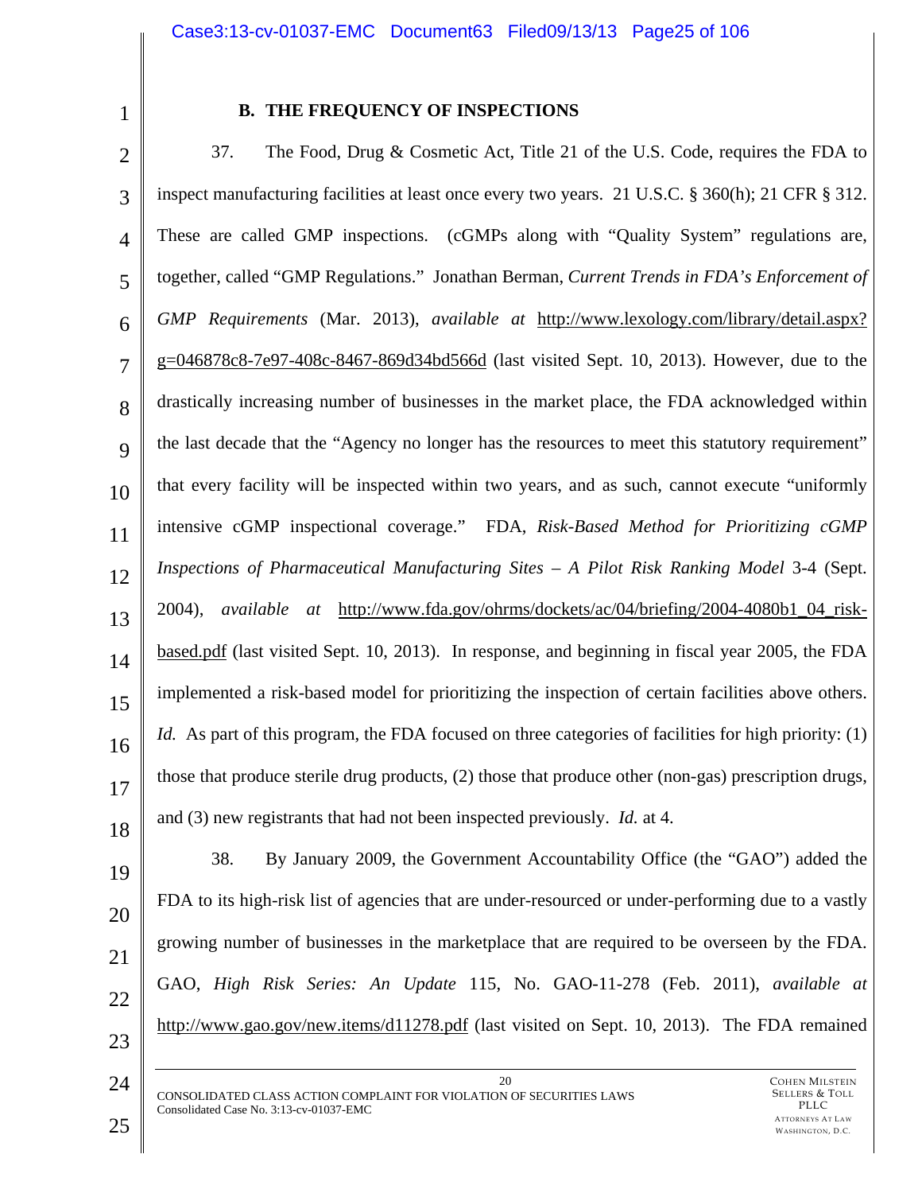**B. THE FREQUENCY OF INSPECTIONS**

37. The Food, Drug & Cosmetic Act, Title 21 of the U.S. Code, requires the FDA to inspect manufacturing facilities at least once every two years. 21 U.S.C. § 360(h); 21 CFR § 312. These are called GMP inspections. (cGMPs along with "Quality System" regulations are, together, called "GMP Regulations." Jonathan Berman, *Current Trends in FDA's Enforcement of GMP Requirements* (Mar. 2013), *available at* http://www.lexology.com/library/detail.aspx?g=046878c8-7e97-408c-8467-869d34bd566d (last visited Sept. 10, 2013). However, due to the drastically increasing number of businesses in the market place, the FDA acknowledged within the last decade that the "Agency no longer has the resources to meet this statutory requirement" that every facility will be inspected within two years, and as such, cannot execute "uniformly intensive cGMP inspectional coverage." FDA, *Risk-Based Method for Prioritizing cGMP Inspections of Pharmaceutical Manufacturing Sites – A Pilot Risk Ranking Model* 3-4 (Sept. 2004), *available at* http://www.fda.gov/ohrms/dockets/ac/04/briefing/2004-4080b1_04_risk-based.pdf (last visited Sept. 10, 2013). In response, and beginning in fiscal year 2005, the FDA implemented a risk-based model for prioritizing the inspection of certain facilities above others. *Id.* As part of this program, the FDA focused on three categories of facilities for high priority: (1) those that produce sterile drug products, (2) those that produce other (non-gas) prescription drugs, and (3) new registrants that had not been inspected previously. *Id.* at 4.

38. By January 2009, the Government Accountability Office (the "GAO") added the FDA to its high-risk list of agencies that are under-resourced or under-performing due to a vastly growing number of businesses in the marketplace that are required to be overseen by the FDA. GAO, *High Risk Series: An Update* 115, No. GAO-11-278 (Feb. 2011), *available at* http://www.gao.gov/new.items/d11278.pdf (last visited on Sept. 10, 2013). The FDA remained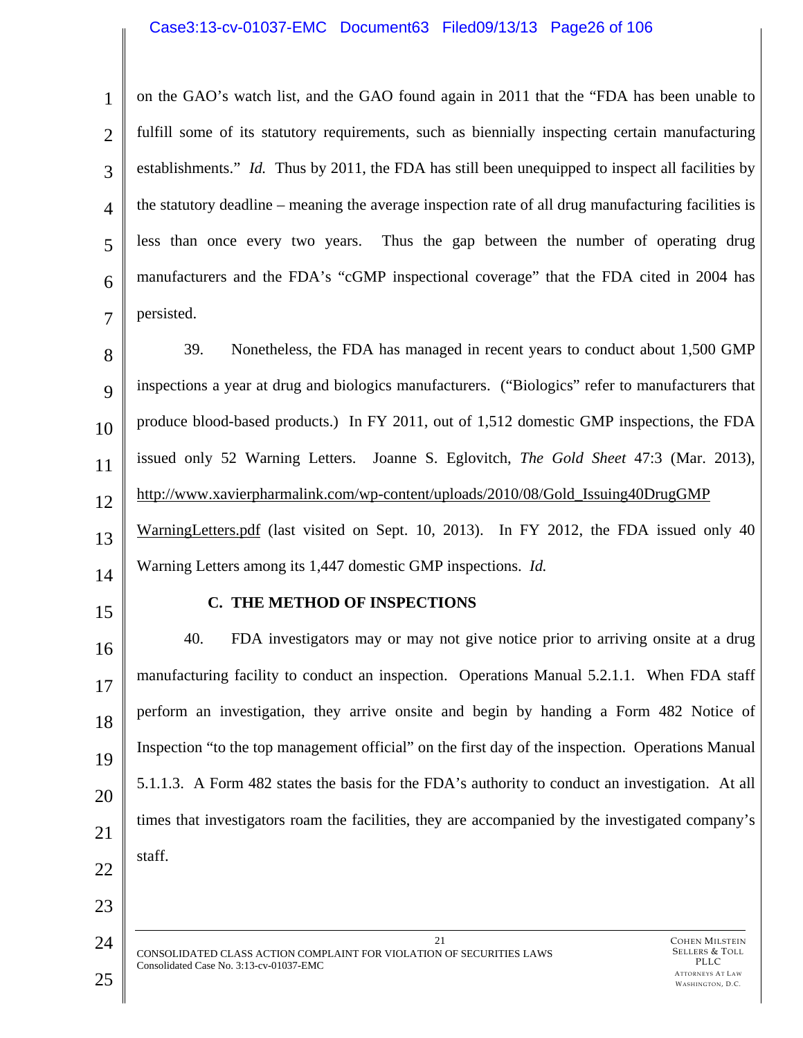on the GAO's watch list, and the GAO found again in 2011 that the "FDA has been unable to fulfill some of its statutory requirements, such as biennially inspecting certain manufacturing establishments." *Id.* Thus by 2011, the FDA has still been unequipped to inspect all facilities by the statutory deadline – meaning the average inspection rate of all drug manufacturing facilities is less than once every two years. Thus the gap between the number of operating drug manufacturers and the FDA's "cGMP inspectional coverage" that the FDA cited in 2004 has persisted.

39. Nonetheless, the FDA has managed in recent years to conduct about 1,500 GMP inspections a year at drug and biologics manufacturers. ("Biologics" refer to manufacturers that produce blood-based products.) In FY 2011, out of 1,512 domestic GMP inspections, the FDA issued only 52 Warning Letters. Joanne S. Eglovitch, *The Gold Sheet* 47:3 (Mar. 2013), http://www.xavierpharmalink.com/wp-content/uploads/2010/08/Gold_Issuing40DrugGMPWarningLetters.pdf (last visited on Sept. 10, 2013). In FY 2012, the FDA issued only 40 Warning Letters among its 1,447 domestic GMP inspections. *Id.*

### C. THE METHOD OF INSPECTIONS

40. FDA investigators may or may not give notice prior to arriving onsite at a drug manufacturing facility to conduct an inspection. Operations Manual 5.2.1.1. When FDA staff perform an investigation, they arrive onsite and begin by handing a Form 482 Notice of Inspection "to the top management official" on the first day of the inspection. Operations Manual 5.1.1.3. A Form 482 states the basis for the FDA's authority to conduct an investigation. At all times that investigators roam the facilities, they are accompanied by the investigated company's staff.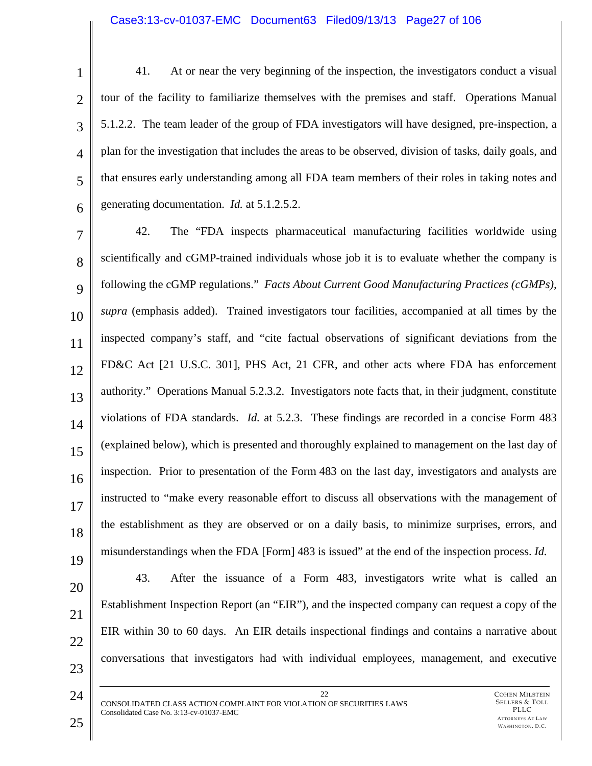41. At or near the very beginning of the inspection, the investigators conduct a visual tour of the facility to familiarize themselves with the premises and staff. Operations Manual 5.1.2.2. The team leader of the group of FDA investigators will have designed, pre-inspection, a plan for the investigation that includes the areas to be observed, division of tasks, daily goals, and that ensures early understanding among all FDA team members of their roles in taking notes and generating documentation. *Id.* at 5.1.2.5.2.

42. The "FDA inspects pharmaceutical manufacturing facilities worldwide using scientifically and cGMP-trained individuals whose job it is to evaluate whether the company is following the cGMP regulations." *Facts About Current Good Manufacturing Practices (cGMPs), supra* (emphasis added). Trained investigators tour facilities, accompanied at all times by the inspected company's staff, and "cite factual observations of significant deviations from the FD&C Act [21 U.S.C. 301], PHS Act, 21 CFR, and other acts where FDA has enforcement authority." Operations Manual 5.2.3.2. Investigators note facts that, in their judgment, constitute violations of FDA standards. *Id.* at 5.2.3. These findings are recorded in a concise Form 483 (explained below), which is presented and thoroughly explained to management on the last day of inspection. Prior to presentation of the Form 483 on the last day, investigators and analysts are instructed to "make every reasonable effort to discuss all observations with the management of the establishment as they are observed or on a daily basis, to minimize surprises, errors, and misunderstandings when the FDA [Form] 483 is issued" at the end of the inspection process. *Id.*

43. After the issuance of a Form 483, investigators write what is called an Establishment Inspection Report (an "EIR"), and the inspected company can request a copy of the EIR within 30 to 60 days. An EIR details inspectional findings and contains a narrative about conversations that investigators had with individual employees, management, and executive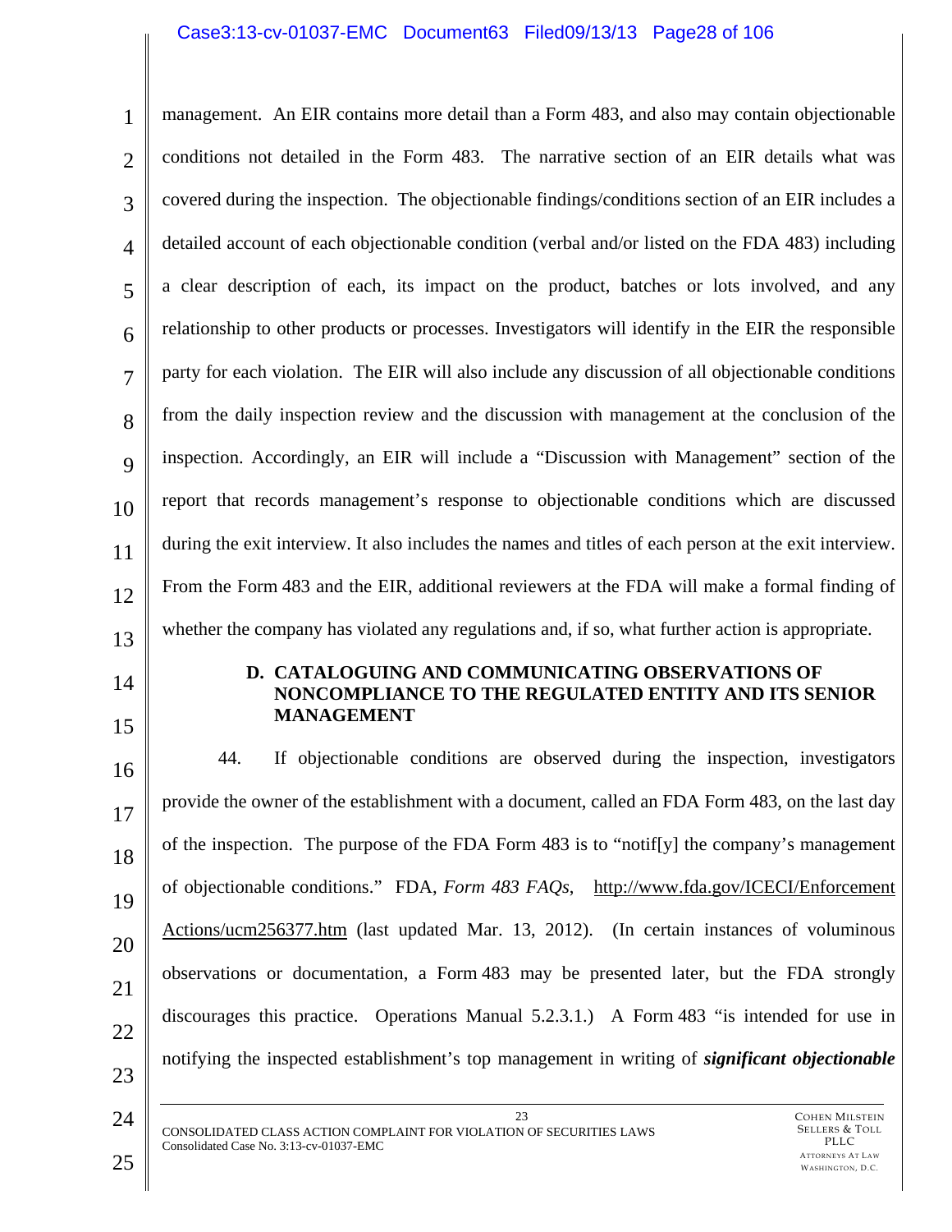management. An EIR contains more detail than a Form 483, and also may contain objectionable conditions not detailed in the Form 483. The narrative section of an EIR details what was covered during the inspection. The objectionable findings/conditions section of an EIR includes a detailed account of each objectionable condition (verbal and/or listed on the FDA 483) including a clear description of each, its impact on the product, batches or lots involved, and any relationship to other products or processes. Investigators will identify in the EIR the responsible party for each violation. The EIR will also include any discussion of all objectionable conditions from the daily inspection review and the discussion with management at the conclusion of the inspection. Accordingly, an EIR will include a "Discussion with Management" section of the report that records management's response to objectionable conditions which are discussed during the exit interview. It also includes the names and titles of each person at the exit interview. From the Form 483 and the EIR, additional reviewers at the FDA will make a formal finding of whether the company has violated any regulations and, if so, what further action is appropriate.

### D. CATALOGUING AND COMMUNICATING OBSERVATIONS OF NONCOMPLIANCE TO THE REGULATED ENTITY AND ITS SENIOR MANAGEMENT

44. If objectionable conditions are observed during the inspection, investigators provide the owner of the establishment with a document, called an FDA Form 483, on the last day of the inspection. The purpose of the FDA Form 483 is to "notif[y] the company's management of objectionable conditions." FDA, *Form 483 FAQs*, http://www.fda.gov/ICECI/EnforcementActions/ucm256377.htm (last updated Mar. 13, 2012). (In certain instances of voluminous observations or documentation, a Form 483 may be presented later, but the FDA strongly discourages this practice. Operations Manual 5.2.3.1.) A Form 483 "is intended for use in notifying the inspected establishment's top management in writing of ***significant objectionable***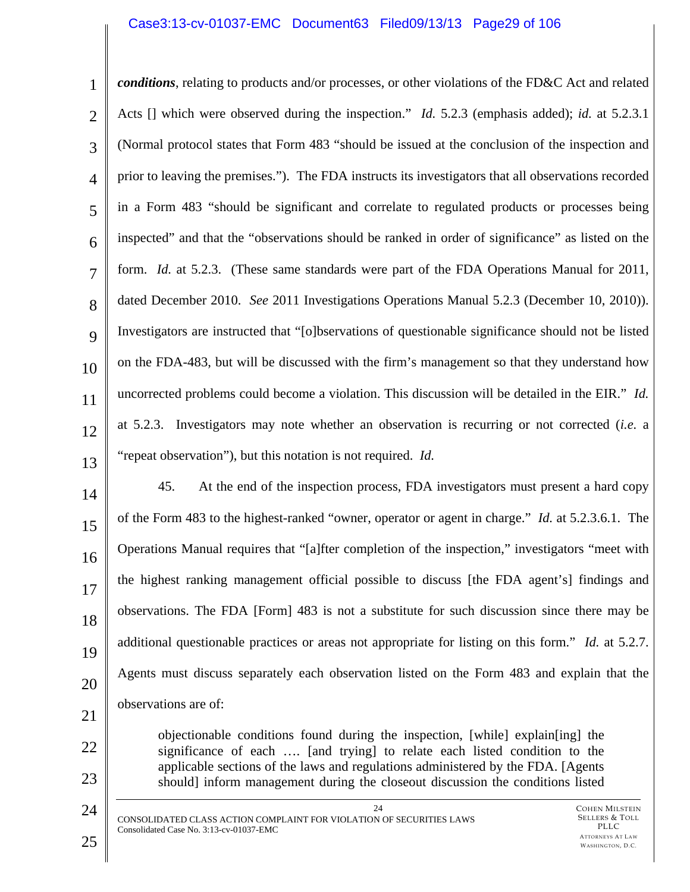***conditions***, relating to products and/or processes, or other violations of the FD&C Act and related Acts [] which were observed during the inspection." *Id.* 5.2.3 (emphasis added); *id.* at 5.2.3.1 (Normal protocol states that Form 483 "should be issued at the conclusion of the inspection and prior to leaving the premises."). The FDA instructs its investigators that all observations recorded in a Form 483 "should be significant and correlate to regulated products or processes being inspected" and that the "observations should be ranked in order of significance" as listed on the form. *Id.* at 5.2.3. (These same standards were part of the FDA Operations Manual for 2011, dated December 2010. *See* 2011 Investigations Operations Manual 5.2.3 (December 10, 2010)). Investigators are instructed that "[o]bservations of questionable significance should not be listed on the FDA-483, but will be discussed with the firm's management so that they understand how uncorrected problems could become a violation. This discussion will be detailed in the EIR." *Id.* at 5.2.3. Investigators may note whether an observation is recurring or not corrected (*i.e.* a "repeat observation"), but this notation is not required. *Id.*

45. At the end of the inspection process, FDA investigators must present a hard copy of the Form 483 to the highest-ranked "owner, operator or agent in charge." *Id.* at 5.2.3.6.1. The Operations Manual requires that "[a]fter completion of the inspection," investigators "meet with the highest ranking management official possible to discuss [the FDA agent's] findings and observations. The FDA [Form] 483 is not a substitute for such discussion since there may be additional questionable practices or areas not appropriate for listing on this form." *Id.* at 5.2.7. Agents must discuss separately each observation listed on the Form 483 and explain that the observations are of:

> objectionable conditions found during the inspection, [while] explain[ing] the significance of each …. [and trying] to relate each listed condition to the applicable sections of the laws and regulations administered by the FDA. [Agents should] inform management during the closeout discussion the conditions listed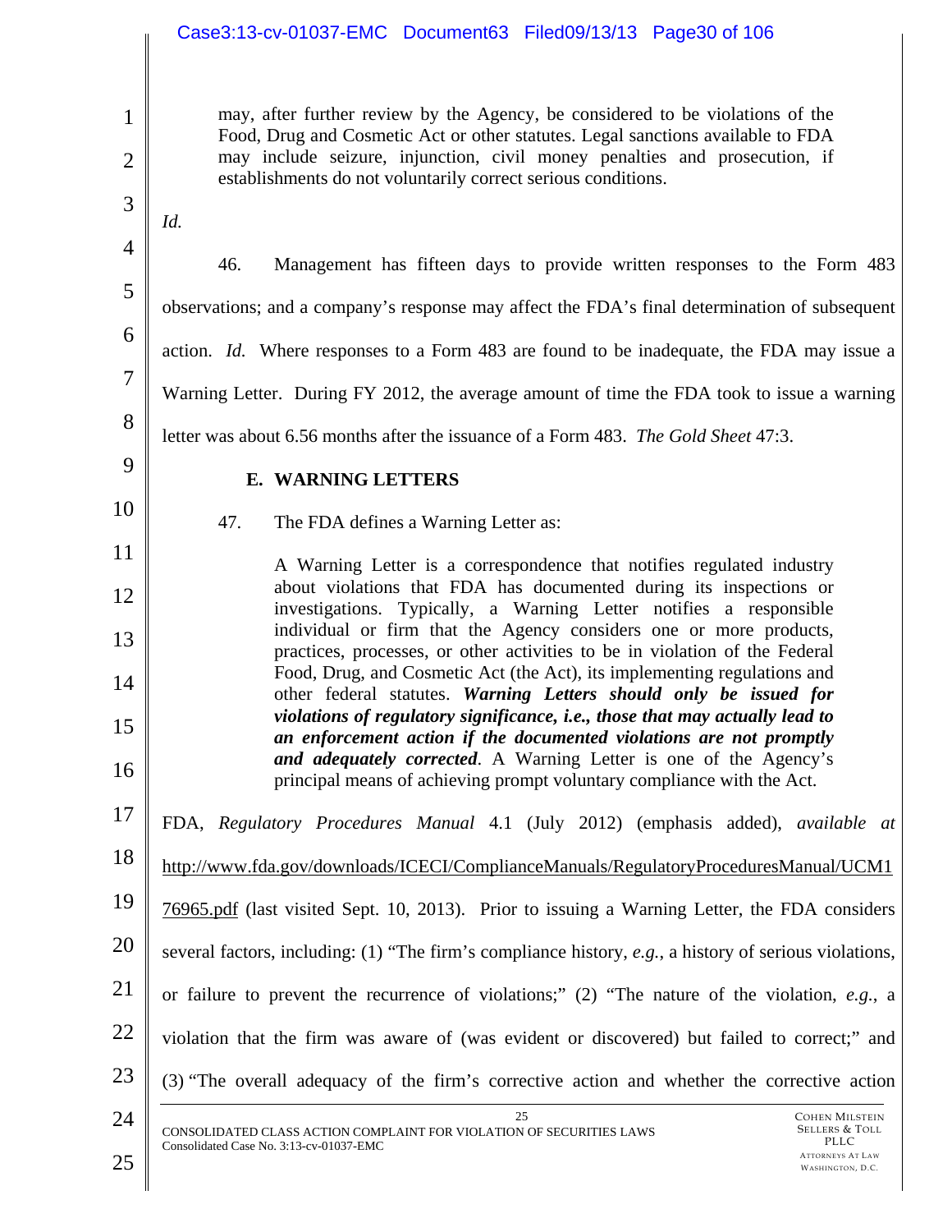> may, after further review by the Agency, be considered to be violations of the Food, Drug and Cosmetic Act or other statutes. Legal sanctions available to FDA may include seizure, injunction, civil money penalties and prosecution, if establishments do not voluntarily correct serious conditions.

*Id.*

46. Management has fifteen days to provide written responses to the Form 483 observations; and a company's response may affect the FDA's final determination of subsequent action. *Id.* Where responses to a Form 483 are found to be inadequate, the FDA may issue a Warning Letter. During FY 2012, the average amount of time the FDA took to issue a warning letter was about 6.56 months after the issuance of a Form 483. *The Gold Sheet* 47:3.

### E. WARNING LETTERS

47. The FDA defines a Warning Letter as:

> A Warning Letter is a correspondence that notifies regulated industry about violations that FDA has documented during its inspections or investigations. Typically, a Warning Letter notifies a responsible individual or firm that the Agency considers one or more products, practices, processes, or other activities to be in violation of the Federal Food, Drug, and Cosmetic Act (the Act), its implementing regulations and other federal statutes. ***Warning Letters should only be issued for violations of regulatory significance, i.e., those that may actually lead to an enforcement action if the documented violations are not promptly and adequately corrected***. A Warning Letter is one of the Agency's principal means of achieving prompt voluntary compliance with the Act.

FDA, *Regulatory Procedures Manual* 4.1 (July 2012) (emphasis added), *available at* http://www.fda.gov/downloads/ICECI/ComplianceManuals/RegulatoryProceduresManual/UCM176965.pdf (last visited Sept. 10, 2013). Prior to issuing a Warning Letter, the FDA considers several factors, including: (1) "The firm's compliance history, *e.g.*, a history of serious violations, or failure to prevent the recurrence of violations;" (2) "The nature of the violation, *e.g.*, a violation that the firm was aware of (was evident or discovered) but failed to correct;" and (3) "The overall adequacy of the firm's corrective action and whether the corrective action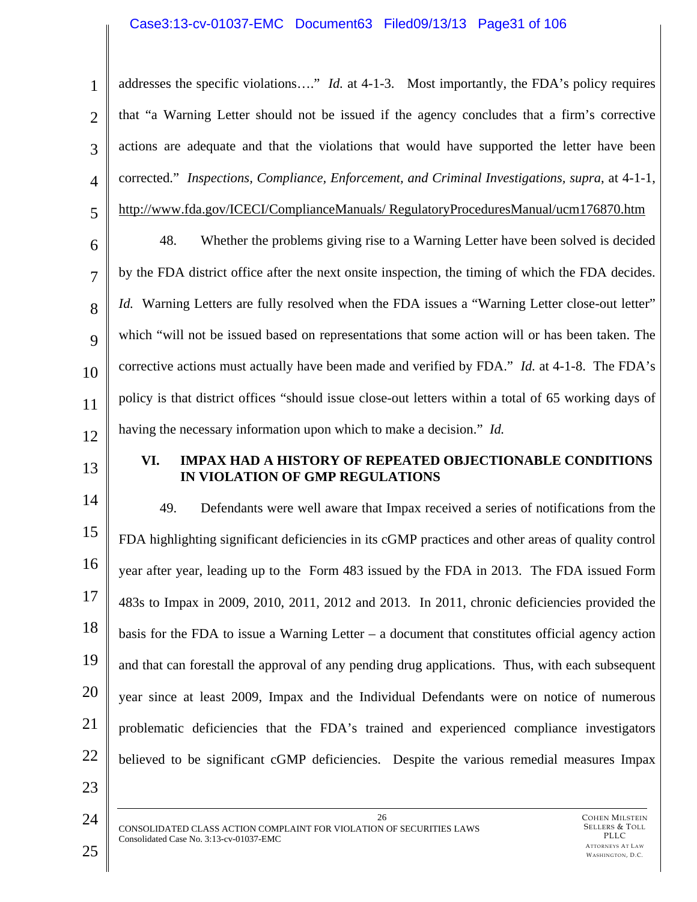addresses the specific violations…." *Id.* at 4-1-3. Most importantly, the FDA's policy requires that "a Warning Letter should not be issued if the agency concludes that a firm's corrective actions are adequate and that the violations that would have supported the letter have been corrected." *Inspections, Compliance, Enforcement, and Criminal Investigations*, *supra*, at 4-1-1, http://www.fda.gov/ICECI/ComplianceManuals/ RegulatoryProceduresManual/ucm176870.htm

48. Whether the problems giving rise to a Warning Letter have been solved is decided by the FDA district office after the next onsite inspection, the timing of which the FDA decides. *Id.* Warning Letters are fully resolved when the FDA issues a "Warning Letter close-out letter" which "will not be issued based on representations that some action will or has been taken. The corrective actions must actually have been made and verified by FDA." *Id.* at 4-1-8. The FDA's policy is that district offices "should issue close-out letters within a total of 65 working days of having the necessary information upon which to make a decision." *Id.*

## VI. IMPAX HAD A HISTORY OF REPEATED OBJECTIONABLE CONDITIONS IN VIOLATION OF GMP REGULATIONS

49. Defendants were well aware that Impax received a series of notifications from the FDA highlighting significant deficiencies in its cGMP practices and other areas of quality control year after year, leading up to the Form 483 issued by the FDA in 2013. The FDA issued Form 483s to Impax in 2009, 2010, 2011, 2012 and 2013. In 2011, chronic deficiencies provided the basis for the FDA to issue a Warning Letter – a document that constitutes official agency action and that can forestall the approval of any pending drug applications. Thus, with each subsequent year since at least 2009, Impax and the Individual Defendants were on notice of numerous problematic deficiencies that the FDA's trained and experienced compliance investigators believed to be significant cGMP deficiencies. Despite the various remedial measures Impax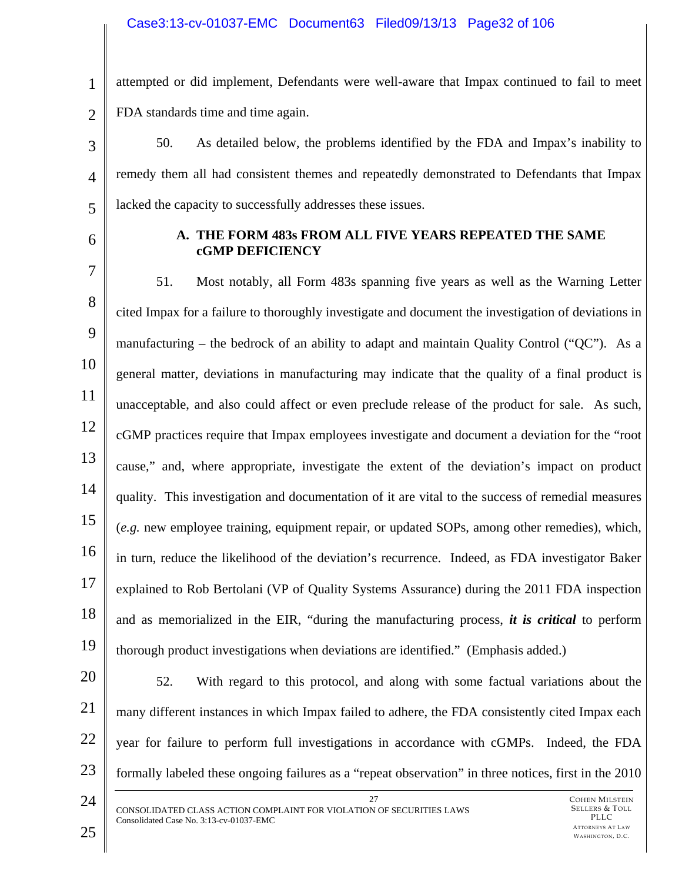attempted or did implement, Defendants were well-aware that Impax continued to fail to meet FDA standards time and time again.

50. As detailed below, the problems identified by the FDA and Impax's inability to remedy them all had consistent themes and repeatedly demonstrated to Defendants that Impax lacked the capacity to successfully addresses these issues.

### A. THE FORM 483s FROM ALL FIVE YEARS REPEATED THE SAME cGMP DEFICIENCY

51. Most notably, all Form 483s spanning five years as well as the Warning Letter cited Impax for a failure to thoroughly investigate and document the investigation of deviations in manufacturing – the bedrock of an ability to adapt and maintain Quality Control ("QC"). As a general matter, deviations in manufacturing may indicate that the quality of a final product is unacceptable, and also could affect or even preclude release of the product for sale. As such, cGMP practices require that Impax employees investigate and document a deviation for the "root cause," and, where appropriate, investigate the extent of the deviation's impact on product quality. This investigation and documentation of it are vital to the success of remedial measures (*e.g.* new employee training, equipment repair, or updated SOPs, among other remedies), which, in turn, reduce the likelihood of the deviation's recurrence. Indeed, as FDA investigator Baker explained to Rob Bertolani (VP of Quality Systems Assurance) during the 2011 FDA inspection and as memorialized in the EIR, "during the manufacturing process, ***it is critical*** to perform thorough product investigations when deviations are identified." (Emphasis added.)

52. With regard to this protocol, and along with some factual variations about the many different instances in which Impax failed to adhere, the FDA consistently cited Impax each year for failure to perform full investigations in accordance with cGMPs. Indeed, the FDA formally labeled these ongoing failures as a "repeat observation" in three notices, first in the 2010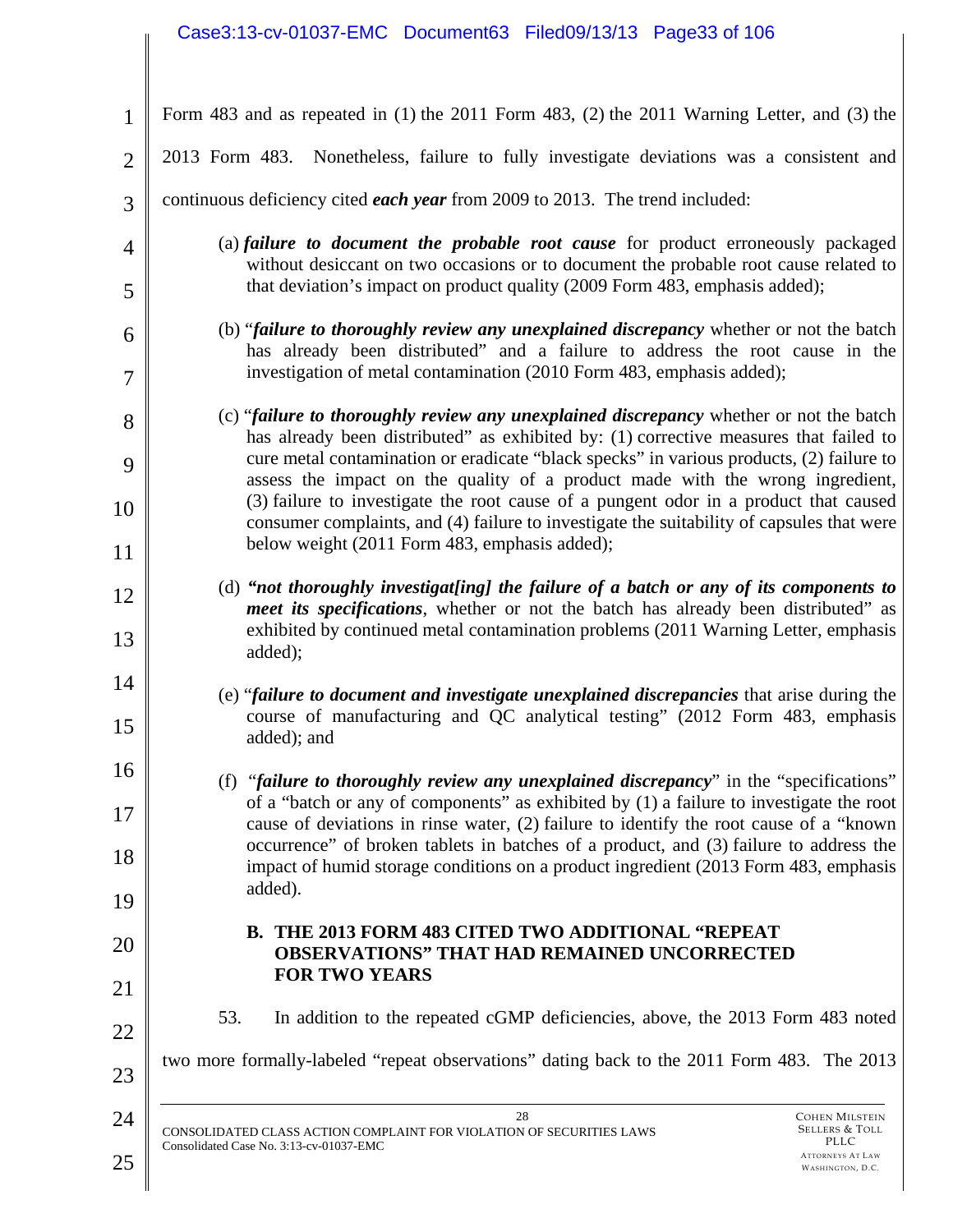Form 483 and as repeated in (1) the 2011 Form 483, (2) the 2011 Warning Letter, and (3) the 2013 Form 483. Nonetheless, failure to fully investigate deviations was a consistent and continuous deficiency cited ***each year*** from 2009 to 2013. The trend included:

> (a) ***failure to document the probable root cause*** for product erroneously packaged without desiccant on two occasions or to document the probable root cause related to that deviation's impact on product quality (2009 Form 483, emphasis added);
>
> (b) "***failure to thoroughly review any unexplained discrepancy*** whether or not the batch has already been distributed" and a failure to address the root cause in the investigation of metal contamination (2010 Form 483, emphasis added);
>
> (c) "***failure to thoroughly review any unexplained discrepancy*** whether or not the batch has already been distributed" as exhibited by: (1) corrective measures that failed to cure metal contamination or eradicate "black specks" in various products, (2) failure to assess the impact on the quality of a product made with the wrong ingredient, (3) failure to investigate the root cause of a pungent odor in a product that caused consumer complaints, and (4) failure to investigate the suitability of capsules that were below weight (2011 Form 483, emphasis added);
>
> (d) ***"not thoroughly investigat[ing] the failure of a batch or any of its components to meet its specifications***, whether or not the batch has already been distributed" as exhibited by continued metal contamination problems (2011 Warning Letter, emphasis added);
>
> (e) "***failure to document and investigate unexplained discrepancies*** that arise during the course of manufacturing and QC analytical testing" (2012 Form 483, emphasis added); and
>
> (f) "***failure to thoroughly review any unexplained discrepancy***" in the "specifications" of a "batch or any of components" as exhibited by (1) a failure to investigate the root cause of deviations in rinse water, (2) failure to identify the root cause of a "known occurrence" of broken tablets in batches of a product, and (3) failure to address the impact of humid storage conditions on a product ingredient (2013 Form 483, emphasis added).

### B. THE 2013 FORM 483 CITED TWO ADDITIONAL "REPEAT OBSERVATIONS" THAT HAD REMAINED UNCORRECTED FOR TWO YEARS

53. In addition to the repeated cGMP deficiencies, above, the 2013 Form 483 noted two more formally-labeled "repeat observations" dating back to the 2011 Form 483. The 2013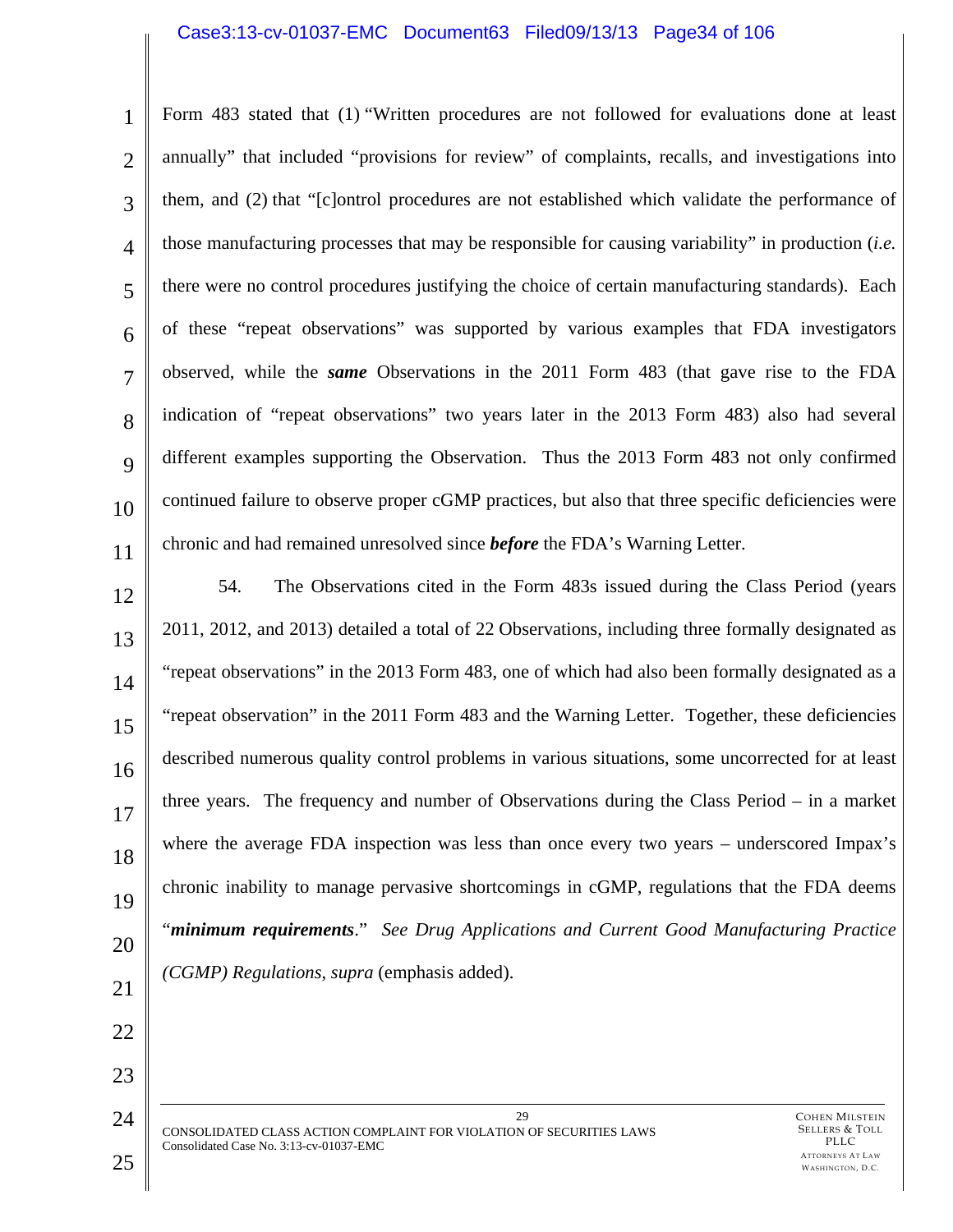Form 483 stated that (1) "Written procedures are not followed for evaluations done at least annually" that included "provisions for review" of complaints, recalls, and investigations into them, and (2) that "[c]ontrol procedures are not established which validate the performance of those manufacturing processes that may be responsible for causing variability" in production (*i.e.* there were no control procedures justifying the choice of certain manufacturing standards). Each of these "repeat observations" was supported by various examples that FDA investigators observed, while the ***same*** Observations in the 2011 Form 483 (that gave rise to the FDA indication of "repeat observations" two years later in the 2013 Form 483) also had several different examples supporting the Observation. Thus the 2013 Form 483 not only confirmed continued failure to observe proper cGMP practices, but also that three specific deficiencies were chronic and had remained unresolved since ***before*** the FDA's Warning Letter.

54. The Observations cited in the Form 483s issued during the Class Period (years 2011, 2012, and 2013) detailed a total of 22 Observations, including three formally designated as "repeat observations" in the 2013 Form 483, one of which had also been formally designated as a "repeat observation" in the 2011 Form 483 and the Warning Letter. Together, these deficiencies described numerous quality control problems in various situations, some uncorrected for at least three years. The frequency and number of Observations during the Class Period – in a market where the average FDA inspection was less than once every two years – underscored Impax's chronic inability to manage pervasive shortcomings in cGMP, regulations that the FDA deems "***minimum requirements***." *See Drug Applications and Current Good Manufacturing Practice (CGMP) Regulations*, *supra* (emphasis added).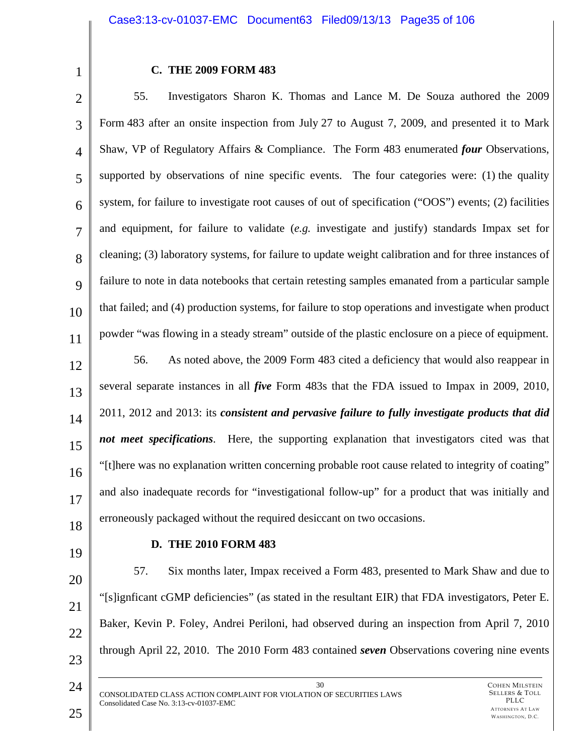### C. THE 2009 FORM 483

55. Investigators Sharon K. Thomas and Lance M. De Souza authored the 2009 Form 483 after an onsite inspection from July 27 to August 7, 2009, and presented it to Mark Shaw, VP of Regulatory Affairs & Compliance. The Form 483 enumerated ***four*** Observations, supported by observations of nine specific events. The four categories were: (1) the quality system, for failure to investigate root causes of out of specification ("OOS") events; (2) facilities and equipment, for failure to validate (*e.g.* investigate and justify) standards Impax set for cleaning; (3) laboratory systems, for failure to update weight calibration and for three instances of failure to note in data notebooks that certain retesting samples emanated from a particular sample that failed; and (4) production systems, for failure to stop operations and investigate when product powder "was flowing in a steady stream" outside of the plastic enclosure on a piece of equipment.

56. As noted above, the 2009 Form 483 cited a deficiency that would also reappear in several separate instances in all ***five*** Form 483s that the FDA issued to Impax in 2009, 2010, 2011, 2012 and 2013: its ***consistent and pervasive failure to fully investigate products that did not meet specifications***. Here, the supporting explanation that investigators cited was that "[t]here was no explanation written concerning probable root cause related to integrity of coating" and also inadequate records for "investigational follow-up" for a product that was initially and erroneously packaged without the required desiccant on two occasions.

### D. THE 2010 FORM 483

57. Six months later, Impax received a Form 483, presented to Mark Shaw and due to "[s]ignficant cGMP deficiencies" (as stated in the resultant EIR) that FDA investigators, Peter E. Baker, Kevin P. Foley, Andrei Periloni, had observed during an inspection from April 7, 2010 through April 22, 2010. The 2010 Form 483 contained ***seven*** Observations covering nine events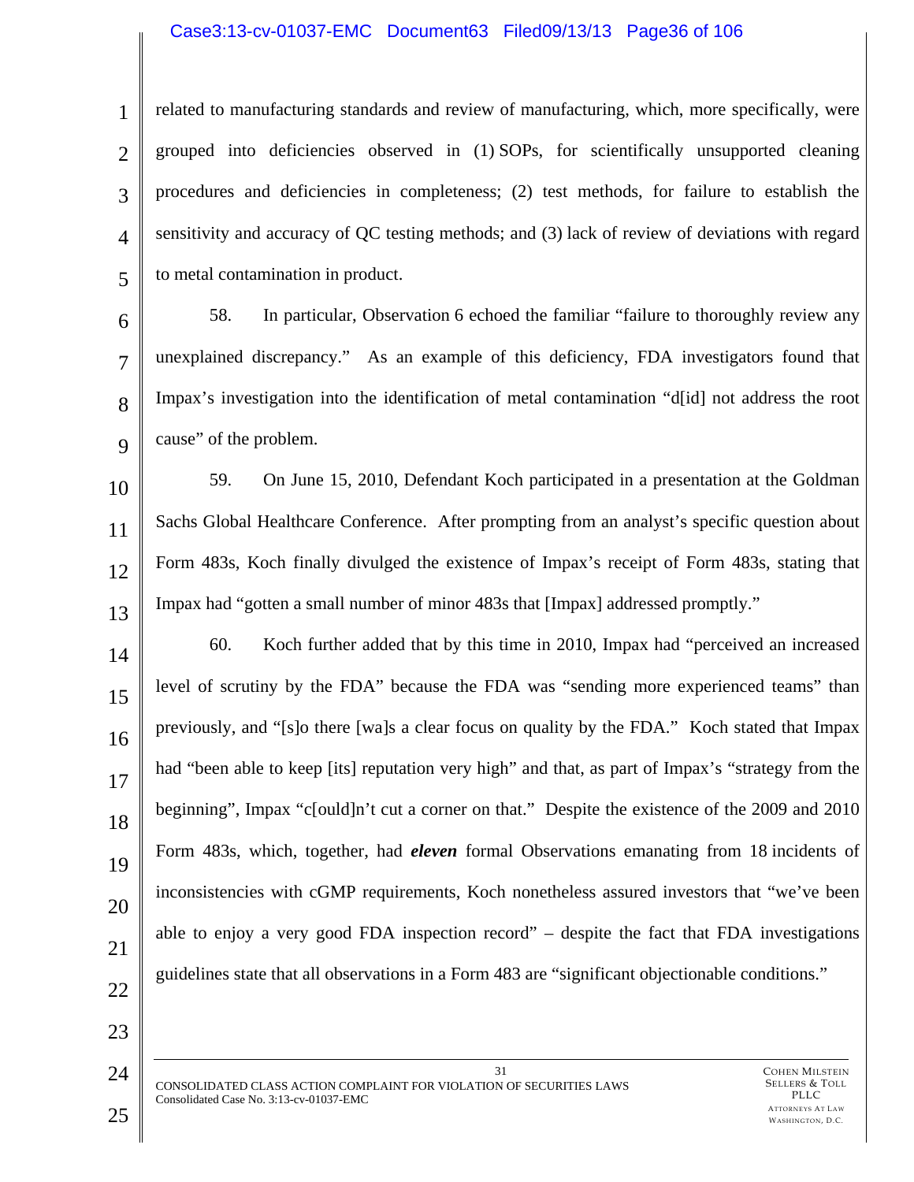related to manufacturing standards and review of manufacturing, which, more specifically, were grouped into deficiencies observed in (1) SOPs, for scientifically unsupported cleaning procedures and deficiencies in completeness; (2) test methods, for failure to establish the sensitivity and accuracy of QC testing methods; and (3) lack of review of deviations with regard to metal contamination in product.

58. In particular, Observation 6 echoed the familiar "failure to thoroughly review any unexplained discrepancy." As an example of this deficiency, FDA investigators found that Impax's investigation into the identification of metal contamination "d[id] not address the root cause" of the problem.

59. On June 15, 2010, Defendant Koch participated in a presentation at the Goldman Sachs Global Healthcare Conference. After prompting from an analyst's specific question about Form 483s, Koch finally divulged the existence of Impax's receipt of Form 483s, stating that Impax had "gotten a small number of minor 483s that [Impax] addressed promptly."

60. Koch further added that by this time in 2010, Impax had "perceived an increased level of scrutiny by the FDA" because the FDA was "sending more experienced teams" than previously, and "[s]o there [wa]s a clear focus on quality by the FDA." Koch stated that Impax had "been able to keep [its] reputation very high" and that, as part of Impax's "strategy from the beginning", Impax "c[ould]n't cut a corner on that." Despite the existence of the 2009 and 2010 Form 483s, which, together, had ***eleven*** formal Observations emanating from 18 incidents of inconsistencies with cGMP requirements, Koch nonetheless assured investors that "we've been able to enjoy a very good FDA inspection record" – despite the fact that FDA investigations guidelines state that all observations in a Form 483 are "significant objectionable conditions."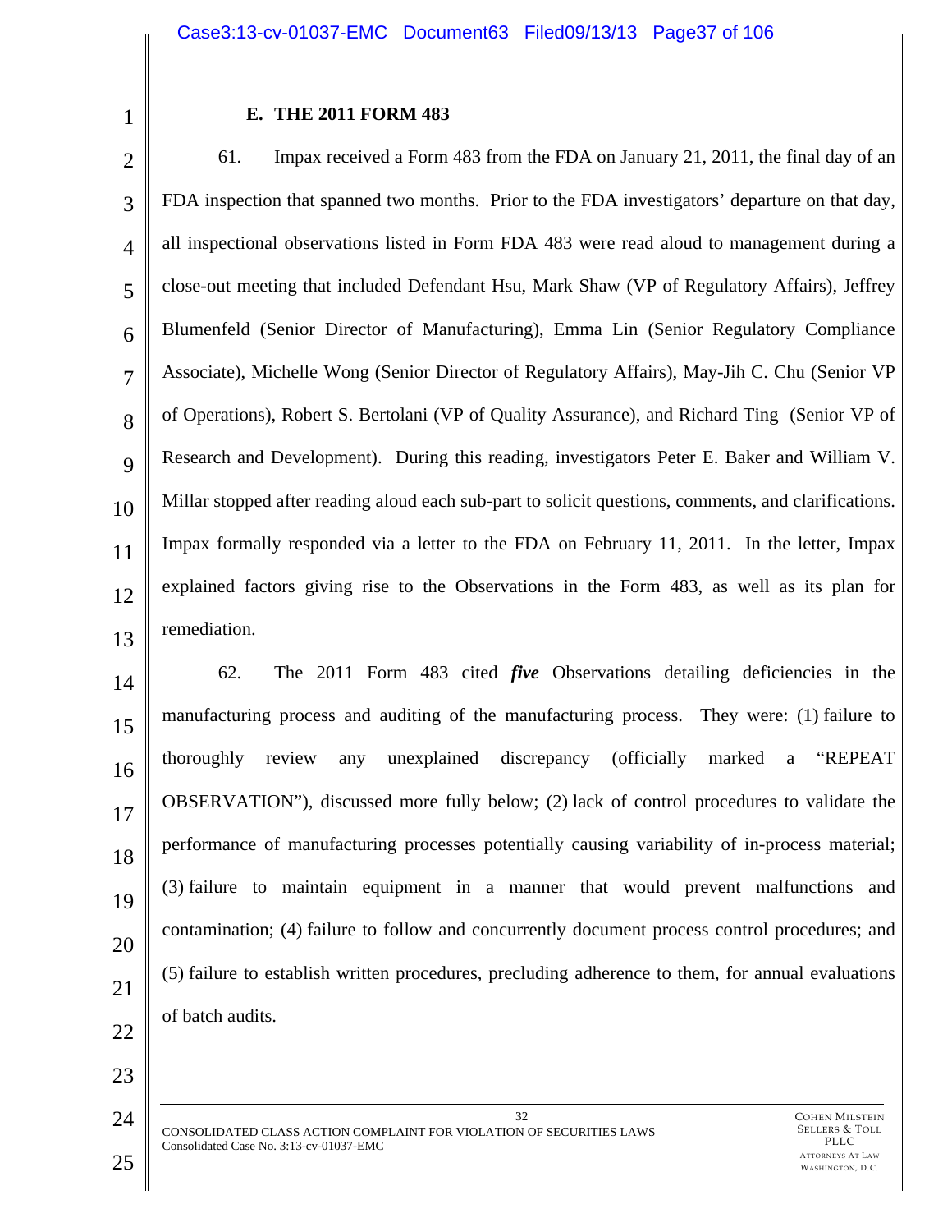### E. THE 2011 FORM 483

61. Impax received a Form 483 from the FDA on January 21, 2011, the final day of an FDA inspection that spanned two months. Prior to the FDA investigators' departure on that day, all inspectional observations listed in Form FDA 483 were read aloud to management during a close-out meeting that included Defendant Hsu, Mark Shaw (VP of Regulatory Affairs), Jeffrey Blumenfeld (Senior Director of Manufacturing), Emma Lin (Senior Regulatory Compliance Associate), Michelle Wong (Senior Director of Regulatory Affairs), May-Jih C. Chu (Senior VP of Operations), Robert S. Bertolani (VP of Quality Assurance), and Richard Ting (Senior VP of Research and Development). During this reading, investigators Peter E. Baker and William V. Millar stopped after reading aloud each sub-part to solicit questions, comments, and clarifications. Impax formally responded via a letter to the FDA on February 11, 2011. In the letter, Impax explained factors giving rise to the Observations in the Form 483, as well as its plan for remediation.

62. The 2011 Form 483 cited ***five*** Observations detailing deficiencies in the manufacturing process and auditing of the manufacturing process. They were: (1) failure to thoroughly review any unexplained discrepancy (officially marked a "REPEAT OBSERVATION"), discussed more fully below; (2) lack of control procedures to validate the performance of manufacturing processes potentially causing variability of in-process material; (3) failure to maintain equipment in a manner that would prevent malfunctions and contamination; (4) failure to follow and concurrently document process control procedures; and (5) failure to establish written procedures, precluding adherence to them, for annual evaluations of batch audits.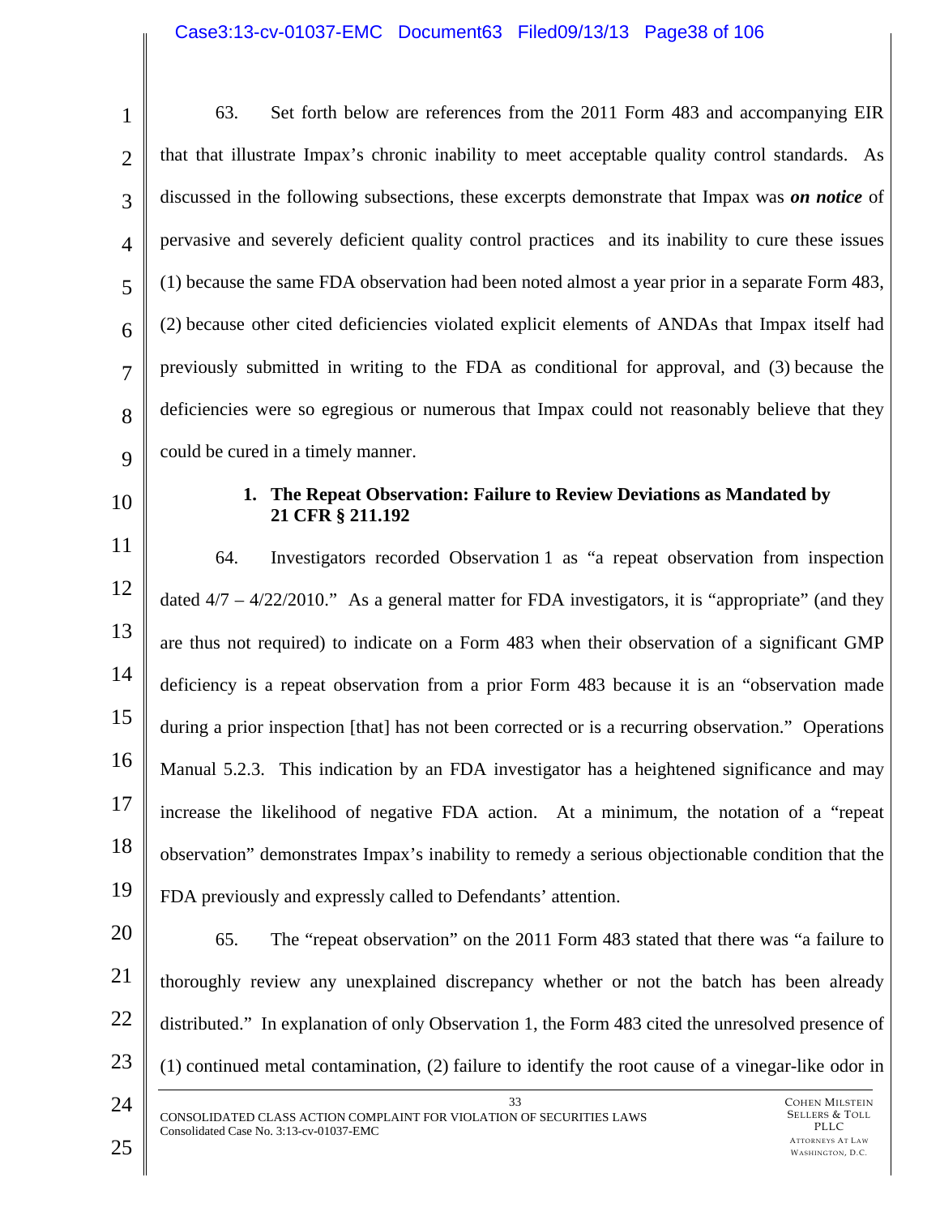63. Set forth below are references from the 2011 Form 483 and accompanying EIR that that illustrate Impax's chronic inability to meet acceptable quality control standards. As discussed in the following subsections, these excerpts demonstrate that Impax was ***on notice*** of pervasive and severely deficient quality control practices and its inability to cure these issues (1) because the same FDA observation had been noted almost a year prior in a separate Form 483, (2) because other cited deficiencies violated explicit elements of ANDAs that Impax itself had previously submitted in writing to the FDA as conditional for approval, and (3) because the deficiencies were so egregious or numerous that Impax could not reasonably believe that they could be cured in a timely manner.

**1. The Repeat Observation: Failure to Review Deviations as Mandated by 21 CFR § 211.192**

64. Investigators recorded Observation 1 as "a repeat observation from inspection dated 4/7 – 4/22/2010." As a general matter for FDA investigators, it is "appropriate" (and they are thus not required) to indicate on a Form 483 when their observation of a significant GMP deficiency is a repeat observation from a prior Form 483 because it is an "observation made during a prior inspection [that] has not been corrected or is a recurring observation." Operations Manual 5.2.3. This indication by an FDA investigator has a heightened significance and may increase the likelihood of negative FDA action. At a minimum, the notation of a "repeat observation" demonstrates Impax's inability to remedy a serious objectionable condition that the FDA previously and expressly called to Defendants' attention.

65. The "repeat observation" on the 2011 Form 483 stated that there was "a failure to thoroughly review any unexplained discrepancy whether or not the batch has been already distributed." In explanation of only Observation 1, the Form 483 cited the unresolved presence of (1) continued metal contamination, (2) failure to identify the root cause of a vinegar-like odor in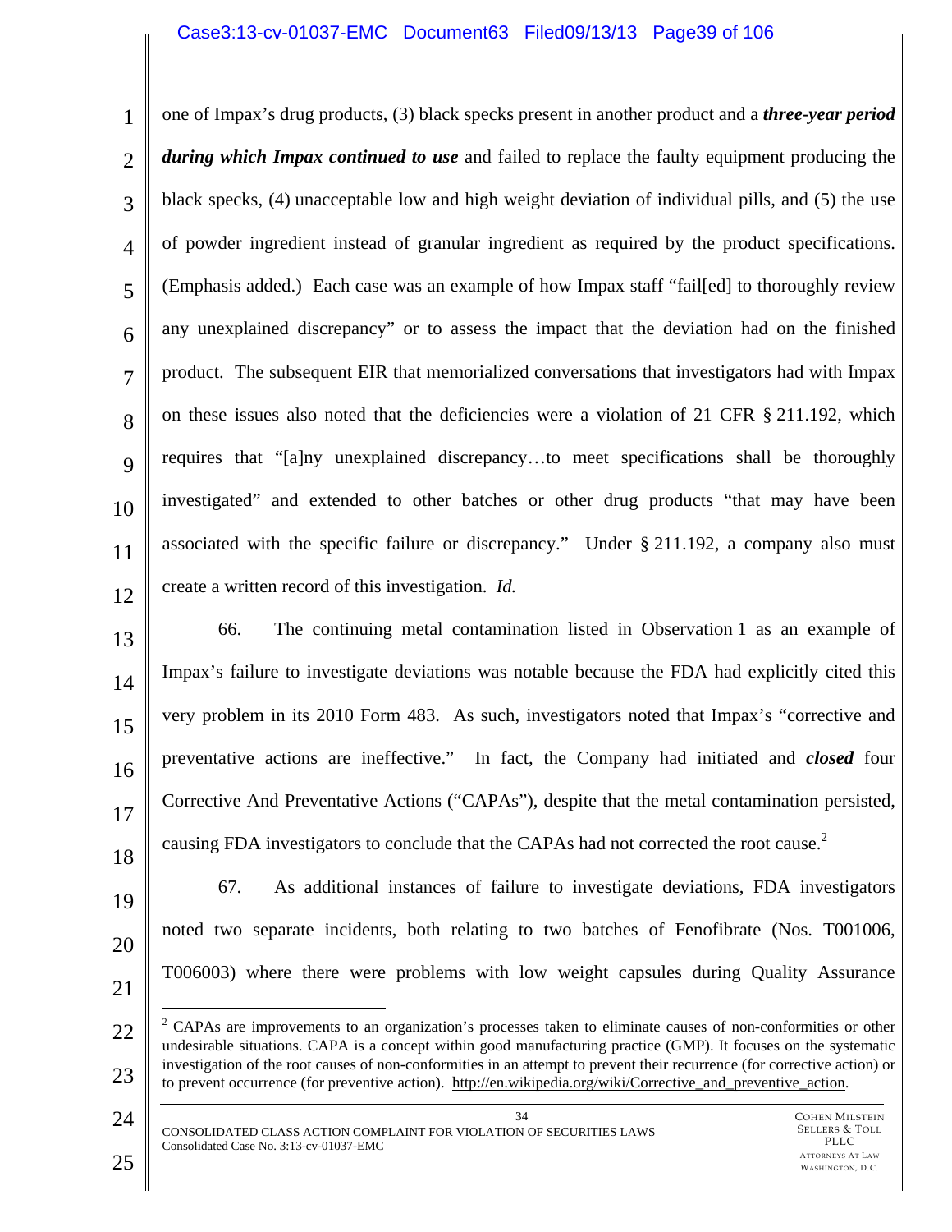one of Impax's drug products, (3) black specks present in another product and a ***three-year period during which Impax continued to use*** and failed to replace the faulty equipment producing the black specks, (4) unacceptable low and high weight deviation of individual pills, and (5) the use of powder ingredient instead of granular ingredient as required by the product specifications. (Emphasis added.) Each case was an example of how Impax staff "fail[ed] to thoroughly review any unexplained discrepancy" or to assess the impact that the deviation had on the finished product. The subsequent EIR that memorialized conversations that investigators had with Impax on these issues also noted that the deficiencies were a violation of 21 CFR § 211.192, which requires that "[a]ny unexplained discrepancy…to meet specifications shall be thoroughly investigated" and extended to other batches or other drug products "that may have been associated with the specific failure or discrepancy." Under § 211.192, a company also must create a written record of this investigation. *Id.*

66. The continuing metal contamination listed in Observation 1 as an example of Impax's failure to investigate deviations was notable because the FDA had explicitly cited this very problem in its 2010 Form 483. As such, investigators noted that Impax's "corrective and preventative actions are ineffective." In fact, the Company had initiated and ***closed*** four Corrective And Preventative Actions ("CAPAs"), despite that the metal contamination persisted, causing FDA investigators to conclude that the CAPAs had not corrected the root cause.[2]

67. As additional instances of failure to investigate deviations, FDA investigators noted two separate incidents, both relating to two batches of Fenofibrate (Nos. T001006, T006003) where there were problems with low weight capsules during Quality Assurance

---

[2] CAPAs are improvements to an organization's processes taken to eliminate causes of non-conformities or other undesirable situations. CAPA is a concept within good manufacturing practice (GMP). It focuses on the systematic investigation of the root causes of non-conformities in an attempt to prevent their recurrence (for corrective action) or to prevent occurrence (for preventive action). http://en.wikipedia.org/wiki/Corrective_and_preventive_action.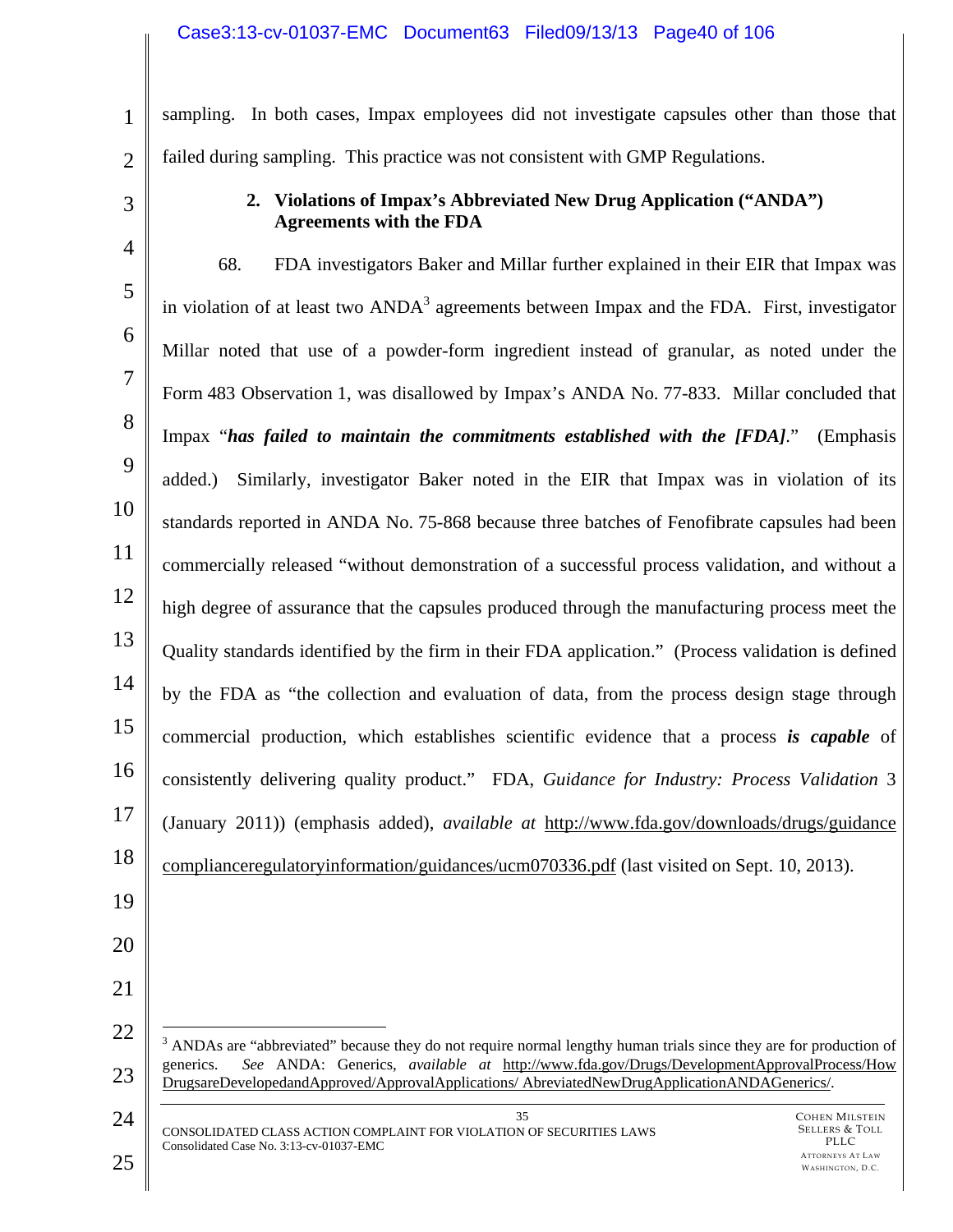sampling. In both cases, Impax employees did not investigate capsules other than those that failed during sampling. This practice was not consistent with GMP Regulations.

### 2. Violations of Impax's Abbreviated New Drug Application ("ANDA") Agreements with the FDA

68. FDA investigators Baker and Millar further explained in their EIR that Impax was in violation of at least two ANDA[3] agreements between Impax and the FDA. First, investigator Millar noted that use of a powder-form ingredient instead of granular, as noted under the Form 483 Observation 1, was disallowed by Impax's ANDA No. 77-833. Millar concluded that Impax "***has failed to maintain the commitments established with the [FDA]***." (Emphasis added.) Similarly, investigator Baker noted in the EIR that Impax was in violation of its standards reported in ANDA No. 75-868 because three batches of Fenofibrate capsules had been commercially released "without demonstration of a successful process validation, and without a high degree of assurance that the capsules produced through the manufacturing process meet the Quality standards identified by the firm in their FDA application." (Process validation is defined by the FDA as "the collection and evaluation of data, from the process design stage through commercial production, which establishes scientific evidence that a process ***is capable*** of consistently delivering quality product." FDA, *Guidance for Industry: Process Validation* 3 (January 2011)) (emphasis added), *available at* http://www.fda.gov/downloads/drugs/guidancecomplianceregulatoryinformation/guidances/ucm070336.pdf (last visited on Sept. 10, 2013).

---

[3] ANDAs are "abbreviated" because they do not require normal lengthy human trials since they are for production of generics. *See* ANDA: Generics, *available at* http://www.fda.gov/Drugs/DevelopmentApprovalProcess/HowDrugsareDevelopedandApproved/ApprovalApplications/ AbreviatedNewDrugApplicationANDAGenerics/.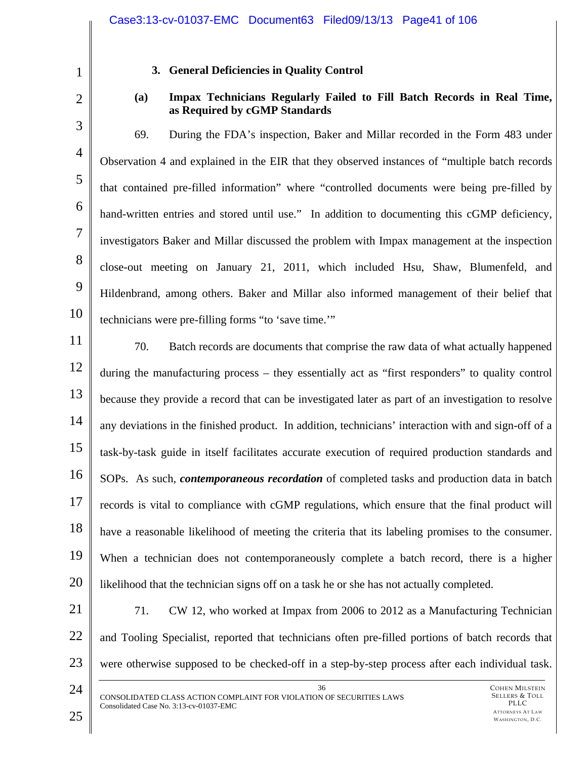### 3. General Deficiencies in Quality Control

#### (a) Impax Technicians Regularly Failed to Fill Batch Records in Real Time, as Required by cGMP Standards

69. During the FDA's inspection, Baker and Millar recorded in the Form 483 under Observation 4 and explained in the EIR that they observed instances of "multiple batch records that contained pre-filled information" where "controlled documents were being pre-filled by hand-written entries and stored until use." In addition to documenting this cGMP deficiency, investigators Baker and Millar discussed the problem with Impax management at the inspection close-out meeting on January 21, 2011, which included Hsu, Shaw, Blumenfeld, and Hildenbrand, among others. Baker and Millar also informed management of their belief that technicians were pre-filling forms "to 'save time.'"

70. Batch records are documents that comprise the raw data of what actually happened during the manufacturing process – they essentially act as "first responders" to quality control because they provide a record that can be investigated later as part of an investigation to resolve any deviations in the finished product. In addition, technicians' interaction with and sign-off of a task-by-task guide in itself facilitates accurate execution of required production standards and SOPs. As such, ***contemporaneous recordation*** of completed tasks and production data in batch records is vital to compliance with cGMP regulations, which ensure that the final product will have a reasonable likelihood of meeting the criteria that its labeling promises to the consumer. When a technician does not contemporaneously complete a batch record, there is a higher likelihood that the technician signs off on a task he or she has not actually completed.

71. CW 12, who worked at Impax from 2006 to 2012 as a Manufacturing Technician and Tooling Specialist, reported that technicians often pre-filled portions of batch records that were otherwise supposed to be checked-off in a step-by-step process after each individual task.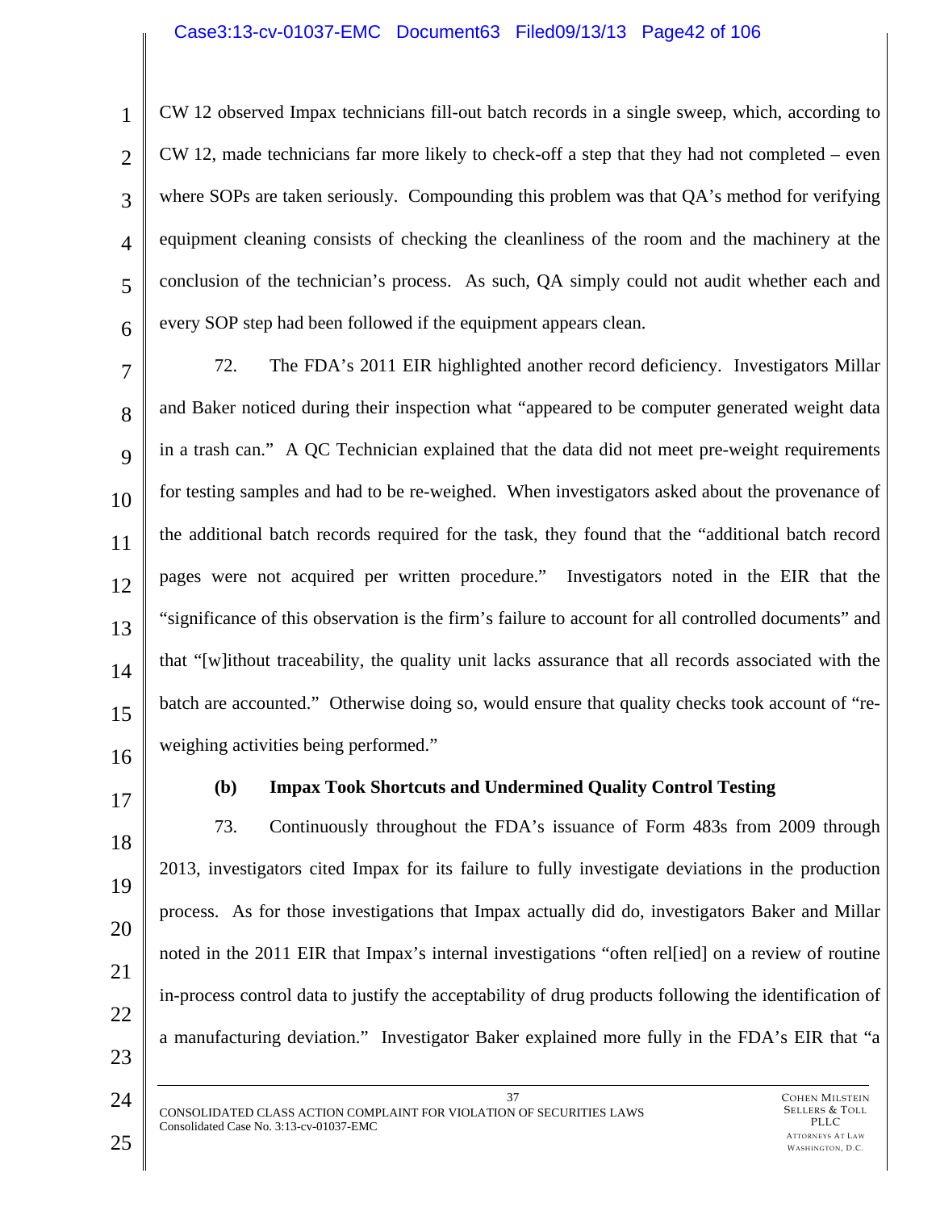CW 12 observed Impax technicians fill-out batch records in a single sweep, which, according to CW 12, made technicians far more likely to check-off a step that they had not completed – even where SOPs are taken seriously. Compounding this problem was that QA's method for verifying equipment cleaning consists of checking the cleanliness of the room and the machinery at the conclusion of the technician's process. As such, QA simply could not audit whether each and every SOP step had been followed if the equipment appears clean.

72. The FDA's 2011 EIR highlighted another record deficiency. Investigators Millar and Baker noticed during their inspection what "appeared to be computer generated weight data in a trash can." A QC Technician explained that the data did not meet pre-weight requirements for testing samples and had to be re-weighed. When investigators asked about the provenance of the additional batch records required for the task, they found that the "additional batch record pages were not acquired per written procedure." Investigators noted in the EIR that the "significance of this observation is the firm's failure to account for all controlled documents" and that "[w]ithout traceability, the quality unit lacks assurance that all records associated with the batch are accounted." Otherwise doing so, would ensure that quality checks took account of "re-weighing activities being performed."

**(b) Impax Took Shortcuts and Undermined Quality Control Testing**

73. Continuously throughout the FDA's issuance of Form 483s from 2009 through 2013, investigators cited Impax for its failure to fully investigate deviations in the production process. As for those investigations that Impax actually did do, investigators Baker and Millar noted in the 2011 EIR that Impax's internal investigations "often rel[ied] on a review of routine in-process control data to justify the acceptability of drug products following the identification of a manufacturing deviation." Investigator Baker explained more fully in the FDA's EIR that "a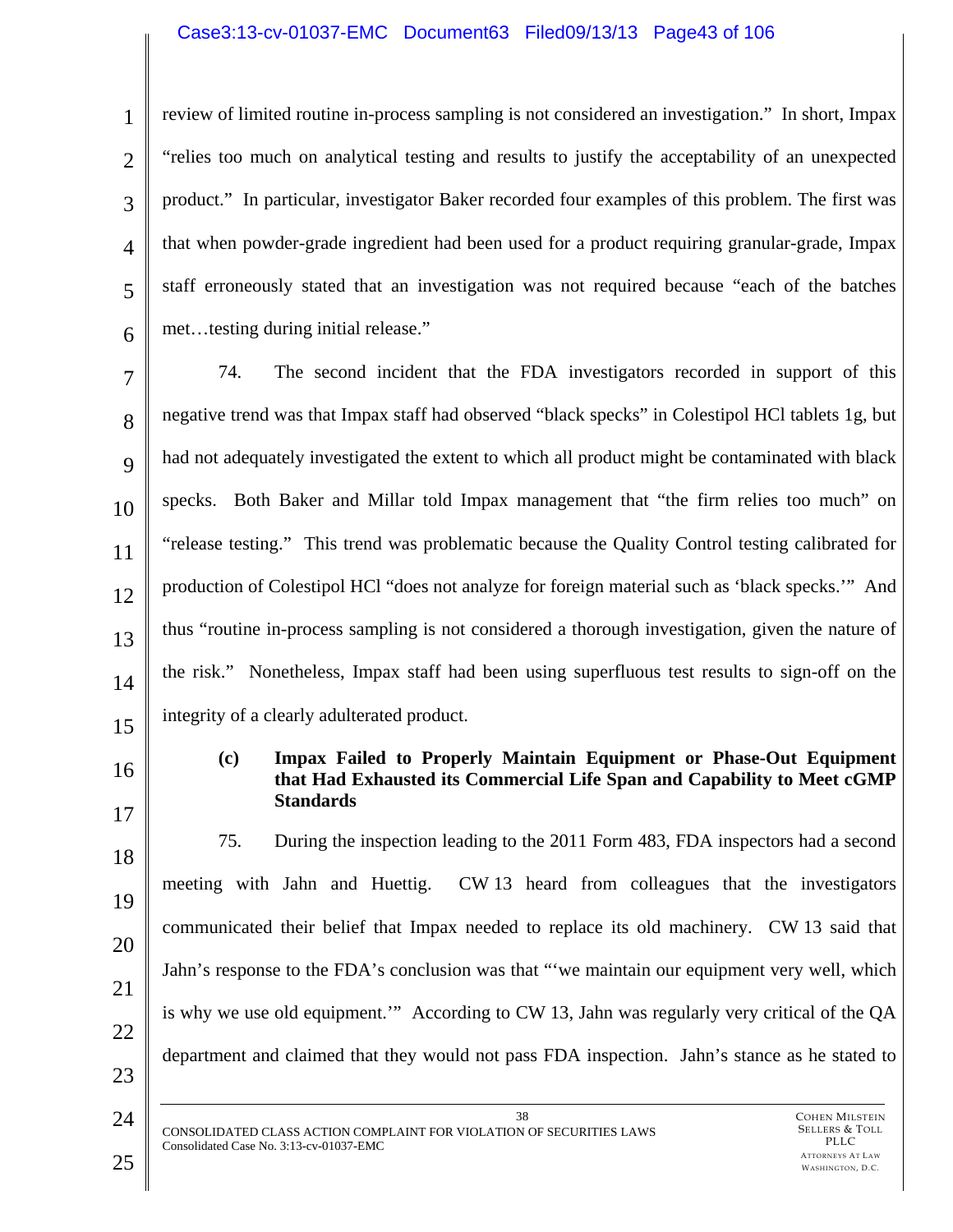review of limited routine in-process sampling is not considered an investigation." In short, Impax "relies too much on analytical testing and results to justify the acceptability of an unexpected product." In particular, investigator Baker recorded four examples of this problem. The first was that when powder-grade ingredient had been used for a product requiring granular-grade, Impax staff erroneously stated that an investigation was not required because "each of the batches met…testing during initial release."

74. The second incident that the FDA investigators recorded in support of this negative trend was that Impax staff had observed "black specks" in Colestipol HCl tablets 1g, but had not adequately investigated the extent to which all product might be contaminated with black specks. Both Baker and Millar told Impax management that "the firm relies too much" on "release testing." This trend was problematic because the Quality Control testing calibrated for production of Colestipol HCl "does not analyze for foreign material such as 'black specks.'" And thus "routine in-process sampling is not considered a thorough investigation, given the nature of the risk." Nonetheless, Impax staff had been using superfluous test results to sign-off on the integrity of a clearly adulterated product.

**(c) Impax Failed to Properly Maintain Equipment or Phase-Out Equipment that Had Exhausted its Commercial Life Span and Capability to Meet cGMP Standards**

75. During the inspection leading to the 2011 Form 483, FDA inspectors had a second meeting with Jahn and Huettig. CW 13 heard from colleagues that the investigators communicated their belief that Impax needed to replace its old machinery. CW 13 said that Jahn's response to the FDA's conclusion was that "'we maintain our equipment very well, which is why we use old equipment.'" According to CW 13, Jahn was regularly very critical of the QA department and claimed that they would not pass FDA inspection. Jahn's stance as he stated to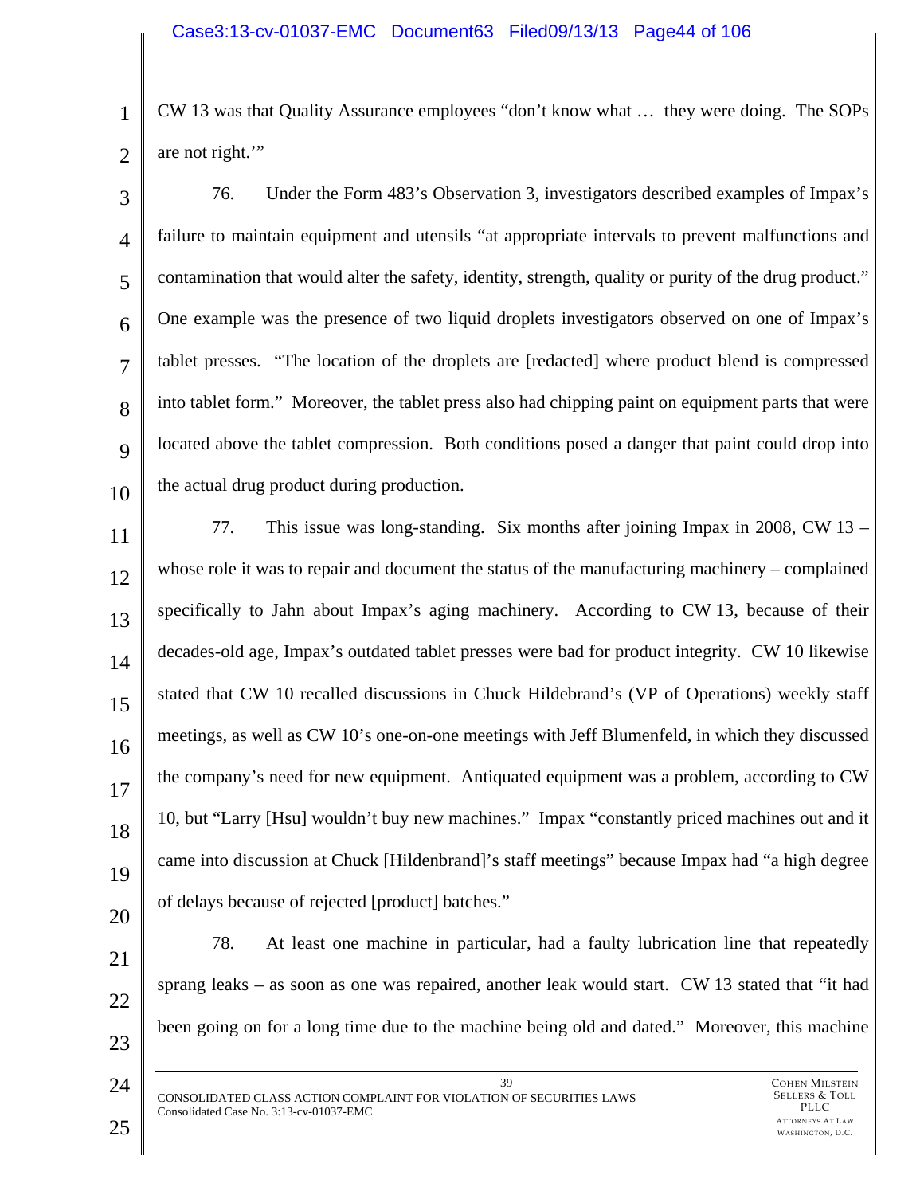CW 13 was that Quality Assurance employees "don't know what … they were doing. The SOPs are not right.'"

76. Under the Form 483's Observation 3, investigators described examples of Impax's failure to maintain equipment and utensils "at appropriate intervals to prevent malfunctions and contamination that would alter the safety, identity, strength, quality or purity of the drug product." One example was the presence of two liquid droplets investigators observed on one of Impax's tablet presses. "The location of the droplets are [redacted] where product blend is compressed into tablet form." Moreover, the tablet press also had chipping paint on equipment parts that were located above the tablet compression. Both conditions posed a danger that paint could drop into the actual drug product during production.

77. This issue was long-standing. Six months after joining Impax in 2008, CW 13 – whose role it was to repair and document the status of the manufacturing machinery – complained specifically to Jahn about Impax's aging machinery. According to CW 13, because of their decades-old age, Impax's outdated tablet presses were bad for product integrity. CW 10 likewise stated that CW 10 recalled discussions in Chuck Hildebrand's (VP of Operations) weekly staff meetings, as well as CW 10's one-on-one meetings with Jeff Blumenfeld, in which they discussed the company's need for new equipment. Antiquated equipment was a problem, according to CW 10, but "Larry [Hsu] wouldn't buy new machines." Impax "constantly priced machines out and it came into discussion at Chuck [Hildenbrand]'s staff meetings" because Impax had "a high degree of delays because of rejected [product] batches."

78. At least one machine in particular, had a faulty lubrication line that repeatedly sprang leaks – as soon as one was repaired, another leak would start. CW 13 stated that "it had been going on for a long time due to the machine being old and dated." Moreover, this machine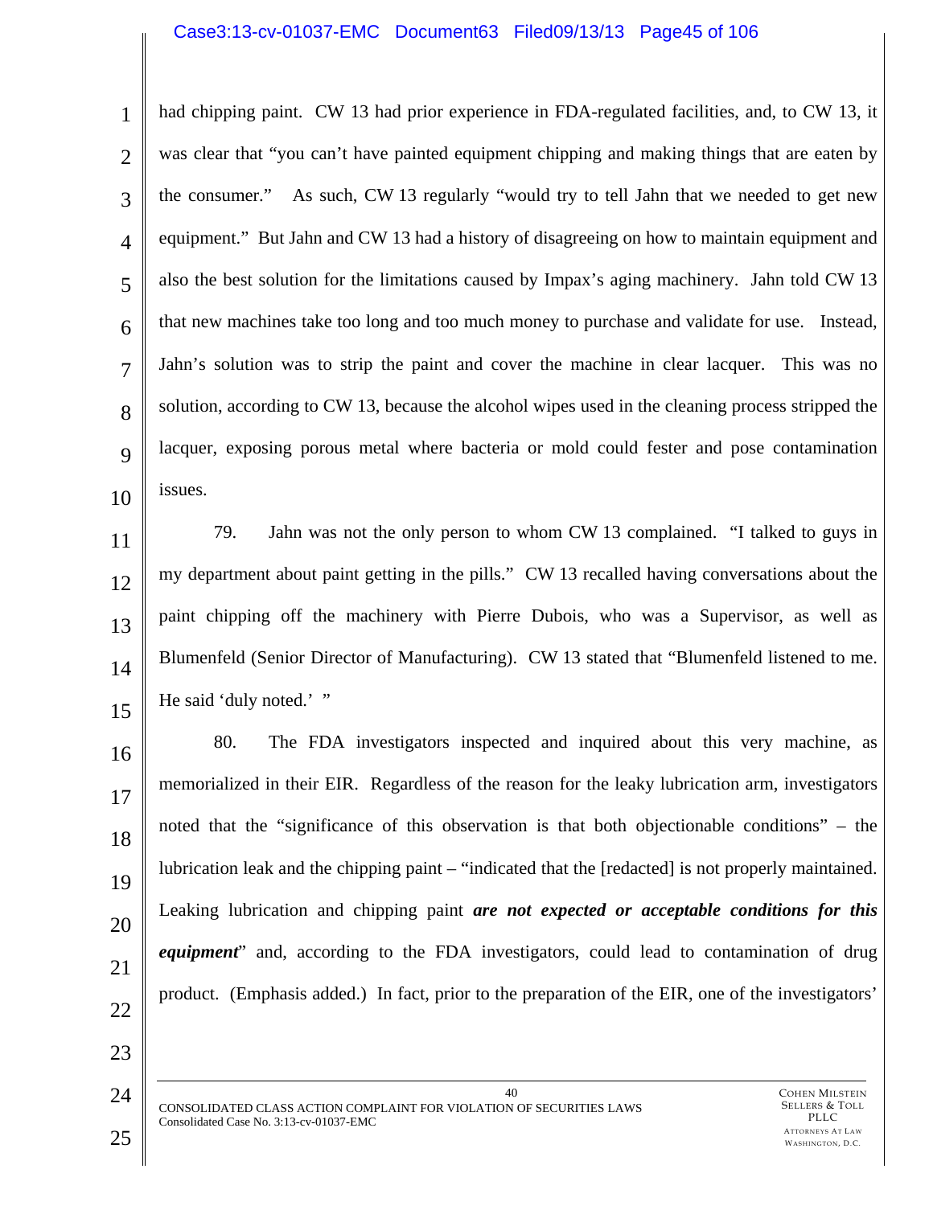had chipping paint. CW 13 had prior experience in FDA-regulated facilities, and, to CW 13, it was clear that "you can't have painted equipment chipping and making things that are eaten by the consumer." As such, CW 13 regularly "would try to tell Jahn that we needed to get new equipment." But Jahn and CW 13 had a history of disagreeing on how to maintain equipment and also the best solution for the limitations caused by Impax's aging machinery. Jahn told CW 13 that new machines take too long and too much money to purchase and validate for use. Instead, Jahn's solution was to strip the paint and cover the machine in clear lacquer. This was no solution, according to CW 13, because the alcohol wipes used in the cleaning process stripped the lacquer, exposing porous metal where bacteria or mold could fester and pose contamination issues.

79. Jahn was not the only person to whom CW 13 complained. "I talked to guys in my department about paint getting in the pills." CW 13 recalled having conversations about the paint chipping off the machinery with Pierre Dubois, who was a Supervisor, as well as Blumenfeld (Senior Director of Manufacturing). CW 13 stated that "Blumenfeld listened to me. He said 'duly noted.' "

80. The FDA investigators inspected and inquired about this very machine, as memorialized in their EIR. Regardless of the reason for the leaky lubrication arm, investigators noted that the "significance of this observation is that both objectionable conditions" – the lubrication leak and the chipping paint – "indicated that the [redacted] is not properly maintained. Leaking lubrication and chipping paint ***are not expected or acceptable conditions for this equipment***" and, according to the FDA investigators, could lead to contamination of drug product. (Emphasis added.) In fact, prior to the preparation of the EIR, one of the investigators'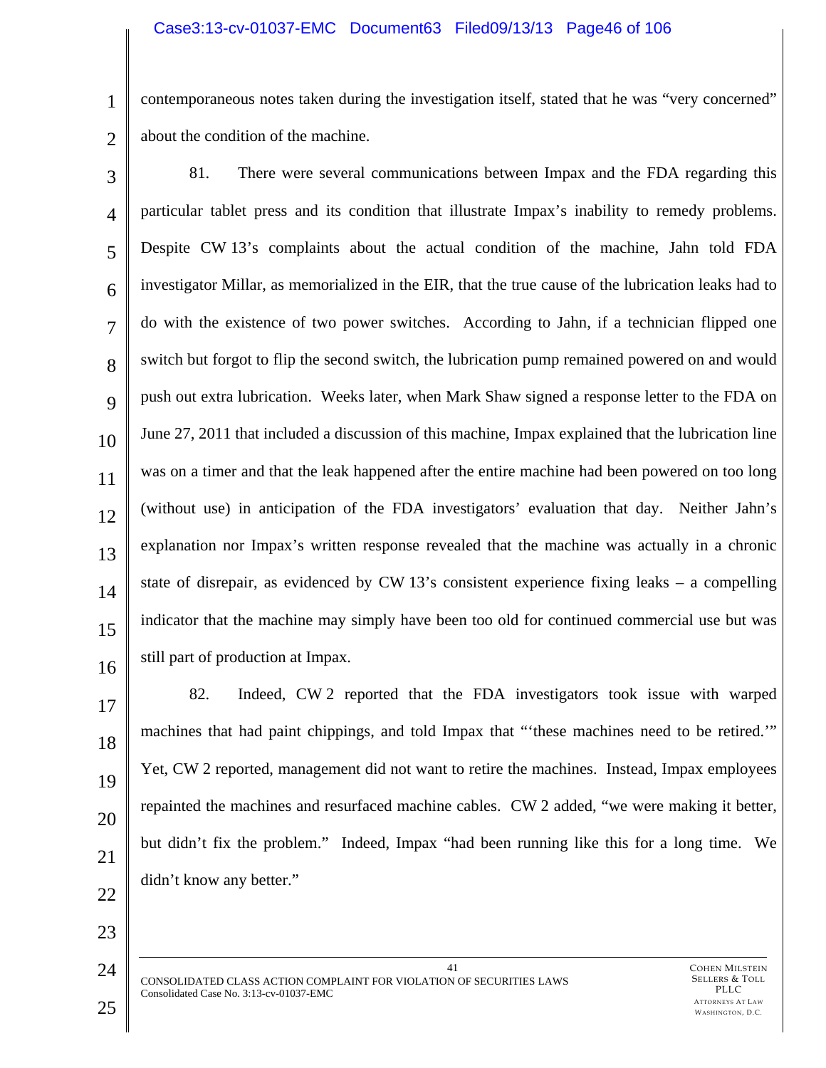contemporaneous notes taken during the investigation itself, stated that he was "very concerned" about the condition of the machine.

81. There were several communications between Impax and the FDA regarding this particular tablet press and its condition that illustrate Impax's inability to remedy problems. Despite CW 13's complaints about the actual condition of the machine, Jahn told FDA investigator Millar, as memorialized in the EIR, that the true cause of the lubrication leaks had to do with the existence of two power switches. According to Jahn, if a technician flipped one switch but forgot to flip the second switch, the lubrication pump remained powered on and would push out extra lubrication. Weeks later, when Mark Shaw signed a response letter to the FDA on June 27, 2011 that included a discussion of this machine, Impax explained that the lubrication line was on a timer and that the leak happened after the entire machine had been powered on too long (without use) in anticipation of the FDA investigators' evaluation that day. Neither Jahn's explanation nor Impax's written response revealed that the machine was actually in a chronic state of disrepair, as evidenced by CW 13's consistent experience fixing leaks – a compelling indicator that the machine may simply have been too old for continued commercial use but was still part of production at Impax.

82. Indeed, CW 2 reported that the FDA investigators took issue with warped machines that had paint chippings, and told Impax that "'these machines need to be retired.'" Yet, CW 2 reported, management did not want to retire the machines. Instead, Impax employees repainted the machines and resurfaced machine cables. CW 2 added, "we were making it better, but didn't fix the problem." Indeed, Impax "had been running like this for a long time. We didn't know any better."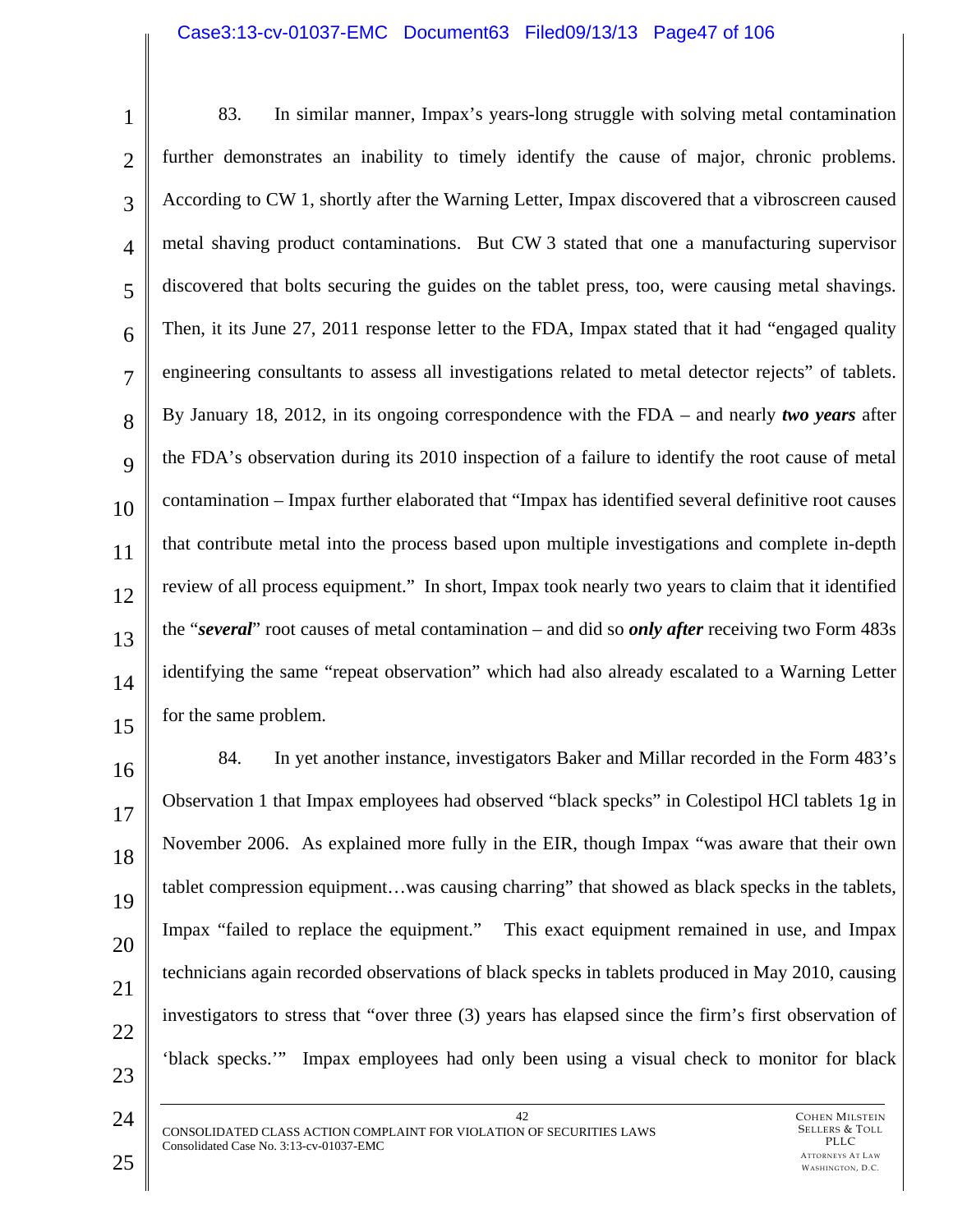83. In similar manner, Impax's years-long struggle with solving metal contamination further demonstrates an inability to timely identify the cause of major, chronic problems. According to CW 1, shortly after the Warning Letter, Impax discovered that a vibroscreen caused metal shaving product contaminations. But CW 3 stated that one a manufacturing supervisor discovered that bolts securing the guides on the tablet press, too, were causing metal shavings. Then, it its June 27, 2011 response letter to the FDA, Impax stated that it had "engaged quality engineering consultants to assess all investigations related to metal detector rejects" of tablets. By January 18, 2012, in its ongoing correspondence with the FDA – and nearly ***two years*** after the FDA's observation during its 2010 inspection of a failure to identify the root cause of metal contamination – Impax further elaborated that "Impax has identified several definitive root causes that contribute metal into the process based upon multiple investigations and complete in-depth review of all process equipment." In short, Impax took nearly two years to claim that it identified the "***several***" root causes of metal contamination – and did so ***only after*** receiving two Form 483s identifying the same "repeat observation" which had also already escalated to a Warning Letter for the same problem.

84. In yet another instance, investigators Baker and Millar recorded in the Form 483's Observation 1 that Impax employees had observed "black specks" in Colestipol HCl tablets 1g in November 2006. As explained more fully in the EIR, though Impax "was aware that their own tablet compression equipment…was causing charring" that showed as black specks in the tablets, Impax "failed to replace the equipment." This exact equipment remained in use, and Impax technicians again recorded observations of black specks in tablets produced in May 2010, causing investigators to stress that "over three (3) years has elapsed since the firm's first observation of 'black specks.'" Impax employees had only been using a visual check to monitor for black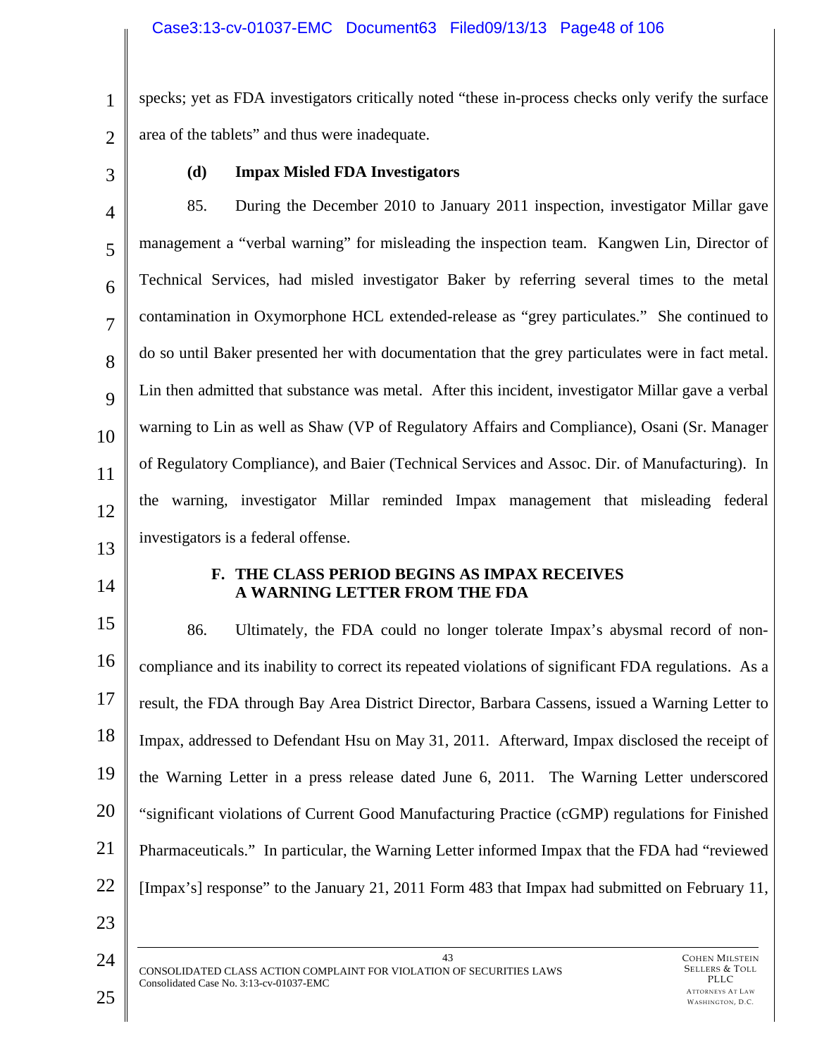specks; yet as FDA investigators critically noted "these in-process checks only verify the surface area of the tablets" and thus were inadequate.

#### (d) Impax Misled FDA Investigators

85. During the December 2010 to January 2011 inspection, investigator Millar gave management a "verbal warning" for misleading the inspection team. Kangwen Lin, Director of Technical Services, had misled investigator Baker by referring several times to the metal contamination in Oxymorphone HCL extended-release as "grey particulates." She continued to do so until Baker presented her with documentation that the grey particulates were in fact metal. Lin then admitted that substance was metal. After this incident, investigator Millar gave a verbal warning to Lin as well as Shaw (VP of Regulatory Affairs and Compliance), Osani (Sr. Manager of Regulatory Compliance), and Baier (Technical Services and Assoc. Dir. of Manufacturing). In the warning, investigator Millar reminded Impax management that misleading federal investigators is a federal offense.

### F. THE CLASS PERIOD BEGINS AS IMPAX RECEIVES A WARNING LETTER FROM THE FDA

86. Ultimately, the FDA could no longer tolerate Impax's abysmal record of non-compliance and its inability to correct its repeated violations of significant FDA regulations. As a result, the FDA through Bay Area District Director, Barbara Cassens, issued a Warning Letter to Impax, addressed to Defendant Hsu on May 31, 2011. Afterward, Impax disclosed the receipt of the Warning Letter in a press release dated June 6, 2011. The Warning Letter underscored "significant violations of Current Good Manufacturing Practice (cGMP) regulations for Finished Pharmaceuticals." In particular, the Warning Letter informed Impax that the FDA had "reviewed [Impax's] response" to the January 21, 2011 Form 483 that Impax had submitted on February 11,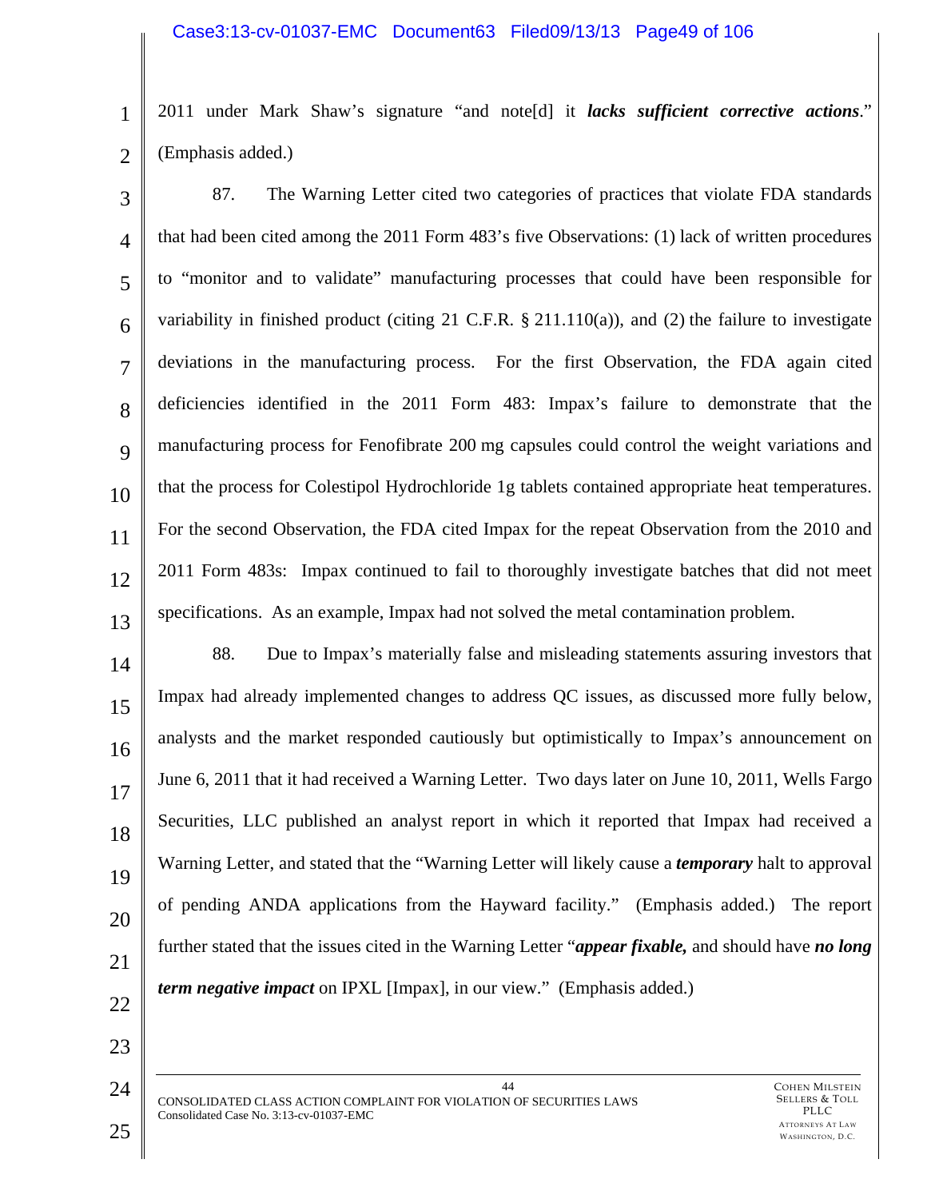2011 under Mark Shaw's signature "and note[d] it ***lacks sufficient corrective actions***." (Emphasis added.)

87. The Warning Letter cited two categories of practices that violate FDA standards that had been cited among the 2011 Form 483's five Observations: (1) lack of written procedures to "monitor and to validate" manufacturing processes that could have been responsible for variability in finished product (citing 21 C.F.R. § 211.110(a)), and (2) the failure to investigate deviations in the manufacturing process. For the first Observation, the FDA again cited deficiencies identified in the 2011 Form 483: Impax's failure to demonstrate that the manufacturing process for Fenofibrate 200 mg capsules could control the weight variations and that the process for Colestipol Hydrochloride 1g tablets contained appropriate heat temperatures. For the second Observation, the FDA cited Impax for the repeat Observation from the 2010 and 2011 Form 483s: Impax continued to fail to thoroughly investigate batches that did not meet specifications. As an example, Impax had not solved the metal contamination problem.

88. Due to Impax's materially false and misleading statements assuring investors that Impax had already implemented changes to address QC issues, as discussed more fully below, analysts and the market responded cautiously but optimistically to Impax's announcement on June 6, 2011 that it had received a Warning Letter. Two days later on June 10, 2011, Wells Fargo Securities, LLC published an analyst report in which it reported that Impax had received a Warning Letter, and stated that the "Warning Letter will likely cause a ***temporary*** halt to approval of pending ANDA applications from the Hayward facility." (Emphasis added.) The report further stated that the issues cited in the Warning Letter "***appear fixable,*** and should have ***no long term negative impact*** on IPXL [Impax], in our view." (Emphasis added.)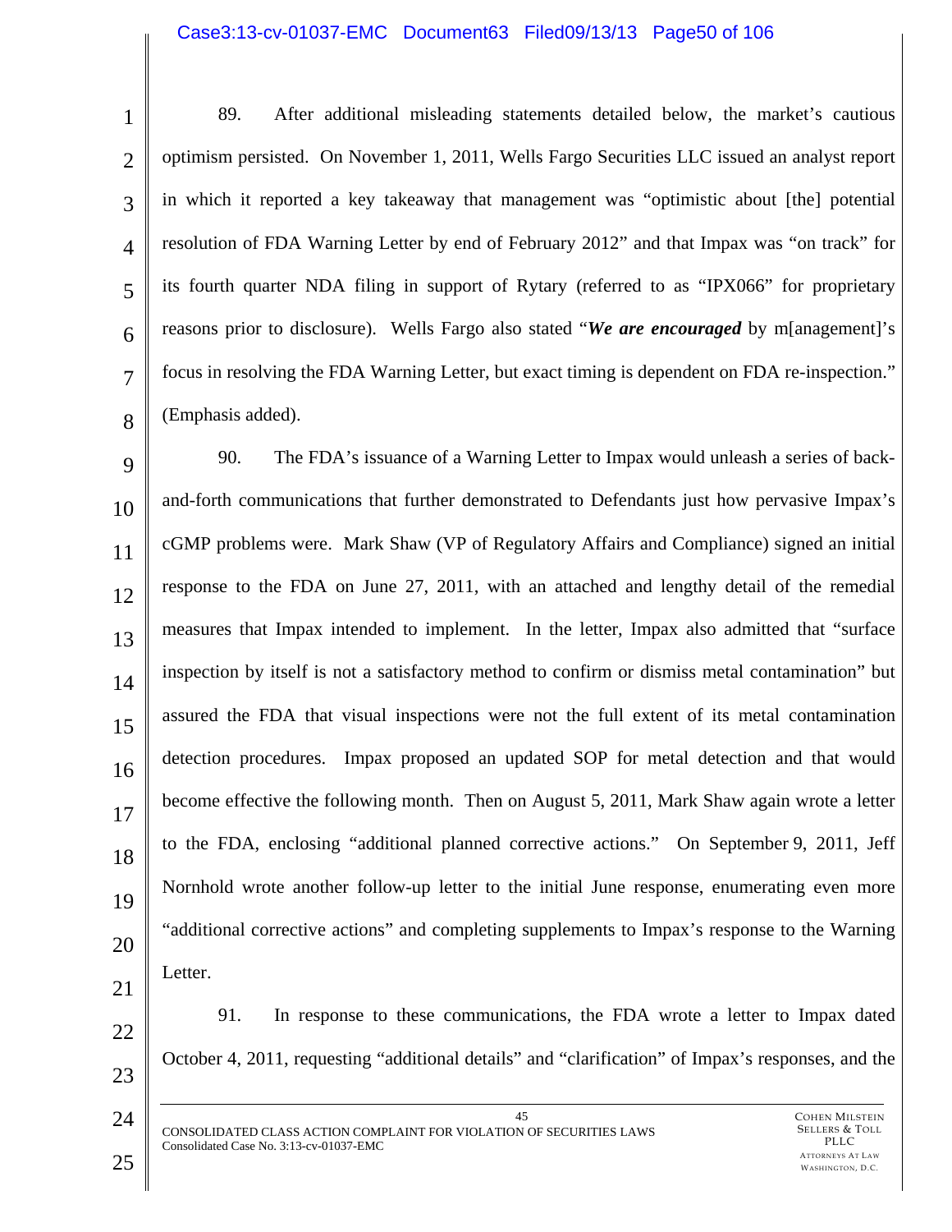89. After additional misleading statements detailed below, the market's cautious optimism persisted. On November 1, 2011, Wells Fargo Securities LLC issued an analyst report in which it reported a key takeaway that management was "optimistic about [the] potential resolution of FDA Warning Letter by end of February 2012" and that Impax was "on track" for its fourth quarter NDA filing in support of Rytary (referred to as "IPX066" for proprietary reasons prior to disclosure). Wells Fargo also stated "***We are encouraged*** by m[anagement]'s focus in resolving the FDA Warning Letter, but exact timing is dependent on FDA re-inspection." (Emphasis added).

90. The FDA's issuance of a Warning Letter to Impax would unleash a series of back-and-forth communications that further demonstrated to Defendants just how pervasive Impax's cGMP problems were. Mark Shaw (VP of Regulatory Affairs and Compliance) signed an initial response to the FDA on June 27, 2011, with an attached and lengthy detail of the remedial measures that Impax intended to implement. In the letter, Impax also admitted that "surface inspection by itself is not a satisfactory method to confirm or dismiss metal contamination" but assured the FDA that visual inspections were not the full extent of its metal contamination detection procedures. Impax proposed an updated SOP for metal detection and that would become effective the following month. Then on August 5, 2011, Mark Shaw again wrote a letter to the FDA, enclosing "additional planned corrective actions." On September 9, 2011, Jeff Nornhold wrote another follow-up letter to the initial June response, enumerating even more "additional corrective actions" and completing supplements to Impax's response to the Warning Letter.

91. In response to these communications, the FDA wrote a letter to Impax dated October 4, 2011, requesting "additional details" and "clarification" of Impax's responses, and the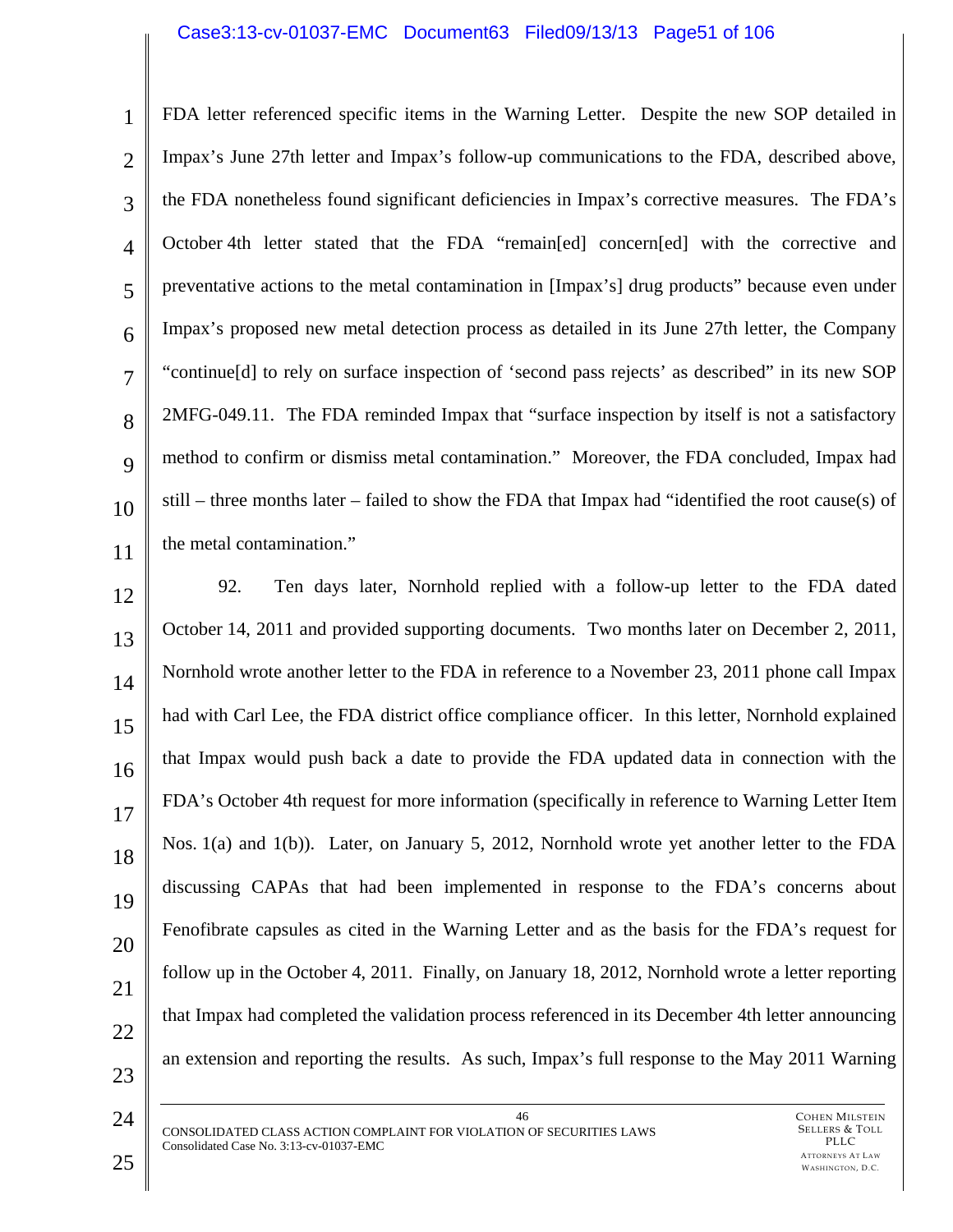FDA letter referenced specific items in the Warning Letter. Despite the new SOP detailed in Impax's June 27th letter and Impax's follow-up communications to the FDA, described above, the FDA nonetheless found significant deficiencies in Impax's corrective measures. The FDA's October 4th letter stated that the FDA "remain[ed] concern[ed] with the corrective and preventative actions to the metal contamination in [Impax's] drug products" because even under Impax's proposed new metal detection process as detailed in its June 27th letter, the Company "continue[d] to rely on surface inspection of 'second pass rejects' as described" in its new SOP 2MFG-049.11. The FDA reminded Impax that "surface inspection by itself is not a satisfactory method to confirm or dismiss metal contamination." Moreover, the FDA concluded, Impax had still – three months later – failed to show the FDA that Impax had "identified the root cause(s) of the metal contamination."

92. Ten days later, Nornhold replied with a follow-up letter to the FDA dated October 14, 2011 and provided supporting documents. Two months later on December 2, 2011, Nornhold wrote another letter to the FDA in reference to a November 23, 2011 phone call Impax had with Carl Lee, the FDA district office compliance officer. In this letter, Nornhold explained that Impax would push back a date to provide the FDA updated data in connection with the FDA's October 4th request for more information (specifically in reference to Warning Letter Item Nos. 1(a) and 1(b)). Later, on January 5, 2012, Nornhold wrote yet another letter to the FDA discussing CAPAs that had been implemented in response to the FDA's concerns about Fenofibrate capsules as cited in the Warning Letter and as the basis for the FDA's request for follow up in the October 4, 2011. Finally, on January 18, 2012, Nornhold wrote a letter reporting that Impax had completed the validation process referenced in its December 4th letter announcing an extension and reporting the results. As such, Impax's full response to the May 2011 Warning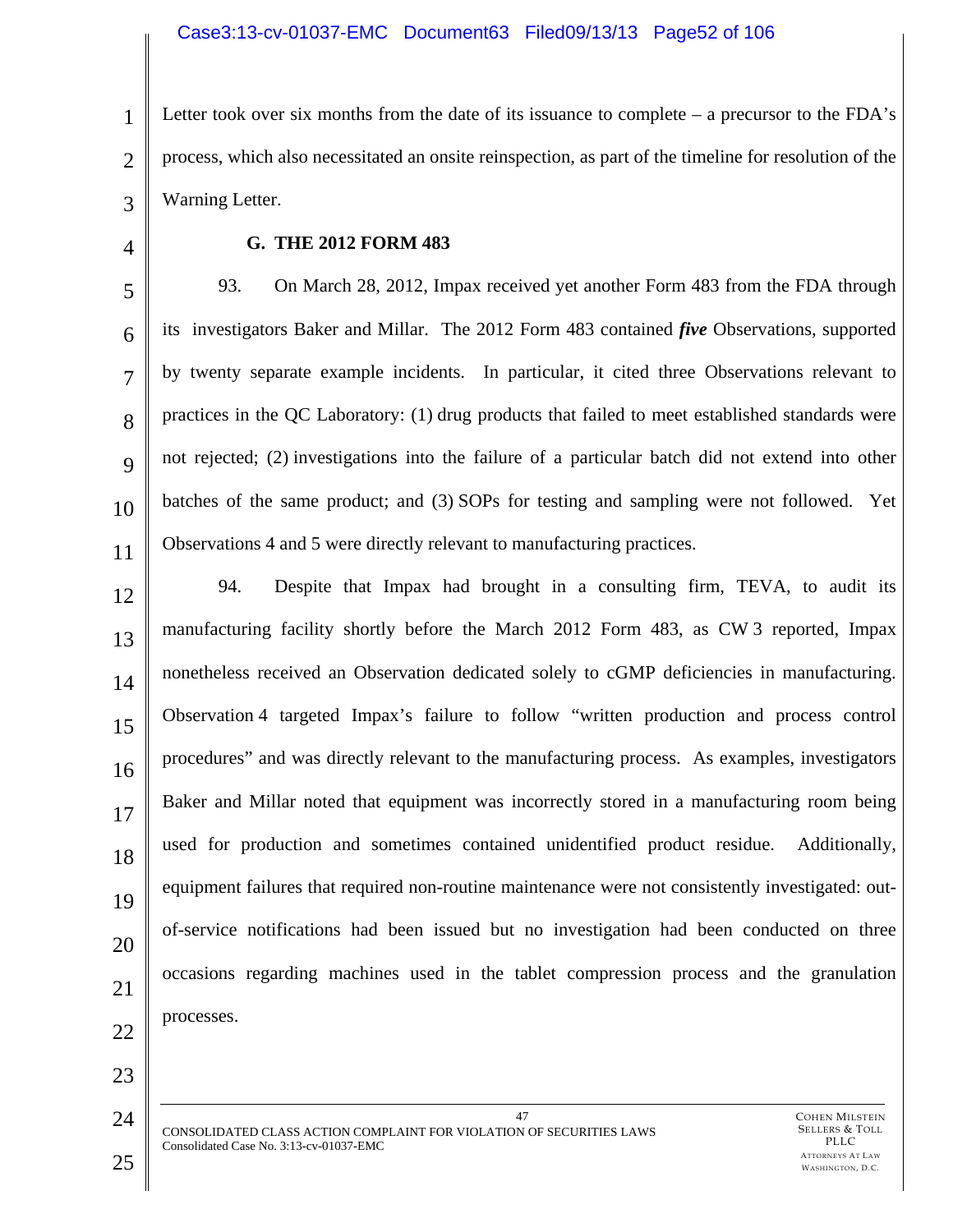Letter took over six months from the date of its issuance to complete – a precursor to the FDA's process, which also necessitated an onsite reinspection, as part of the timeline for resolution of the Warning Letter.

### G. THE 2012 FORM 483

93. On March 28, 2012, Impax received yet another Form 483 from the FDA through its investigators Baker and Millar. The 2012 Form 483 contained ***five*** Observations, supported by twenty separate example incidents. In particular, it cited three Observations relevant to practices in the QC Laboratory: (1) drug products that failed to meet established standards were not rejected; (2) investigations into the failure of a particular batch did not extend into other batches of the same product; and (3) SOPs for testing and sampling were not followed. Yet Observations 4 and 5 were directly relevant to manufacturing practices.

94. Despite that Impax had brought in a consulting firm, TEVA, to audit its manufacturing facility shortly before the March 2012 Form 483, as CW 3 reported, Impax nonetheless received an Observation dedicated solely to cGMP deficiencies in manufacturing. Observation 4 targeted Impax's failure to follow "written production and process control procedures" and was directly relevant to the manufacturing process. As examples, investigators Baker and Millar noted that equipment was incorrectly stored in a manufacturing room being used for production and sometimes contained unidentified product residue. Additionally, equipment failures that required non-routine maintenance were not consistently investigated: out-of-service notifications had been issued but no investigation had been conducted on three occasions regarding machines used in the tablet compression process and the granulation processes.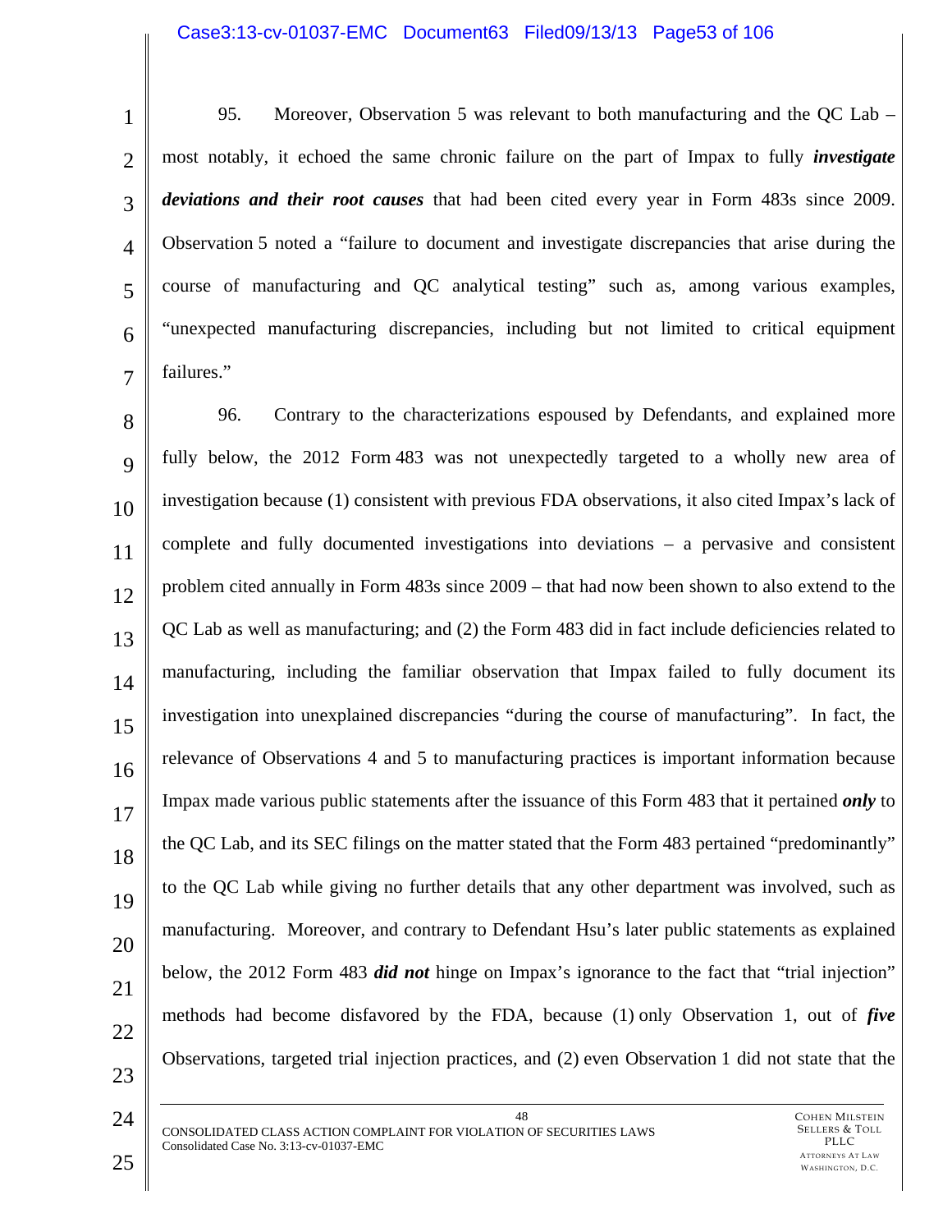95. Moreover, Observation 5 was relevant to both manufacturing and the QC Lab – most notably, it echoed the same chronic failure on the part of Impax to fully ***investigate deviations and their root causes*** that had been cited every year in Form 483s since 2009. Observation 5 noted a "failure to document and investigate discrepancies that arise during the course of manufacturing and QC analytical testing" such as, among various examples, "unexpected manufacturing discrepancies, including but not limited to critical equipment failures."

96. Contrary to the characterizations espoused by Defendants, and explained more fully below, the 2012 Form 483 was not unexpectedly targeted to a wholly new area of investigation because (1) consistent with previous FDA observations, it also cited Impax's lack of complete and fully documented investigations into deviations – a pervasive and consistent problem cited annually in Form 483s since 2009 – that had now been shown to also extend to the QC Lab as well as manufacturing; and (2) the Form 483 did in fact include deficiencies related to manufacturing, including the familiar observation that Impax failed to fully document its investigation into unexplained discrepancies "during the course of manufacturing". In fact, the relevance of Observations 4 and 5 to manufacturing practices is important information because Impax made various public statements after the issuance of this Form 483 that it pertained ***only*** to the QC Lab, and its SEC filings on the matter stated that the Form 483 pertained "predominantly" to the QC Lab while giving no further details that any other department was involved, such as manufacturing. Moreover, and contrary to Defendant Hsu's later public statements as explained below, the 2012 Form 483 ***did not*** hinge on Impax's ignorance to the fact that "trial injection" methods had become disfavored by the FDA, because (1) only Observation 1, out of ***five*** Observations, targeted trial injection practices, and (2) even Observation 1 did not state that the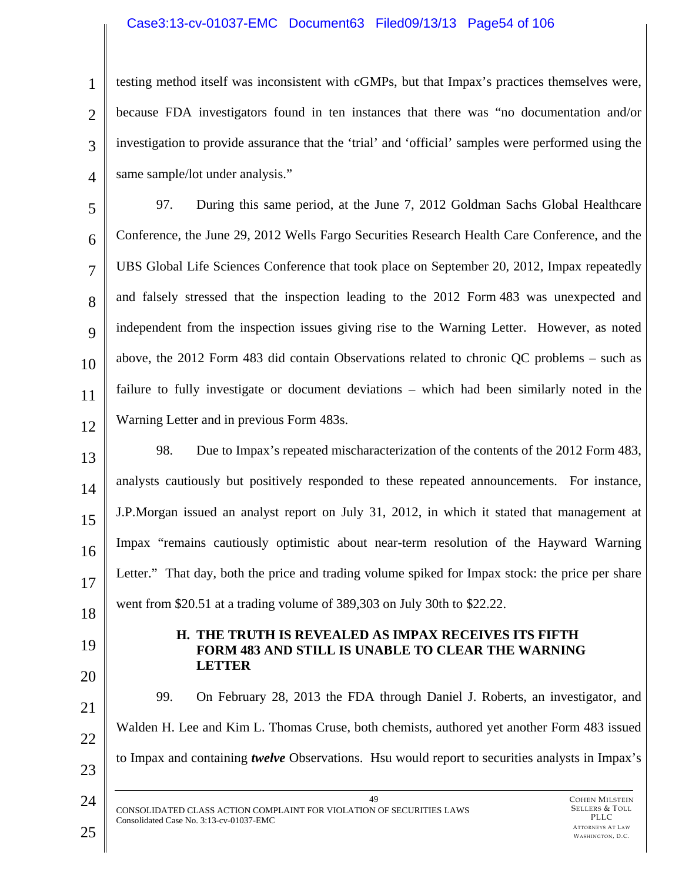testing method itself was inconsistent with cGMPs, but that Impax's practices themselves were, because FDA investigators found in ten instances that there was "no documentation and/or investigation to provide assurance that the 'trial' and 'official' samples were performed using the same sample/lot under analysis."

97. During this same period, at the June 7, 2012 Goldman Sachs Global Healthcare Conference, the June 29, 2012 Wells Fargo Securities Research Health Care Conference, and the UBS Global Life Sciences Conference that took place on September 20, 2012, Impax repeatedly and falsely stressed that the inspection leading to the 2012 Form 483 was unexpected and independent from the inspection issues giving rise to the Warning Letter. However, as noted above, the 2012 Form 483 did contain Observations related to chronic QC problems – such as failure to fully investigate or document deviations – which had been similarly noted in the Warning Letter and in previous Form 483s.

98. Due to Impax's repeated mischaracterization of the contents of the 2012 Form 483, analysts cautiously but positively responded to these repeated announcements. For instance, J.P.Morgan issued an analyst report on July 31, 2012, in which it stated that management at Impax "remains cautiously optimistic about near-term resolution of the Hayward Warning Letter." That day, both the price and trading volume spiked for Impax stock: the price per share went from $20.51 at a trading volume of 389,303 on July 30th to $22.22.

### H. THE TRUTH IS REVEALED AS IMPAX RECEIVES ITS FIFTH FORM 483 AND STILL IS UNABLE TO CLEAR THE WARNING LETTER

99. On February 28, 2013 the FDA through Daniel J. Roberts, an investigator, and Walden H. Lee and Kim L. Thomas Cruse, both chemists, authored yet another Form 483 issued to Impax and containing ***twelve*** Observations. Hsu would report to securities analysts in Impax's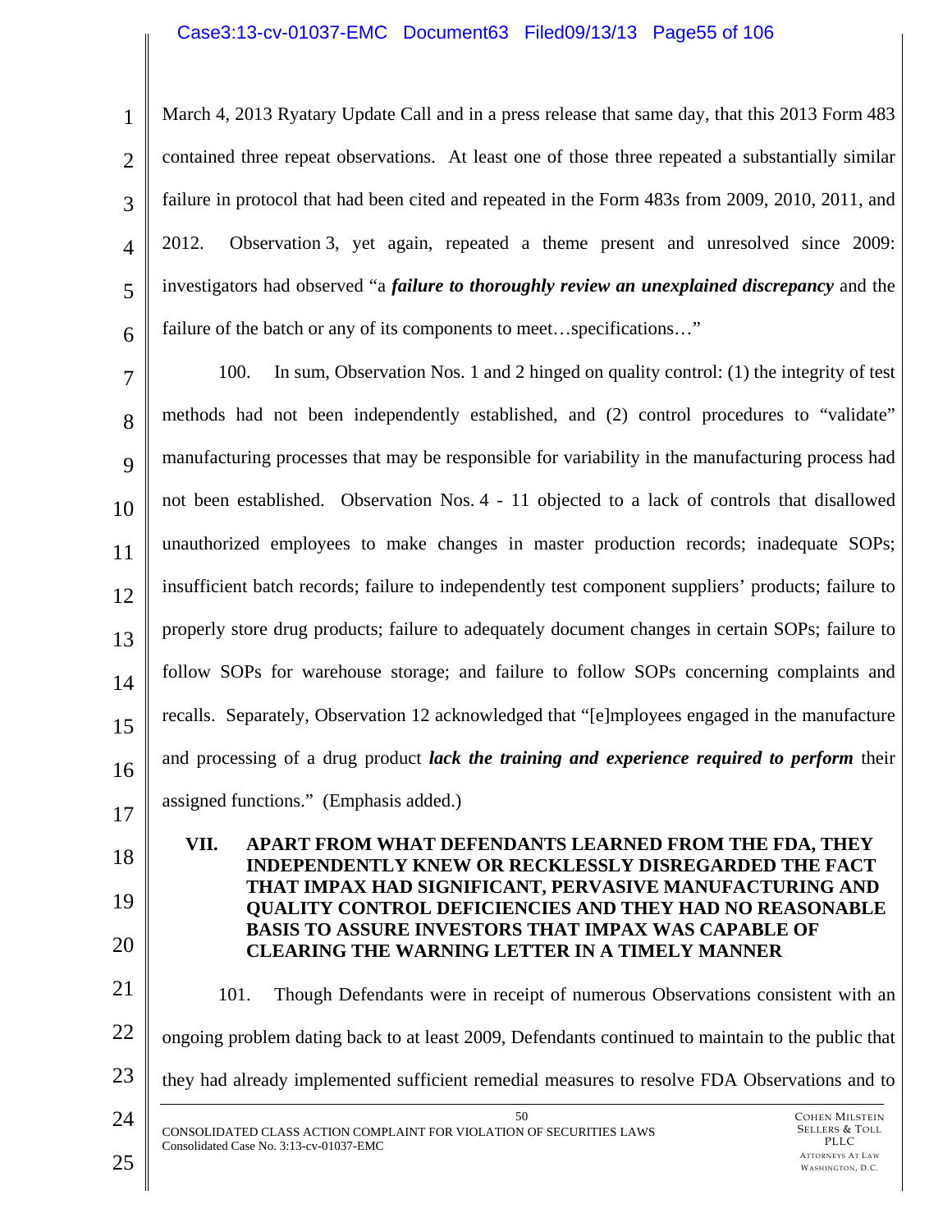March 4, 2013 Ryatary Update Call and in a press release that same day, that this 2013 Form 483 contained three repeat observations. At least one of those three repeated a substantially similar failure in protocol that had been cited and repeated in the Form 483s from 2009, 2010, 2011, and 2012. Observation 3, yet again, repeated a theme present and unresolved since 2009: investigators had observed "a ***failure to thoroughly review an unexplained discrepancy*** and the failure of the batch or any of its components to meet…specifications…"

100. In sum, Observation Nos. 1 and 2 hinged on quality control: (1) the integrity of test methods had not been independently established, and (2) control procedures to "validate" manufacturing processes that may be responsible for variability in the manufacturing process had not been established. Observation Nos. 4 - 11 objected to a lack of controls that disallowed unauthorized employees to make changes in master production records; inadequate SOPs; insufficient batch records; failure to independently test component suppliers' products; failure to properly store drug products; failure to adequately document changes in certain SOPs; failure to follow SOPs for warehouse storage; and failure to follow SOPs concerning complaints and recalls. Separately, Observation 12 acknowledged that "[e]mployees engaged in the manufacture and processing of a drug product ***lack the training and experience required to perform*** their assigned functions." (Emphasis added.)

## VII. APART FROM WHAT DEFENDANTS LEARNED FROM THE FDA, THEY INDEPENDENTLY KNEW OR RECKLESSLY DISREGARDED THE FACT THAT IMPAX HAD SIGNIFICANT, PERVASIVE MANUFACTURING AND QUALITY CONTROL DEFICIENCIES AND THEY HAD NO REASONABLE BASIS TO ASSURE INVESTORS THAT IMPAX WAS CAPABLE OF CLEARING THE WARNING LETTER IN A TIMELY MANNER

101. Though Defendants were in receipt of numerous Observations consistent with an ongoing problem dating back to at least 2009, Defendants continued to maintain to the public that they had already implemented sufficient remedial measures to resolve FDA Observations and to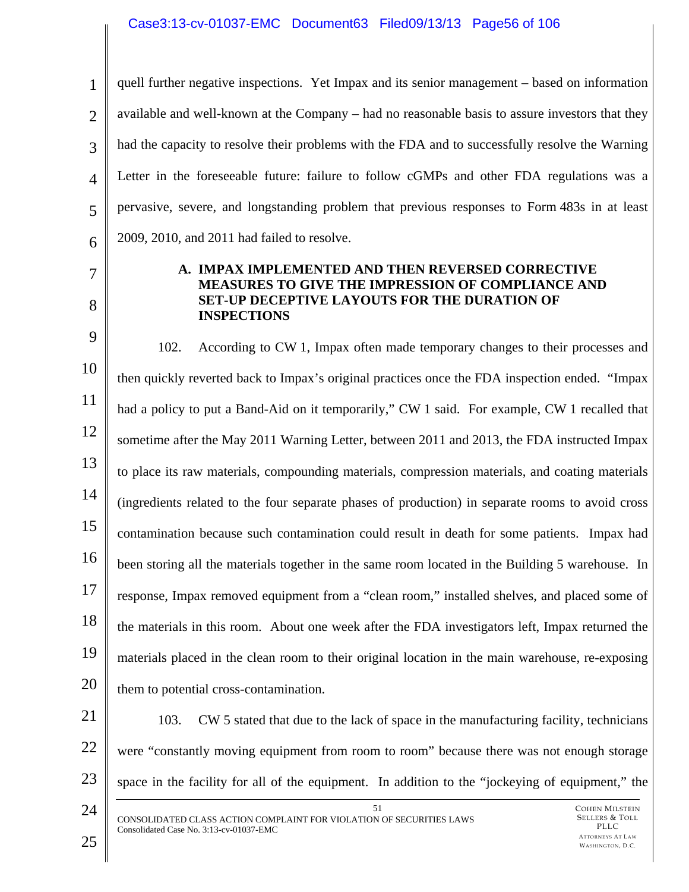quell further negative inspections. Yet Impax and its senior management – based on information available and well-known at the Company – had no reasonable basis to assure investors that they had the capacity to resolve their problems with the FDA and to successfully resolve the Warning Letter in the foreseeable future: failure to follow cGMPs and other FDA regulations was a pervasive, severe, and longstanding problem that previous responses to Form 483s in at least 2009, 2010, and 2011 had failed to resolve.

### A. IMPAX IMPLEMENTED AND THEN REVERSED CORRECTIVE MEASURES TO GIVE THE IMPRESSION OF COMPLIANCE AND SET-UP DECEPTIVE LAYOUTS FOR THE DURATION OF INSPECTIONS

102. According to CW 1, Impax often made temporary changes to their processes and then quickly reverted back to Impax's original practices once the FDA inspection ended. "Impax had a policy to put a Band-Aid on it temporarily," CW 1 said. For example, CW 1 recalled that sometime after the May 2011 Warning Letter, between 2011 and 2013, the FDA instructed Impax to place its raw materials, compounding materials, compression materials, and coating materials (ingredients related to the four separate phases of production) in separate rooms to avoid cross contamination because such contamination could result in death for some patients. Impax had been storing all the materials together in the same room located in the Building 5 warehouse. In response, Impax removed equipment from a "clean room," installed shelves, and placed some of the materials in this room. About one week after the FDA investigators left, Impax returned the materials placed in the clean room to their original location in the main warehouse, re-exposing them to potential cross-contamination.

103. CW 5 stated that due to the lack of space in the manufacturing facility, technicians were "constantly moving equipment from room to room" because there was not enough storage space in the facility for all of the equipment. In addition to the "jockeying of equipment," the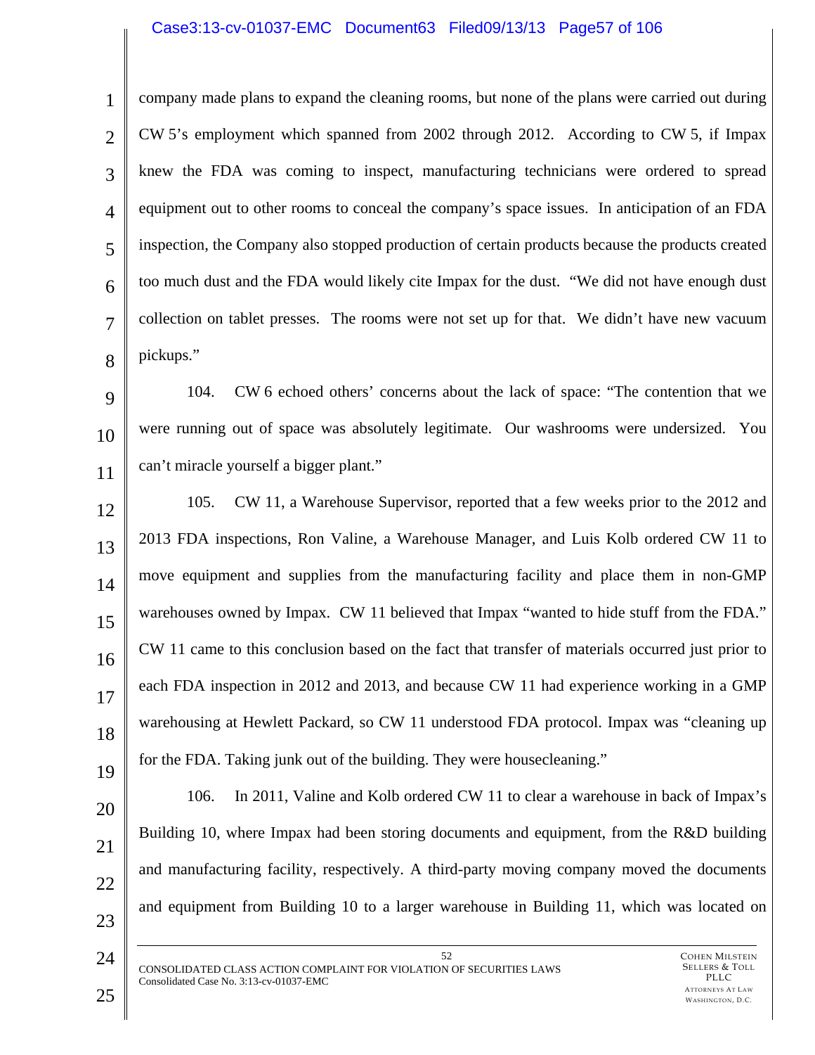company made plans to expand the cleaning rooms, but none of the plans were carried out during CW 5's employment which spanned from 2002 through 2012. According to CW 5, if Impax knew the FDA was coming to inspect, manufacturing technicians were ordered to spread equipment out to other rooms to conceal the company's space issues. In anticipation of an FDA inspection, the Company also stopped production of certain products because the products created too much dust and the FDA would likely cite Impax for the dust. "We did not have enough dust collection on tablet presses. The rooms were not set up for that. We didn't have new vacuum pickups."

104. CW 6 echoed others' concerns about the lack of space: "The contention that we were running out of space was absolutely legitimate. Our washrooms were undersized. You can't miracle yourself a bigger plant."

105. CW 11, a Warehouse Supervisor, reported that a few weeks prior to the 2012 and 2013 FDA inspections, Ron Valine, a Warehouse Manager, and Luis Kolb ordered CW 11 to move equipment and supplies from the manufacturing facility and place them in non-GMP warehouses owned by Impax. CW 11 believed that Impax "wanted to hide stuff from the FDA." CW 11 came to this conclusion based on the fact that transfer of materials occurred just prior to each FDA inspection in 2012 and 2013, and because CW 11 had experience working in a GMP warehousing at Hewlett Packard, so CW 11 understood FDA protocol. Impax was "cleaning up for the FDA. Taking junk out of the building. They were housecleaning."

106. In 2011, Valine and Kolb ordered CW 11 to clear a warehouse in back of Impax's Building 10, where Impax had been storing documents and equipment, from the R&D building and manufacturing facility, respectively. A third-party moving company moved the documents and equipment from Building 10 to a larger warehouse in Building 11, which was located on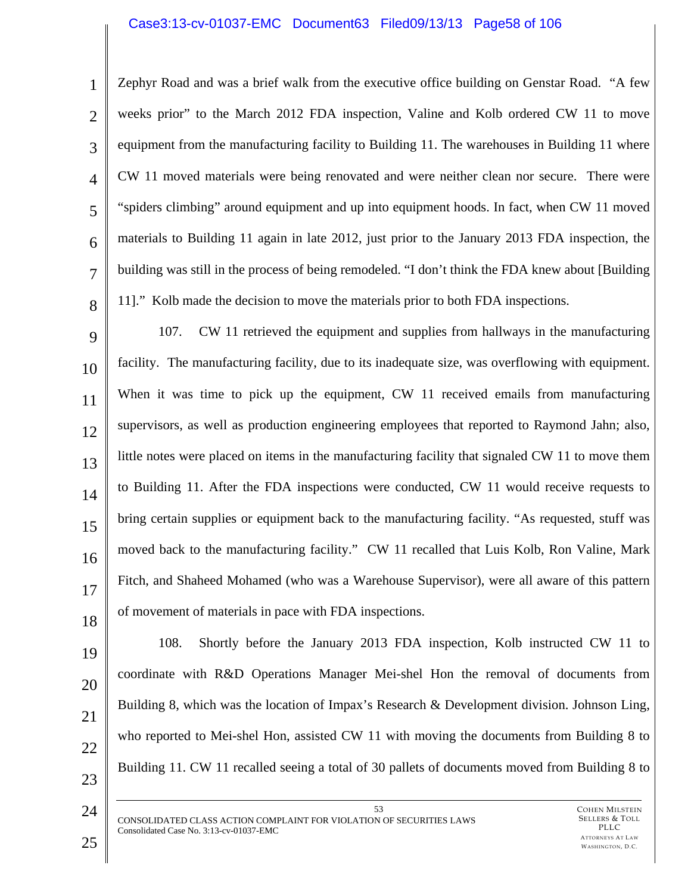Zephyr Road and was a brief walk from the executive office building on Genstar Road. "A few weeks prior" to the March 2012 FDA inspection, Valine and Kolb ordered CW 11 to move equipment from the manufacturing facility to Building 11. The warehouses in Building 11 where CW 11 moved materials were being renovated and were neither clean nor secure. There were "spiders climbing" around equipment and up into equipment hoods. In fact, when CW 11 moved materials to Building 11 again in late 2012, just prior to the January 2013 FDA inspection, the building was still in the process of being remodeled. "I don't think the FDA knew about [Building 11]." Kolb made the decision to move the materials prior to both FDA inspections.

107. CW 11 retrieved the equipment and supplies from hallways in the manufacturing facility. The manufacturing facility, due to its inadequate size, was overflowing with equipment. When it was time to pick up the equipment, CW 11 received emails from manufacturing supervisors, as well as production engineering employees that reported to Raymond Jahn; also, little notes were placed on items in the manufacturing facility that signaled CW 11 to move them to Building 11. After the FDA inspections were conducted, CW 11 would receive requests to bring certain supplies or equipment back to the manufacturing facility. "As requested, stuff was moved back to the manufacturing facility." CW 11 recalled that Luis Kolb, Ron Valine, Mark Fitch, and Shaheed Mohamed (who was a Warehouse Supervisor), were all aware of this pattern of movement of materials in pace with FDA inspections.

108. Shortly before the January 2013 FDA inspection, Kolb instructed CW 11 to coordinate with R&D Operations Manager Mei-shel Hon the removal of documents from Building 8, which was the location of Impax's Research & Development division. Johnson Ling, who reported to Mei-shel Hon, assisted CW 11 with moving the documents from Building 8 to Building 11. CW 11 recalled seeing a total of 30 pallets of documents moved from Building 8 to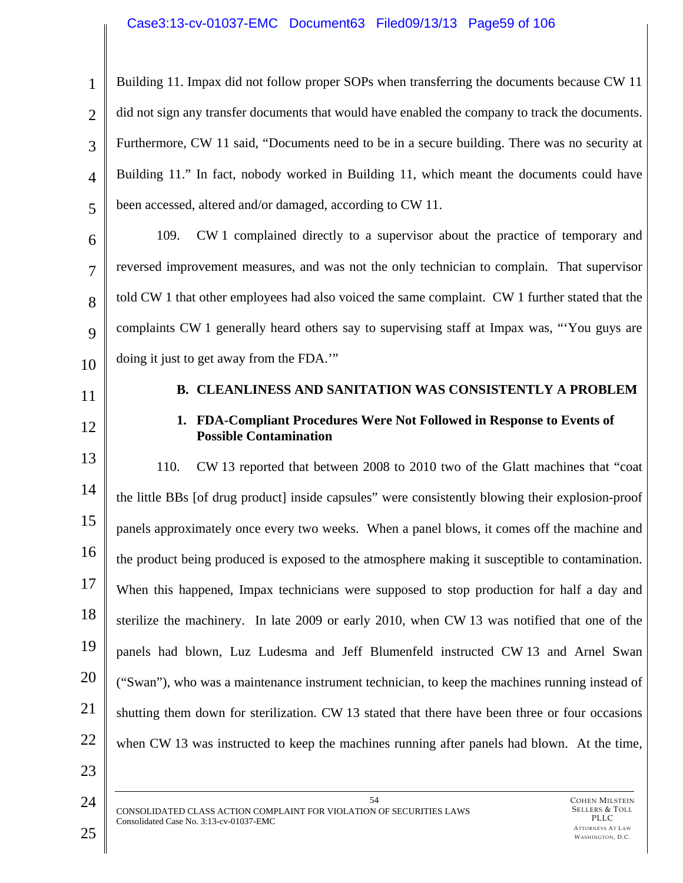Building 11. Impax did not follow proper SOPs when transferring the documents because CW 11 did not sign any transfer documents that would have enabled the company to track the documents. Furthermore, CW 11 said, "Documents need to be in a secure building. There was no security at Building 11." In fact, nobody worked in Building 11, which meant the documents could have been accessed, altered and/or damaged, according to CW 11.

109. CW 1 complained directly to a supervisor about the practice of temporary and reversed improvement measures, and was not the only technician to complain. That supervisor told CW 1 that other employees had also voiced the same complaint. CW 1 further stated that the complaints CW 1 generally heard others say to supervising staff at Impax was, "'You guys are doing it just to get away from the FDA.'"

## B. CLEANLINESS AND SANITATION WAS CONSISTENTLY A PROBLEM

### 1. FDA-Compliant Procedures Were Not Followed in Response to Events of Possible Contamination

110. CW 13 reported that between 2008 to 2010 two of the Glatt machines that "coat the little BBs [of drug product] inside capsules" were consistently blowing their explosion-proof panels approximately once every two weeks. When a panel blows, it comes off the machine and the product being produced is exposed to the atmosphere making it susceptible to contamination. When this happened, Impax technicians were supposed to stop production for half a day and sterilize the machinery. In late 2009 or early 2010, when CW 13 was notified that one of the panels had blown, Luz Ludesma and Jeff Blumenfeld instructed CW 13 and Arnel Swan ("Swan"), who was a maintenance instrument technician, to keep the machines running instead of shutting them down for sterilization. CW 13 stated that there have been three or four occasions when CW 13 was instructed to keep the machines running after panels had blown. At the time,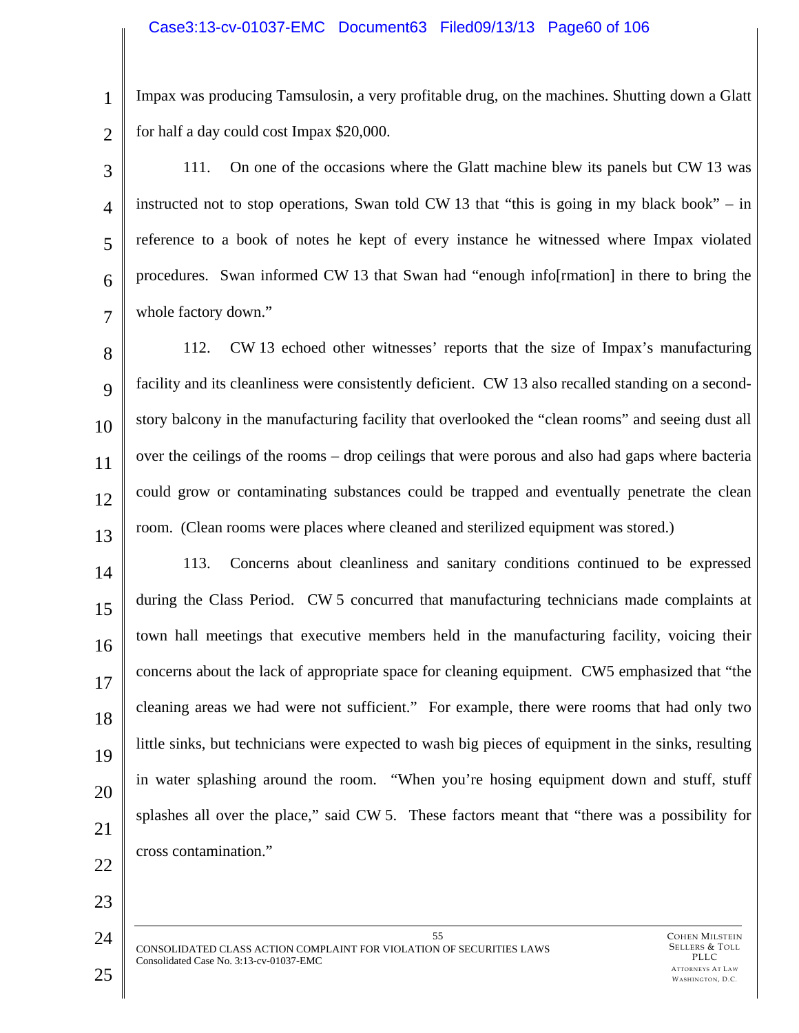Impax was producing Tamsulosin, a very profitable drug, on the machines. Shutting down a Glatt for half a day could cost Impax $20,000.

111. On one of the occasions where the Glatt machine blew its panels but CW 13 was instructed not to stop operations, Swan told CW 13 that "this is going in my black book" – in reference to a book of notes he kept of every instance he witnessed where Impax violated procedures. Swan informed CW 13 that Swan had "enough info[rmation] in there to bring the whole factory down."

112. CW 13 echoed other witnesses' reports that the size of Impax's manufacturing facility and its cleanliness were consistently deficient. CW 13 also recalled standing on a second-story balcony in the manufacturing facility that overlooked the "clean rooms" and seeing dust all over the ceilings of the rooms – drop ceilings that were porous and also had gaps where bacteria could grow or contaminating substances could be trapped and eventually penetrate the clean room. (Clean rooms were places where cleaned and sterilized equipment was stored.)

113. Concerns about cleanliness and sanitary conditions continued to be expressed during the Class Period. CW 5 concurred that manufacturing technicians made complaints at town hall meetings that executive members held in the manufacturing facility, voicing their concerns about the lack of appropriate space for cleaning equipment. CW5 emphasized that "the cleaning areas we had were not sufficient." For example, there were rooms that had only two little sinks, but technicians were expected to wash big pieces of equipment in the sinks, resulting in water splashing around the room. "When you're hosing equipment down and stuff, stuff splashes all over the place," said CW 5. These factors meant that "there was a possibility for cross contamination."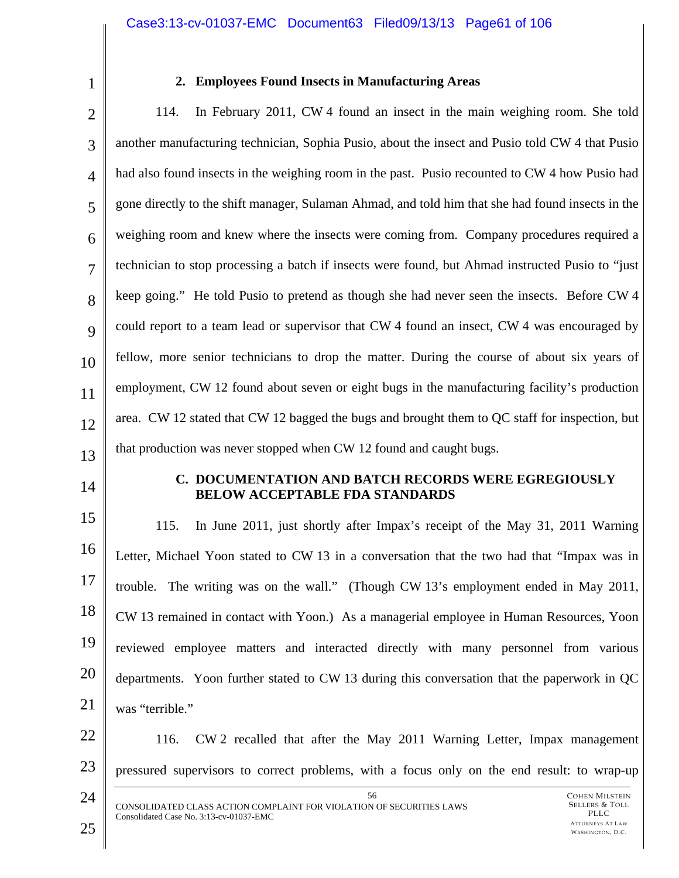### 2. Employees Found Insects in Manufacturing Areas

114. In February 2011, CW 4 found an insect in the main weighing room. She told another manufacturing technician, Sophia Pusio, about the insect and Pusio told CW 4 that Pusio had also found insects in the weighing room in the past. Pusio recounted to CW 4 how Pusio had gone directly to the shift manager, Sulaman Ahmad, and told him that she had found insects in the weighing room and knew where the insects were coming from. Company procedures required a technician to stop processing a batch if insects were found, but Ahmad instructed Pusio to "just keep going." He told Pusio to pretend as though she had never seen the insects. Before CW 4 could report to a team lead or supervisor that CW 4 found an insect, CW 4 was encouraged by fellow, more senior technicians to drop the matter. During the course of about six years of employment, CW 12 found about seven or eight bugs in the manufacturing facility's production area. CW 12 stated that CW 12 bagged the bugs and brought them to QC staff for inspection, but that production was never stopped when CW 12 found and caught bugs.

## C. DOCUMENTATION AND BATCH RECORDS WERE EGREGIOUSLY BELOW ACCEPTABLE FDA STANDARDS

115. In June 2011, just shortly after Impax's receipt of the May 31, 2011 Warning Letter, Michael Yoon stated to CW 13 in a conversation that the two had that "Impax was in trouble. The writing was on the wall." (Though CW 13's employment ended in May 2011, CW 13 remained in contact with Yoon.) As a managerial employee in Human Resources, Yoon reviewed employee matters and interacted directly with many personnel from various departments. Yoon further stated to CW 13 during this conversation that the paperwork in QC was "terrible."

116. CW 2 recalled that after the May 2011 Warning Letter, Impax management pressured supervisors to correct problems, with a focus only on the end result: to wrap-up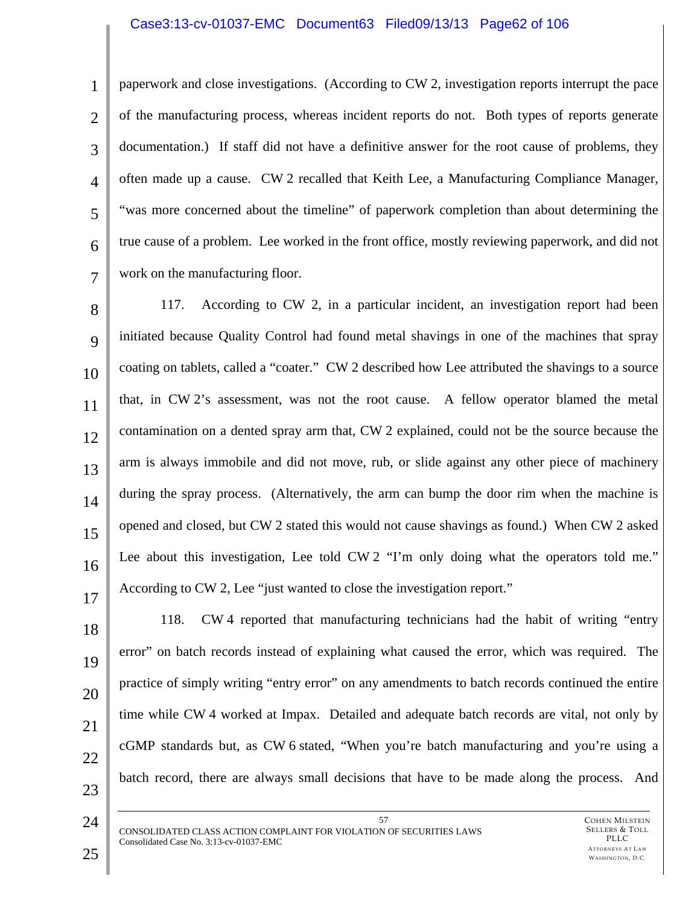paperwork and close investigations. (According to CW 2, investigation reports interrupt the pace of the manufacturing process, whereas incident reports do not. Both types of reports generate documentation.) If staff did not have a definitive answer for the root cause of problems, they often made up a cause. CW 2 recalled that Keith Lee, a Manufacturing Compliance Manager, "was more concerned about the timeline" of paperwork completion than about determining the true cause of a problem. Lee worked in the front office, mostly reviewing paperwork, and did not work on the manufacturing floor.

117. According to CW 2, in a particular incident, an investigation report had been initiated because Quality Control had found metal shavings in one of the machines that spray coating on tablets, called a "coater." CW 2 described how Lee attributed the shavings to a source that, in CW 2's assessment, was not the root cause. A fellow operator blamed the metal contamination on a dented spray arm that, CW 2 explained, could not be the source because the arm is always immobile and did not move, rub, or slide against any other piece of machinery during the spray process. (Alternatively, the arm can bump the door rim when the machine is opened and closed, but CW 2 stated this would not cause shavings as found.) When CW 2 asked Lee about this investigation, Lee told CW 2 "I'm only doing what the operators told me." According to CW 2, Lee "just wanted to close the investigation report."

118. CW 4 reported that manufacturing technicians had the habit of writing "entry error" on batch records instead of explaining what caused the error, which was required. The practice of simply writing "entry error" on any amendments to batch records continued the entire time while CW 4 worked at Impax. Detailed and adequate batch records are vital, not only by cGMP standards but, as CW 6 stated, "When you're batch manufacturing and you're using a batch record, there are always small decisions that have to be made along the process. And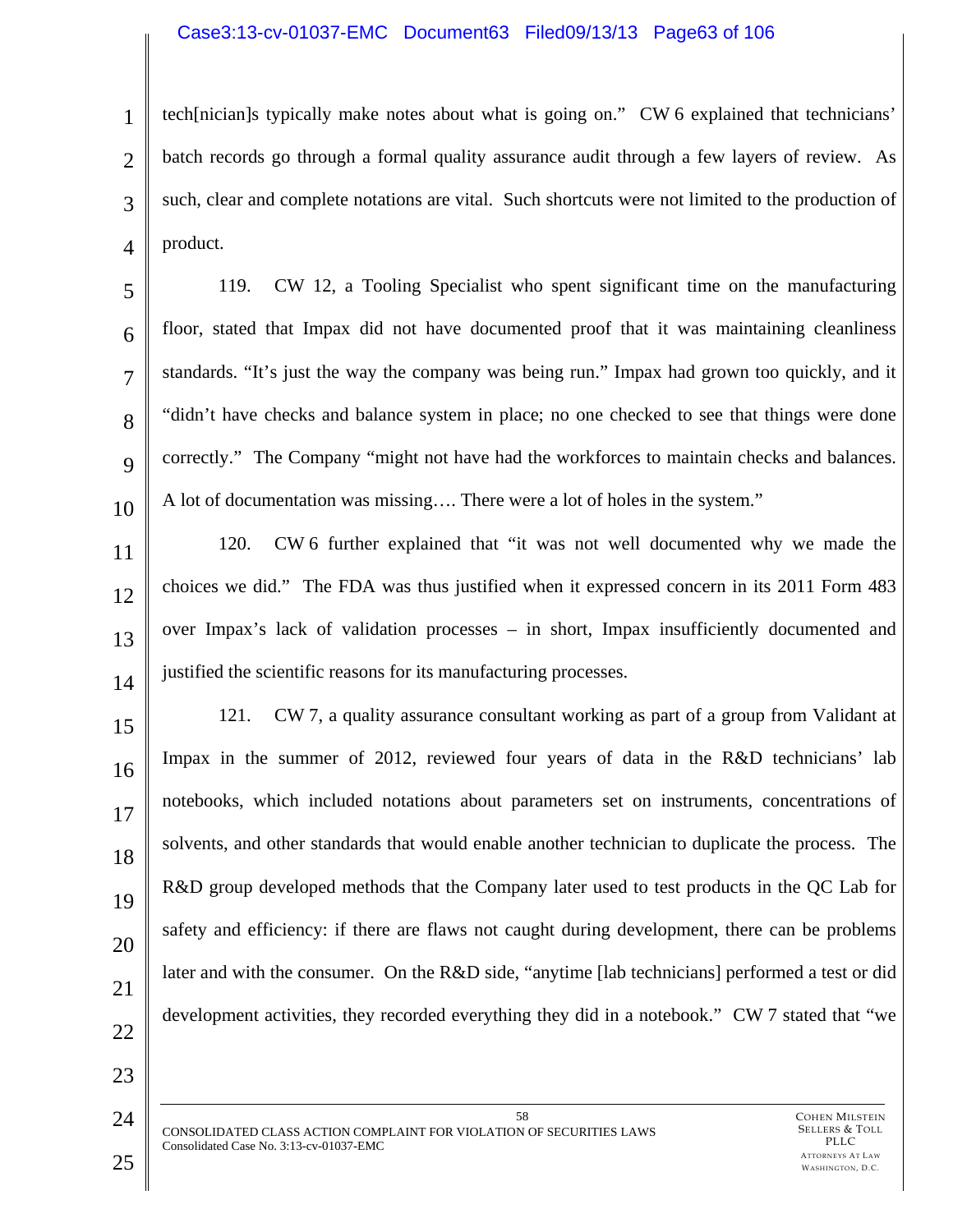tech[nician]s typically make notes about what is going on." CW 6 explained that technicians' batch records go through a formal quality assurance audit through a few layers of review. As such, clear and complete notations are vital. Such shortcuts were not limited to the production of product.

119. CW 12, a Tooling Specialist who spent significant time on the manufacturing floor, stated that Impax did not have documented proof that it was maintaining cleanliness standards. "It's just the way the company was being run." Impax had grown too quickly, and it "didn't have checks and balance system in place; no one checked to see that things were done correctly." The Company "might not have had the workforces to maintain checks and balances. A lot of documentation was missing…. There were a lot of holes in the system."

120. CW 6 further explained that "it was not well documented why we made the choices we did." The FDA was thus justified when it expressed concern in its 2011 Form 483 over Impax's lack of validation processes – in short, Impax insufficiently documented and justified the scientific reasons for its manufacturing processes.

121. CW 7, a quality assurance consultant working as part of a group from Validant at Impax in the summer of 2012, reviewed four years of data in the R&D technicians' lab notebooks, which included notations about parameters set on instruments, concentrations of solvents, and other standards that would enable another technician to duplicate the process. The R&D group developed methods that the Company later used to test products in the QC Lab for safety and efficiency: if there are flaws not caught during development, there can be problems later and with the consumer. On the R&D side, "anytime [lab technicians] performed a test or did development activities, they recorded everything they did in a notebook." CW 7 stated that "we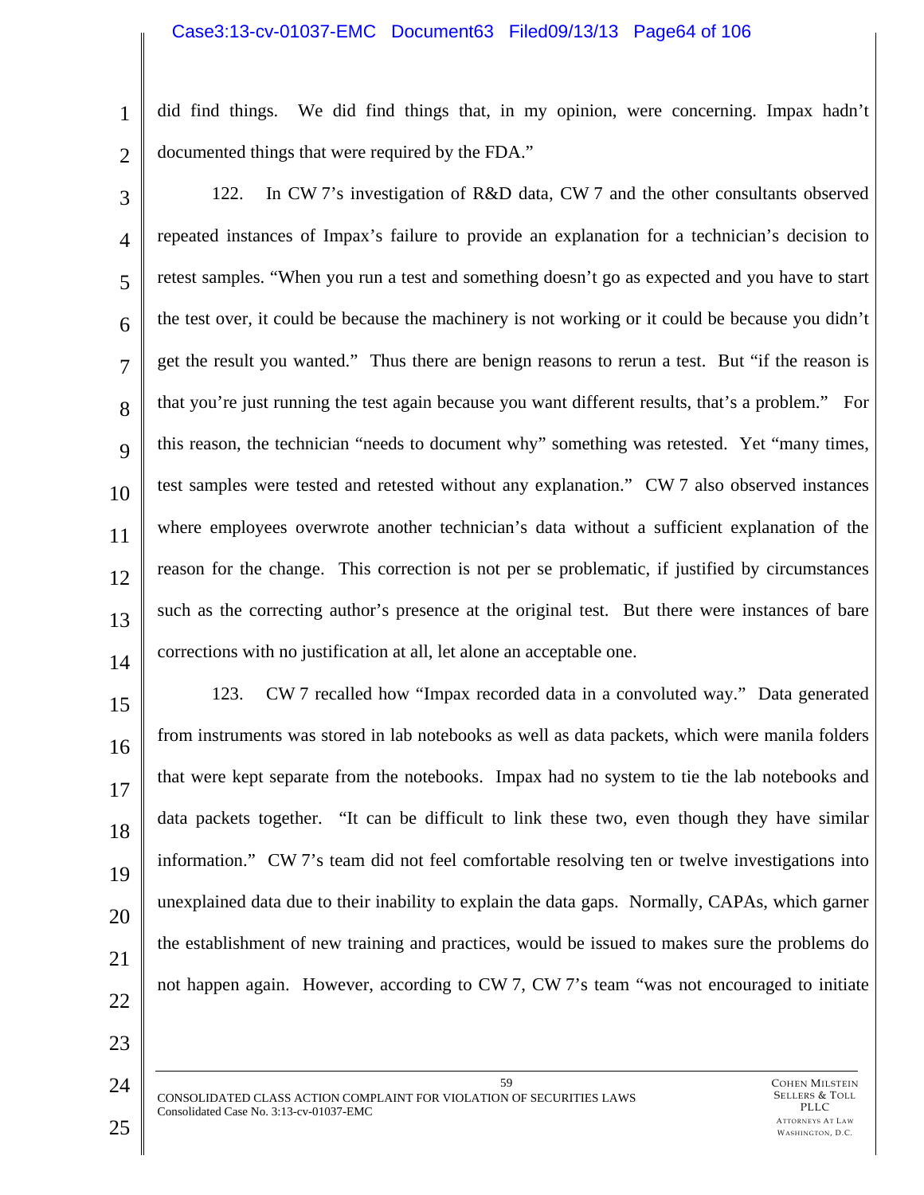did find things. We did find things that, in my opinion, were concerning. Impax hadn't documented things that were required by the FDA."

122. In CW 7's investigation of R&D data, CW 7 and the other consultants observed repeated instances of Impax's failure to provide an explanation for a technician's decision to retest samples. "When you run a test and something doesn't go as expected and you have to start the test over, it could be because the machinery is not working or it could be because you didn't get the result you wanted." Thus there are benign reasons to rerun a test. But "if the reason is that you're just running the test again because you want different results, that's a problem." For this reason, the technician "needs to document why" something was retested. Yet "many times, test samples were tested and retested without any explanation." CW 7 also observed instances where employees overwrote another technician's data without a sufficient explanation of the reason for the change. This correction is not per se problematic, if justified by circumstances such as the correcting author's presence at the original test. But there were instances of bare corrections with no justification at all, let alone an acceptable one.

123. CW 7 recalled how "Impax recorded data in a convoluted way." Data generated from instruments was stored in lab notebooks as well as data packets, which were manila folders that were kept separate from the notebooks. Impax had no system to tie the lab notebooks and data packets together. "It can be difficult to link these two, even though they have similar information." CW 7's team did not feel comfortable resolving ten or twelve investigations into unexplained data due to their inability to explain the data gaps. Normally, CAPAs, which garner the establishment of new training and practices, would be issued to makes sure the problems do not happen again. However, according to CW 7, CW 7's team "was not encouraged to initiate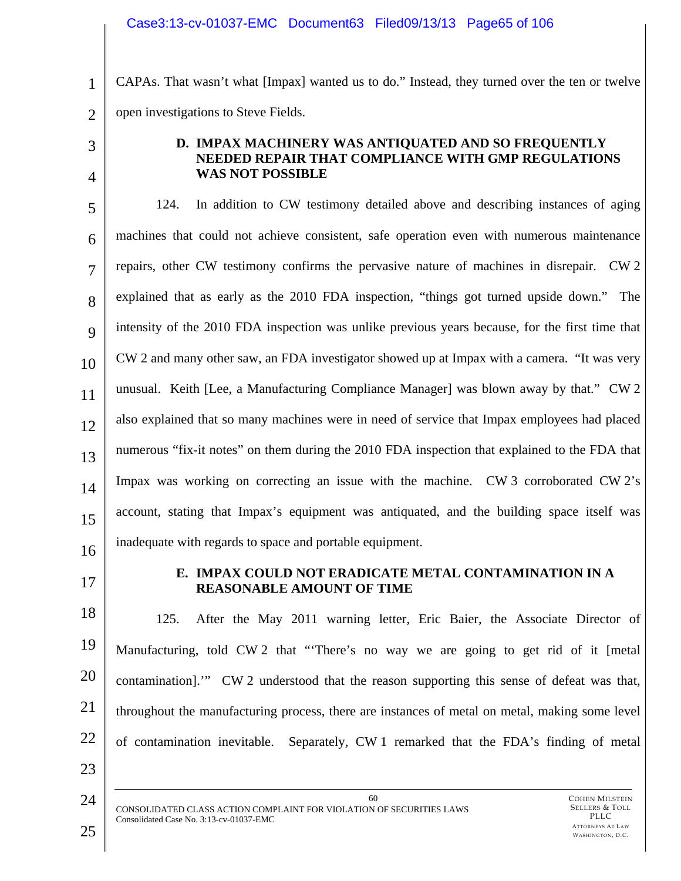CAPAs. That wasn't what [Impax] wanted us to do." Instead, they turned over the ten or twelve open investigations to Steve Fields.

### D. IMPAX MACHINERY WAS ANTIQUATED AND SO FREQUENTLY NEEDED REPAIR THAT COMPLIANCE WITH GMP REGULATIONS WAS NOT POSSIBLE

124. In addition to CW testimony detailed above and describing instances of aging machines that could not achieve consistent, safe operation even with numerous maintenance repairs, other CW testimony confirms the pervasive nature of machines in disrepair. CW 2 explained that as early as the 2010 FDA inspection, "things got turned upside down." The intensity of the 2010 FDA inspection was unlike previous years because, for the first time that CW 2 and many other saw, an FDA investigator showed up at Impax with a camera. "It was very unusual. Keith [Lee, a Manufacturing Compliance Manager] was blown away by that." CW 2 also explained that so many machines were in need of service that Impax employees had placed numerous "fix-it notes" on them during the 2010 FDA inspection that explained to the FDA that Impax was working on correcting an issue with the machine. CW 3 corroborated CW 2's account, stating that Impax's equipment was antiquated, and the building space itself was inadequate with regards to space and portable equipment.

### E. IMPAX COULD NOT ERADICATE METAL CONTAMINATION IN A REASONABLE AMOUNT OF TIME

125. After the May 2011 warning letter, Eric Baier, the Associate Director of Manufacturing, told CW 2 that "'There's no way we are going to get rid of it [metal contamination].'" CW 2 understood that the reason supporting this sense of defeat was that, throughout the manufacturing process, there are instances of metal on metal, making some level of contamination inevitable. Separately, CW 1 remarked that the FDA's finding of metal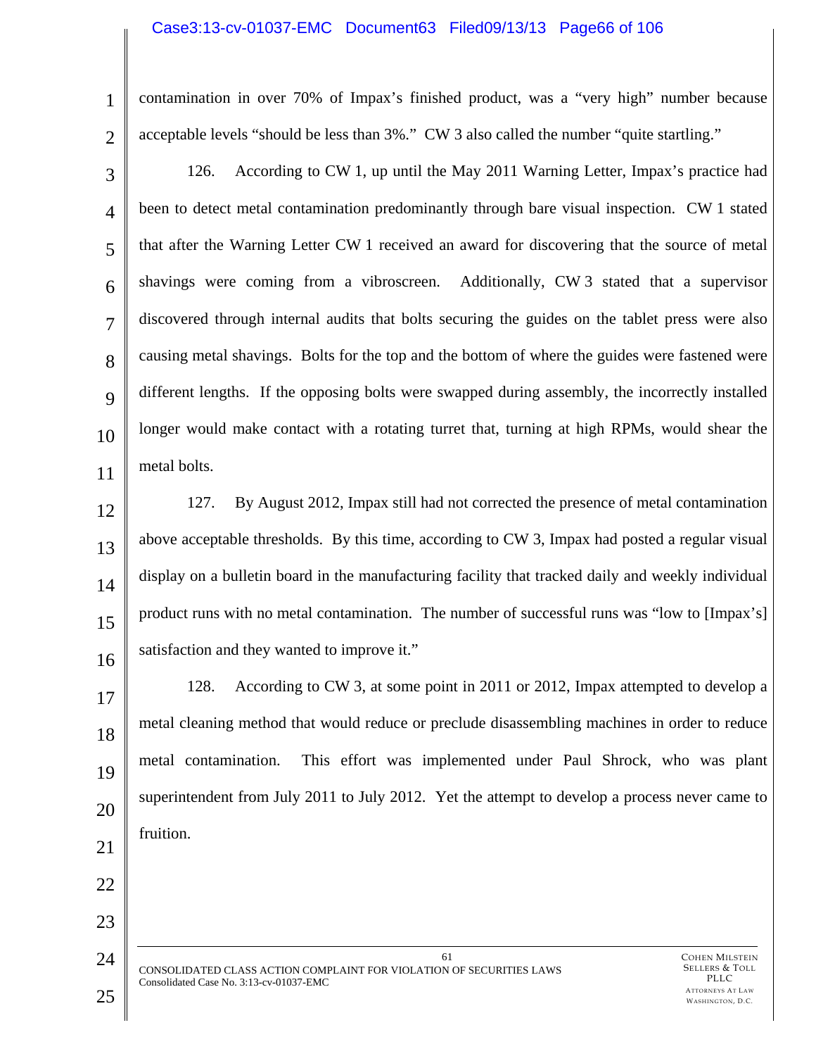contamination in over 70% of Impax's finished product, was a "very high" number because acceptable levels "should be less than 3%." CW 3 also called the number "quite startling."

126. According to CW 1, up until the May 2011 Warning Letter, Impax's practice had been to detect metal contamination predominantly through bare visual inspection. CW 1 stated that after the Warning Letter CW 1 received an award for discovering that the source of metal shavings were coming from a vibroscreen. Additionally, CW 3 stated that a supervisor discovered through internal audits that bolts securing the guides on the tablet press were also causing metal shavings. Bolts for the top and the bottom of where the guides were fastened were different lengths. If the opposing bolts were swapped during assembly, the incorrectly installed longer would make contact with a rotating turret that, turning at high RPMs, would shear the metal bolts.

127. By August 2012, Impax still had not corrected the presence of metal contamination above acceptable thresholds. By this time, according to CW 3, Impax had posted a regular visual display on a bulletin board in the manufacturing facility that tracked daily and weekly individual product runs with no metal contamination. The number of successful runs was "low to [Impax's] satisfaction and they wanted to improve it."

128. According to CW 3, at some point in 2011 or 2012, Impax attempted to develop a metal cleaning method that would reduce or preclude disassembling machines in order to reduce metal contamination. This effort was implemented under Paul Shrock, who was plant superintendent from July 2011 to July 2012. Yet the attempt to develop a process never came to fruition.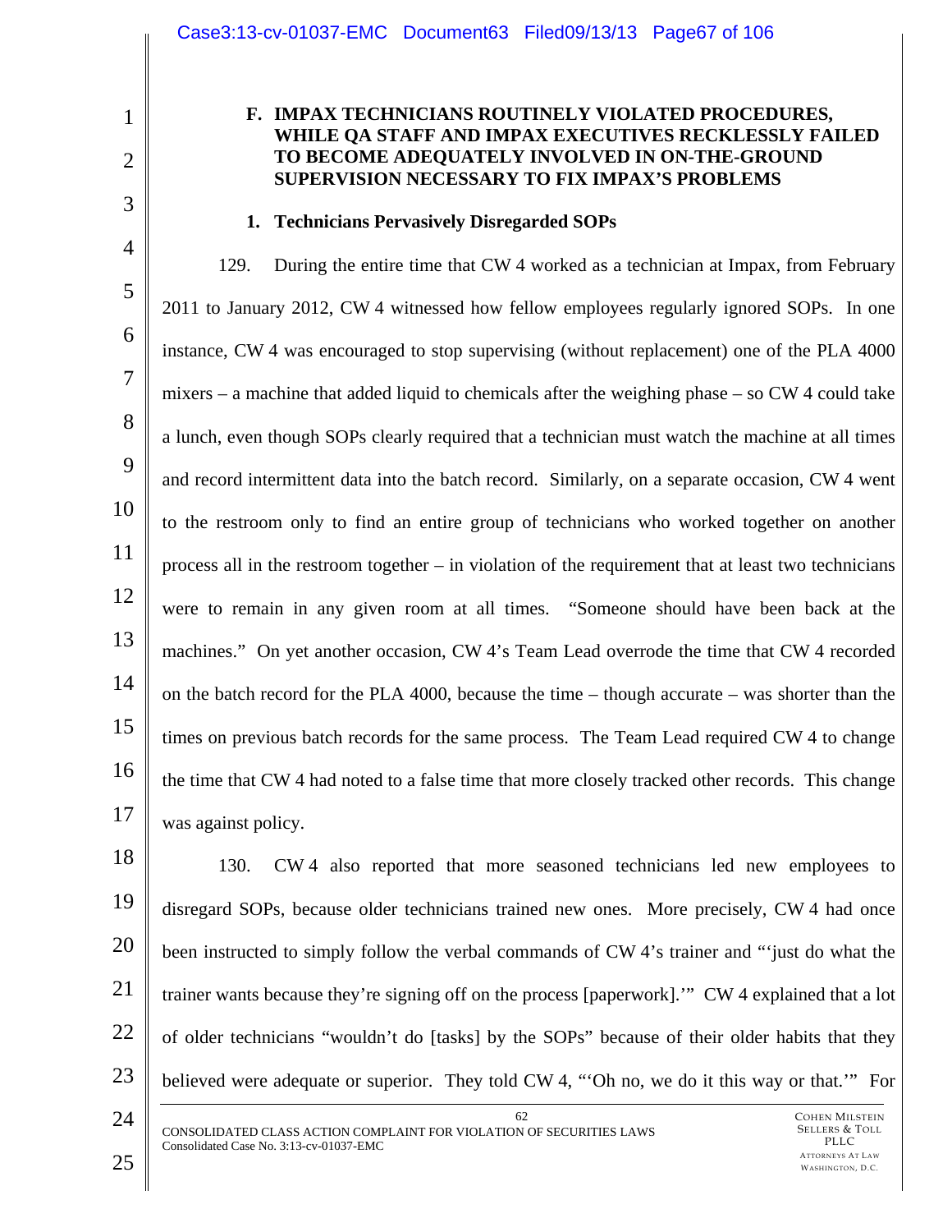### F. IMPAX TECHNICIANS ROUTINELY VIOLATED PROCEDURES, WHILE QA STAFF AND IMPAX EXECUTIVES RECKLESSLY FAILED TO BECOME ADEQUATELY INVOLVED IN ON-THE-GROUND SUPERVISION NECESSARY TO FIX IMPAX'S PROBLEMS

#### 1. Technicians Pervasively Disregarded SOPs

129. During the entire time that CW 4 worked as a technician at Impax, from February 2011 to January 2012, CW 4 witnessed how fellow employees regularly ignored SOPs. In one instance, CW 4 was encouraged to stop supervising (without replacement) one of the PLA 4000 mixers – a machine that added liquid to chemicals after the weighing phase – so CW 4 could take a lunch, even though SOPs clearly required that a technician must watch the machine at all times and record intermittent data into the batch record. Similarly, on a separate occasion, CW 4 went to the restroom only to find an entire group of technicians who worked together on another process all in the restroom together – in violation of the requirement that at least two technicians were to remain in any given room at all times. "Someone should have been back at the machines." On yet another occasion, CW 4's Team Lead overrode the time that CW 4 recorded on the batch record for the PLA 4000, because the time – though accurate – was shorter than the times on previous batch records for the same process. The Team Lead required CW 4 to change the time that CW 4 had noted to a false time that more closely tracked other records. This change was against policy.

130. CW 4 also reported that more seasoned technicians led new employees to disregard SOPs, because older technicians trained new ones. More precisely, CW 4 had once been instructed to simply follow the verbal commands of CW 4's trainer and "'just do what the trainer wants because they're signing off on the process [paperwork].'" CW 4 explained that a lot of older technicians "wouldn't do [tasks] by the SOPs" because of their older habits that they believed were adequate or superior. They told CW 4, "'Oh no, we do it this way or that.'" For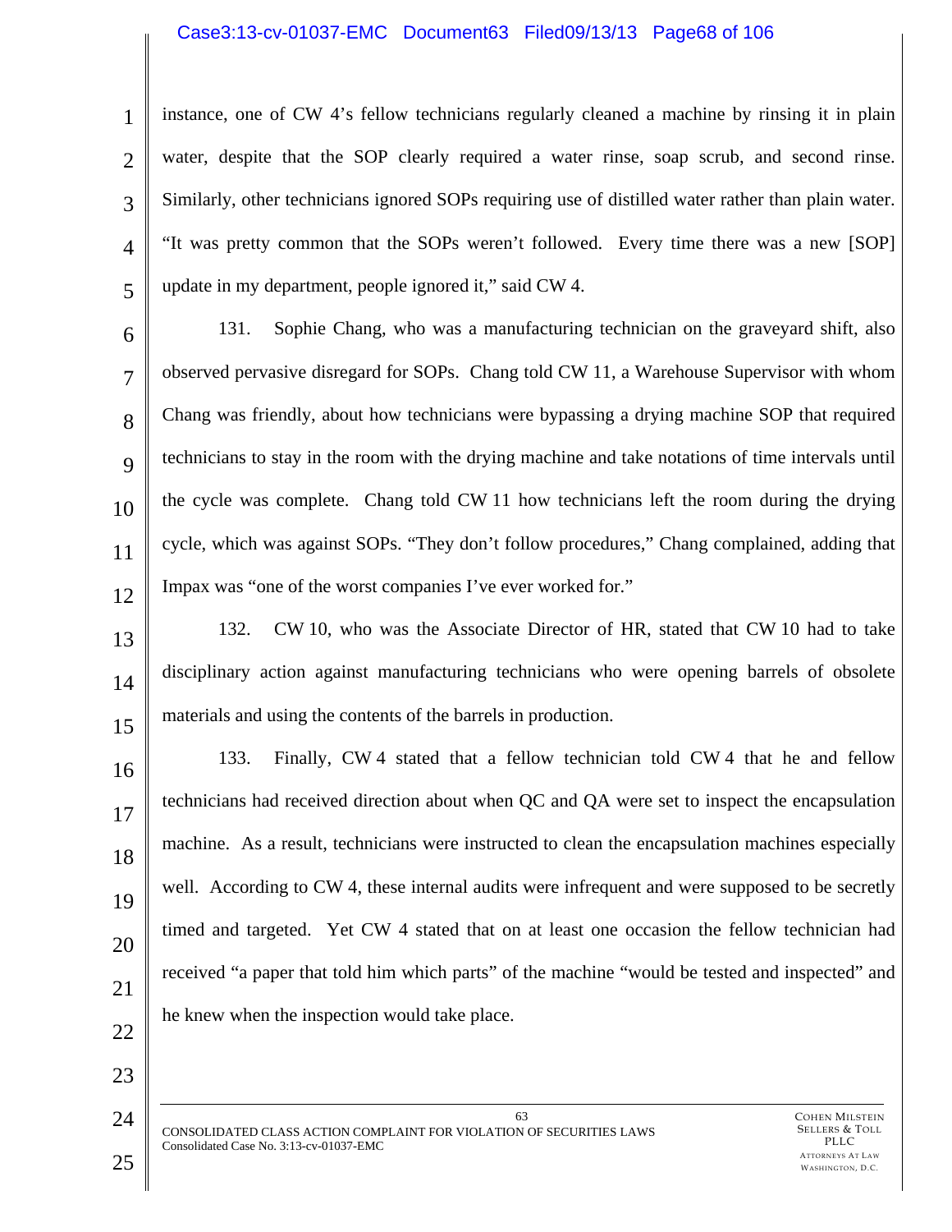instance, one of CW 4's fellow technicians regularly cleaned a machine by rinsing it in plain water, despite that the SOP clearly required a water rinse, soap scrub, and second rinse. Similarly, other technicians ignored SOPs requiring use of distilled water rather than plain water. "It was pretty common that the SOPs weren't followed. Every time there was a new [SOP] update in my department, people ignored it," said CW 4.

131. Sophie Chang, who was a manufacturing technician on the graveyard shift, also observed pervasive disregard for SOPs. Chang told CW 11, a Warehouse Supervisor with whom Chang was friendly, about how technicians were bypassing a drying machine SOP that required technicians to stay in the room with the drying machine and take notations of time intervals until the cycle was complete. Chang told CW 11 how technicians left the room during the drying cycle, which was against SOPs. "They don't follow procedures," Chang complained, adding that Impax was "one of the worst companies I've ever worked for."

132. CW 10, who was the Associate Director of HR, stated that CW 10 had to take disciplinary action against manufacturing technicians who were opening barrels of obsolete materials and using the contents of the barrels in production.

133. Finally, CW 4 stated that a fellow technician told CW 4 that he and fellow technicians had received direction about when QC and QA were set to inspect the encapsulation machine. As a result, technicians were instructed to clean the encapsulation machines especially well. According to CW 4, these internal audits were infrequent and were supposed to be secretly timed and targeted. Yet CW 4 stated that on at least one occasion the fellow technician had received "a paper that told him which parts" of the machine "would be tested and inspected" and he knew when the inspection would take place.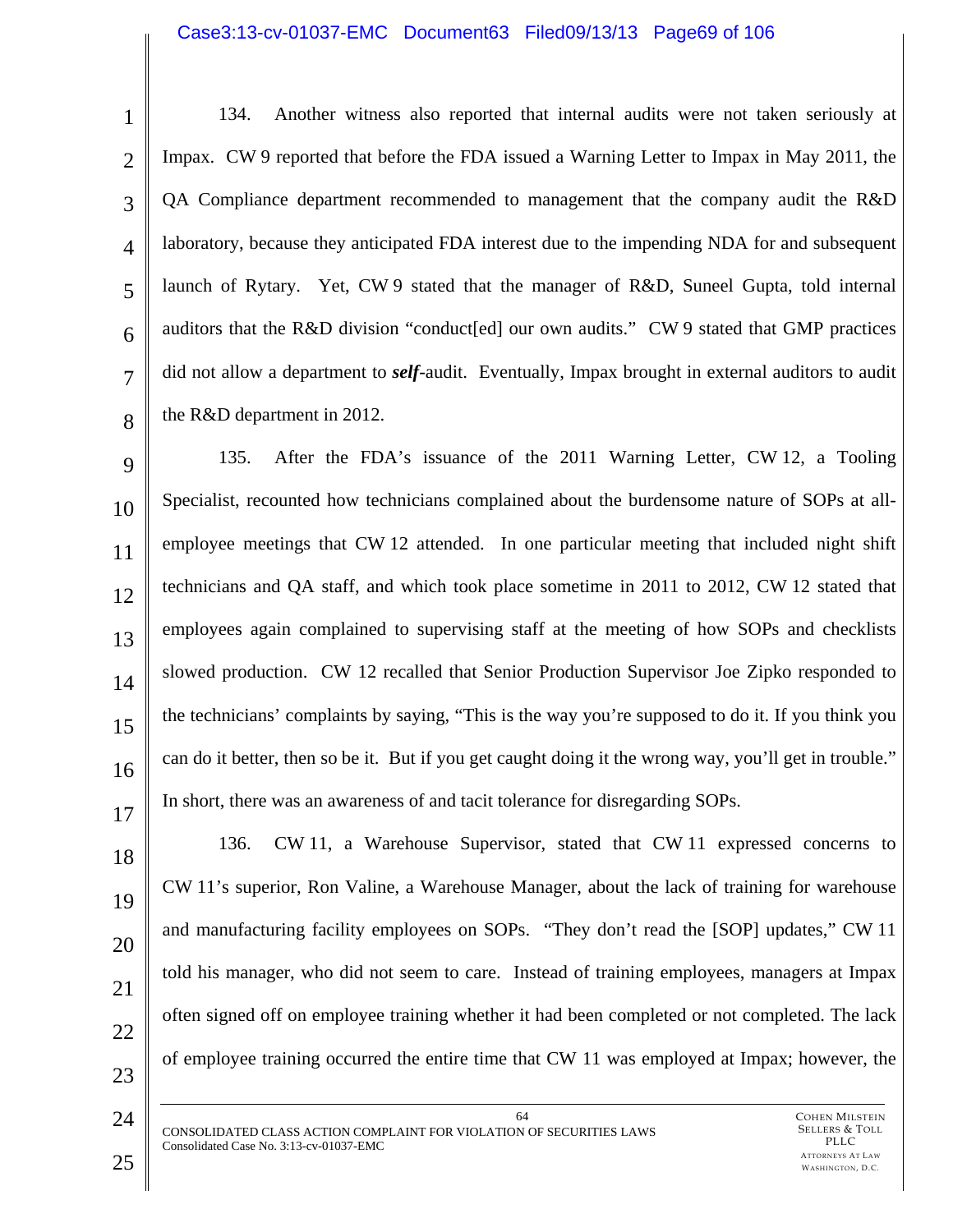134. Another witness also reported that internal audits were not taken seriously at Impax. CW 9 reported that before the FDA issued a Warning Letter to Impax in May 2011, the QA Compliance department recommended to management that the company audit the R&D laboratory, because they anticipated FDA interest due to the impending NDA for and subsequent launch of Rytary. Yet, CW 9 stated that the manager of R&D, Suneel Gupta, told internal auditors that the R&D division "conduct[ed] our own audits." CW 9 stated that GMP practices did not allow a department to ***self***-audit. Eventually, Impax brought in external auditors to audit the R&D department in 2012.

135. After the FDA's issuance of the 2011 Warning Letter, CW 12, a Tooling Specialist, recounted how technicians complained about the burdensome nature of SOPs at all-employee meetings that CW 12 attended. In one particular meeting that included night shift technicians and QA staff, and which took place sometime in 2011 to 2012, CW 12 stated that employees again complained to supervising staff at the meeting of how SOPs and checklists slowed production. CW 12 recalled that Senior Production Supervisor Joe Zipko responded to the technicians' complaints by saying, "This is the way you're supposed to do it. If you think you can do it better, then so be it. But if you get caught doing it the wrong way, you'll get in trouble." In short, there was an awareness of and tacit tolerance for disregarding SOPs.

136. CW 11, a Warehouse Supervisor, stated that CW 11 expressed concerns to CW 11's superior, Ron Valine, a Warehouse Manager, about the lack of training for warehouse and manufacturing facility employees on SOPs. "They don't read the [SOP] updates," CW 11 told his manager, who did not seem to care. Instead of training employees, managers at Impax often signed off on employee training whether it had been completed or not completed. The lack of employee training occurred the entire time that CW 11 was employed at Impax; however, the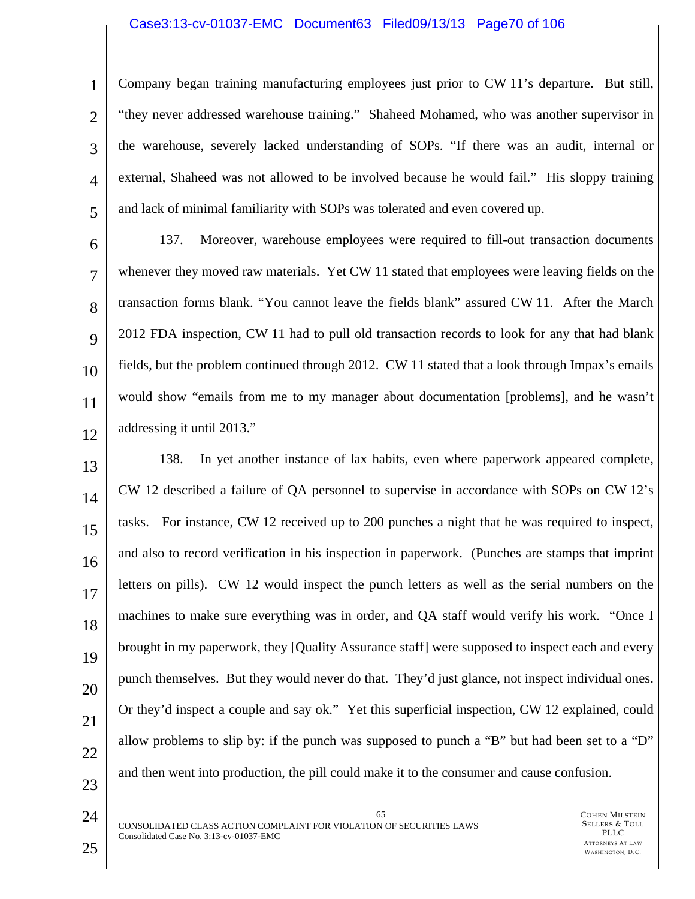Company began training manufacturing employees just prior to CW 11's departure. But still, "they never addressed warehouse training." Shaheed Mohamed, who was another supervisor in the warehouse, severely lacked understanding of SOPs. "If there was an audit, internal or external, Shaheed was not allowed to be involved because he would fail." His sloppy training and lack of minimal familiarity with SOPs was tolerated and even covered up.

137. Moreover, warehouse employees were required to fill-out transaction documents whenever they moved raw materials. Yet CW 11 stated that employees were leaving fields on the transaction forms blank. "You cannot leave the fields blank" assured CW 11. After the March 2012 FDA inspection, CW 11 had to pull old transaction records to look for any that had blank fields, but the problem continued through 2012. CW 11 stated that a look through Impax's emails would show "emails from me to my manager about documentation [problems], and he wasn't addressing it until 2013."

138. In yet another instance of lax habits, even where paperwork appeared complete, CW 12 described a failure of QA personnel to supervise in accordance with SOPs on CW 12's tasks. For instance, CW 12 received up to 200 punches a night that he was required to inspect, and also to record verification in his inspection in paperwork. (Punches are stamps that imprint letters on pills). CW 12 would inspect the punch letters as well as the serial numbers on the machines to make sure everything was in order, and QA staff would verify his work. "Once I brought in my paperwork, they [Quality Assurance staff] were supposed to inspect each and every punch themselves. But they would never do that. They'd just glance, not inspect individual ones. Or they'd inspect a couple and say ok." Yet this superficial inspection, CW 12 explained, could allow problems to slip by: if the punch was supposed to punch a "B" but had been set to a "D" and then went into production, the pill could make it to the consumer and cause confusion.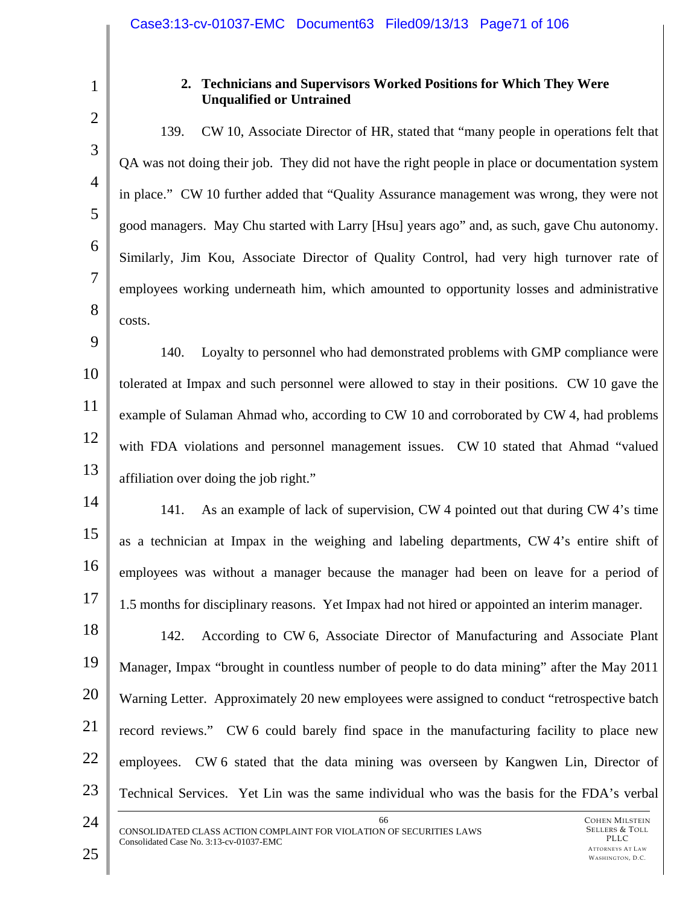### 2. Technicians and Supervisors Worked Positions for Which They Were Unqualified or Untrained

139. CW 10, Associate Director of HR, stated that "many people in operations felt that QA was not doing their job. They did not have the right people in place or documentation system in place." CW 10 further added that "Quality Assurance management was wrong, they were not good managers. May Chu started with Larry [Hsu] years ago" and, as such, gave Chu autonomy. Similarly, Jim Kou, Associate Director of Quality Control, had very high turnover rate of employees working underneath him, which amounted to opportunity losses and administrative costs.

140. Loyalty to personnel who had demonstrated problems with GMP compliance were tolerated at Impax and such personnel were allowed to stay in their positions. CW 10 gave the example of Sulaman Ahmad who, according to CW 10 and corroborated by CW 4, had problems with FDA violations and personnel management issues. CW 10 stated that Ahmad "valued affiliation over doing the job right."

141. As an example of lack of supervision, CW 4 pointed out that during CW 4's time as a technician at Impax in the weighing and labeling departments, CW 4's entire shift of employees was without a manager because the manager had been on leave for a period of 1.5 months for disciplinary reasons. Yet Impax had not hired or appointed an interim manager.

142. According to CW 6, Associate Director of Manufacturing and Associate Plant Manager, Impax "brought in countless number of people to do data mining" after the May 2011 Warning Letter. Approximately 20 new employees were assigned to conduct "retrospective batch record reviews." CW 6 could barely find space in the manufacturing facility to place new employees. CW 6 stated that the data mining was overseen by Kangwen Lin, Director of Technical Services. Yet Lin was the same individual who was the basis for the FDA's verbal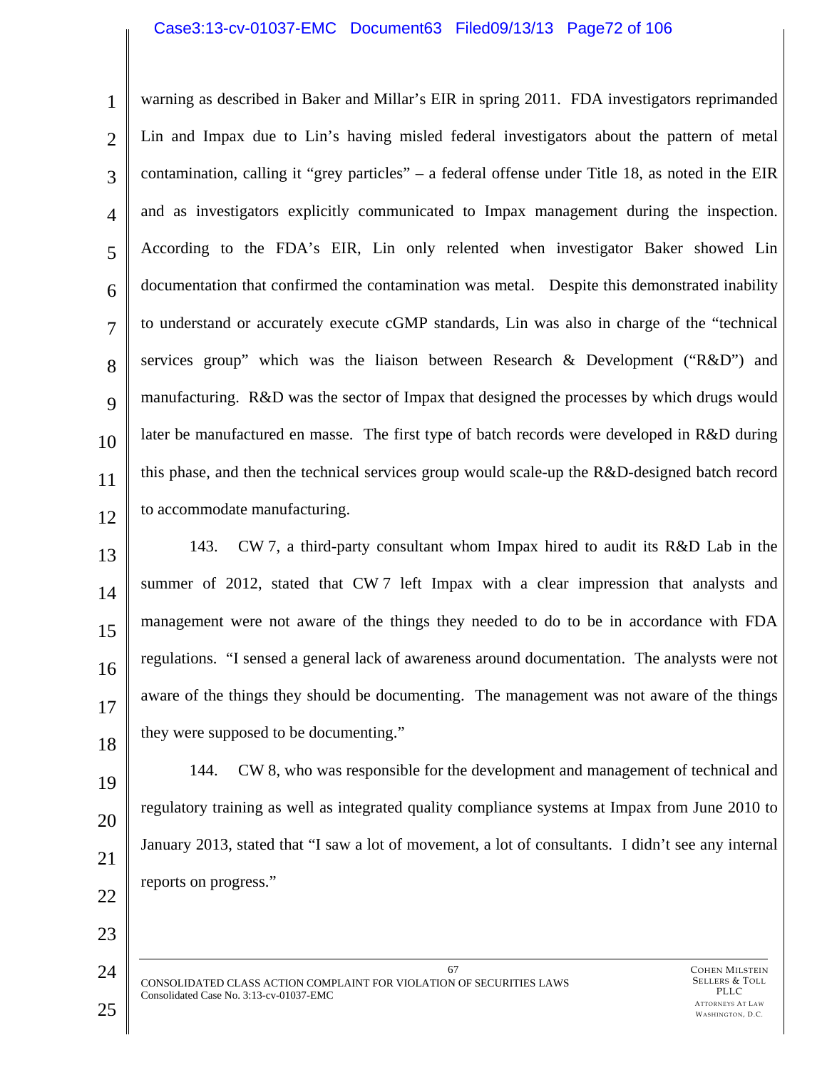warning as described in Baker and Millar's EIR in spring 2011. FDA investigators reprimanded Lin and Impax due to Lin's having misled federal investigators about the pattern of metal contamination, calling it "grey particles" – a federal offense under Title 18, as noted in the EIR and as investigators explicitly communicated to Impax management during the inspection. According to the FDA's EIR, Lin only relented when investigator Baker showed Lin documentation that confirmed the contamination was metal. Despite this demonstrated inability to understand or accurately execute cGMP standards, Lin was also in charge of the "technical services group" which was the liaison between Research & Development ("R&D") and manufacturing. R&D was the sector of Impax that designed the processes by which drugs would later be manufactured en masse. The first type of batch records were developed in R&D during this phase, and then the technical services group would scale-up the R&D-designed batch record to accommodate manufacturing.

143. CW 7, a third-party consultant whom Impax hired to audit its R&D Lab in the summer of 2012, stated that CW 7 left Impax with a clear impression that analysts and management were not aware of the things they needed to do to be in accordance with FDA regulations. "I sensed a general lack of awareness around documentation. The analysts were not aware of the things they should be documenting. The management was not aware of the things they were supposed to be documenting."

144. CW 8, who was responsible for the development and management of technical and regulatory training as well as integrated quality compliance systems at Impax from June 2010 to January 2013, stated that "I saw a lot of movement, a lot of consultants. I didn't see any internal reports on progress."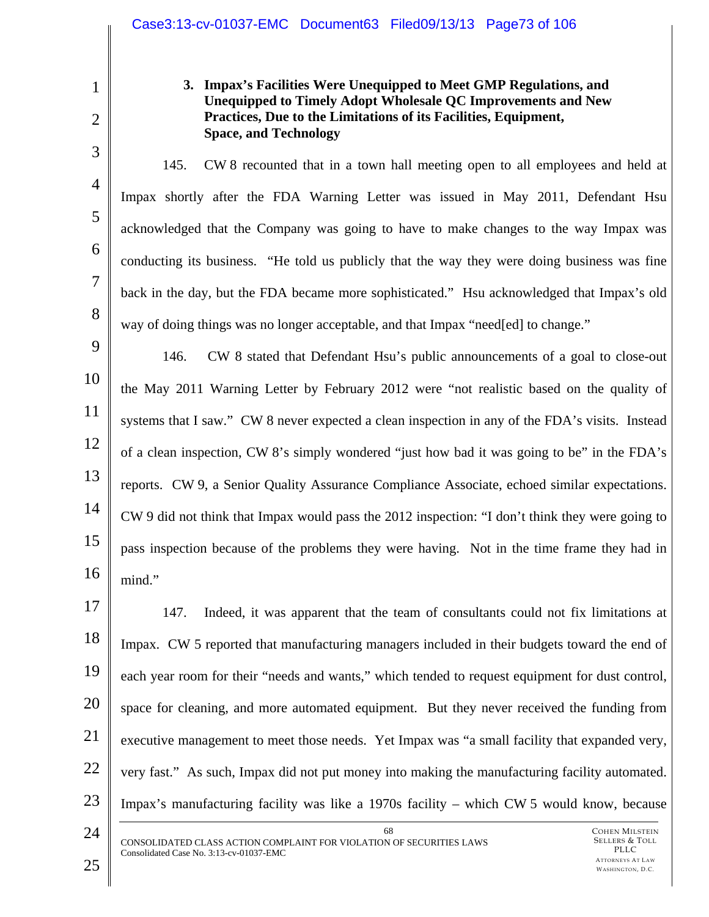### 3. Impax's Facilities Were Unequipped to Meet GMP Regulations, and Unequipped to Timely Adopt Wholesale QC Improvements and New Practices, Due to the Limitations of its Facilities, Equipment, Space, and Technology

145. CW 8 recounted that in a town hall meeting open to all employees and held at Impax shortly after the FDA Warning Letter was issued in May 2011, Defendant Hsu acknowledged that the Company was going to have to make changes to the way Impax was conducting its business. "He told us publicly that the way they were doing business was fine back in the day, but the FDA became more sophisticated." Hsu acknowledged that Impax's old way of doing things was no longer acceptable, and that Impax "need[ed] to change."

146. CW 8 stated that Defendant Hsu's public announcements of a goal to close-out the May 2011 Warning Letter by February 2012 were "not realistic based on the quality of systems that I saw." CW 8 never expected a clean inspection in any of the FDA's visits. Instead of a clean inspection, CW 8's simply wondered "just how bad it was going to be" in the FDA's reports. CW 9, a Senior Quality Assurance Compliance Associate, echoed similar expectations. CW 9 did not think that Impax would pass the 2012 inspection: "I don't think they were going to pass inspection because of the problems they were having. Not in the time frame they had in mind."

147. Indeed, it was apparent that the team of consultants could not fix limitations at Impax. CW 5 reported that manufacturing managers included in their budgets toward the end of each year room for their "needs and wants," which tended to request equipment for dust control, space for cleaning, and more automated equipment. But they never received the funding from executive management to meet those needs. Yet Impax was "a small facility that expanded very, very fast." As such, Impax did not put money into making the manufacturing facility automated. Impax's manufacturing facility was like a 1970s facility – which CW 5 would know, because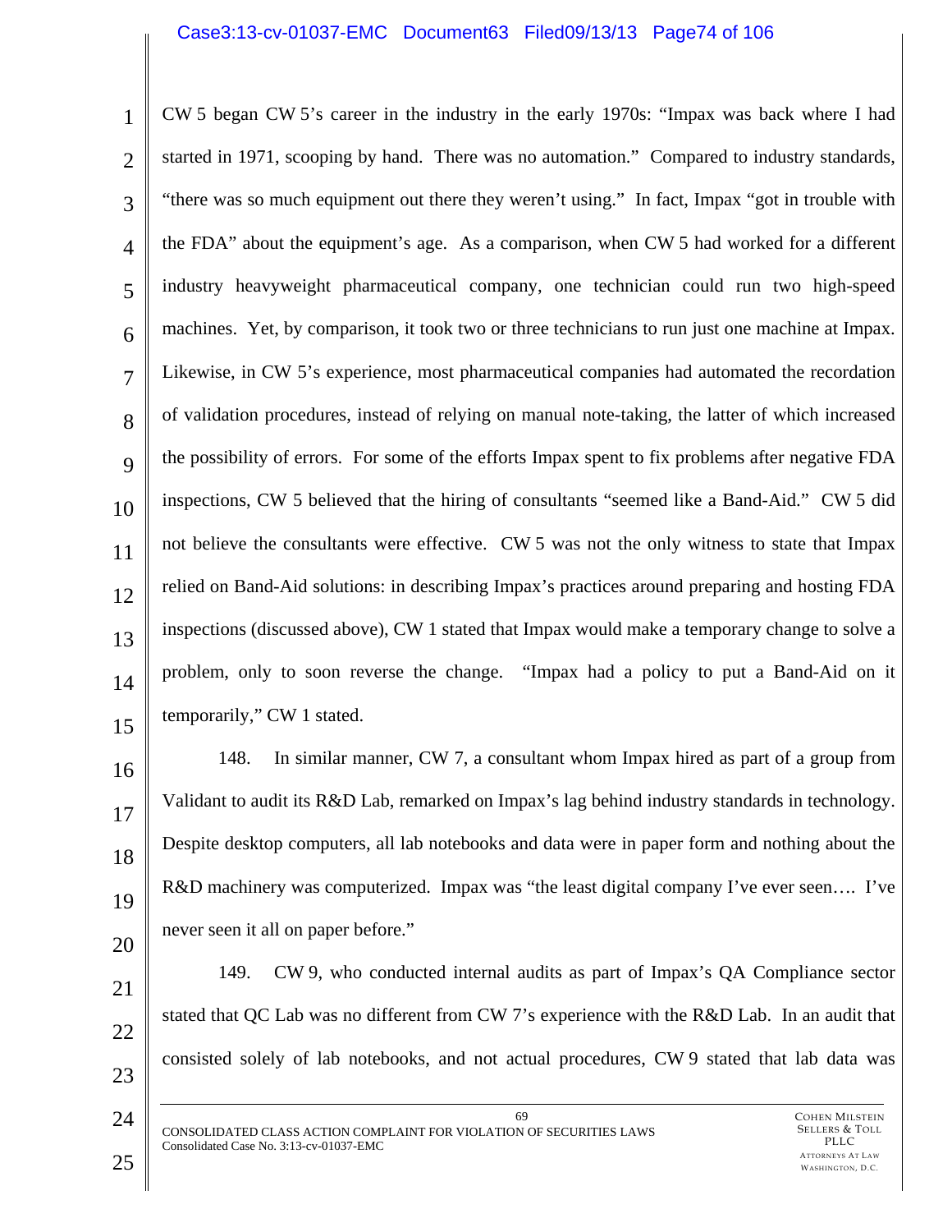CW 5 began CW 5's career in the industry in the early 1970s: "Impax was back where I had started in 1971, scooping by hand. There was no automation." Compared to industry standards, "there was so much equipment out there they weren't using." In fact, Impax "got in trouble with the FDA" about the equipment's age. As a comparison, when CW 5 had worked for a different industry heavyweight pharmaceutical company, one technician could run two high-speed machines. Yet, by comparison, it took two or three technicians to run just one machine at Impax. Likewise, in CW 5's experience, most pharmaceutical companies had automated the recordation of validation procedures, instead of relying on manual note-taking, the latter of which increased the possibility of errors. For some of the efforts Impax spent to fix problems after negative FDA inspections, CW 5 believed that the hiring of consultants "seemed like a Band-Aid." CW 5 did not believe the consultants were effective. CW 5 was not the only witness to state that Impax relied on Band-Aid solutions: in describing Impax's practices around preparing and hosting FDA inspections (discussed above), CW 1 stated that Impax would make a temporary change to solve a problem, only to soon reverse the change. "Impax had a policy to put a Band-Aid on it temporarily," CW 1 stated.

148. In similar manner, CW 7, a consultant whom Impax hired as part of a group from Validant to audit its R&D Lab, remarked on Impax's lag behind industry standards in technology. Despite desktop computers, all lab notebooks and data were in paper form and nothing about the R&D machinery was computerized. Impax was "the least digital company I've ever seen…. I've never seen it all on paper before."

149. CW 9, who conducted internal audits as part of Impax's QA Compliance sector stated that QC Lab was no different from CW 7's experience with the R&D Lab. In an audit that consisted solely of lab notebooks, and not actual procedures, CW 9 stated that lab data was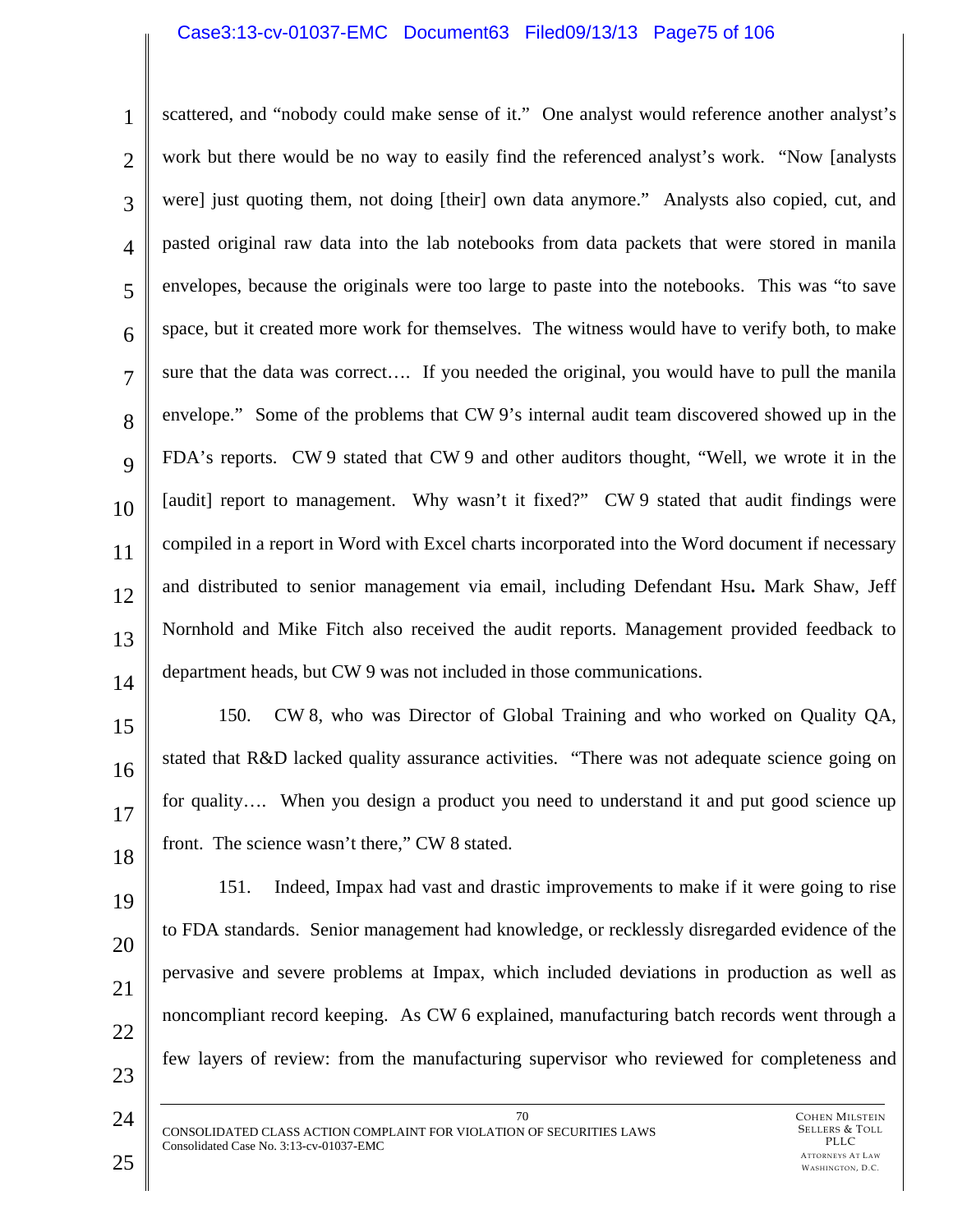scattered, and "nobody could make sense of it." One analyst would reference another analyst's work but there would be no way to easily find the referenced analyst's work. "Now [analysts were] just quoting them, not doing [their] own data anymore." Analysts also copied, cut, and pasted original raw data into the lab notebooks from data packets that were stored in manila envelopes, because the originals were too large to paste into the notebooks. This was "to save space, but it created more work for themselves. The witness would have to verify both, to make sure that the data was correct…. If you needed the original, you would have to pull the manila envelope." Some of the problems that CW 9's internal audit team discovered showed up in the FDA's reports. CW 9 stated that CW 9 and other auditors thought, "Well, we wrote it in the [audit] report to management. Why wasn't it fixed?" CW 9 stated that audit findings were compiled in a report in Word with Excel charts incorporated into the Word document if necessary and distributed to senior management via email, including Defendant Hsu**.** Mark Shaw, Jeff Nornhold and Mike Fitch also received the audit reports. Management provided feedback to department heads, but CW 9 was not included in those communications.

150. CW 8, who was Director of Global Training and who worked on Quality QA, stated that R&D lacked quality assurance activities. "There was not adequate science going on for quality…. When you design a product you need to understand it and put good science up front. The science wasn't there," CW 8 stated.

151. Indeed, Impax had vast and drastic improvements to make if it were going to rise to FDA standards. Senior management had knowledge, or recklessly disregarded evidence of the pervasive and severe problems at Impax, which included deviations in production as well as noncompliant record keeping. As CW 6 explained, manufacturing batch records went through a few layers of review: from the manufacturing supervisor who reviewed for completeness and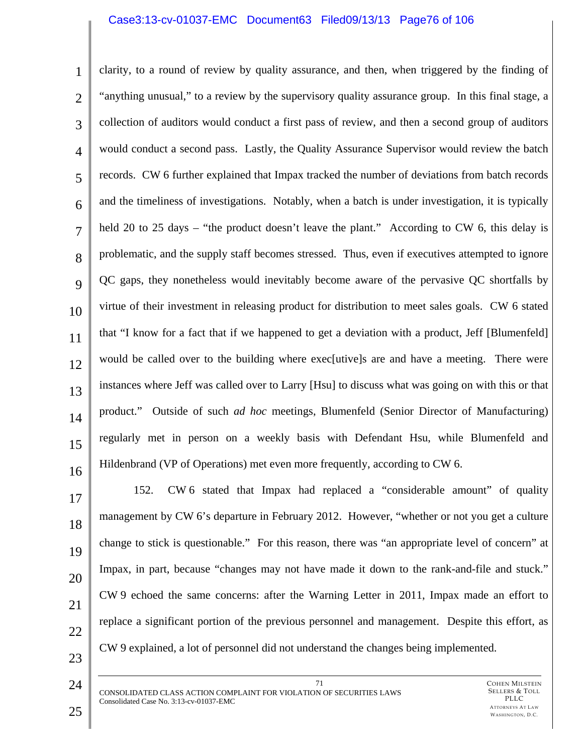clarity, to a round of review by quality assurance, and then, when triggered by the finding of "anything unusual," to a review by the supervisory quality assurance group. In this final stage, a collection of auditors would conduct a first pass of review, and then a second group of auditors would conduct a second pass. Lastly, the Quality Assurance Supervisor would review the batch records. CW 6 further explained that Impax tracked the number of deviations from batch records and the timeliness of investigations. Notably, when a batch is under investigation, it is typically held 20 to 25 days – "the product doesn't leave the plant." According to CW 6, this delay is problematic, and the supply staff becomes stressed. Thus, even if executives attempted to ignore QC gaps, they nonetheless would inevitably become aware of the pervasive QC shortfalls by virtue of their investment in releasing product for distribution to meet sales goals. CW 6 stated that "I know for a fact that if we happened to get a deviation with a product, Jeff [Blumenfeld] would be called over to the building where exec[utive]s are and have a meeting. There were instances where Jeff was called over to Larry [Hsu] to discuss what was going on with this or that product." Outside of such *ad hoc* meetings, Blumenfeld (Senior Director of Manufacturing) regularly met in person on a weekly basis with Defendant Hsu, while Blumenfeld and Hildenbrand (VP of Operations) met even more frequently, according to CW 6.

152. CW 6 stated that Impax had replaced a "considerable amount" of quality management by CW 6's departure in February 2012. However, "whether or not you get a culture change to stick is questionable." For this reason, there was "an appropriate level of concern" at Impax, in part, because "changes may not have made it down to the rank-and-file and stuck." CW 9 echoed the same concerns: after the Warning Letter in 2011, Impax made an effort to replace a significant portion of the previous personnel and management. Despite this effort, as CW 9 explained, a lot of personnel did not understand the changes being implemented.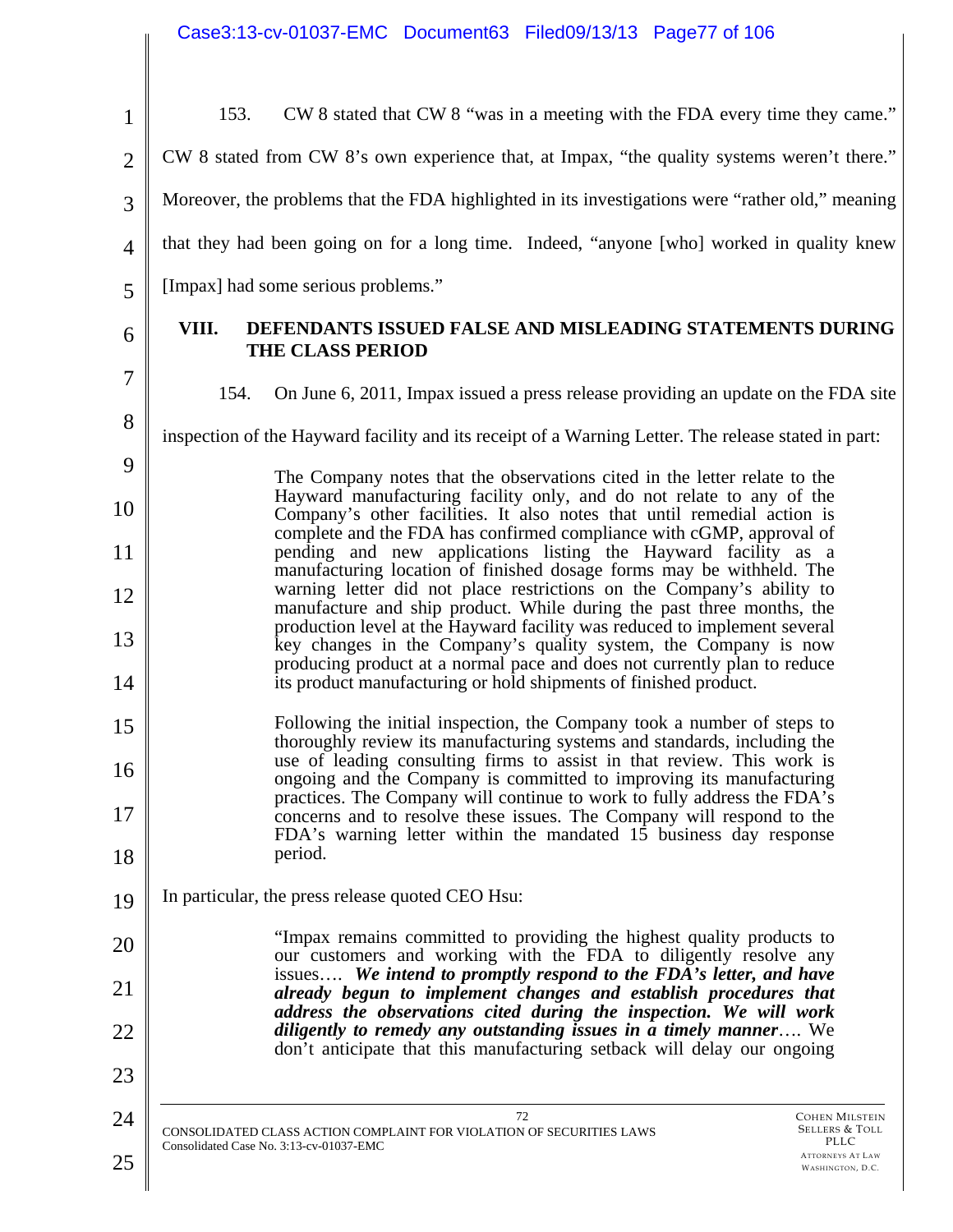153. CW 8 stated that CW 8 "was in a meeting with the FDA every time they came." CW 8 stated from CW 8's own experience that, at Impax, "the quality systems weren't there." Moreover, the problems that the FDA highlighted in its investigations were "rather old," meaning that they had been going on for a long time. Indeed, "anyone [who] worked in quality knew [Impax] had some serious problems."

## VIII. DEFENDANTS ISSUED FALSE AND MISLEADING STATEMENTS DURING THE CLASS PERIOD

154. On June 6, 2011, Impax issued a press release providing an update on the FDA site inspection of the Hayward facility and its receipt of a Warning Letter. The release stated in part:

> The Company notes that the observations cited in the letter relate to the Hayward manufacturing facility only, and do not relate to any of the Company's other facilities. It also notes that until remedial action is complete and the FDA has confirmed compliance with cGMP, approval of pending and new applications listing the Hayward facility as a manufacturing location of finished dosage forms may be withheld. The warning letter did not place restrictions on the Company's ability to manufacture and ship product. While during the past three months, the production level at the Hayward facility was reduced to implement several key changes in the Company's quality system, the Company is now producing product at a normal pace and does not currently plan to reduce its product manufacturing or hold shipments of finished product.
>
> Following the initial inspection, the Company took a number of steps to thoroughly review its manufacturing systems and standards, including the use of leading consulting firms to assist in that review. This work is ongoing and the Company is committed to improving its manufacturing practices. The Company will continue to work to fully address the FDA's concerns and to resolve these issues. The Company will respond to the FDA's warning letter within the mandated 15 business day response period.

In particular, the press release quoted CEO Hsu:

> "Impax remains committed to providing the highest quality products to our customers and working with the FDA to diligently resolve any issues…. ***We intend to promptly respond to the FDA's letter, and have already begun to implement changes and establish procedures that address the observations cited during the inspection. We will work diligently to remedy any outstanding issues in a timely manner***…. We don't anticipate that this manufacturing setback will delay our ongoing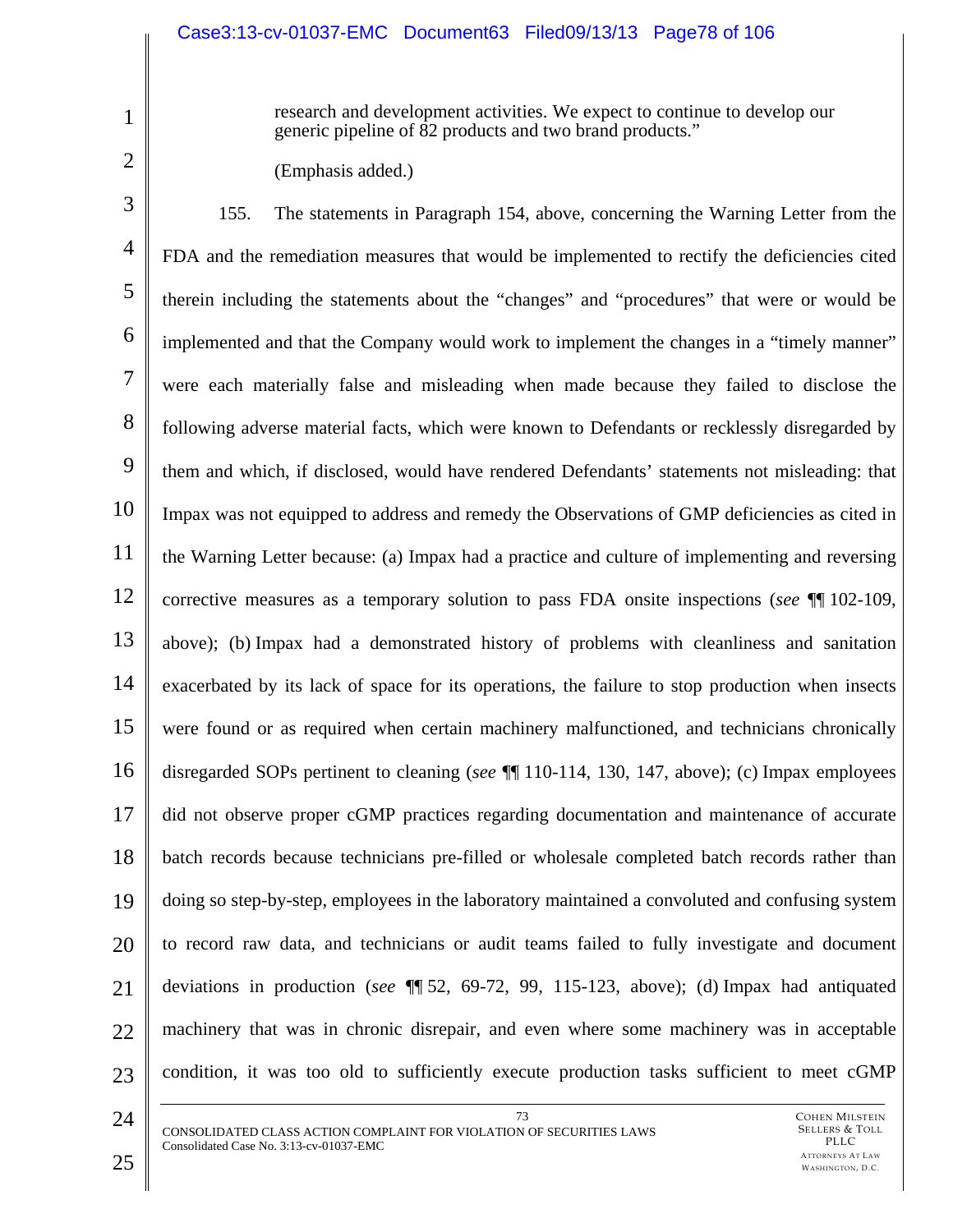> research and development activities. We expect to continue to develop our generic pipeline of 82 products and two brand products."

(Emphasis added.)

155. The statements in Paragraph 154, above, concerning the Warning Letter from the FDA and the remediation measures that would be implemented to rectify the deficiencies cited therein including the statements about the "changes" and "procedures" that were or would be implemented and that the Company would work to implement the changes in a "timely manner" were each materially false and misleading when made because they failed to disclose the following adverse material facts, which were known to Defendants or recklessly disregarded by them and which, if disclosed, would have rendered Defendants' statements not misleading: that Impax was not equipped to address and remedy the Observations of GMP deficiencies as cited in the Warning Letter because: (a) Impax had a practice and culture of implementing and reversing corrective measures as a temporary solution to pass FDA onsite inspections (*see* ¶¶ 102-109, above); (b) Impax had a demonstrated history of problems with cleanliness and sanitation exacerbated by its lack of space for its operations, the failure to stop production when insects were found or as required when certain machinery malfunctioned, and technicians chronically disregarded SOPs pertinent to cleaning (*see* ¶¶ 110-114, 130, 147, above); (c) Impax employees did not observe proper cGMP practices regarding documentation and maintenance of accurate batch records because technicians pre-filled or wholesale completed batch records rather than doing so step-by-step, employees in the laboratory maintained a convoluted and confusing system to record raw data, and technicians or audit teams failed to fully investigate and document deviations in production (*see* ¶¶ 52, 69-72, 99, 115-123, above); (d) Impax had antiquated machinery that was in chronic disrepair, and even where some machinery was in acceptable condition, it was too old to sufficiently execute production tasks sufficient to meet cGMP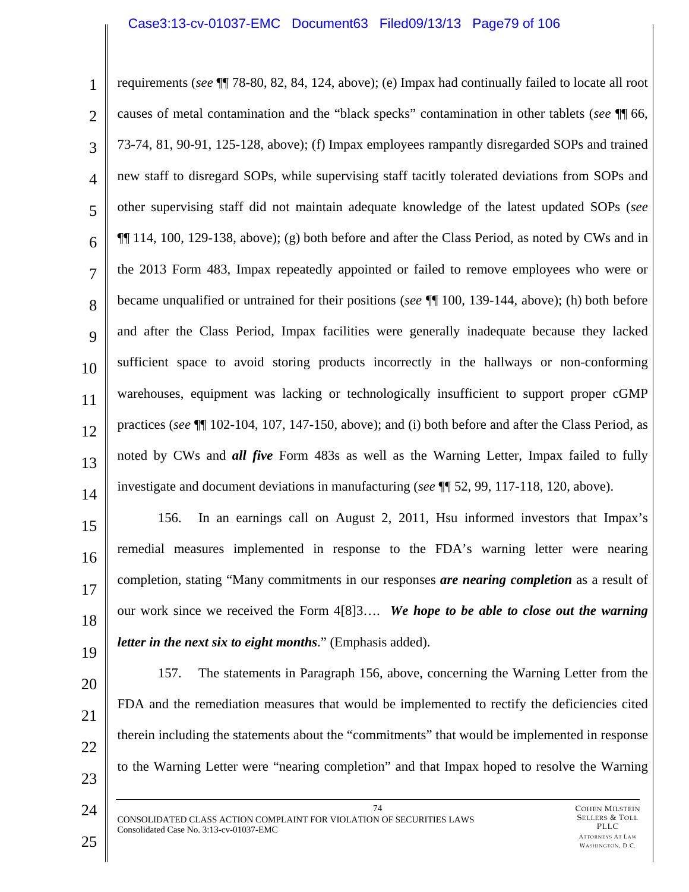requirements (*see* ¶¶ 78-80, 82, 84, 124, above); (e) Impax had continually failed to locate all root causes of metal contamination and the "black specks" contamination in other tablets (*see* ¶¶ 66, 73-74, 81, 90-91, 125-128, above); (f) Impax employees rampantly disregarded SOPs and trained new staff to disregard SOPs, while supervising staff tacitly tolerated deviations from SOPs and other supervising staff did not maintain adequate knowledge of the latest updated SOPs (*see* ¶¶ 114, 100, 129-138, above); (g) both before and after the Class Period, as noted by CWs and in the 2013 Form 483, Impax repeatedly appointed or failed to remove employees who were or became unqualified or untrained for their positions (*see* ¶¶ 100, 139-144, above); (h) both before and after the Class Period, Impax facilities were generally inadequate because they lacked sufficient space to avoid storing products incorrectly in the hallways or non-conforming warehouses, equipment was lacking or technologically insufficient to support proper cGMP practices (*see* ¶¶ 102-104, 107, 147-150, above); and (i) both before and after the Class Period, as noted by CWs and ***all five*** Form 483s as well as the Warning Letter, Impax failed to fully investigate and document deviations in manufacturing (*see* ¶¶ 52, 99, 117-118, 120, above).

156. In an earnings call on August 2, 2011, Hsu informed investors that Impax's remedial measures implemented in response to the FDA's warning letter were nearing completion, stating "Many commitments in our responses ***are nearing completion*** as a result of our work since we received the Form 4[8]3…. ***We hope to be able to close out the warning letter in the next six to eight months***." (Emphasis added).

157. The statements in Paragraph 156, above, concerning the Warning Letter from the FDA and the remediation measures that would be implemented to rectify the deficiencies cited therein including the statements about the "commitments" that would be implemented in response to the Warning Letter were "nearing completion" and that Impax hoped to resolve the Warning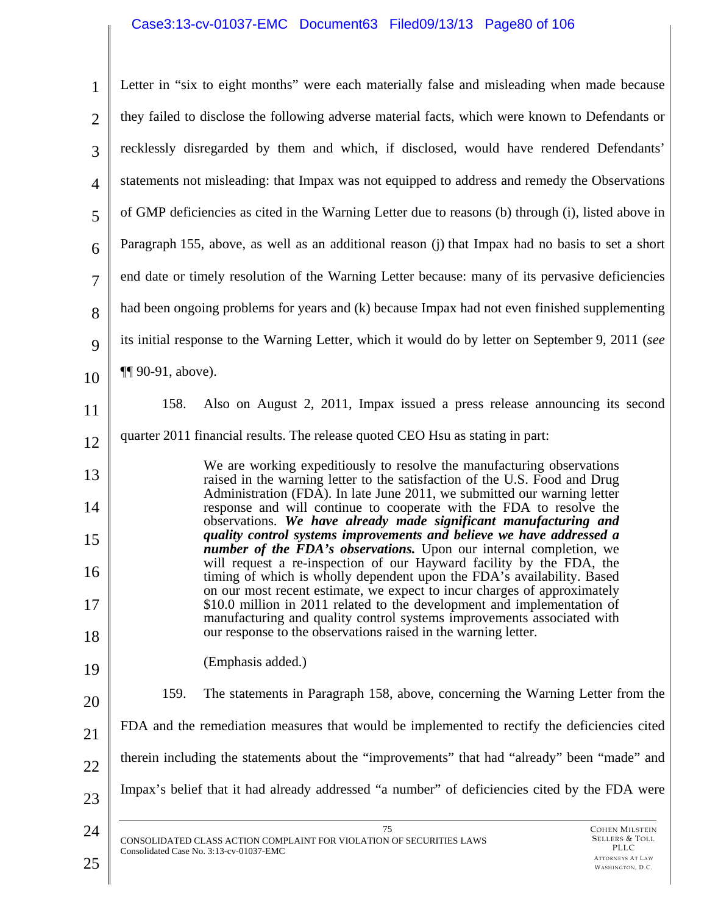Letter in "six to eight months" were each materially false and misleading when made because they failed to disclose the following adverse material facts, which were known to Defendants or recklessly disregarded by them and which, if disclosed, would have rendered Defendants' statements not misleading: that Impax was not equipped to address and remedy the Observations of GMP deficiencies as cited in the Warning Letter due to reasons (b) through (i), listed above in Paragraph 155, above, as well as an additional reason (j) that Impax had no basis to set a short end date or timely resolution of the Warning Letter because: many of its pervasive deficiencies had been ongoing problems for years and (k) because Impax had not even finished supplementing its initial response to the Warning Letter, which it would do by letter on September 9, 2011 (*see* ¶¶ 90-91, above).

158. Also on August 2, 2011, Impax issued a press release announcing its second quarter 2011 financial results. The release quoted CEO Hsu as stating in part:

> We are working expeditiously to resolve the manufacturing observations raised in the warning letter to the satisfaction of the U.S. Food and Drug Administration (FDA). In late June 2011, we submitted our warning letter response and will continue to cooperate with the FDA to resolve the observations. ***We have already made significant manufacturing and quality control systems improvements and believe we have addressed a number of the FDA's observations.*** Upon our internal completion, we will request a re-inspection of our Hayward facility by the FDA, the timing of which is wholly dependent upon the FDA's availability. Based on our most recent estimate, we expect to incur charges of approximately $10.0 million in 2011 related to the development and implementation of manufacturing and quality control systems improvements associated with our response to the observations raised in the warning letter.
>
> (Emphasis added.)

159. The statements in Paragraph 158, above, concerning the Warning Letter from the FDA and the remediation measures that would be implemented to rectify the deficiencies cited therein including the statements about the "improvements" that had "already" been "made" and Impax's belief that it had already addressed "a number" of deficiencies cited by the FDA were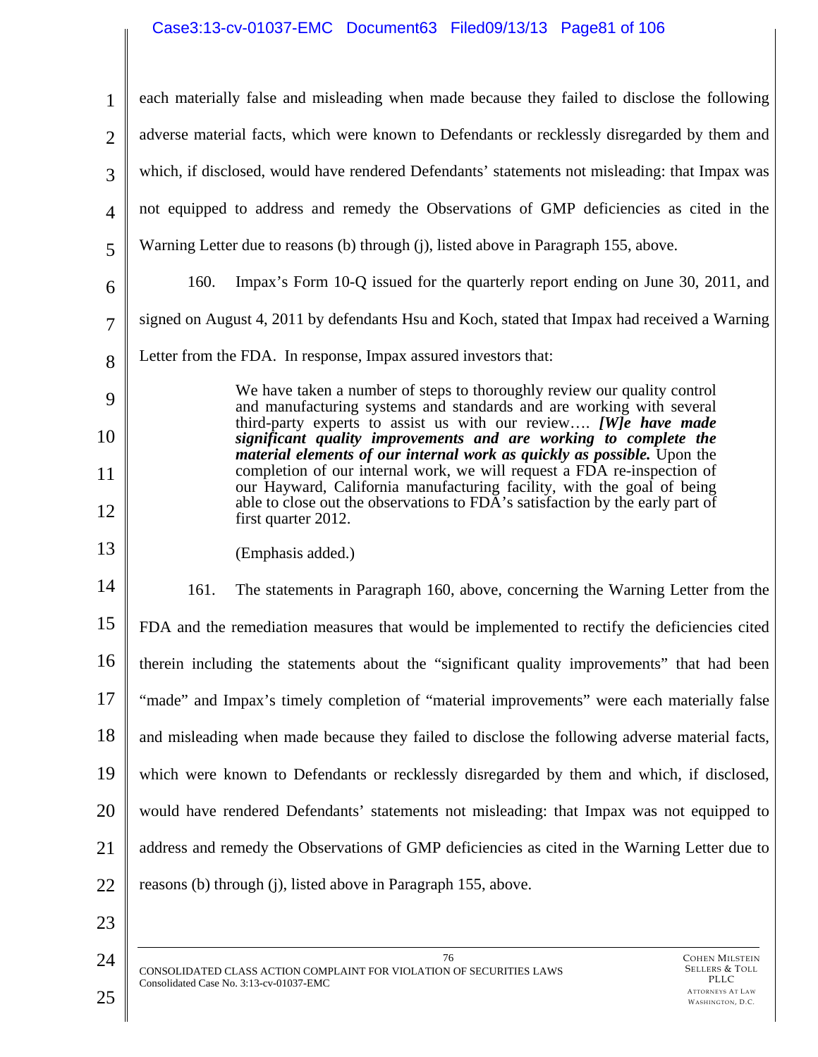each materially false and misleading when made because they failed to disclose the following adverse material facts, which were known to Defendants or recklessly disregarded by them and which, if disclosed, would have rendered Defendants' statements not misleading: that Impax was not equipped to address and remedy the Observations of GMP deficiencies as cited in the Warning Letter due to reasons (b) through (j), listed above in Paragraph 155, above.

160. Impax's Form 10-Q issued for the quarterly report ending on June 30, 2011, and signed on August 4, 2011 by defendants Hsu and Koch, stated that Impax had received a Warning Letter from the FDA. In response, Impax assured investors that:

> We have taken a number of steps to thoroughly review our quality control and manufacturing systems and standards and are working with several third-party experts to assist us with our review…. ***[W]e have made significant quality improvements and are working to complete the material elements of our internal work as quickly as possible.*** Upon the completion of our internal work, we will request a FDA re-inspection of our Hayward, California manufacturing facility, with the goal of being able to close out the observations to FDA's satisfaction by the early part of first quarter 2012.
>
> (Emphasis added.)

161. The statements in Paragraph 160, above, concerning the Warning Letter from the FDA and the remediation measures that would be implemented to rectify the deficiencies cited therein including the statements about the "significant quality improvements" that had been "made" and Impax's timely completion of "material improvements" were each materially false and misleading when made because they failed to disclose the following adverse material facts, which were known to Defendants or recklessly disregarded by them and which, if disclosed, would have rendered Defendants' statements not misleading: that Impax was not equipped to address and remedy the Observations of GMP deficiencies as cited in the Warning Letter due to reasons (b) through (j), listed above in Paragraph 155, above.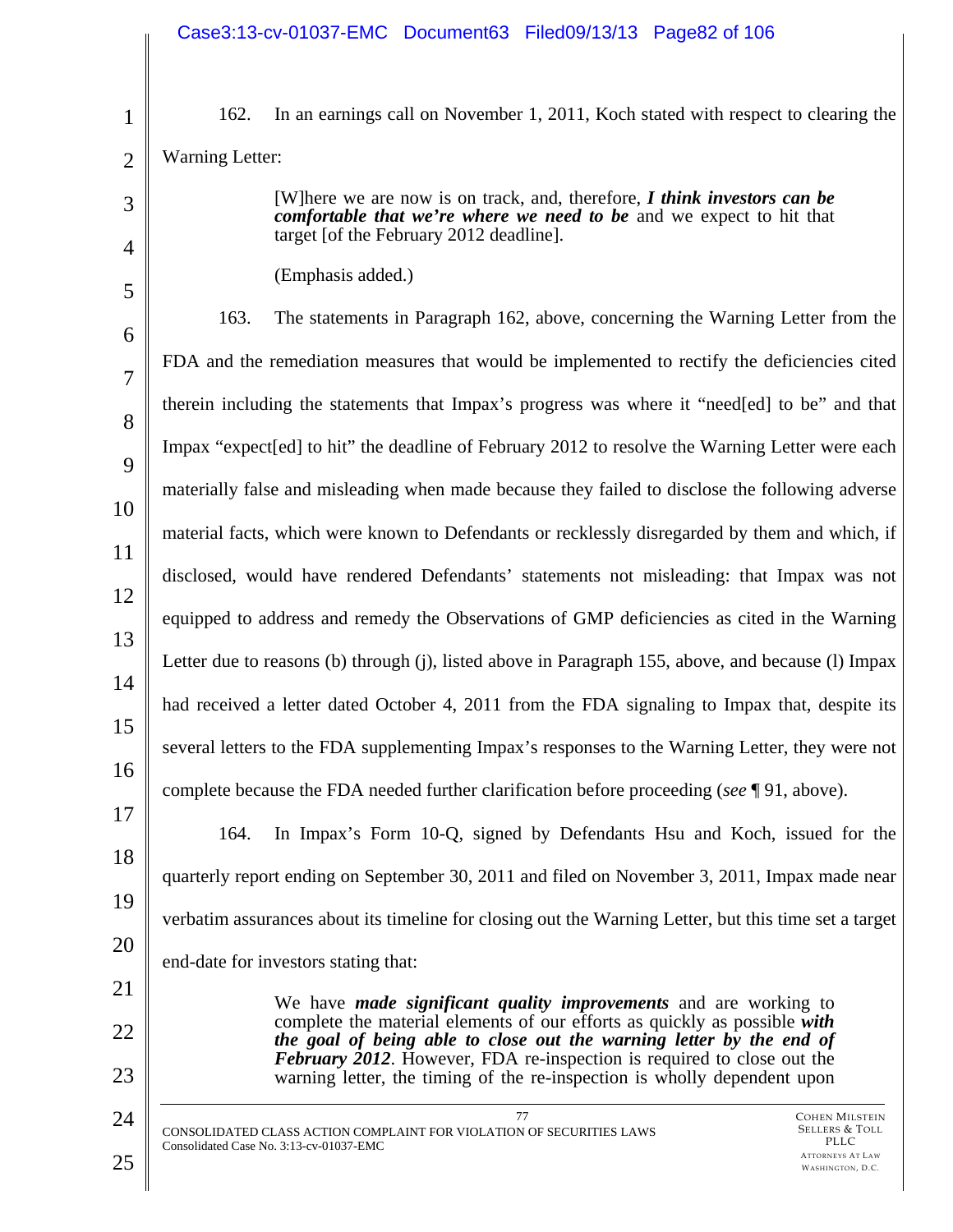162. In an earnings call on November 1, 2011, Koch stated with respect to clearing the Warning Letter:

> [W]here we are now is on track, and, therefore, ***I think investors can be comfortable that we're where we need to be*** and we expect to hit that target [of the February 2012 deadline].
>
> (Emphasis added.)

163. The statements in Paragraph 162, above, concerning the Warning Letter from the FDA and the remediation measures that would be implemented to rectify the deficiencies cited therein including the statements that Impax's progress was where it "need[ed] to be" and that Impax "expect[ed] to hit" the deadline of February 2012 to resolve the Warning Letter were each materially false and misleading when made because they failed to disclose the following adverse material facts, which were known to Defendants or recklessly disregarded by them and which, if disclosed, would have rendered Defendants' statements not misleading: that Impax was not equipped to address and remedy the Observations of GMP deficiencies as cited in the Warning Letter due to reasons (b) through (j), listed above in Paragraph 155, above, and because (l) Impax had received a letter dated October 4, 2011 from the FDA signaling to Impax that, despite its several letters to the FDA supplementing Impax's responses to the Warning Letter, they were not complete because the FDA needed further clarification before proceeding (*see* ¶ 91, above).

164. In Impax's Form 10-Q, signed by Defendants Hsu and Koch, issued for the quarterly report ending on September 30, 2011 and filed on November 3, 2011, Impax made near verbatim assurances about its timeline for closing out the Warning Letter, but this time set a target end-date for investors stating that:

> We have ***made significant quality improvements*** and are working to complete the material elements of our efforts as quickly as possible ***with the goal of being able to close out the warning letter by the end of February 2012***. However, FDA re-inspection is required to close out the warning letter, the timing of the re-inspection is wholly dependent upon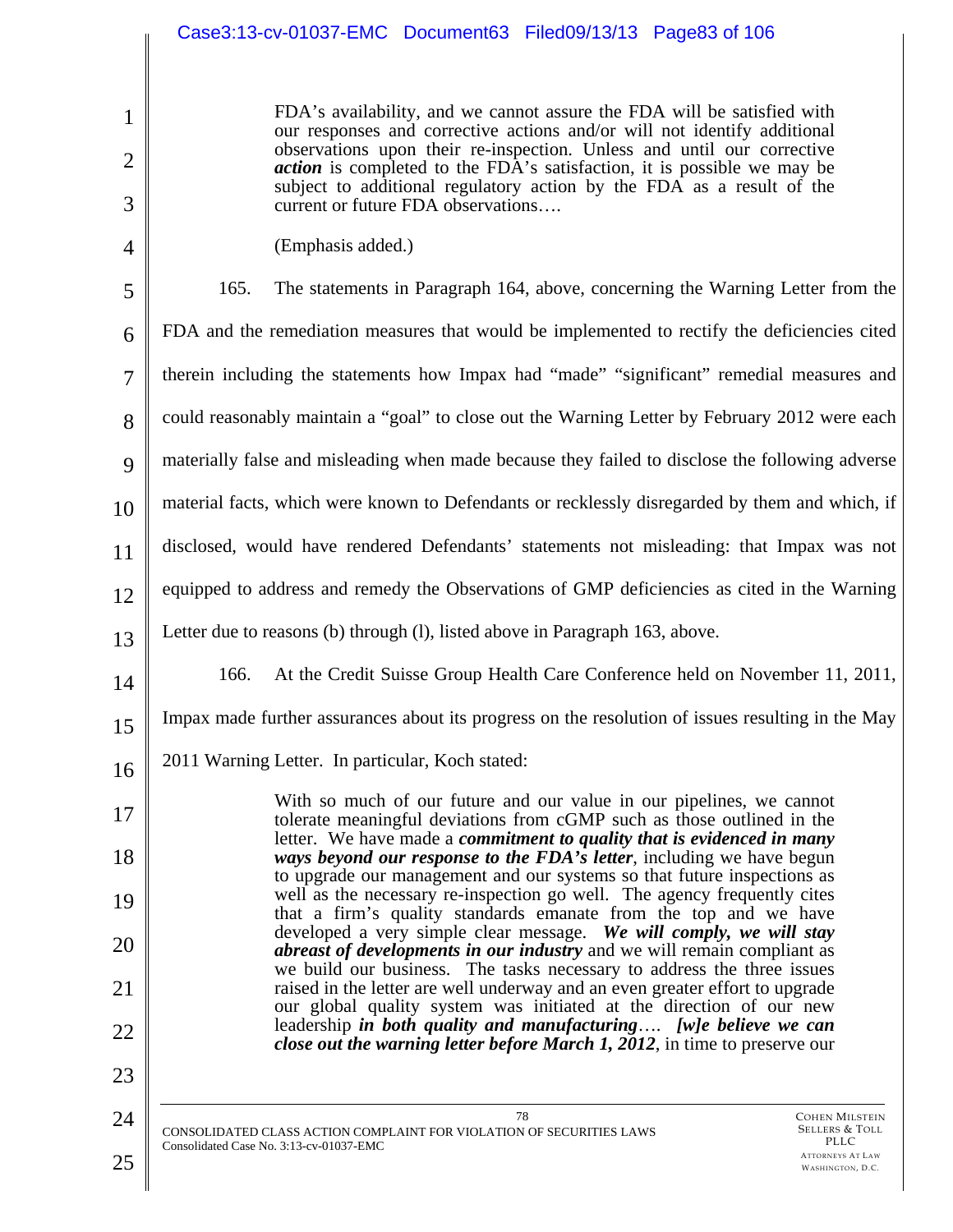> FDA's availability, and we cannot assure the FDA will be satisfied with our responses and corrective actions and/or will not identify additional observations upon their re-inspection. Unless and until our corrective ***action*** is completed to the FDA's satisfaction, it is possible we may be subject to additional regulatory action by the FDA as a result of the current or future FDA observations….

(Emphasis added.)

165. The statements in Paragraph 164, above, concerning the Warning Letter from the FDA and the remediation measures that would be implemented to rectify the deficiencies cited therein including the statements how Impax had "made" "significant" remedial measures and could reasonably maintain a "goal" to close out the Warning Letter by February 2012 were each materially false and misleading when made because they failed to disclose the following adverse material facts, which were known to Defendants or recklessly disregarded by them and which, if disclosed, would have rendered Defendants' statements not misleading: that Impax was not equipped to address and remedy the Observations of GMP deficiencies as cited in the Warning Letter due to reasons (b) through (l), listed above in Paragraph 163, above.

166. At the Credit Suisse Group Health Care Conference held on November 11, 2011, Impax made further assurances about its progress on the resolution of issues resulting in the May 2011 Warning Letter. In particular, Koch stated:

> With so much of our future and our value in our pipelines, we cannot tolerate meaningful deviations from cGMP such as those outlined in the letter. We have made a ***commitment to quality that is evidenced in many ways beyond our response to the FDA's letter***, including we have begun to upgrade our management and our systems so that future inspections as well as the necessary re-inspection go well. The agency frequently cites that a firm's quality standards emanate from the top and we have developed a very simple clear message. ***We will comply, we will stay abreast of developments in our industry*** and we will remain compliant as we build our business. The tasks necessary to address the three issues raised in the letter are well underway and an even greater effort to upgrade our global quality system was initiated at the direction of our new leadership ***in both quality and manufacturing***…. ***[w]e believe we can close out the warning letter before March 1, 2012***, in time to preserve our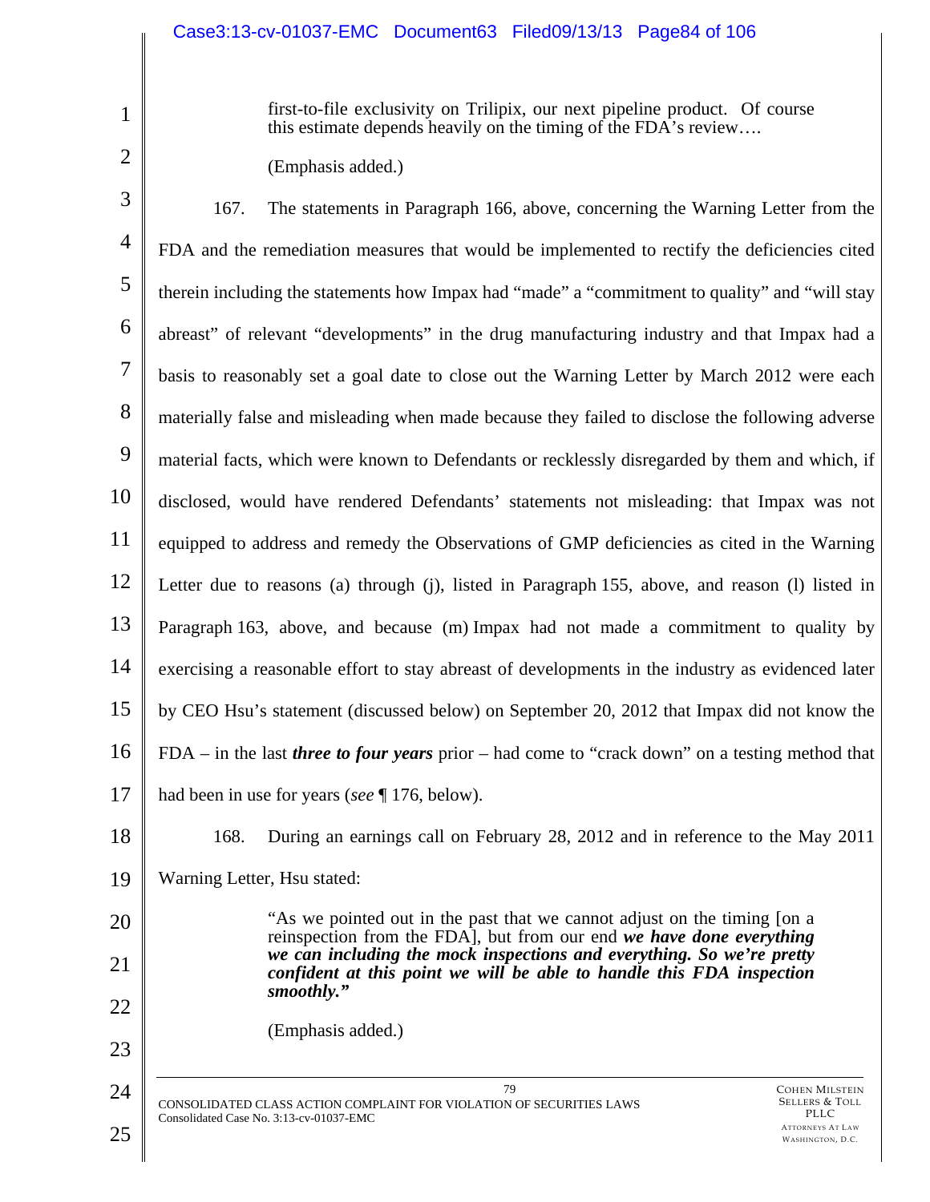> first-to-file exclusivity on Trilipix, our next pipeline product. Of course this estimate depends heavily on the timing of the FDA's review….
>
> (Emphasis added.)

167. The statements in Paragraph 166, above, concerning the Warning Letter from the FDA and the remediation measures that would be implemented to rectify the deficiencies cited therein including the statements how Impax had "made" a "commitment to quality" and "will stay abreast" of relevant "developments" in the drug manufacturing industry and that Impax had a basis to reasonably set a goal date to close out the Warning Letter by March 2012 were each materially false and misleading when made because they failed to disclose the following adverse material facts, which were known to Defendants or recklessly disregarded by them and which, if disclosed, would have rendered Defendants' statements not misleading: that Impax was not equipped to address and remedy the Observations of GMP deficiencies as cited in the Warning Letter due to reasons (a) through (j), listed in Paragraph 155, above, and reason (l) listed in Paragraph 163, above, and because (m) Impax had not made a commitment to quality by exercising a reasonable effort to stay abreast of developments in the industry as evidenced later by CEO Hsu's statement (discussed below) on September 20, 2012 that Impax did not know the FDA – in the last ***three to four years*** prior – had come to "crack down" on a testing method that had been in use for years (*see* ¶ 176, below).

168. During an earnings call on February 28, 2012 and in reference to the May 2011 Warning Letter, Hsu stated:

> "As we pointed out in the past that we cannot adjust on the timing [on a reinspection from the FDA], but from our end ***we have done everything we can including the mock inspections and everything. So we're pretty confident at this point we will be able to handle this FDA inspection smoothly."***
>
> (Emphasis added.)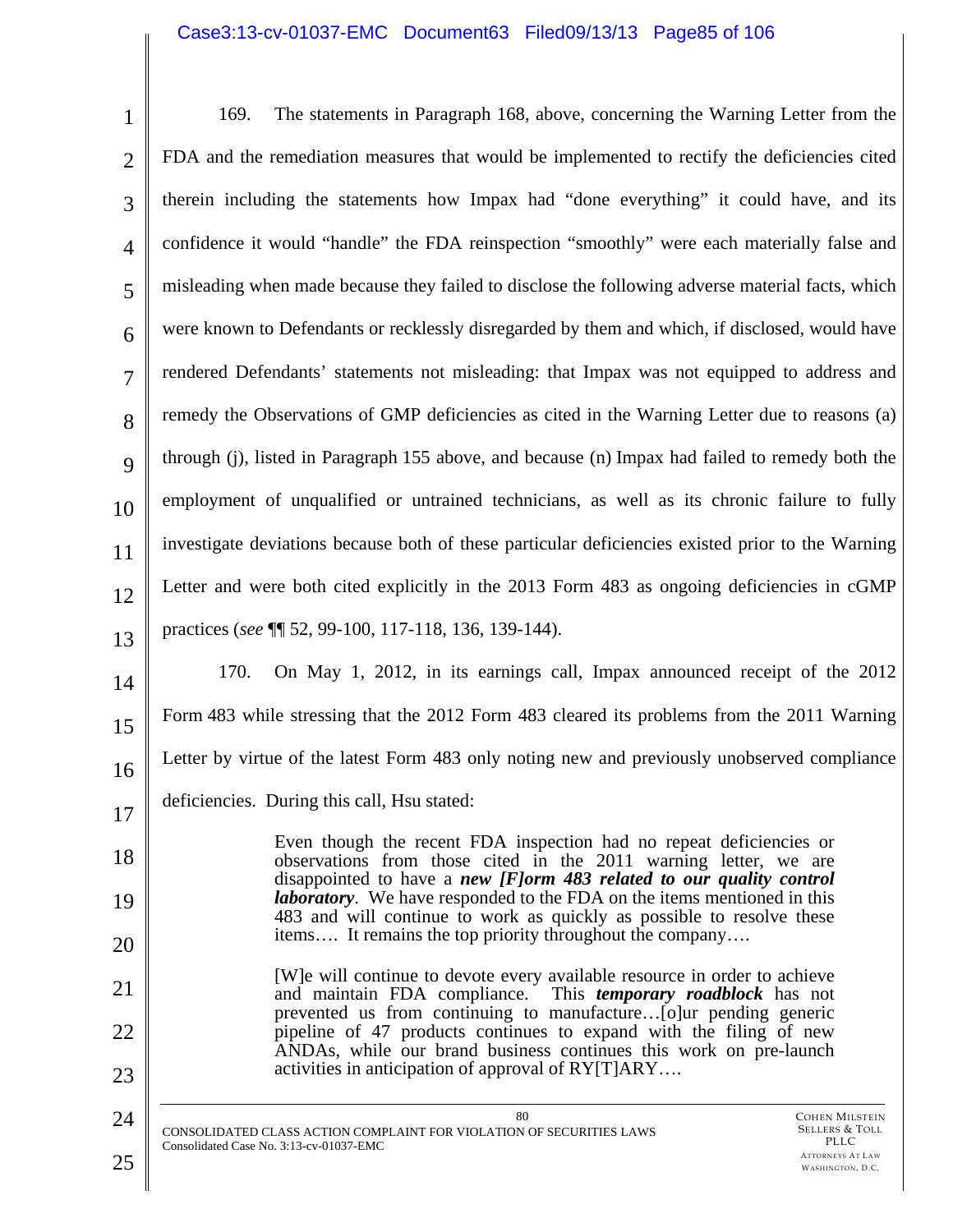169. The statements in Paragraph 168, above, concerning the Warning Letter from the FDA and the remediation measures that would be implemented to rectify the deficiencies cited therein including the statements how Impax had "done everything" it could have, and its confidence it would "handle" the FDA reinspection "smoothly" were each materially false and misleading when made because they failed to disclose the following adverse material facts, which were known to Defendants or recklessly disregarded by them and which, if disclosed, would have rendered Defendants' statements not misleading: that Impax was not equipped to address and remedy the Observations of GMP deficiencies as cited in the Warning Letter due to reasons (a) through (j), listed in Paragraph 155 above, and because (n) Impax had failed to remedy both the employment of unqualified or untrained technicians, as well as its chronic failure to fully investigate deviations because both of these particular deficiencies existed prior to the Warning Letter and were both cited explicitly in the 2013 Form 483 as ongoing deficiencies in cGMP practices (*see* ¶¶ 52, 99-100, 117-118, 136, 139-144).

170. On May 1, 2012, in its earnings call, Impax announced receipt of the 2012 Form 483 while stressing that the 2012 Form 483 cleared its problems from the 2011 Warning Letter by virtue of the latest Form 483 only noting new and previously unobserved compliance deficiencies. During this call, Hsu stated:

> Even though the recent FDA inspection had no repeat deficiencies or observations from those cited in the 2011 warning letter, we are disappointed to have a ***new [F]orm 483 related to our quality control laboratory***. We have responded to the FDA on the items mentioned in this 483 and will continue to work as quickly as possible to resolve these items…. It remains the top priority throughout the company….
>
> [W]e will continue to devote every available resource in order to achieve and maintain FDA compliance. This ***temporary roadblock*** has not prevented us from continuing to manufacture…[o]ur pending generic pipeline of 47 products continues to expand with the filing of new ANDAs, while our brand business continues this work on pre-launch activities in anticipation of approval of RY[T]ARY….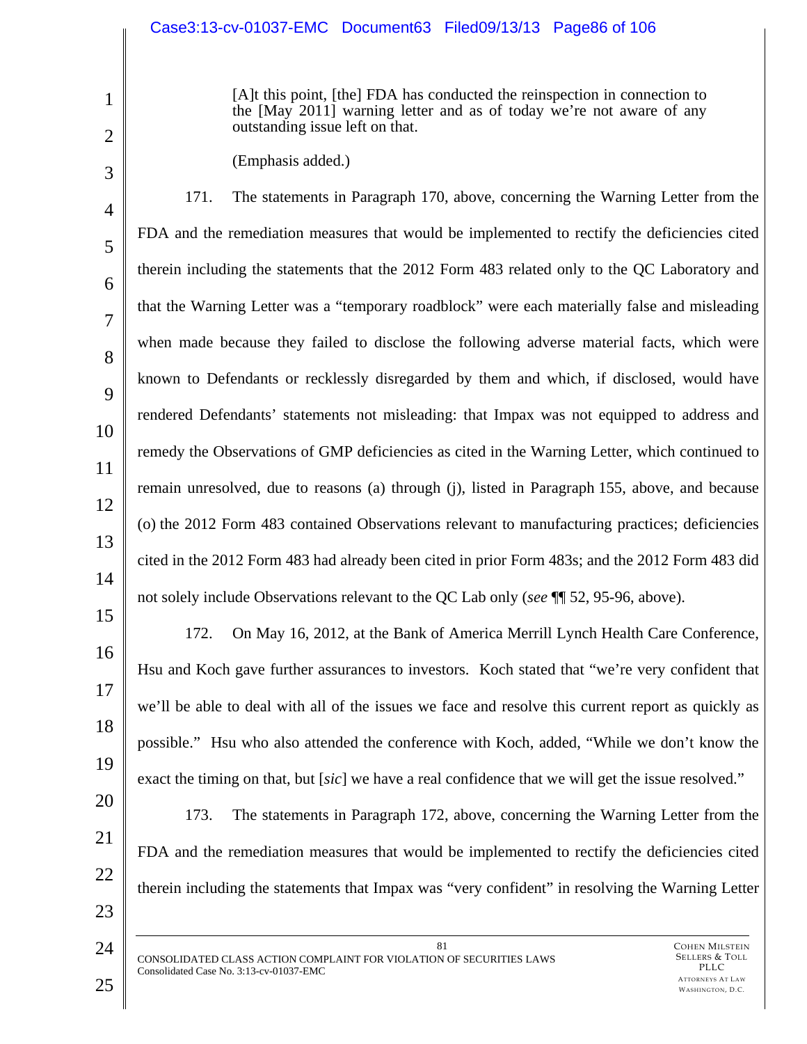> [A]t this point, [the] FDA has conducted the reinspection in connection to the [May 2011] warning letter and as of today we're not aware of any outstanding issue left on that.
>
> (Emphasis added.)

171. The statements in Paragraph 170, above, concerning the Warning Letter from the FDA and the remediation measures that would be implemented to rectify the deficiencies cited therein including the statements that the 2012 Form 483 related only to the QC Laboratory and that the Warning Letter was a "temporary roadblock" were each materially false and misleading when made because they failed to disclose the following adverse material facts, which were known to Defendants or recklessly disregarded by them and which, if disclosed, would have rendered Defendants' statements not misleading: that Impax was not equipped to address and remedy the Observations of GMP deficiencies as cited in the Warning Letter, which continued to remain unresolved, due to reasons (a) through (j), listed in Paragraph 155, above, and because (o) the 2012 Form 483 contained Observations relevant to manufacturing practices; deficiencies cited in the 2012 Form 483 had already been cited in prior Form 483s; and the 2012 Form 483 did not solely include Observations relevant to the QC Lab only (*see* ¶¶ 52, 95-96, above).

172. On May 16, 2012, at the Bank of America Merrill Lynch Health Care Conference, Hsu and Koch gave further assurances to investors. Koch stated that "we're very confident that we'll be able to deal with all of the issues we face and resolve this current report as quickly as possible." Hsu who also attended the conference with Koch, added, "While we don't know the exact the timing on that, but [*sic*] we have a real confidence that we will get the issue resolved."

173. The statements in Paragraph 172, above, concerning the Warning Letter from the FDA and the remediation measures that would be implemented to rectify the deficiencies cited therein including the statements that Impax was "very confident" in resolving the Warning Letter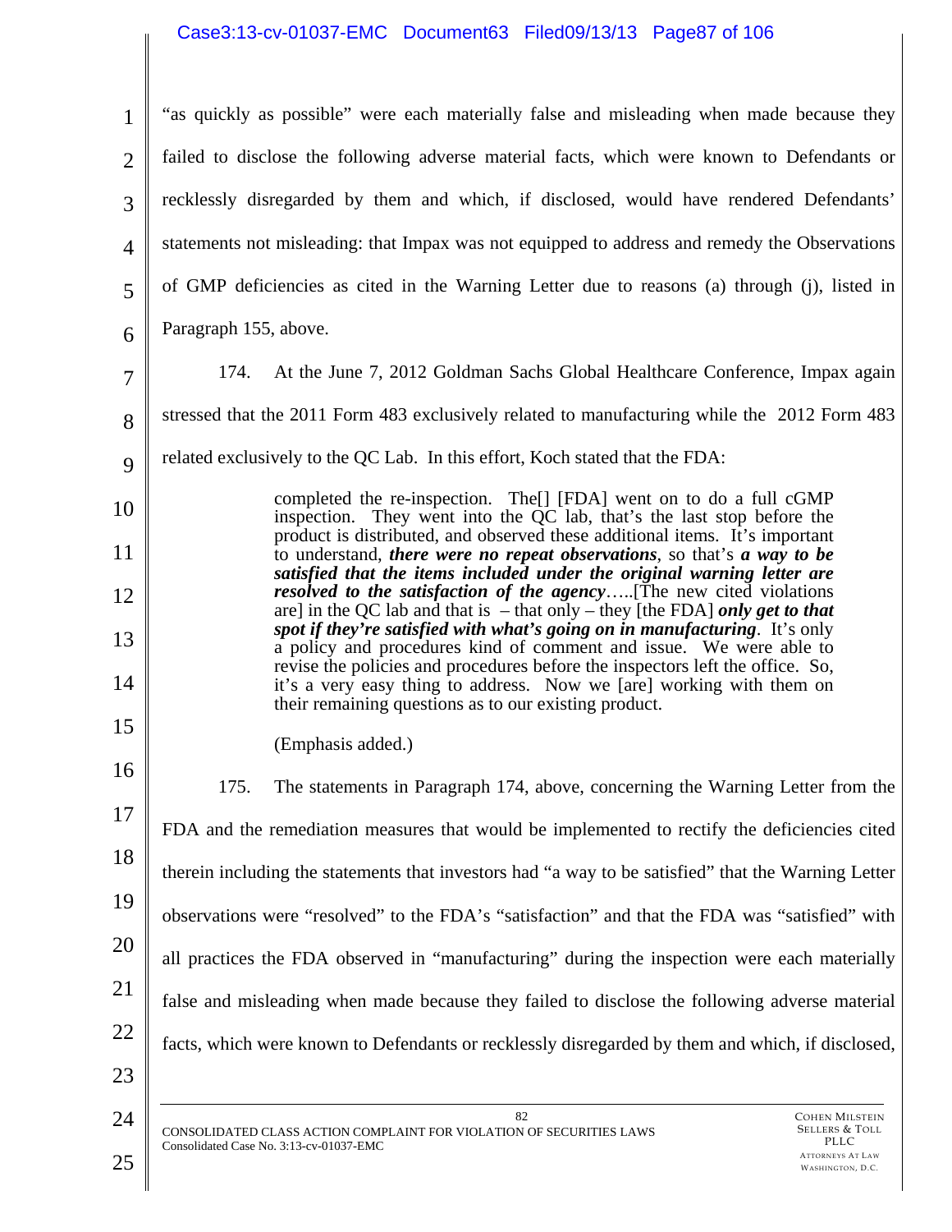"as quickly as possible" were each materially false and misleading when made because they failed to disclose the following adverse material facts, which were known to Defendants or recklessly disregarded by them and which, if disclosed, would have rendered Defendants' statements not misleading: that Impax was not equipped to address and remedy the Observations of GMP deficiencies as cited in the Warning Letter due to reasons (a) through (j), listed in Paragraph 155, above.

174. At the June 7, 2012 Goldman Sachs Global Healthcare Conference, Impax again stressed that the 2011 Form 483 exclusively related to manufacturing while the 2012 Form 483 related exclusively to the QC Lab. In this effort, Koch stated that the FDA:

> completed the re-inspection. The[] [FDA] went on to do a full cGMP inspection. They went into the QC lab, that's the last stop before the product is distributed, and observed these additional items. It's important to understand, ***there were no repeat observations***, so that's ***a way to be satisfied that the items included under the original warning letter are resolved to the satisfaction of the agency*****.....**[The new cited violations are] in the QC lab and that is – that only – they [the FDA] ***only get to that spot if they're satisfied with what's going on in manufacturing***. It's only a policy and procedures kind of comment and issue. We were able to revise the policies and procedures before the inspectors left the office. So, it's a very easy thing to address. Now we [are] working with them on their remaining questions as to our existing product.
>
> (Emphasis added.)

175. The statements in Paragraph 174, above, concerning the Warning Letter from the FDA and the remediation measures that would be implemented to rectify the deficiencies cited therein including the statements that investors had "a way to be satisfied" that the Warning Letter observations were "resolved" to the FDA's "satisfaction" and that the FDA was "satisfied" with all practices the FDA observed in "manufacturing" during the inspection were each materially false and misleading when made because they failed to disclose the following adverse material facts, which were known to Defendants or recklessly disregarded by them and which, if disclosed,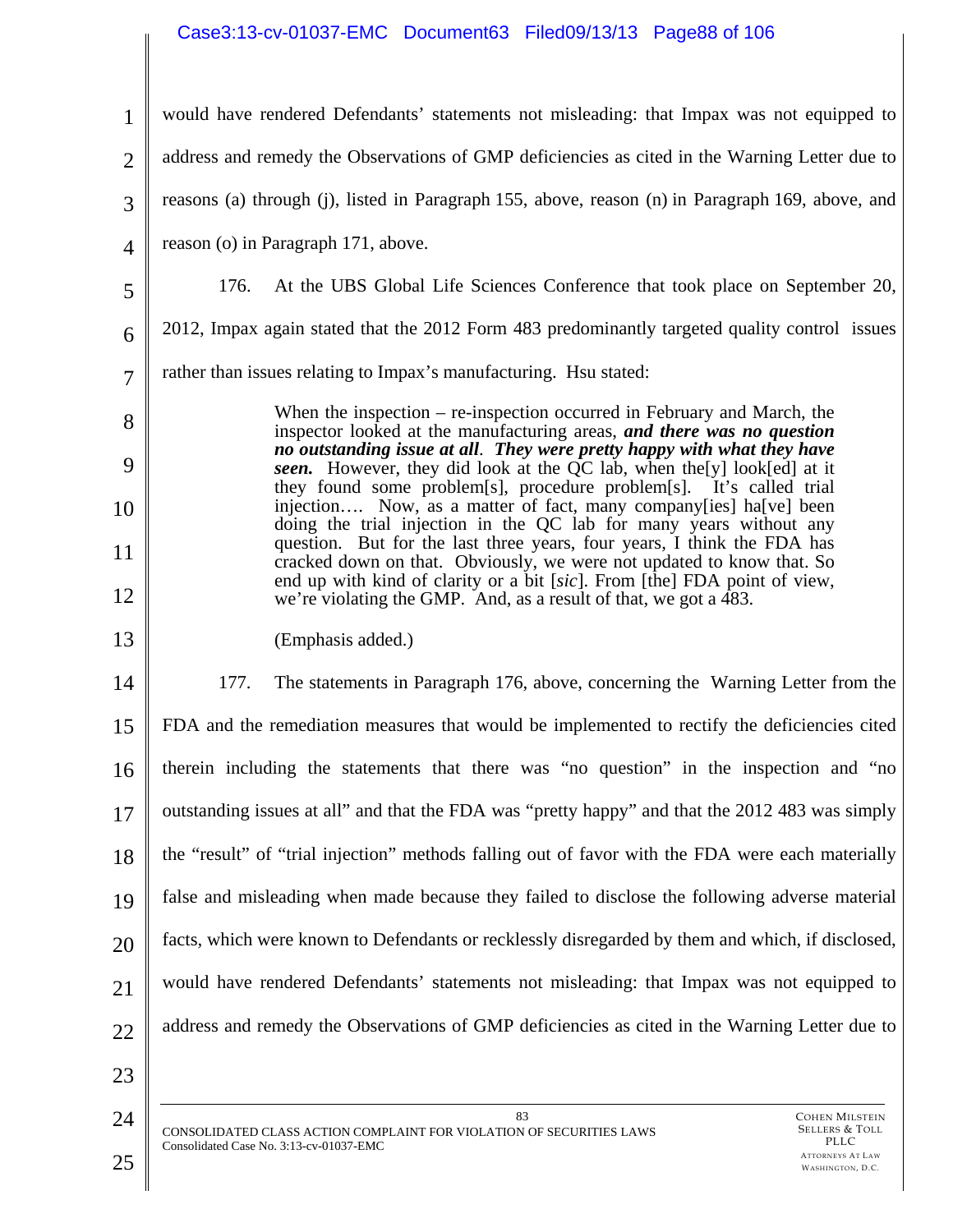would have rendered Defendants' statements not misleading: that Impax was not equipped to address and remedy the Observations of GMP deficiencies as cited in the Warning Letter due to reasons (a) through (j), listed in Paragraph 155, above, reason (n) in Paragraph 169, above, and reason (o) in Paragraph 171, above.

176. At the UBS Global Life Sciences Conference that took place on September 20, 2012, Impax again stated that the 2012 Form 483 predominantly targeted quality control issues rather than issues relating to Impax's manufacturing. Hsu stated:

> When the inspection – re-inspection occurred in February and March, the inspector looked at the manufacturing areas, ***and there was no question no outstanding issue at all***. ***They were pretty happy with what they have seen.*** However, they did look at the QC lab, when the[y] look[ed] at it they found some problem[s], procedure problem[s]. It's called trial injection…. Now, as a matter of fact, many company[ies] ha[ve] been doing the trial injection in the QC lab for many years without any question. But for the last three years, four years, I think the FDA has cracked down on that. Obviously, we were not updated to know that. So end up with kind of clarity or a bit [*sic*]. From [the] FDA point of view, we're violating the GMP. And, as a result of that, we got a 483.
>
> (Emphasis added.)

177. The statements in Paragraph 176, above, concerning the Warning Letter from the FDA and the remediation measures that would be implemented to rectify the deficiencies cited therein including the statements that there was "no question" in the inspection and "no outstanding issues at all" and that the FDA was "pretty happy" and that the 2012 483 was simply the "result" of "trial injection" methods falling out of favor with the FDA were each materially false and misleading when made because they failed to disclose the following adverse material facts, which were known to Defendants or recklessly disregarded by them and which, if disclosed, would have rendered Defendants' statements not misleading: that Impax was not equipped to address and remedy the Observations of GMP deficiencies as cited in the Warning Letter due to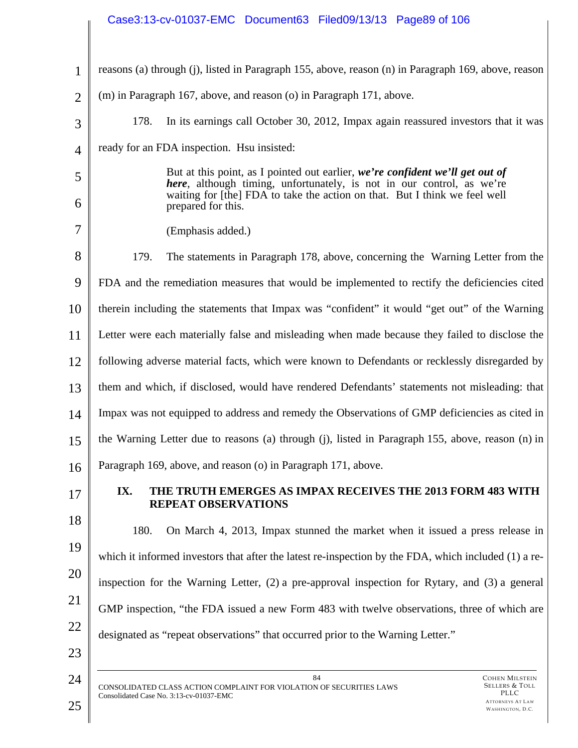reasons (a) through (j), listed in Paragraph 155, above, reason (n) in Paragraph 169, above, reason (m) in Paragraph 167, above, and reason (o) in Paragraph 171, above.

178. In its earnings call October 30, 2012, Impax again reassured investors that it was ready for an FDA inspection. Hsu insisted:

> But at this point, as I pointed out earlier, ***we're confident we'll get out of here***, although timing, unfortunately, is not in our control, as we're waiting for [the] FDA to take the action on that. But I think we feel well prepared for this.
>
> (Emphasis added.)

179. The statements in Paragraph 178, above, concerning the Warning Letter from the FDA and the remediation measures that would be implemented to rectify the deficiencies cited therein including the statements that Impax was "confident" it would "get out" of the Warning Letter were each materially false and misleading when made because they failed to disclose the following adverse material facts, which were known to Defendants or recklessly disregarded by them and which, if disclosed, would have rendered Defendants' statements not misleading: that Impax was not equipped to address and remedy the Observations of GMP deficiencies as cited in the Warning Letter due to reasons (a) through (j), listed in Paragraph 155, above, reason (n) in Paragraph 169, above, and reason (o) in Paragraph 171, above.

## IX. THE TRUTH EMERGES AS IMPAX RECEIVES THE 2013 FORM 483 WITH REPEAT OBSERVATIONS

180. On March 4, 2013, Impax stunned the market when it issued a press release in which it informed investors that after the latest re-inspection by the FDA, which included (1) a re-inspection for the Warning Letter, (2) a pre-approval inspection for Rytary, and (3) a general GMP inspection, "the FDA issued a new Form 483 with twelve observations, three of which are designated as "repeat observations" that occurred prior to the Warning Letter."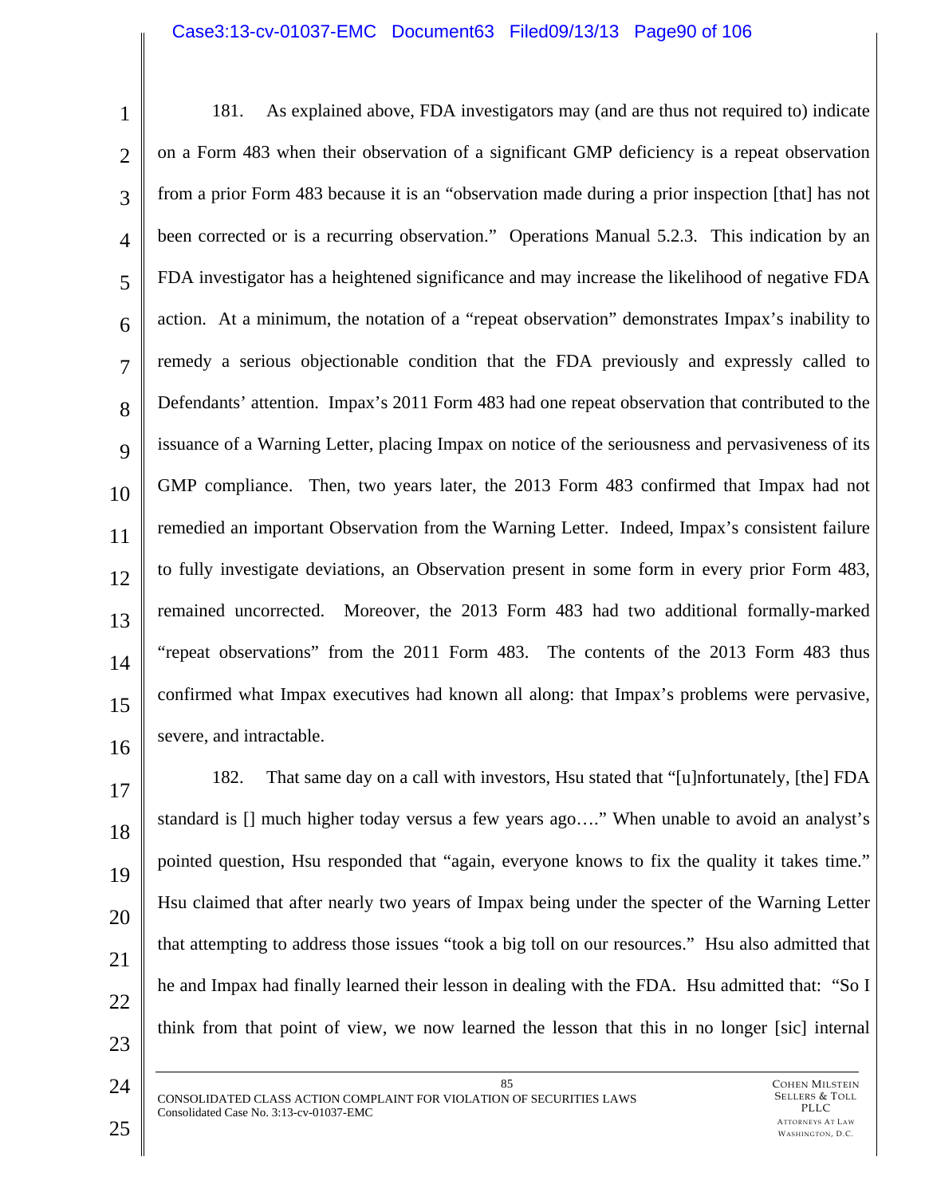181. As explained above, FDA investigators may (and are thus not required to) indicate on a Form 483 when their observation of a significant GMP deficiency is a repeat observation from a prior Form 483 because it is an "observation made during a prior inspection [that] has not been corrected or is a recurring observation." Operations Manual 5.2.3. This indication by an FDA investigator has a heightened significance and may increase the likelihood of negative FDA action. At a minimum, the notation of a "repeat observation" demonstrates Impax's inability to remedy a serious objectionable condition that the FDA previously and expressly called to Defendants' attention. Impax's 2011 Form 483 had one repeat observation that contributed to the issuance of a Warning Letter, placing Impax on notice of the seriousness and pervasiveness of its GMP compliance. Then, two years later, the 2013 Form 483 confirmed that Impax had not remedied an important Observation from the Warning Letter. Indeed, Impax's consistent failure to fully investigate deviations, an Observation present in some form in every prior Form 483, remained uncorrected. Moreover, the 2013 Form 483 had two additional formally-marked "repeat observations" from the 2011 Form 483. The contents of the 2013 Form 483 thus confirmed what Impax executives had known all along: that Impax's problems were pervasive, severe, and intractable.

182. That same day on a call with investors, Hsu stated that "[u]nfortunately, [the] FDA standard is [] much higher today versus a few years ago…." When unable to avoid an analyst's pointed question, Hsu responded that "again, everyone knows to fix the quality it takes time." Hsu claimed that after nearly two years of Impax being under the specter of the Warning Letter that attempting to address those issues "took a big toll on our resources." Hsu also admitted that he and Impax had finally learned their lesson in dealing with the FDA. Hsu admitted that: "So I think from that point of view, we now learned the lesson that this in no longer [sic] internal

CONSOLIDATED CLASS ACTION COMPLAINT FOR VIOLATION OF SECURITIES LAWS
Consolidated Case No. 3:13-cv-01037-EMC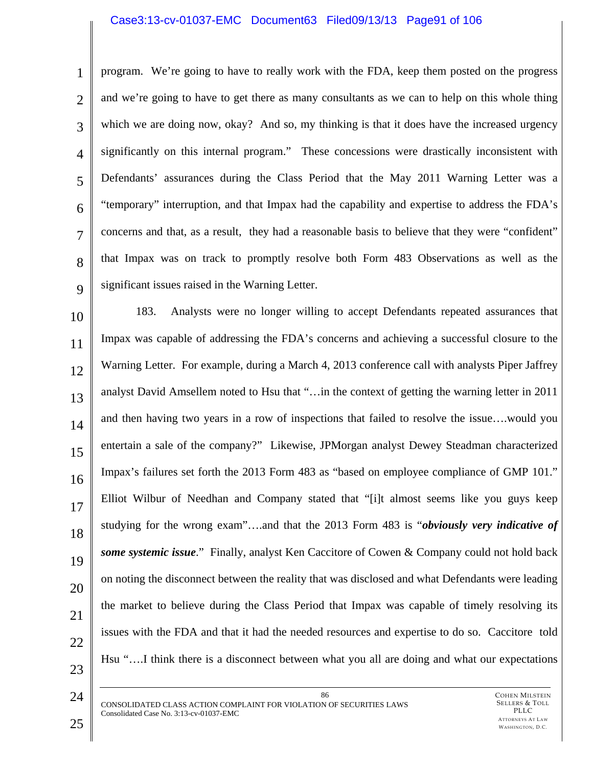program. We're going to have to really work with the FDA, keep them posted on the progress and we're going to have to get there as many consultants as we can to help on this whole thing which we are doing now, okay? And so, my thinking is that it does have the increased urgency significantly on this internal program." These concessions were drastically inconsistent with Defendants' assurances during the Class Period that the May 2011 Warning Letter was a "temporary" interruption, and that Impax had the capability and expertise to address the FDA's concerns and that, as a result, they had a reasonable basis to believe that they were "confident" that Impax was on track to promptly resolve both Form 483 Observations as well as the significant issues raised in the Warning Letter.

183. Analysts were no longer willing to accept Defendants repeated assurances that Impax was capable of addressing the FDA's concerns and achieving a successful closure to the Warning Letter. For example, during a March 4, 2013 conference call with analysts Piper Jaffrey analyst David Amsellem noted to Hsu that "…in the context of getting the warning letter in 2011 and then having two years in a row of inspections that failed to resolve the issue….would you entertain a sale of the company?" Likewise, JPMorgan analyst Dewey Steadman characterized Impax's failures set forth the 2013 Form 483 as "based on employee compliance of GMP 101." Elliot Wilbur of Needhan and Company stated that "[i]t almost seems like you guys keep studying for the wrong exam"….and that the 2013 Form 483 is "***obviously very indicative of some systemic issue***." Finally, analyst Ken Caccitore of Cowen & Company could not hold back on noting the disconnect between the reality that was disclosed and what Defendants were leading the market to believe during the Class Period that Impax was capable of timely resolving its issues with the FDA and that it had the needed resources and expertise to do so. Caccitore told Hsu "….I think there is a disconnect between what you all are doing and what our expectations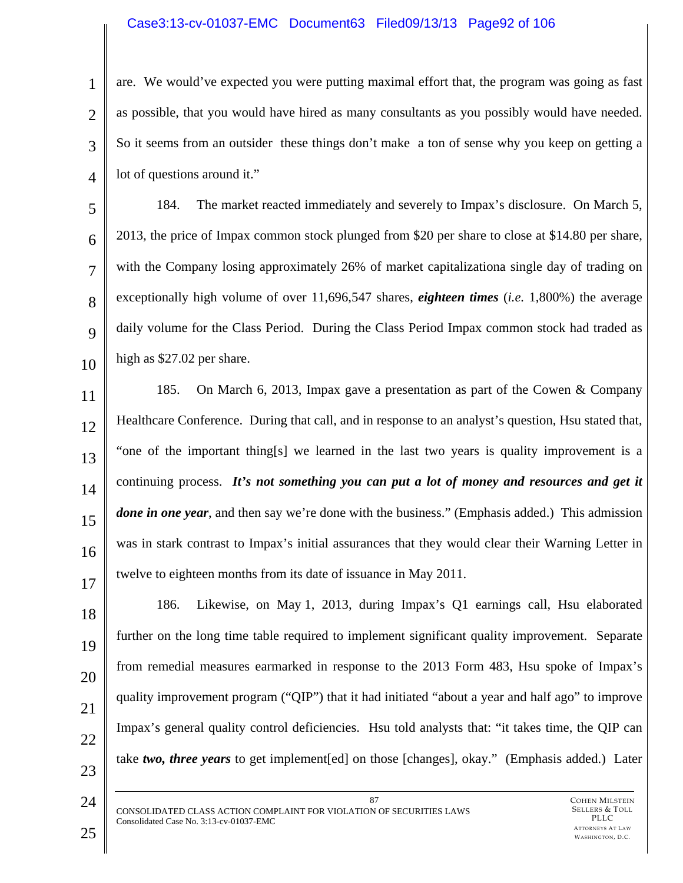are. We would've expected you were putting maximal effort that, the program was going as fast as possible, that you would have hired as many consultants as you possibly would have needed. So it seems from an outsider these things don't make a ton of sense why you keep on getting a lot of questions around it."

184. The market reacted immediately and severely to Impax's disclosure. On March 5, 2013, the price of Impax common stock plunged from $20 per share to close at $14.80 per share, with the Company losing approximately 26% of market capitalizationa single day of trading on exceptionally high volume of over 11,696,547 shares, ***eighteen times*** (*i.e.* 1,800%) the average daily volume for the Class Period. During the Class Period Impax common stock had traded as high as $27.02 per share.

185. On March 6, 2013, Impax gave a presentation as part of the Cowen & Company Healthcare Conference. During that call, and in response to an analyst's question, Hsu stated that, "one of the important thing[s] we learned in the last two years is quality improvement is a continuing process. ***It's not something you can put a lot of money and resources and get it done in one year***, and then say we're done with the business." (Emphasis added.) This admission was in stark contrast to Impax's initial assurances that they would clear their Warning Letter in twelve to eighteen months from its date of issuance in May 2011.

186. Likewise, on May 1, 2013, during Impax's Q1 earnings call, Hsu elaborated further on the long time table required to implement significant quality improvement. Separate from remedial measures earmarked in response to the 2013 Form 483, Hsu spoke of Impax's quality improvement program ("QIP") that it had initiated "about a year and half ago" to improve Impax's general quality control deficiencies. Hsu told analysts that: "it takes time, the QIP can take ***two, three years*** to get implement[ed] on those [changes], okay." (Emphasis added.) Later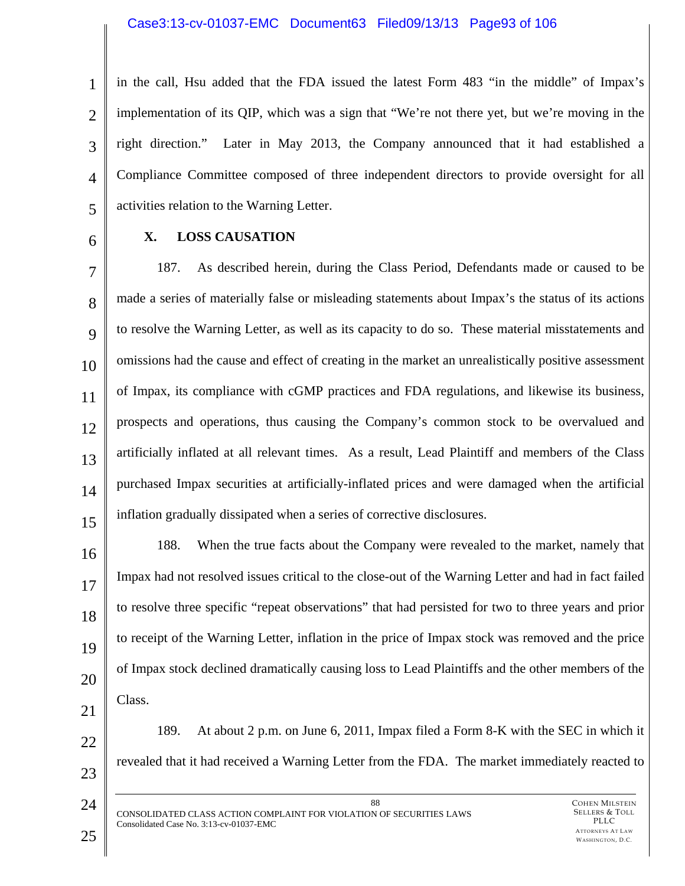in the call, Hsu added that the FDA issued the latest Form 483 "in the middle" of Impax's implementation of its QIP, which was a sign that "We're not there yet, but we're moving in the right direction." Later in May 2013, the Company announced that it had established a Compliance Committee composed of three independent directors to provide oversight for all activities relation to the Warning Letter.

## X. LOSS CAUSATION

187. As described herein, during the Class Period, Defendants made or caused to be made a series of materially false or misleading statements about Impax's the status of its actions to resolve the Warning Letter, as well as its capacity to do so. These material misstatements and omissions had the cause and effect of creating in the market an unrealistically positive assessment of Impax, its compliance with cGMP practices and FDA regulations, and likewise its business, prospects and operations, thus causing the Company's common stock to be overvalued and artificially inflated at all relevant times. As a result, Lead Plaintiff and members of the Class purchased Impax securities at artificially-inflated prices and were damaged when the artificial inflation gradually dissipated when a series of corrective disclosures.

188. When the true facts about the Company were revealed to the market, namely that Impax had not resolved issues critical to the close-out of the Warning Letter and had in fact failed to resolve three specific "repeat observations" that had persisted for two to three years and prior to receipt of the Warning Letter, inflation in the price of Impax stock was removed and the price of Impax stock declined dramatically causing loss to Lead Plaintiffs and the other members of the Class.

189. At about 2 p.m. on June 6, 2011, Impax filed a Form 8-K with the SEC in which it revealed that it had received a Warning Letter from the FDA. The market immediately reacted to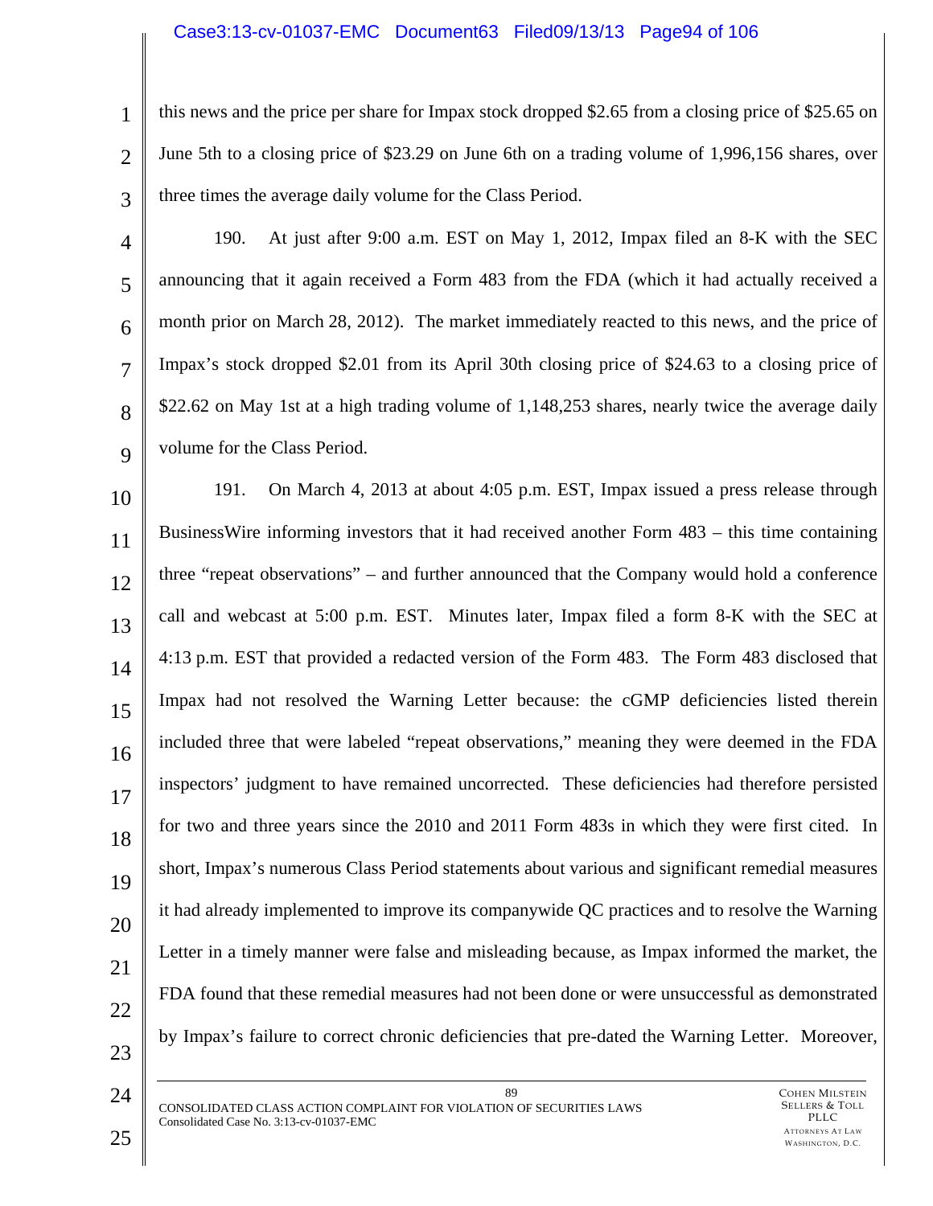this news and the price per share for Impax stock dropped $2.65 from a closing price of $25.65 on June 5th to a closing price of $23.29 on June 6th on a trading volume of 1,996,156 shares, over three times the average daily volume for the Class Period.

190. At just after 9:00 a.m. EST on May 1, 2012, Impax filed an 8-K with the SEC announcing that it again received a Form 483 from the FDA (which it had actually received a month prior on March 28, 2012). The market immediately reacted to this news, and the price of Impax's stock dropped $2.01 from its April 30th closing price of $24.63 to a closing price of $22.62 on May 1st at a high trading volume of 1,148,253 shares, nearly twice the average daily volume for the Class Period.

191. On March 4, 2013 at about 4:05 p.m. EST, Impax issued a press release through BusinessWire informing investors that it had received another Form 483 – this time containing three "repeat observations" – and further announced that the Company would hold a conference call and webcast at 5:00 p.m. EST. Minutes later, Impax filed a form 8-K with the SEC at 4:13 p.m. EST that provided a redacted version of the Form 483. The Form 483 disclosed that Impax had not resolved the Warning Letter because: the cGMP deficiencies listed therein included three that were labeled "repeat observations," meaning they were deemed in the FDA inspectors' judgment to have remained uncorrected. These deficiencies had therefore persisted for two and three years since the 2010 and 2011 Form 483s in which they were first cited. In short, Impax's numerous Class Period statements about various and significant remedial measures it had already implemented to improve its companywide QC practices and to resolve the Warning Letter in a timely manner were false and misleading because, as Impax informed the market, the FDA found that these remedial measures had not been done or were unsuccessful as demonstrated by Impax's failure to correct chronic deficiencies that pre-dated the Warning Letter. Moreover,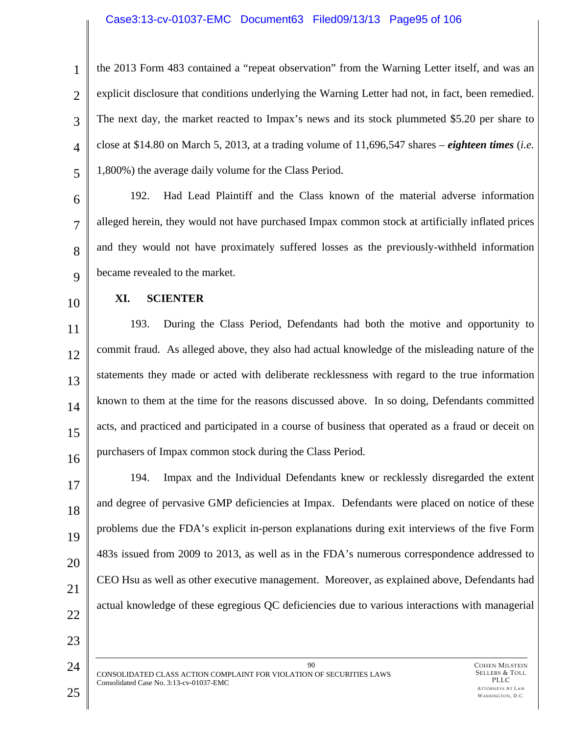the 2013 Form 483 contained a "repeat observation" from the Warning Letter itself, and was an explicit disclosure that conditions underlying the Warning Letter had not, in fact, been remedied. The next day, the market reacted to Impax's news and its stock plummeted $5.20 per share to close at $14.80 on March 5, 2013, at a trading volume of 11,696,547 shares – ***eighteen times*** (*i.e.* 1,800%) the average daily volume for the Class Period.

192. Had Lead Plaintiff and the Class known of the material adverse information alleged herein, they would not have purchased Impax common stock at artificially inflated prices and they would not have proximately suffered losses as the previously-withheld information became revealed to the market.

## XI. SCIENTER

193. During the Class Period, Defendants had both the motive and opportunity to commit fraud. As alleged above, they also had actual knowledge of the misleading nature of the statements they made or acted with deliberate recklessness with regard to the true information known to them at the time for the reasons discussed above. In so doing, Defendants committed acts, and practiced and participated in a course of business that operated as a fraud or deceit on purchasers of Impax common stock during the Class Period.

194. Impax and the Individual Defendants knew or recklessly disregarded the extent and degree of pervasive GMP deficiencies at Impax. Defendants were placed on notice of these problems due the FDA's explicit in-person explanations during exit interviews of the five Form 483s issued from 2009 to 2013, as well as in the FDA's numerous correspondence addressed to CEO Hsu as well as other executive management. Moreover, as explained above, Defendants had actual knowledge of these egregious QC deficiencies due to various interactions with managerial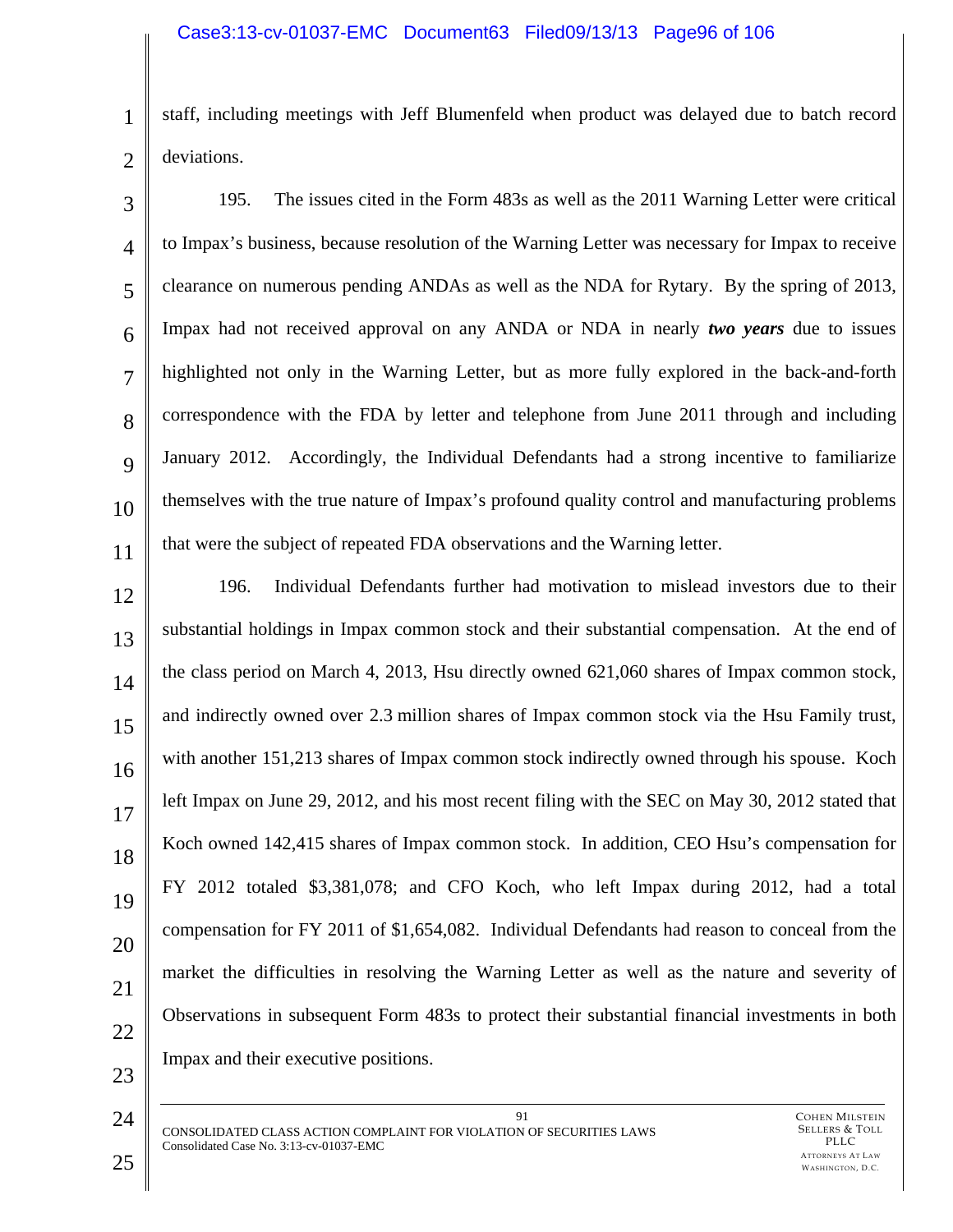staff, including meetings with Jeff Blumenfeld when product was delayed due to batch record deviations.

195. The issues cited in the Form 483s as well as the 2011 Warning Letter were critical to Impax's business, because resolution of the Warning Letter was necessary for Impax to receive clearance on numerous pending ANDAs as well as the NDA for Rytary. By the spring of 2013, Impax had not received approval on any ANDA or NDA in nearly ***two years*** due to issues highlighted not only in the Warning Letter, but as more fully explored in the back-and-forth correspondence with the FDA by letter and telephone from June 2011 through and including January 2012. Accordingly, the Individual Defendants had a strong incentive to familiarize themselves with the true nature of Impax's profound quality control and manufacturing problems that were the subject of repeated FDA observations and the Warning letter.

196. Individual Defendants further had motivation to mislead investors due to their substantial holdings in Impax common stock and their substantial compensation. At the end of the class period on March 4, 2013, Hsu directly owned 621,060 shares of Impax common stock, and indirectly owned over 2.3 million shares of Impax common stock via the Hsu Family trust, with another 151,213 shares of Impax common stock indirectly owned through his spouse. Koch left Impax on June 29, 2012, and his most recent filing with the SEC on May 30, 2012 stated that Koch owned 142,415 shares of Impax common stock. In addition, CEO Hsu's compensation for FY 2012 totaled $3,381,078; and CFO Koch, who left Impax during 2012, had a total compensation for FY 2011 of $1,654,082. Individual Defendants had reason to conceal from the market the difficulties in resolving the Warning Letter as well as the nature and severity of Observations in subsequent Form 483s to protect their substantial financial investments in both Impax and their executive positions.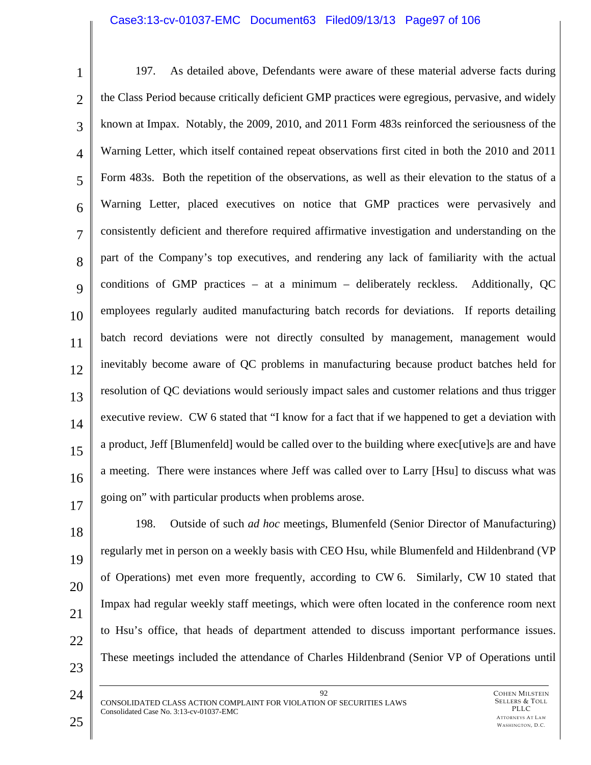197. As detailed above, Defendants were aware of these material adverse facts during the Class Period because critically deficient GMP practices were egregious, pervasive, and widely known at Impax. Notably, the 2009, 2010, and 2011 Form 483s reinforced the seriousness of the Warning Letter, which itself contained repeat observations first cited in both the 2010 and 2011 Form 483s. Both the repetition of the observations, as well as their elevation to the status of a Warning Letter, placed executives on notice that GMP practices were pervasively and consistently deficient and therefore required affirmative investigation and understanding on the part of the Company's top executives, and rendering any lack of familiarity with the actual conditions of GMP practices – at a minimum – deliberately reckless. Additionally, QC employees regularly audited manufacturing batch records for deviations. If reports detailing batch record deviations were not directly consulted by management, management would inevitably become aware of QC problems in manufacturing because product batches held for resolution of QC deviations would seriously impact sales and customer relations and thus trigger executive review. CW 6 stated that "I know for a fact that if we happened to get a deviation with a product, Jeff [Blumenfeld] would be called over to the building where exec[utive]s are and have a meeting. There were instances where Jeff was called over to Larry [Hsu] to discuss what was going on" with particular products when problems arose.

198. Outside of such *ad hoc* meetings, Blumenfeld (Senior Director of Manufacturing) regularly met in person on a weekly basis with CEO Hsu, while Blumenfeld and Hildenbrand (VP of Operations) met even more frequently, according to CW 6. Similarly, CW 10 stated that Impax had regular weekly staff meetings, which were often located in the conference room next to Hsu's office, that heads of department attended to discuss important performance issues. These meetings included the attendance of Charles Hildenbrand (Senior VP of Operations until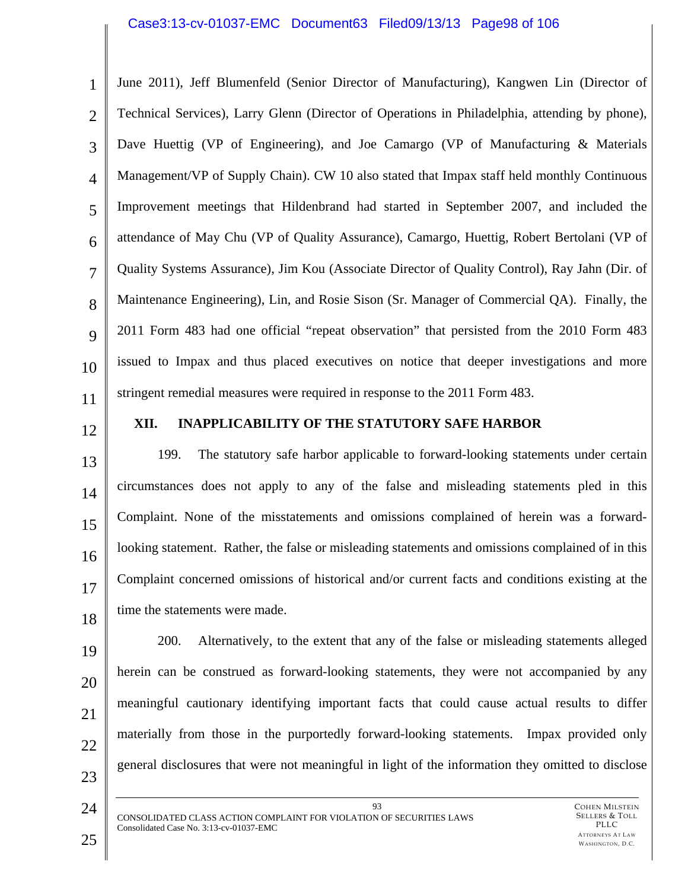June 2011), Jeff Blumenfeld (Senior Director of Manufacturing), Kangwen Lin (Director of Technical Services), Larry Glenn (Director of Operations in Philadelphia, attending by phone), Dave Huettig (VP of Engineering), and Joe Camargo (VP of Manufacturing & Materials Management/VP of Supply Chain). CW 10 also stated that Impax staff held monthly Continuous Improvement meetings that Hildenbrand had started in September 2007, and included the attendance of May Chu (VP of Quality Assurance), Camargo, Huettig, Robert Bertolani (VP of Quality Systems Assurance), Jim Kou (Associate Director of Quality Control), Ray Jahn (Dir. of Maintenance Engineering), Lin, and Rosie Sison (Sr. Manager of Commercial QA). Finally, the 2011 Form 483 had one official "repeat observation" that persisted from the 2010 Form 483 issued to Impax and thus placed executives on notice that deeper investigations and more stringent remedial measures were required in response to the 2011 Form 483.

## XII. INAPPLICABILITY OF THE STATUTORY SAFE HARBOR

199. The statutory safe harbor applicable to forward-looking statements under certain circumstances does not apply to any of the false and misleading statements pled in this Complaint. None of the misstatements and omissions complained of herein was a forward-looking statement. Rather, the false or misleading statements and omissions complained of in this Complaint concerned omissions of historical and/or current facts and conditions existing at the time the statements were made.

200. Alternatively, to the extent that any of the false or misleading statements alleged herein can be construed as forward-looking statements, they were not accompanied by any meaningful cautionary identifying important facts that could cause actual results to differ materially from those in the purportedly forward-looking statements. Impax provided only general disclosures that were not meaningful in light of the information they omitted to disclose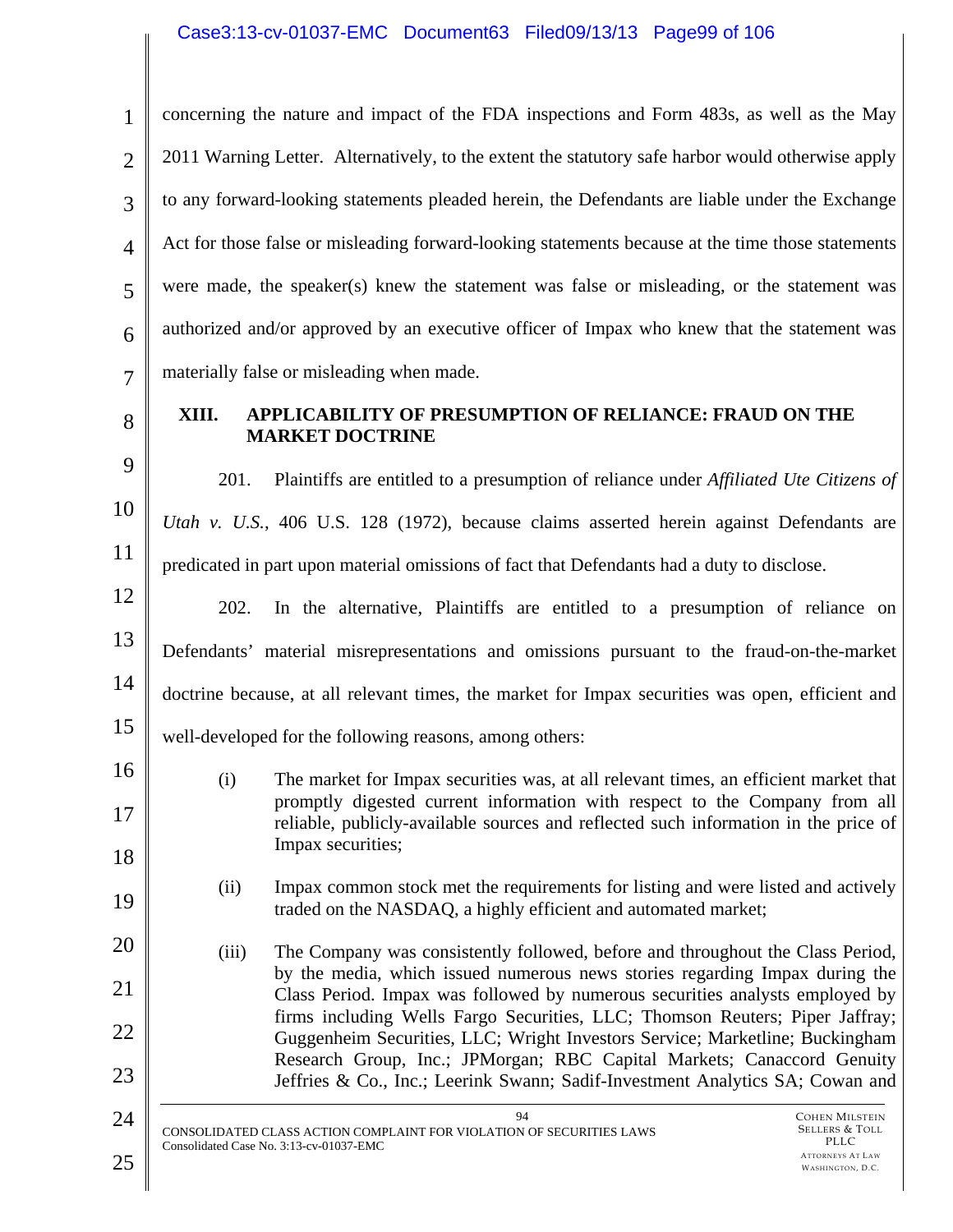concerning the nature and impact of the FDA inspections and Form 483s, as well as the May 2011 Warning Letter. Alternatively, to the extent the statutory safe harbor would otherwise apply to any forward-looking statements pleaded herein, the Defendants are liable under the Exchange Act for those false or misleading forward-looking statements because at the time those statements were made, the speaker(s) knew the statement was false or misleading, or the statement was authorized and/or approved by an executive officer of Impax who knew that the statement was materially false or misleading when made.

## XIII. APPLICABILITY OF PRESUMPTION OF RELIANCE: FRAUD ON THE MARKET DOCTRINE

201. Plaintiffs are entitled to a presumption of reliance under *Affiliated Ute Citizens of Utah v. U.S.*, 406 U.S. 128 (1972), because claims asserted herein against Defendants are predicated in part upon material omissions of fact that Defendants had a duty to disclose.

202. In the alternative, Plaintiffs are entitled to a presumption of reliance on Defendants' material misrepresentations and omissions pursuant to the fraud-on-the-market doctrine because, at all relevant times, the market for Impax securities was open, efficient and well-developed for the following reasons, among others:

(i) The market for Impax securities was, at all relevant times, an efficient market that promptly digested current information with respect to the Company from all reliable, publicly-available sources and reflected such information in the price of Impax securities;

(ii) Impax common stock met the requirements for listing and were listed and actively traded on the NASDAQ, a highly efficient and automated market;

(iii) The Company was consistently followed, before and throughout the Class Period, by the media, which issued numerous news stories regarding Impax during the Class Period. Impax was followed by numerous securities analysts employed by firms including Wells Fargo Securities, LLC; Thomson Reuters; Piper Jaffray; Guggenheim Securities, LLC; Wright Investors Service; Marketline; Buckingham Research Group, Inc.; JPMorgan; RBC Capital Markets; Canaccord Genuity Jeffries & Co., Inc.; Leerink Swann; Sadif-Investment Analytics SA; Cowan and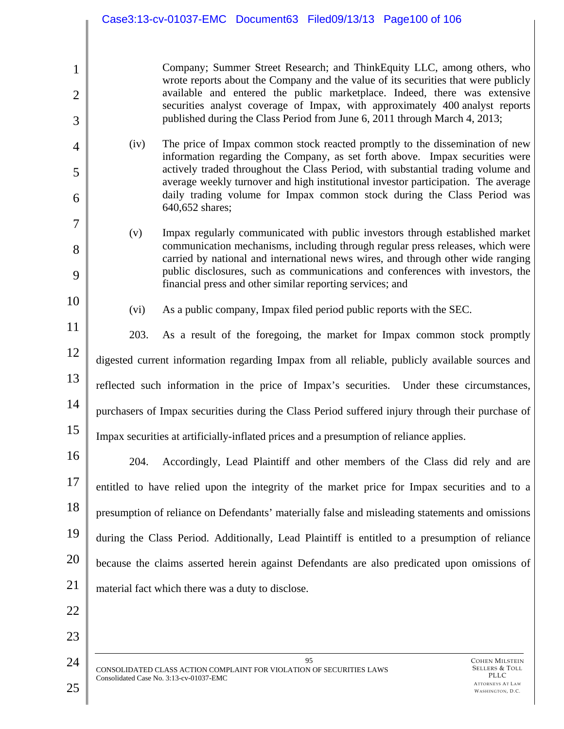Company; Summer Street Research; and ThinkEquity LLC, among others, who wrote reports about the Company and the value of its securities that were publicly available and entered the public marketplace. Indeed, there was extensive securities analyst coverage of Impax, with approximately 400 analyst reports published during the Class Period from June 6, 2011 through March 4, 2013;

(iv) The price of Impax common stock reacted promptly to the dissemination of new information regarding the Company, as set forth above. Impax securities were actively traded throughout the Class Period, with substantial trading volume and average weekly turnover and high institutional investor participation. The average daily trading volume for Impax common stock during the Class Period was 640,652 shares;

(v) Impax regularly communicated with public investors through established market communication mechanisms, including through regular press releases, which were carried by national and international news wires, and through other wide ranging public disclosures, such as communications and conferences with investors, the financial press and other similar reporting services; and

(vi) As a public company, Impax filed period public reports with the SEC.

203. As a result of the foregoing, the market for Impax common stock promptly digested current information regarding Impax from all reliable, publicly available sources and reflected such information in the price of Impax's securities. Under these circumstances, purchasers of Impax securities during the Class Period suffered injury through their purchase of Impax securities at artificially-inflated prices and a presumption of reliance applies.

204. Accordingly, Lead Plaintiff and other members of the Class did rely and are entitled to have relied upon the integrity of the market price for Impax securities and to a presumption of reliance on Defendants' materially false and misleading statements and omissions during the Class Period. Additionally, Lead Plaintiff is entitled to a presumption of reliance because the claims asserted herein against Defendants are also predicated upon omissions of material fact which there was a duty to disclose.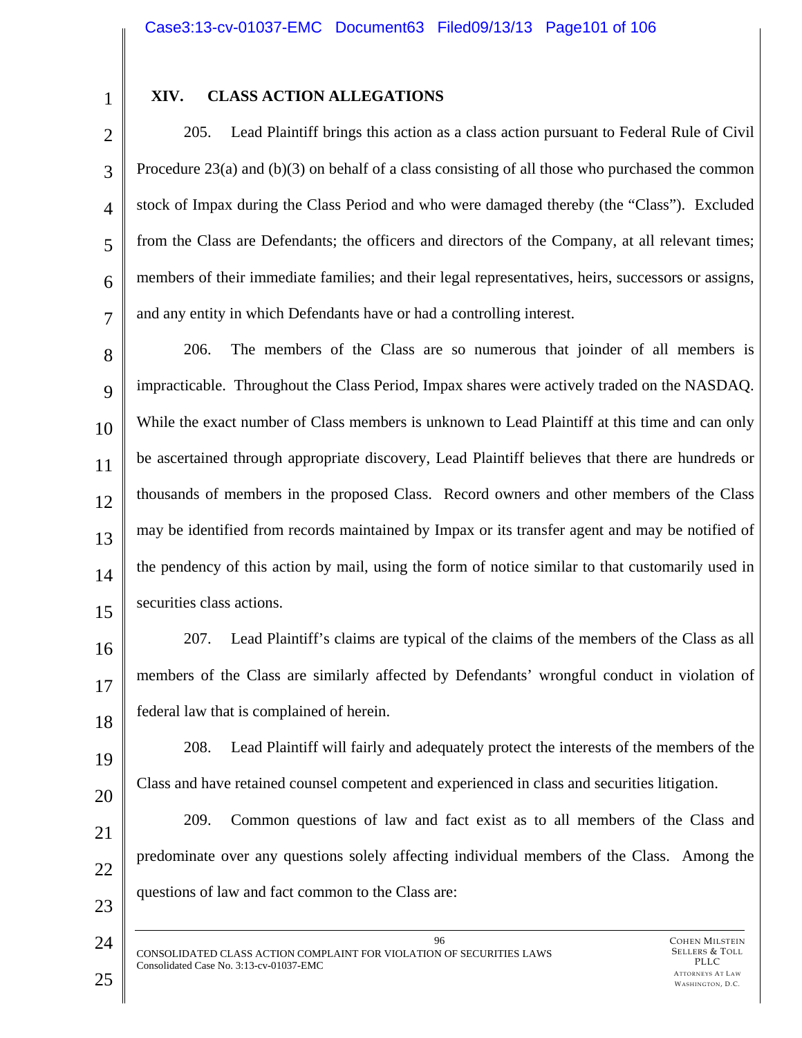## XIV. CLASS ACTION ALLEGATIONS

205. Lead Plaintiff brings this action as a class action pursuant to Federal Rule of Civil Procedure 23(a) and (b)(3) on behalf of a class consisting of all those who purchased the common stock of Impax during the Class Period and who were damaged thereby (the "Class"). Excluded from the Class are Defendants; the officers and directors of the Company, at all relevant times; members of their immediate families; and their legal representatives, heirs, successors or assigns, and any entity in which Defendants have or had a controlling interest.

206. The members of the Class are so numerous that joinder of all members is impracticable. Throughout the Class Period, Impax shares were actively traded on the NASDAQ. While the exact number of Class members is unknown to Lead Plaintiff at this time and can only be ascertained through appropriate discovery, Lead Plaintiff believes that there are hundreds or thousands of members in the proposed Class. Record owners and other members of the Class may be identified from records maintained by Impax or its transfer agent and may be notified of the pendency of this action by mail, using the form of notice similar to that customarily used in securities class actions.

207. Lead Plaintiff's claims are typical of the claims of the members of the Class as all members of the Class are similarly affected by Defendants' wrongful conduct in violation of federal law that is complained of herein.

208. Lead Plaintiff will fairly and adequately protect the interests of the members of the Class and have retained counsel competent and experienced in class and securities litigation.

209. Common questions of law and fact exist as to all members of the Class and predominate over any questions solely affecting individual members of the Class. Among the questions of law and fact common to the Class are: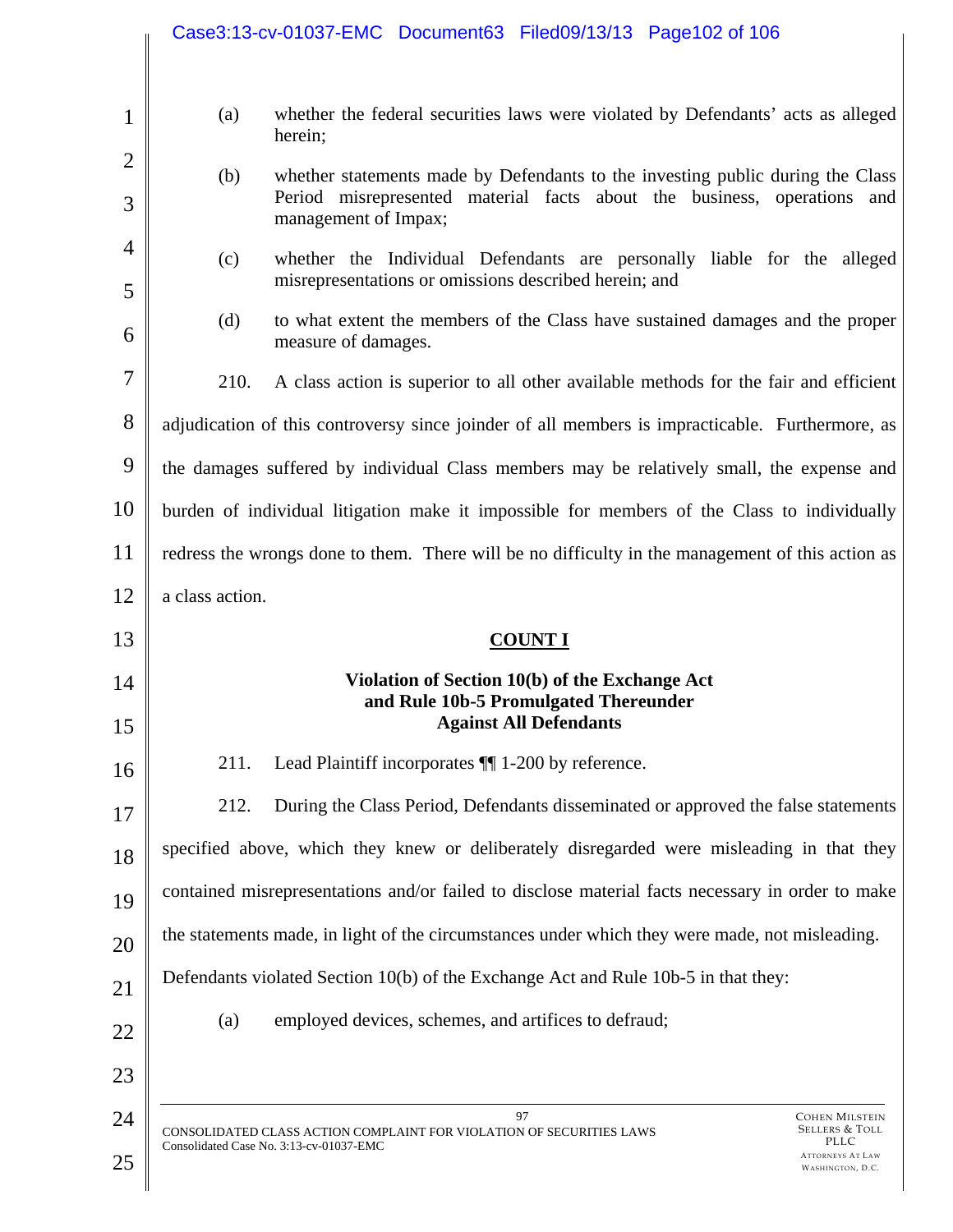(a) whether the federal securities laws were violated by Defendants' acts as alleged herein;

(b) whether statements made by Defendants to the investing public during the Class Period misrepresented material facts about the business, operations and management of Impax;

(c) whether the Individual Defendants are personally liable for the alleged misrepresentations or omissions described herein; and

(d) to what extent the members of the Class have sustained damages and the proper measure of damages.

210. A class action is superior to all other available methods for the fair and efficient adjudication of this controversy since joinder of all members is impracticable. Furthermore, as the damages suffered by individual Class members may be relatively small, the expense and burden of individual litigation make it impossible for members of the Class to individually redress the wrongs done to them. There will be no difficulty in the management of this action as a class action.

## COUNT I

### Violation of Section 10(b) of the Exchange Act and Rule 10b-5 Promulgated Thereunder Against All Defendants

211. Lead Plaintiff incorporates ¶¶ 1-200 by reference.

212. During the Class Period, Defendants disseminated or approved the false statements specified above, which they knew or deliberately disregarded were misleading in that they contained misrepresentations and/or failed to disclose material facts necessary in order to make the statements made, in light of the circumstances under which they were made, not misleading. Defendants violated Section 10(b) of the Exchange Act and Rule 10b-5 in that they:

(a) employed devices, schemes, and artifices to defraud;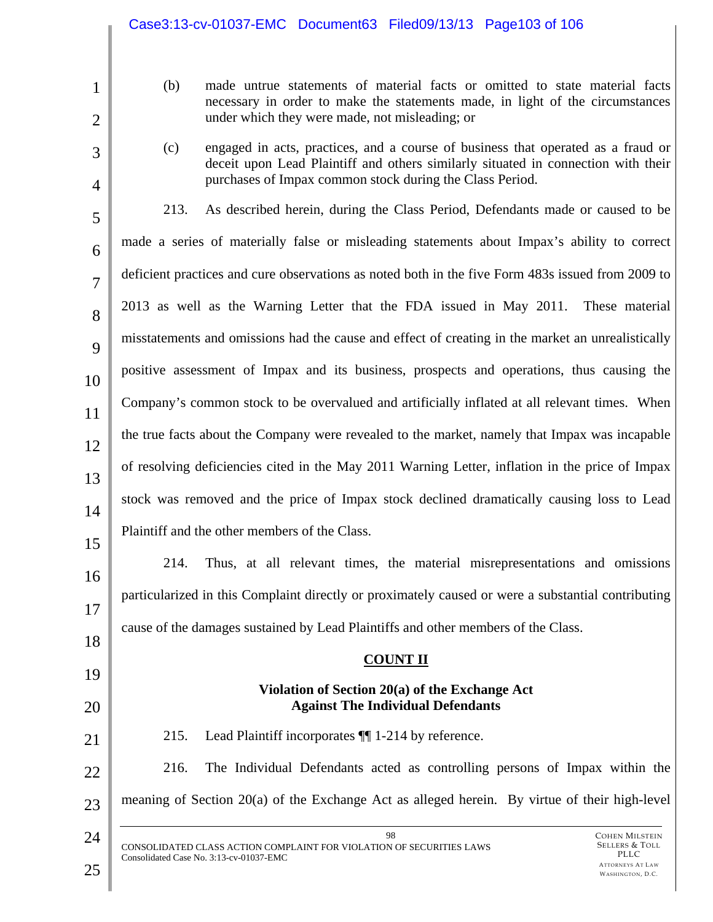(b) made untrue statements of material facts or omitted to state material facts necessary in order to make the statements made, in light of the circumstances under which they were made, not misleading; or

(c) engaged in acts, practices, and a course of business that operated as a fraud or deceit upon Lead Plaintiff and others similarly situated in connection with their purchases of Impax common stock during the Class Period.

213. As described herein, during the Class Period, Defendants made or caused to be made a series of materially false or misleading statements about Impax's ability to correct deficient practices and cure observations as noted both in the five Form 483s issued from 2009 to 2013 as well as the Warning Letter that the FDA issued in May 2011. These material misstatements and omissions had the cause and effect of creating in the market an unrealistically positive assessment of Impax and its business, prospects and operations, thus causing the Company's common stock to be overvalued and artificially inflated at all relevant times. When the true facts about the Company were revealed to the market, namely that Impax was incapable of resolving deficiencies cited in the May 2011 Warning Letter, inflation in the price of Impax stock was removed and the price of Impax stock declined dramatically causing loss to Lead Plaintiff and the other members of the Class.

214. Thus, at all relevant times, the material misrepresentations and omissions particularized in this Complaint directly or proximately caused or were a substantial contributing cause of the damages sustained by Lead Plaintiffs and other members of the Class.

## COUNT II

### Violation of Section 20(a) of the Exchange Act Against The Individual Defendants

215. Lead Plaintiff incorporates ¶¶ 1-214 by reference.

216. The Individual Defendants acted as controlling persons of Impax within the meaning of Section 20(a) of the Exchange Act as alleged herein. By virtue of their high-level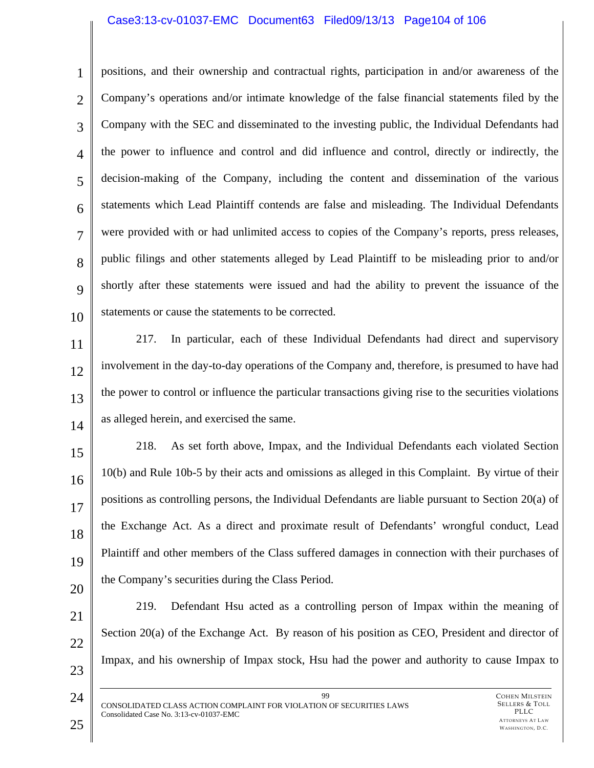positions, and their ownership and contractual rights, participation in and/or awareness of the Company's operations and/or intimate knowledge of the false financial statements filed by the Company with the SEC and disseminated to the investing public, the Individual Defendants had the power to influence and control and did influence and control, directly or indirectly, the decision-making of the Company, including the content and dissemination of the various statements which Lead Plaintiff contends are false and misleading. The Individual Defendants were provided with or had unlimited access to copies of the Company's reports, press releases, public filings and other statements alleged by Lead Plaintiff to be misleading prior to and/or shortly after these statements were issued and had the ability to prevent the issuance of the statements or cause the statements to be corrected.

217. In particular, each of these Individual Defendants had direct and supervisory involvement in the day-to-day operations of the Company and, therefore, is presumed to have had the power to control or influence the particular transactions giving rise to the securities violations as alleged herein, and exercised the same.

218. As set forth above, Impax, and the Individual Defendants each violated Section 10(b) and Rule 10b-5 by their acts and omissions as alleged in this Complaint. By virtue of their positions as controlling persons, the Individual Defendants are liable pursuant to Section 20(a) of the Exchange Act. As a direct and proximate result of Defendants' wrongful conduct, Lead Plaintiff and other members of the Class suffered damages in connection with their purchases of the Company's securities during the Class Period.

219. Defendant Hsu acted as a controlling person of Impax within the meaning of Section 20(a) of the Exchange Act. By reason of his position as CEO, President and director of Impax, and his ownership of Impax stock, Hsu had the power and authority to cause Impax to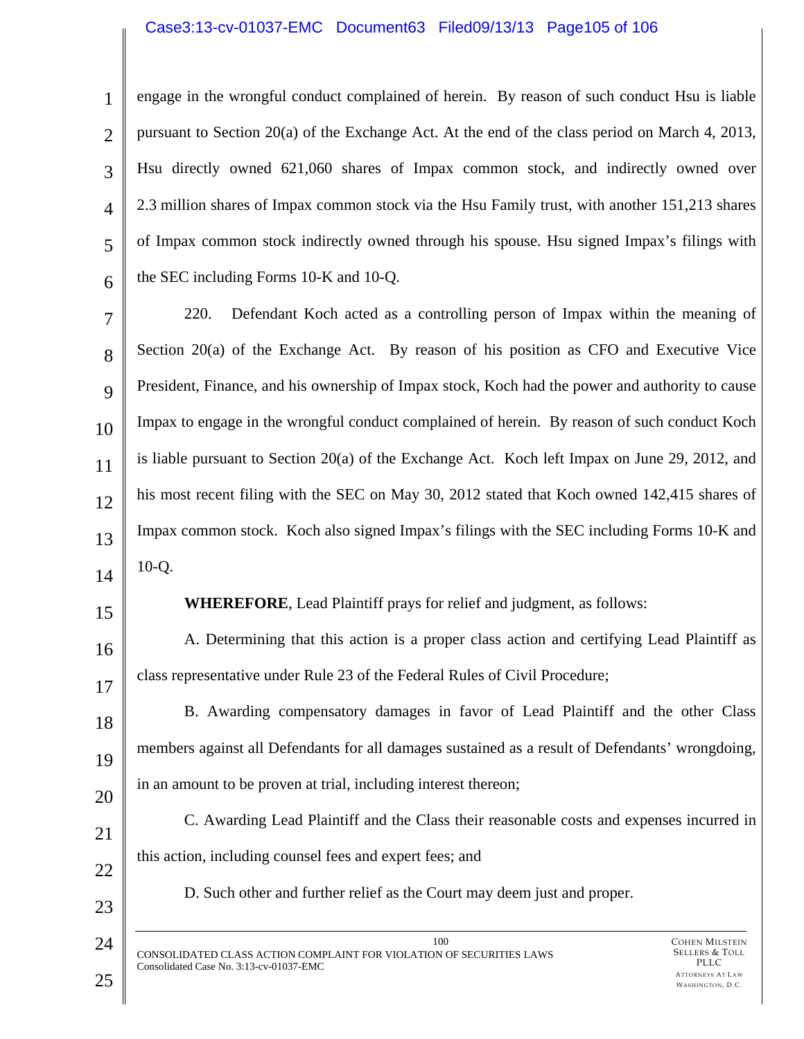engage in the wrongful conduct complained of herein. By reason of such conduct Hsu is liable pursuant to Section 20(a) of the Exchange Act. At the end of the class period on March 4, 2013, Hsu directly owned 621,060 shares of Impax common stock, and indirectly owned over 2.3 million shares of Impax common stock via the Hsu Family trust, with another 151,213 shares of Impax common stock indirectly owned through his spouse. Hsu signed Impax's filings with the SEC including Forms 10-K and 10-Q.

220. Defendant Koch acted as a controlling person of Impax within the meaning of Section 20(a) of the Exchange Act. By reason of his position as CFO and Executive Vice President, Finance, and his ownership of Impax stock, Koch had the power and authority to cause Impax to engage in the wrongful conduct complained of herein. By reason of such conduct Koch is liable pursuant to Section 20(a) of the Exchange Act. Koch left Impax on June 29, 2012, and his most recent filing with the SEC on May 30, 2012 stated that Koch owned 142,415 shares of Impax common stock. Koch also signed Impax's filings with the SEC including Forms 10-K and 10-Q.

**WHEREFORE**, Lead Plaintiff prays for relief and judgment, as follows:

A. Determining that this action is a proper class action and certifying Lead Plaintiff as class representative under Rule 23 of the Federal Rules of Civil Procedure;

B. Awarding compensatory damages in favor of Lead Plaintiff and the other Class members against all Defendants for all damages sustained as a result of Defendants' wrongdoing, in an amount to be proven at trial, including interest thereon;

C. Awarding Lead Plaintiff and the Class their reasonable costs and expenses incurred in this action, including counsel fees and expert fees; and

D. Such other and further relief as the Court may deem just and proper.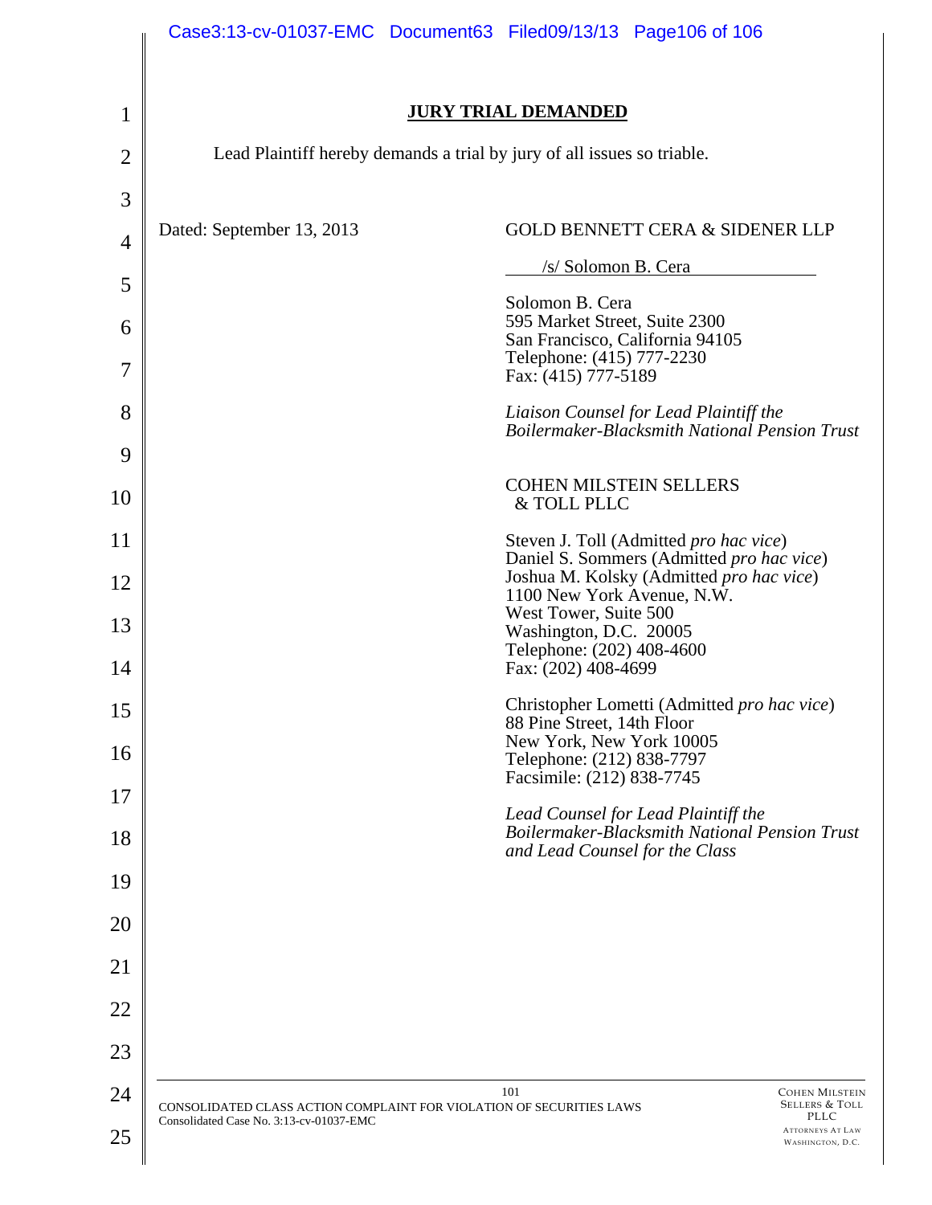**JURY TRIAL DEMANDED**

Lead Plaintiff hereby demands a trial by jury of all issues so triable.

Dated: September 13, 2013

GOLD BENNETT CERA & SIDENER LLP

/s/ Solomon B. Cera

Solomon B. Cera
595 Market Street, Suite 2300
San Francisco, California 94105
Telephone: (415) 777-2230
Fax: (415) 777-5189

*Liaison Counsel for Lead Plaintiff the Boilermaker-Blacksmith National Pension Trust*

COHEN MILSTEIN SELLERS & TOLL PLLC

Steven J. Toll (Admitted *pro hac vice*)
Daniel S. Sommers (Admitted *pro hac vice*)
Joshua M. Kolsky (Admitted *pro hac vice*)
1100 New York Avenue, N.W.
West Tower, Suite 500
Washington, D.C. 20005
Telephone: (202) 408-4600
Fax: (202) 408-4699

Christopher Lometti (Admitted *pro hac vice*)
88 Pine Street, 14th Floor
New York, New York 10005
Telephone: (212) 838-7797
Facsimile: (212) 838-7745

*Lead Counsel for Lead Plaintiff the Boilermaker-Blacksmith National Pension Trust and Lead Counsel for the Class*